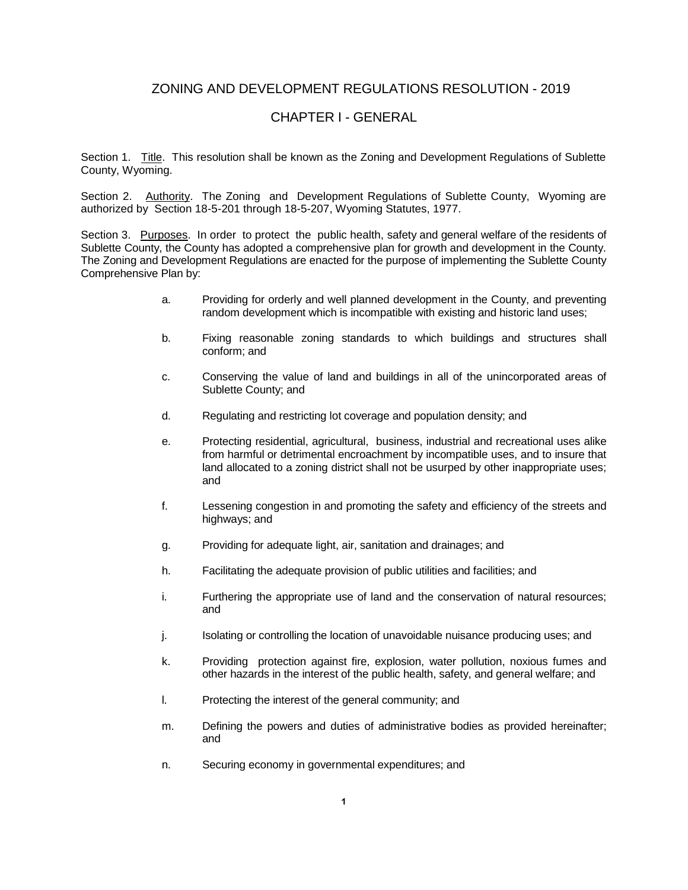# ZONING AND DEVELOPMENT REGULATIONS RESOLUTION - 2019

## CHAPTER I - GENERAL

Section 1. Title. This resolution shall be known as the Zoning and Development Regulations of Sublette County, Wyoming.

Section 2. Authority. The Zoning and Development Regulations of Sublette County, Wyoming are authorized by Section 18-5-201 through 18-5-207, Wyoming Statutes, 1977.

Section 3. Purposes. In order to protect the public health, safety and general welfare of the residents of Sublette County, the County has adopted a comprehensive plan for growth and development in the County. The Zoning and Development Regulations are enacted for the purpose of implementing the Sublette County Comprehensive Plan by:

a. Providing for orderly and well planned development in the County, and preventing random development which is incompatible with existing and historic land uses;

b. Fixing reasonable zoning standards to which buildings and structures shall conform; and

c. Conserving the value of land and buildings in all of the unincorporated areas of Sublette County; and

d. Regulating and restricting lot coverage and population density; and

e. Protecting residential, agricultural, business, industrial and recreational uses alike from harmful or detrimental encroachment by incompatible uses, and to insure that land allocated to a zoning district shall not be usurped by other inappropriate uses; and

f. Lessening congestion in and promoting the safety and efficiency of the streets and highways; and

g. Providing for adequate light, air, sanitation and drainages; and

h. Facilitating the adequate provision of public utilities and facilities; and

i. Furthering the appropriate use of land and the conservation of natural resources; and

j. Isolating or controlling the location of unavoidable nuisance producing uses; and

k. Providing protection against fire, explosion, water pollution, noxious fumes and other hazards in the interest of the public health, safety, and general welfare; and

l. Protecting the interest of the general community; and

m. Defining the powers and duties of administrative bodies as provided hereinafter; and

n. Securing economy in governmental expenditures; and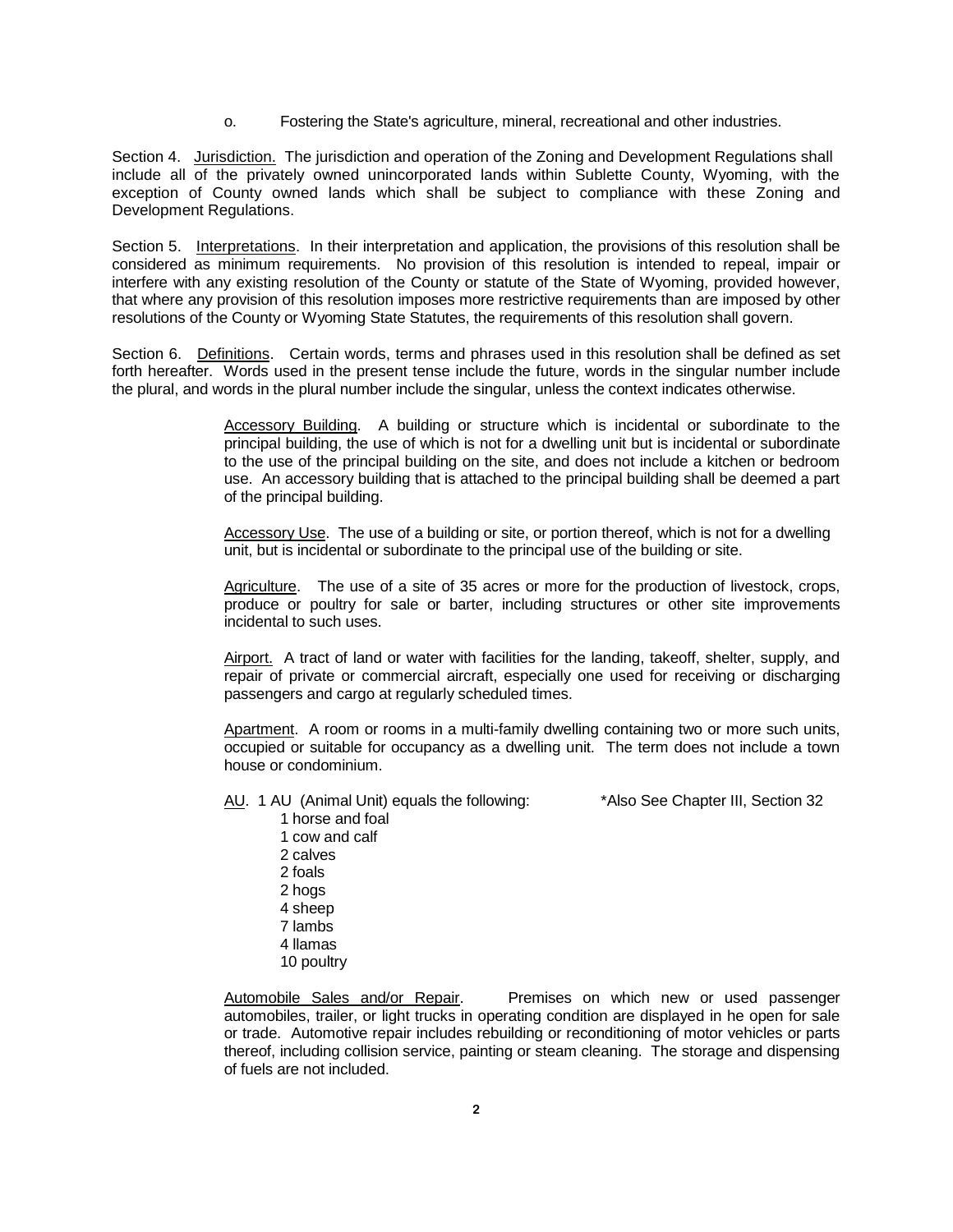o. Fostering the State's agriculture, mineral, recreational and other industries.

Section 4. Jurisdiction. The jurisdiction and operation of the Zoning and Development Regulations shall include all of the privately owned unincorporated lands within Sublette County, Wyoming, with the exception of County owned lands which shall be subject to compliance with these Zoning and Development Regulations.

Section 5. Interpretations. In their interpretation and application, the provisions of this resolution shall be considered as minimum requirements. No provision of this resolution is intended to repeal, impair or interfere with any existing resolution of the County or statute of the State of Wyoming, provided however, that where any provision of this resolution imposes more restrictive requirements than are imposed by other resolutions of the County or Wyoming State Statutes, the requirements of this resolution shall govern.

Section 6. Definitions. Certain words, terms and phrases used in this resolution shall be defined as set forth hereafter. Words used in the present tense include the future, words in the singular number include the plural, and words in the plural number include the singular, unless the context indicates otherwise.

Accessory Building. A building or structure which is incidental or subordinate to the principal building, the use of which is not for a dwelling unit but is incidental or subordinate to the use of the principal building on the site, and does not include a kitchen or bedroom use. An accessory building that is attached to the principal building shall be deemed a part of the principal building.

Accessory Use. The use of a building or site, or portion thereof, which is not for a dwelling unit, but is incidental or subordinate to the principal use of the building or site.

Agriculture. The use of a site of 35 acres or more for the production of livestock, crops, produce or poultry for sale or barter, including structures or other site improvements incidental to such uses.

Airport. A tract of land or water with facilities for the landing, takeoff, shelter, supply, and repair of private or commercial aircraft, especially one used for receiving or discharging passengers and cargo at regularly scheduled times.

Apartment. A room or rooms in a multi-family dwelling containing two or more such units, occupied or suitable for occupancy as a dwelling unit. The term does not include a town house or condominium.

AU. 1 AU (Animal Unit) equals the following: *Also See Chapter III, Section 32

- 1 horse and foal
- 1 cow and calf
- 2 calves
- 2 foals
- 2 hogs
- 4 sheep
- 7 lambs
- 4 llamas
- 10 poultry

Automobile Sales and/or Repair. Premises on which new or used passenger automobiles, trailer, or light trucks in operating condition are displayed in he open for sale or trade. Automotive repair includes rebuilding or reconditioning of motor vehicles or parts thereof, including collision service, painting or steam cleaning. The storage and dispensing of fuels are not included.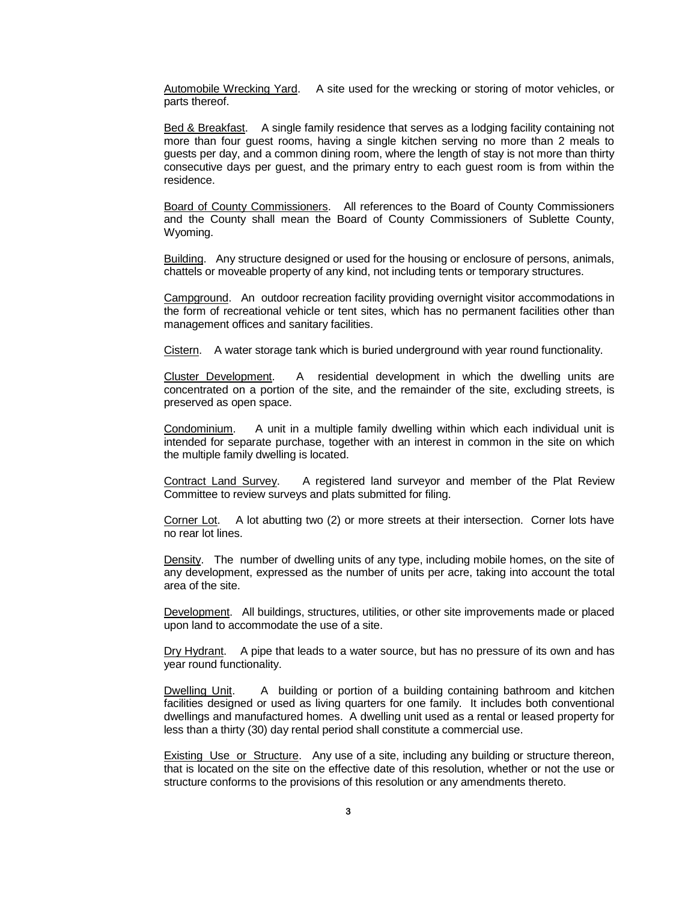Automobile Wrecking Yard. A site used for the wrecking or storing of motor vehicles, or parts thereof.

Bed & Breakfast. A single family residence that serves as a lodging facility containing not more than four guest rooms, having a single kitchen serving no more than 2 meals to guests per day, and a common dining room, where the length of stay is not more than thirty consecutive days per guest, and the primary entry to each guest room is from within the residence.

Board of County Commissioners. All references to the Board of County Commissioners and the County shall mean the Board of County Commissioners of Sublette County, Wyoming.

Building. Any structure designed or used for the housing or enclosure of persons, animals, chattels or moveable property of any kind, not including tents or temporary structures.

Campground. An outdoor recreation facility providing overnight visitor accommodations in the form of recreational vehicle or tent sites, which has no permanent facilities other than management offices and sanitary facilities.

Cistern. A water storage tank which is buried underground with year round functionality.

Cluster Development. A residential development in which the dwelling units are concentrated on a portion of the site, and the remainder of the site, excluding streets, is preserved as open space.

Condominium. A unit in a multiple family dwelling within which each individual unit is intended for separate purchase, together with an interest in common in the site on which the multiple family dwelling is located.

Contract Land Survey. A registered land surveyor and member of the Plat Review Committee to review surveys and plats submitted for filing.

Corner Lot. A lot abutting two (2) or more streets at their intersection. Corner lots have no rear lot lines.

Density. The number of dwelling units of any type, including mobile homes, on the site of any development, expressed as the number of units per acre, taking into account the total area of the site.

Development. All buildings, structures, utilities, or other site improvements made or placed upon land to accommodate the use of a site.

Dry Hydrant. A pipe that leads to a water source, but has no pressure of its own and has year round functionality.

Dwelling Unit. A building or portion of a building containing bathroom and kitchen facilities designed or used as living quarters for one family. It includes both conventional dwellings and manufactured homes. A dwelling unit used as a rental or leased property for less than a thirty (30) day rental period shall constitute a commercial use.

Existing Use or Structure. Any use of a site, including any building or structure thereon, that is located on the site on the effective date of this resolution, whether or not the use or structure conforms to the provisions of this resolution or any amendments thereto.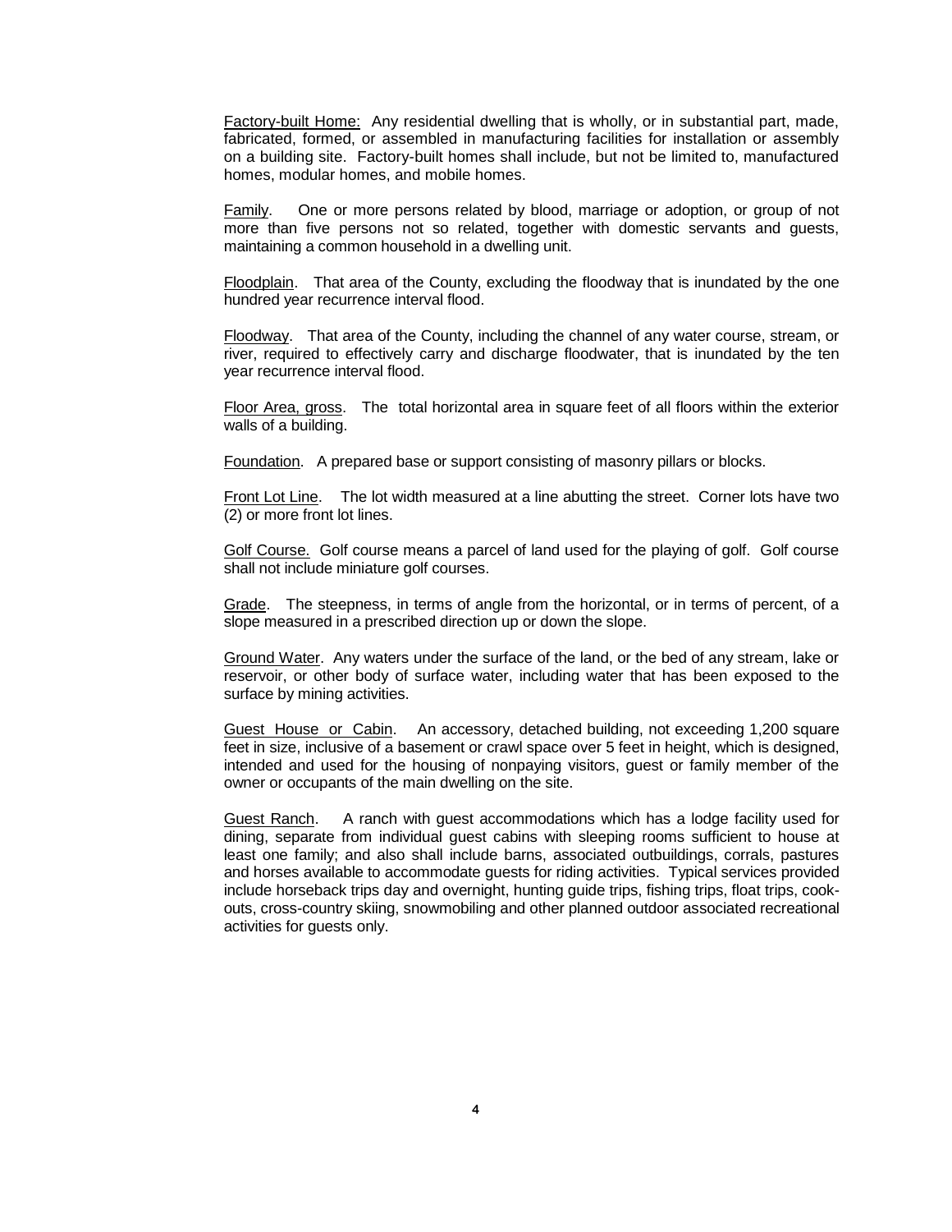<u>Factory-built Home:</u> Any residential dwelling that is wholly, or in substantial part, made, fabricated, formed, or assembled in manufacturing facilities for installation or assembly on a building site. Factory-built homes shall include, but not be limited to, manufactured homes, modular homes, and mobile homes.

<u>Family</u>. One or more persons related by blood, marriage or adoption, or group of not more than five persons not so related, together with domestic servants and guests, maintaining a common household in a dwelling unit.

<u>Floodplain</u>. That area of the County, excluding the floodway that is inundated by the one hundred year recurrence interval flood.

<u>Floodway</u>. That area of the County, including the channel of any water course, stream, or river, required to effectively carry and discharge floodwater, that is inundated by the ten year recurrence interval flood.

<u>Floor Area, gross</u>. The total horizontal area in square feet of all floors within the exterior walls of a building.

<u>Foundation</u>. A prepared base or support consisting of masonry pillars or blocks.

<u>Front Lot Line</u>. The lot width measured at a line abutting the street. Corner lots have two (2) or more front lot lines.

<u>Golf Course.</u> Golf course means a parcel of land used for the playing of golf. Golf course shall not include miniature golf courses.

<u>Grade</u>. The steepness, in terms of angle from the horizontal, or in terms of percent, of a slope measured in a prescribed direction up or down the slope.

<u>Ground Water</u>. Any waters under the surface of the land, or the bed of any stream, lake or reservoir, or other body of surface water, including water that has been exposed to the surface by mining activities.

<u>Guest House or Cabin</u>. An accessory, detached building, not exceeding 1,200 square feet in size, inclusive of a basement or crawl space over 5 feet in height, which is designed, intended and used for the housing of nonpaying visitors, guest or family member of the owner or occupants of the main dwelling on the site.

<u>Guest Ranch</u>. A ranch with guest accommodations which has a lodge facility used for dining, separate from individual guest cabins with sleeping rooms sufficient to house at least one family; and also shall include barns, associated outbuildings, corrals, pastures and horses available to accommodate guests for riding activities. Typical services provided include horseback trips day and overnight, hunting guide trips, fishing trips, float trips, cook-outs, cross-country skiing, snowmobiling and other planned outdoor associated recreational activities for guests only.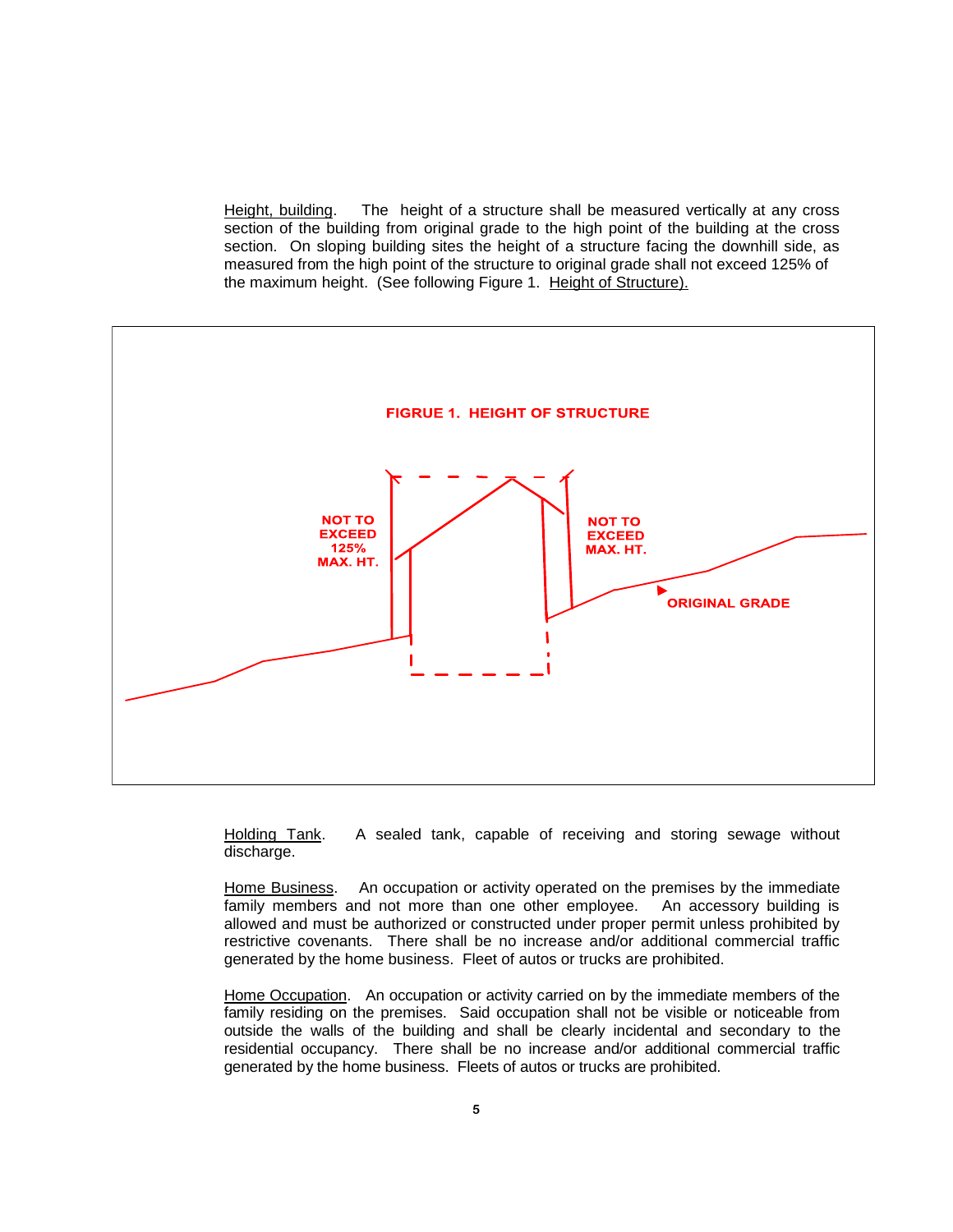Height, building. The height of a structure shall be measured vertically at any cross section of the building from original grade to the high point of the building at the cross section. On sloping building sites the height of a structure facing the downhill side, as measured from the high point of the structure to original grade shall not exceed 125% of the maximum height. (See following Figure 1. Height of Structure).

FIGRUE 1. HEIGHT OF STRUCTURE

NOT TO EXCEED 125% MAX. HT.

NOT TO EXCEED MAX. HT.

ORIGINAL GRADE

Holding Tank. A sealed tank, capable of receiving and storing sewage without discharge.

Home Business. An occupation or activity operated on the premises by the immediate family members and not more than one other employee. An accessory building is allowed and must be authorized or constructed under proper permit unless prohibited by restrictive covenants. There shall be no increase and/or additional commercial traffic generated by the home business. Fleet of autos or trucks are prohibited.

Home Occupation. An occupation or activity carried on by the immediate members of the family residing on the premises. Said occupation shall not be visible or noticeable from outside the walls of the building and shall be clearly incidental and secondary to the residential occupancy. There shall be no increase and/or additional commercial traffic generated by the home business. Fleets of autos or trucks are prohibited.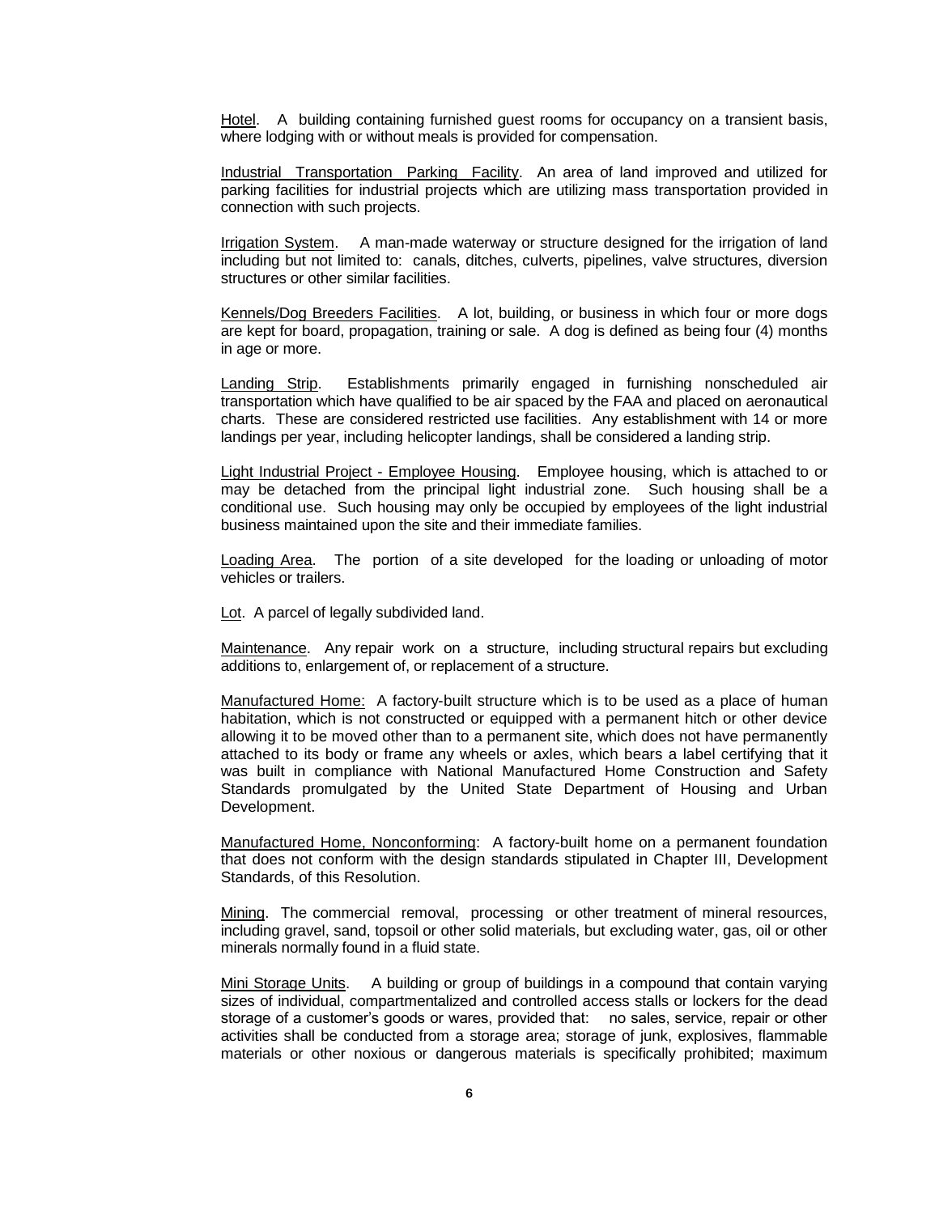<u>Hotel</u>. A building containing furnished guest rooms for occupancy on a transient basis, where lodging with or without meals is provided for compensation.

<u>Industrial Transportation Parking Facility</u>. An area of land improved and utilized for parking facilities for industrial projects which are utilizing mass transportation provided in connection with such projects.

<u>Irrigation System</u>. A man-made waterway or structure designed for the irrigation of land including but not limited to: canals, ditches, culverts, pipelines, valve structures, diversion structures or other similar facilities.

<u>Kennels/Dog Breeders Facilities</u>. A lot, building, or business in which four or more dogs are kept for board, propagation, training or sale. A dog is defined as being four (4) months in age or more.

<u>Landing Strip</u>. Establishments primarily engaged in furnishing nonscheduled air transportation which have qualified to be air spaced by the FAA and placed on aeronautical charts. These are considered restricted use facilities. Any establishment with 14 or more landings per year, including helicopter landings, shall be considered a landing strip.

<u>Light Industrial Project - Employee Housing</u>. Employee housing, which is attached to or may be detached from the principal light industrial zone. Such housing shall be a conditional use. Such housing may only be occupied by employees of the light industrial business maintained upon the site and their immediate families.

<u>Loading Area</u>. The portion of a site developed for the loading or unloading of motor vehicles or trailers.

<u>Lot</u>. A parcel of legally subdivided land.

<u>Maintenance</u>. Any repair work on a structure, including structural repairs but excluding additions to, enlargement of, or replacement of a structure.

<u>Manufactured Home:</u> A factory-built structure which is to be used as a place of human habitation, which is not constructed or equipped with a permanent hitch or other device allowing it to be moved other than to a permanent site, which does not have permanently attached to its body or frame any wheels or axles, which bears a label certifying that it was built in compliance with National Manufactured Home Construction and Safety Standards promulgated by the United State Department of Housing and Urban Development.

<u>Manufactured Home, Nonconforming</u>: A factory-built home on a permanent foundation that does not conform with the design standards stipulated in Chapter III, Development Standards, of this Resolution.

<u>Mining</u>. The commercial removal, processing or other treatment of mineral resources, including gravel, sand, topsoil or other solid materials, but excluding water, gas, oil or other minerals normally found in a fluid state.

<u>Mini Storage Units</u>. A building or group of buildings in a compound that contain varying sizes of individual, compartmentalized and controlled access stalls or lockers for the dead storage of a customer's goods or wares, provided that: no sales, service, repair or other activities shall be conducted from a storage area; storage of junk, explosives, flammable materials or other noxious or dangerous materials is specifically prohibited; maximum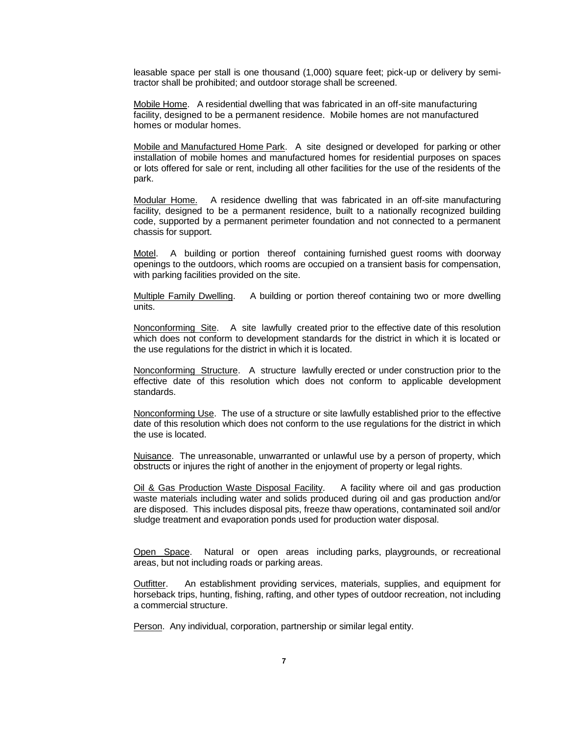leasable space per stall is one thousand (1,000) square feet; pick-up or delivery by semi-tractor shall be prohibited; and outdoor storage shall be screened.

<u>Mobile Home</u>. A residential dwelling that was fabricated in an off-site manufacturing facility, designed to be a permanent residence. Mobile homes are not manufactured homes or modular homes.

<u>Mobile and Manufactured Home Park</u>. A site designed or developed for parking or other installation of mobile homes and manufactured homes for residential purposes on spaces or lots offered for sale or rent, including all other facilities for the use of the residents of the park.

<u>Modular Home.</u> A residence dwelling that was fabricated in an off-site manufacturing facility, designed to be a permanent residence, built to a nationally recognized building code, supported by a permanent perimeter foundation and not connected to a permanent chassis for support.

<u>Motel</u>. A building or portion thereof containing furnished guest rooms with doorway openings to the outdoors, which rooms are occupied on a transient basis for compensation, with parking facilities provided on the site.

<u>Multiple Family Dwelling</u>. A building or portion thereof containing two or more dwelling units.

<u>Nonconforming Site</u>. A site lawfully created prior to the effective date of this resolution which does not conform to development standards for the district in which it is located or the use regulations for the district in which it is located.

<u>Nonconforming Structure</u>. A structure lawfully erected or under construction prior to the effective date of this resolution which does not conform to applicable development standards.

<u>Nonconforming Use</u>. The use of a structure or site lawfully established prior to the effective date of this resolution which does not conform to the use regulations for the district in which the use is located.

<u>Nuisance</u>. The unreasonable, unwarranted or unlawful use by a person of property, which obstructs or injures the right of another in the enjoyment of property or legal rights.

<u>Oil & Gas Production Waste Disposal Facility</u>. A facility where oil and gas production waste materials including water and solids produced during oil and gas production and/or are disposed. This includes disposal pits, freeze thaw operations, contaminated soil and/or sludge treatment and evaporation ponds used for production water disposal.

<u>Open Space</u>. Natural or open areas including parks, playgrounds, or recreational areas, but not including roads or parking areas.

<u>Outfitter</u>. An establishment providing services, materials, supplies, and equipment for horseback trips, hunting, fishing, rafting, and other types of outdoor recreation, not including a commercial structure.

<u>Person</u>. Any individual, corporation, partnership or similar legal entity.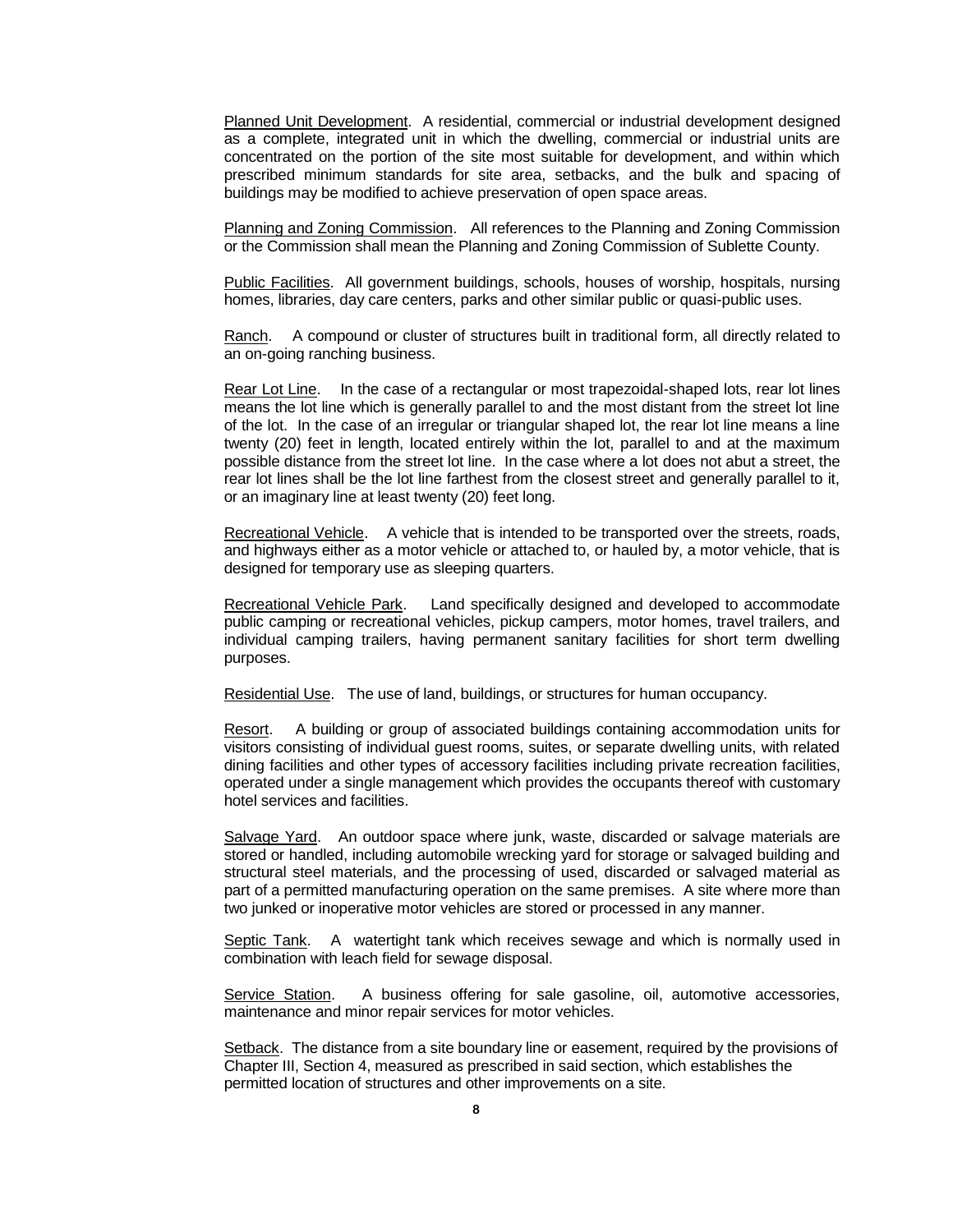<u>Planned Unit Development</u>. A residential, commercial or industrial development designed as a complete, integrated unit in which the dwelling, commercial or industrial units are concentrated on the portion of the site most suitable for development, and within which prescribed minimum standards for site area, setbacks, and the bulk and spacing of buildings may be modified to achieve preservation of open space areas.

<u>Planning and Zoning Commission</u>. All references to the Planning and Zoning Commission or the Commission shall mean the Planning and Zoning Commission of Sublette County.

<u>Public Facilities</u>. All government buildings, schools, houses of worship, hospitals, nursing homes, libraries, day care centers, parks and other similar public or quasi-public uses.

<u>Ranch</u>. A compound or cluster of structures built in traditional form, all directly related to an on-going ranching business.

<u>Rear Lot Line</u>. In the case of a rectangular or most trapezoidal-shaped lots, rear lot lines means the lot line which is generally parallel to and the most distant from the street lot line of the lot. In the case of an irregular or triangular shaped lot, the rear lot line means a line twenty (20) feet in length, located entirely within the lot, parallel to and at the maximum possible distance from the street lot line. In the case where a lot does not abut a street, the rear lot lines shall be the lot line farthest from the closest street and generally parallel to it, or an imaginary line at least twenty (20) feet long.

<u>Recreational Vehicle</u>. A vehicle that is intended to be transported over the streets, roads, and highways either as a motor vehicle or attached to, or hauled by, a motor vehicle, that is designed for temporary use as sleeping quarters.

<u>Recreational Vehicle Park</u>. Land specifically designed and developed to accommodate public camping or recreational vehicles, pickup campers, motor homes, travel trailers, and individual camping trailers, having permanent sanitary facilities for short term dwelling purposes.

<u>Residential Use</u>. The use of land, buildings, or structures for human occupancy.

<u>Resort</u>. A building or group of associated buildings containing accommodation units for visitors consisting of individual guest rooms, suites, or separate dwelling units, with related dining facilities and other types of accessory facilities including private recreation facilities, operated under a single management which provides the occupants thereof with customary hotel services and facilities.

<u>Salvage Yard</u>. An outdoor space where junk, waste, discarded or salvage materials are stored or handled, including automobile wrecking yard for storage or salvaged building and structural steel materials, and the processing of used, discarded or salvaged material as part of a permitted manufacturing operation on the same premises. A site where more than two junked or inoperative motor vehicles are stored or processed in any manner.

<u>Septic Tank</u>. A watertight tank which receives sewage and which is normally used in combination with leach field for sewage disposal.

<u>Service Station</u>. A business offering for sale gasoline, oil, automotive accessories, maintenance and minor repair services for motor vehicles.

<u>Setback</u>. The distance from a site boundary line or easement, required by the provisions of Chapter III, Section 4, measured as prescribed in said section, which establishes the permitted location of structures and other improvements on a site.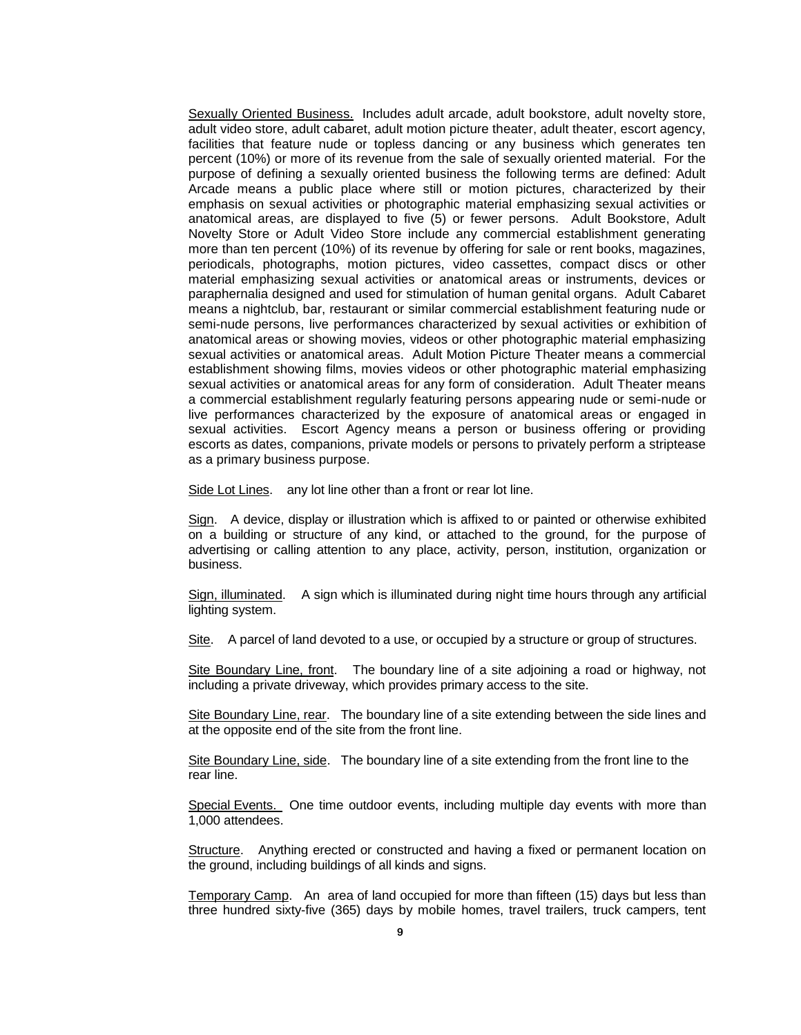<u>Sexually Oriented Business.</u> Includes adult arcade, adult bookstore, adult novelty store, adult video store, adult cabaret, adult motion picture theater, adult theater, escort agency, facilities that feature nude or topless dancing or any business which generates ten percent (10%) or more of its revenue from the sale of sexually oriented material. For the purpose of defining a sexually oriented business the following terms are defined: Adult Arcade means a public place where still or motion pictures, characterized by their emphasis on sexual activities or photographic material emphasizing sexual activities or anatomical areas, are displayed to five (5) or fewer persons. Adult Bookstore, Adult Novelty Store or Adult Video Store include any commercial establishment generating more than ten percent (10%) of its revenue by offering for sale or rent books, magazines, periodicals, photographs, motion pictures, video cassettes, compact discs or other material emphasizing sexual activities or anatomical areas or instruments, devices or paraphernalia designed and used for stimulation of human genital organs. Adult Cabaret means a nightclub, bar, restaurant or similar commercial establishment featuring nude or semi-nude persons, live performances characterized by sexual activities or exhibition of anatomical areas or showing movies, videos or other photographic material emphasizing sexual activities or anatomical areas. Adult Motion Picture Theater means a commercial establishment showing films, movies videos or other photographic material emphasizing sexual activities or anatomical areas for any form of consideration. Adult Theater means a commercial establishment regularly featuring persons appearing nude or semi-nude or live performances characterized by the exposure of anatomical areas or engaged in sexual activities. Escort Agency means a person or business offering or providing escorts as dates, companions, private models or persons to privately perform a striptease as a primary business purpose.

<u>Side Lot Lines</u>. any lot line other than a front or rear lot line.

<u>Sign</u>. A device, display or illustration which is affixed to or painted or otherwise exhibited on a building or structure of any kind, or attached to the ground, for the purpose of advertising or calling attention to any place, activity, person, institution, organization or business.

<u>Sign, illuminated</u>. A sign which is illuminated during night time hours through any artificial lighting system.

<u>Site</u>. A parcel of land devoted to a use, or occupied by a structure or group of structures.

<u>Site Boundary Line, front</u>. The boundary line of a site adjoining a road or highway, not including a private driveway, which provides primary access to the site.

<u>Site Boundary Line, rear</u>. The boundary line of a site extending between the side lines and at the opposite end of the site from the front line.

<u>Site Boundary Line, side</u>. The boundary line of a site extending from the front line to the rear line.

<u>Special Events.</u> One time outdoor events, including multiple day events with more than 1,000 attendees.

<u>Structure</u>. Anything erected or constructed and having a fixed or permanent location on the ground, including buildings of all kinds and signs.

<u>Temporary Camp</u>. An area of land occupied for more than fifteen (15) days but less than three hundred sixty-five (365) days by mobile homes, travel trailers, truck campers, tent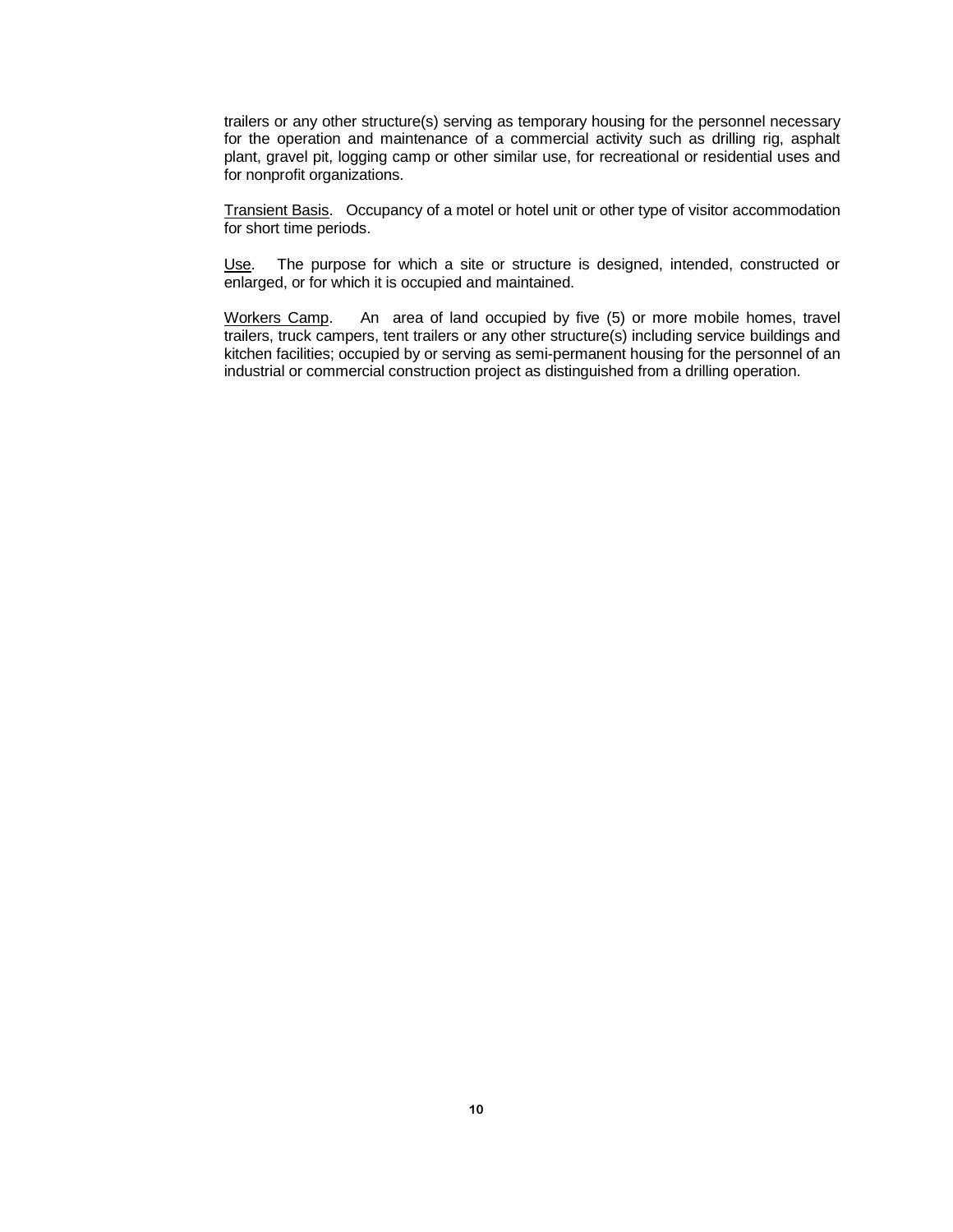trailers or any other structure(s) serving as temporary housing for the personnel necessary for the operation and maintenance of a commercial activity such as drilling rig, asphalt plant, gravel pit, logging camp or other similar use, for recreational or residential uses and for nonprofit organizations.

Transient Basis. Occupancy of a motel or hotel unit or other type of visitor accommodation for short time periods.

Use. The purpose for which a site or structure is designed, intended, constructed or enlarged, or for which it is occupied and maintained.

Workers Camp. An area of land occupied by five (5) or more mobile homes, travel trailers, truck campers, tent trailers or any other structure(s) including service buildings and kitchen facilities; occupied by or serving as semi-permanent housing for the personnel of an industrial or commercial construction project as distinguished from a drilling operation.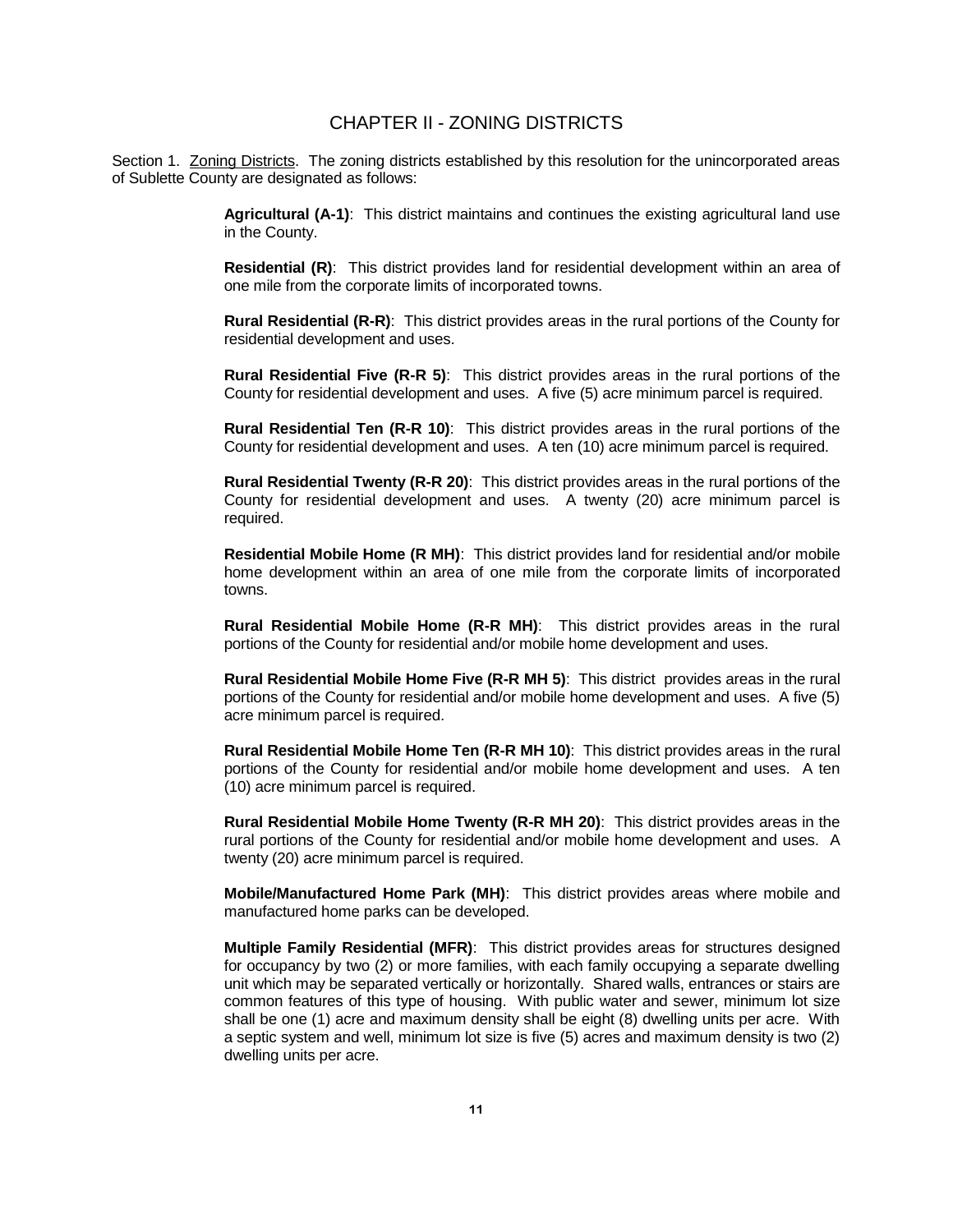# CHAPTER II - ZONING DISTRICTS

Section 1. Zoning Districts. The zoning districts established by this resolution for the unincorporated areas of Sublette County are designated as follows:

**Agricultural (A-1)**: This district maintains and continues the existing agricultural land use in the County.

**Residential (R)**: This district provides land for residential development within an area of one mile from the corporate limits of incorporated towns.

**Rural Residential (R-R)**: This district provides areas in the rural portions of the County for residential development and uses.

**Rural Residential Five (R-R 5)**: This district provides areas in the rural portions of the County for residential development and uses. A five (5) acre minimum parcel is required.

**Rural Residential Ten (R-R 10)**: This district provides areas in the rural portions of the County for residential development and uses. A ten (10) acre minimum parcel is required.

**Rural Residential Twenty (R-R 20)**: This district provides areas in the rural portions of the County for residential development and uses. A twenty (20) acre minimum parcel is required.

**Residential Mobile Home (R MH)**: This district provides land for residential and/or mobile home development within an area of one mile from the corporate limits of incorporated towns.

**Rural Residential Mobile Home (R-R MH)**: This district provides areas in the rural portions of the County for residential and/or mobile home development and uses.

**Rural Residential Mobile Home Five (R-R MH 5)**: This district provides areas in the rural portions of the County for residential and/or mobile home development and uses. A five (5) acre minimum parcel is required.

**Rural Residential Mobile Home Ten (R-R MH 10)**: This district provides areas in the rural portions of the County for residential and/or mobile home development and uses. A ten (10) acre minimum parcel is required.

**Rural Residential Mobile Home Twenty (R-R MH 20)**: This district provides areas in the rural portions of the County for residential and/or mobile home development and uses. A twenty (20) acre minimum parcel is required.

**Mobile/Manufactured Home Park (MH)**: This district provides areas where mobile and manufactured home parks can be developed.

**Multiple Family Residential (MFR)**: This district provides areas for structures designed for occupancy by two (2) or more families, with each family occupying a separate dwelling unit which may be separated vertically or horizontally. Shared walls, entrances or stairs are common features of this type of housing. With public water and sewer, minimum lot size shall be one (1) acre and maximum density shall be eight (8) dwelling units per acre. With a septic system and well, minimum lot size is five (5) acres and maximum density is two (2) dwelling units per acre.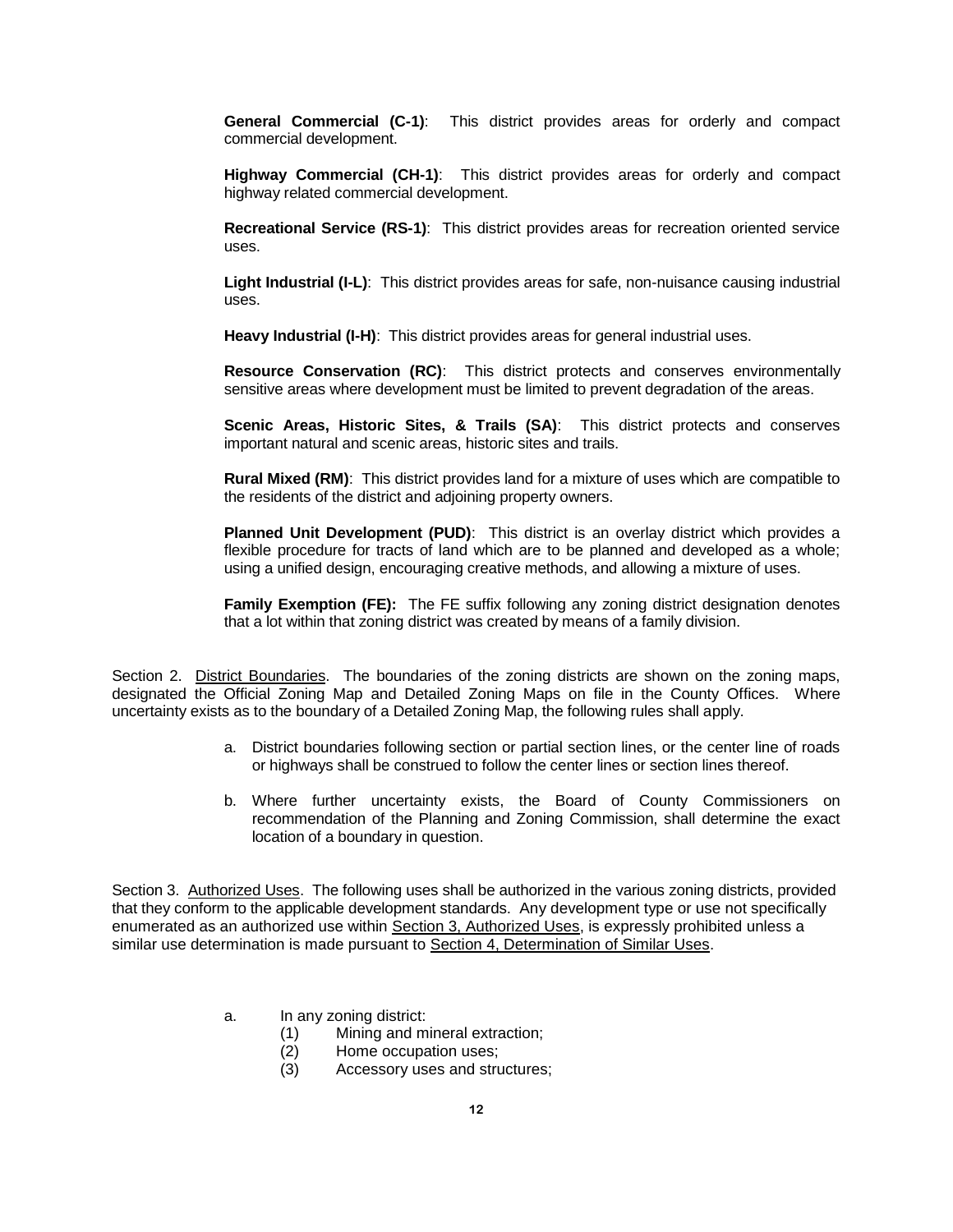**General Commercial (C-1)**: This district provides areas for orderly and compact commercial development.

**Highway Commercial (CH-1)**: This district provides areas for orderly and compact highway related commercial development.

**Recreational Service (RS-1)**: This district provides areas for recreation oriented service uses.

**Light Industrial (I-L)**: This district provides areas for safe, non-nuisance causing industrial uses.

**Heavy Industrial (I-H)**: This district provides areas for general industrial uses.

**Resource Conservation (RC)**: This district protects and conserves environmentally sensitive areas where development must be limited to prevent degradation of the areas.

**Scenic Areas, Historic Sites, & Trails (SA)**: This district protects and conserves important natural and scenic areas, historic sites and trails.

**Rural Mixed (RM)**: This district provides land for a mixture of uses which are compatible to the residents of the district and adjoining property owners.

**Planned Unit Development (PUD)**: This district is an overlay district which provides a flexible procedure for tracts of land which are to be planned and developed as a whole; using a unified design, encouraging creative methods, and allowing a mixture of uses.

**Family Exemption (FE):** The FE suffix following any zoning district designation denotes that a lot within that zoning district was created by means of a family division.

Section 2. District Boundaries. The boundaries of the zoning districts are shown on the zoning maps, designated the Official Zoning Map and Detailed Zoning Maps on file in the County Offices. Where uncertainty exists as to the boundary of a Detailed Zoning Map, the following rules shall apply.

a. District boundaries following section or partial section lines, or the center line of roads or highways shall be construed to follow the center lines or section lines thereof.

b. Where further uncertainty exists, the Board of County Commissioners on recommendation of the Planning and Zoning Commission, shall determine the exact location of a boundary in question.

Section 3. Authorized Uses. The following uses shall be authorized in the various zoning districts, provided that they conform to the applicable development standards. Any development type or use not specifically enumerated as an authorized use within Section 3, Authorized Uses, is expressly prohibited unless a similar use determination is made pursuant to Section 4, Determination of Similar Uses.

a. In any zoning district:
   (1) Mining and mineral extraction;
   (2) Home occupation uses;
   (3) Accessory uses and structures;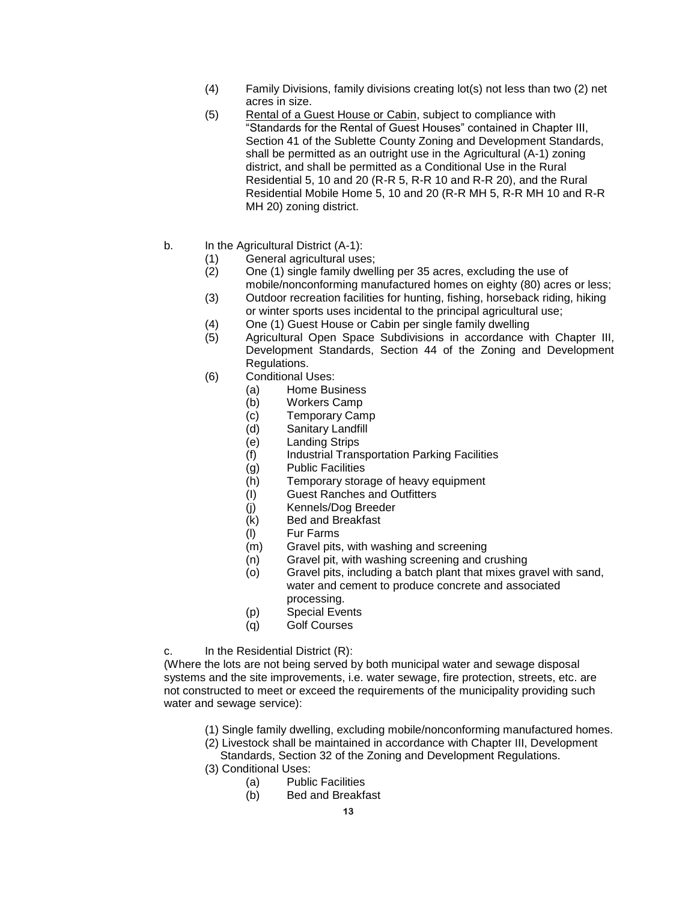(4) Family Divisions, family divisions creating lot(s) not less than two (2) net acres in size.

(5) <u>Rental of a Guest House or Cabin</u>, subject to compliance with "Standards for the Rental of Guest Houses" contained in Chapter III, Section 41 of the Sublette County Zoning and Development Standards, shall be permitted as an outright use in the Agricultural (A-1) zoning district, and shall be permitted as a Conditional Use in the Rural Residential 5, 10 and 20 (R-R 5, R-R 10 and R-R 20), and the Rural Residential Mobile Home 5, 10 and 20 (R-R MH 5, R-R MH 10 and R-R MH 20) zoning district.

b. In the Agricultural District (A-1):

(1) General agricultural uses;

(2) One (1) single family dwelling per 35 acres, excluding the use of mobile/nonconforming manufactured homes on eighty (80) acres or less;

(3) Outdoor recreation facilities for hunting, fishing, horseback riding, hiking or winter sports uses incidental to the principal agricultural use;

(4) One (1) Guest House or Cabin per single family dwelling

(5) Agricultural Open Space Subdivisions in accordance with Chapter III, Development Standards, Section 44 of the Zoning and Development Regulations.

(6) Conditional Uses:

- (a) Home Business
- (b) Workers Camp
- (c) Temporary Camp
- (d) Sanitary Landfill
- (e) Landing Strips
- (f) Industrial Transportation Parking Facilities
- (g) Public Facilities
- (h) Temporary storage of heavy equipment
- (I) Guest Ranches and Outfitters
- (j) Kennels/Dog Breeder
- (k) Bed and Breakfast
- (l) Fur Farms
- (m) Gravel pits, with washing and screening
- (n) Gravel pit, with washing screening and crushing
- (o) Gravel pits, including a batch plant that mixes gravel with sand, water and cement to produce concrete and associated processing.
- (p) Special Events
- (q) Golf Courses

c. In the Residential District (R):

(Where the lots are not being served by both municipal water and sewage disposal systems and the site improvements, i.e. water sewage, fire protection, streets, etc. are not constructed to meet or exceed the requirements of the municipality providing such water and sewage service):

(1) Single family dwelling, excluding mobile/nonconforming manufactured homes.

(2) Livestock shall be maintained in accordance with Chapter III, Development Standards, Section 32 of the Zoning and Development Regulations.

(3) Conditional Uses:

- (a) Public Facilities
- (b) Bed and Breakfast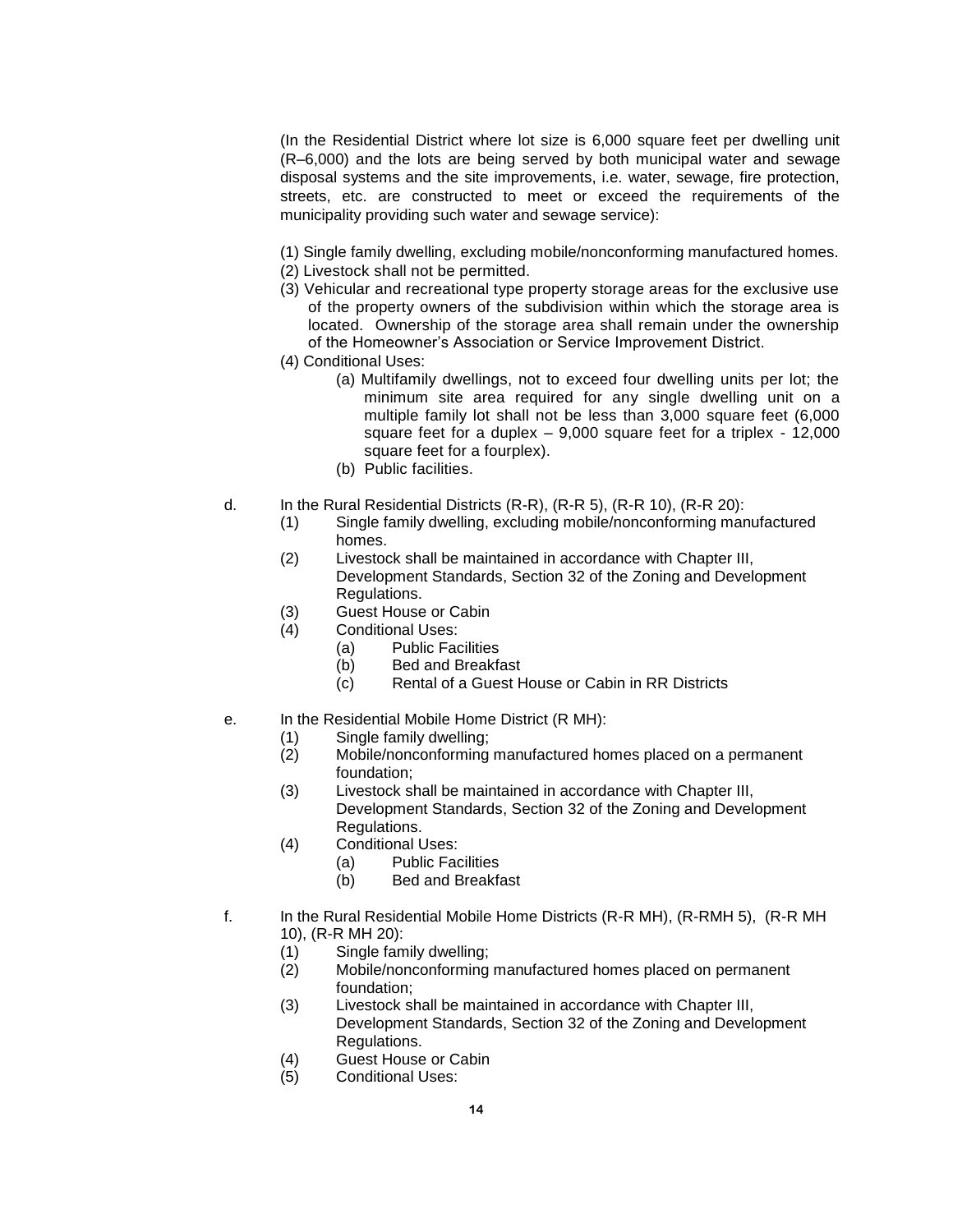(In the Residential District where lot size is 6,000 square feet per dwelling unit (R–6,000) and the lots are being served by both municipal water and sewage disposal systems and the site improvements, i.e. water, sewage, fire protection, streets, etc. are constructed to meet or exceed the requirements of the municipality providing such water and sewage service):

(1) Single family dwelling, excluding mobile/nonconforming manufactured homes.
(2) Livestock shall not be permitted.
(3) Vehicular and recreational type property storage areas for the exclusive use of the property owners of the subdivision within which the storage area is located. Ownership of the storage area shall remain under the ownership of the Homeowner's Association or Service Improvement District.
(4) Conditional Uses:
  - (a) Multifamily dwellings, not to exceed four dwelling units per lot; the minimum site area required for any single dwelling unit on a multiple family lot shall not be less than 3,000 square feet (6,000 square feet for a duplex – 9,000 square feet for a triplex - 12,000 square feet for a fourplex).
  - (b) Public facilities.

d. In the Rural Residential Districts (R-R), (R-R 5), (R-R 10), (R-R 20):
  - (1) Single family dwelling, excluding mobile/nonconforming manufactured homes.
  - (2) Livestock shall be maintained in accordance with Chapter III, Development Standards, Section 32 of the Zoning and Development Regulations.
  - (3) Guest House or Cabin
  - (4) Conditional Uses:
    - (a) Public Facilities
    - (b) Bed and Breakfast
    - (c) Rental of a Guest House or Cabin in RR Districts

e. In the Residential Mobile Home District (R MH):
  - (1) Single family dwelling;
  - (2) Mobile/nonconforming manufactured homes placed on a permanent foundation;
  - (3) Livestock shall be maintained in accordance with Chapter III, Development Standards, Section 32 of the Zoning and Development Regulations.
  - (4) Conditional Uses:
    - (a) Public Facilities
    - (b) Bed and Breakfast

f. In the Rural Residential Mobile Home Districts (R-R MH), (R-RMH 5), (R-R MH 10), (R-R MH 20):
  - (1) Single family dwelling;
  - (2) Mobile/nonconforming manufactured homes placed on permanent foundation;
  - (3) Livestock shall be maintained in accordance with Chapter III, Development Standards, Section 32 of the Zoning and Development Regulations.
  - (4) Guest House or Cabin
  - (5) Conditional Uses: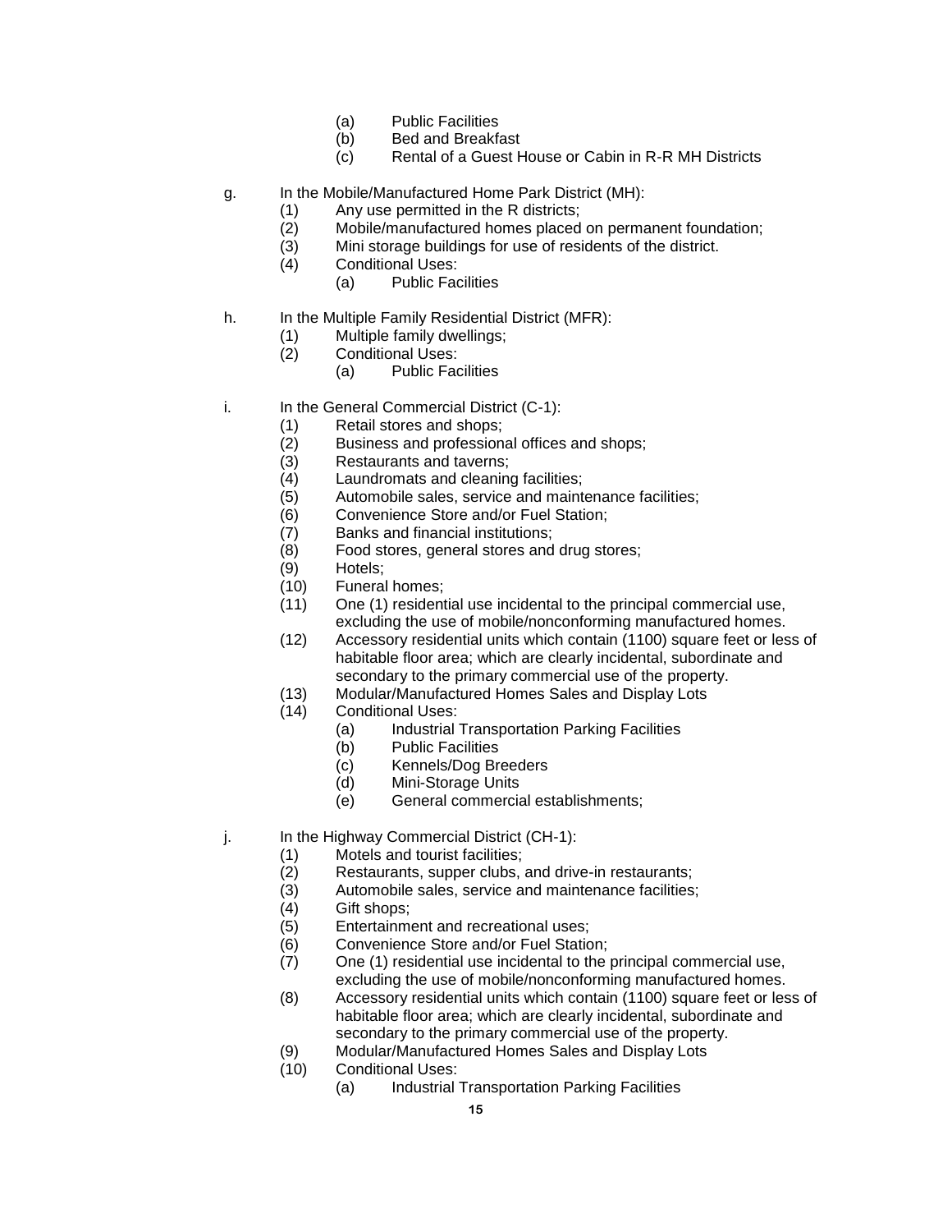(a) Public Facilities
(b) Bed and Breakfast
(c) Rental of a Guest House or Cabin in R-R MH Districts

g. In the Mobile/Manufactured Home Park District (MH):
   (1) Any use permitted in the R districts;
   (2) Mobile/manufactured homes placed on permanent foundation;
   (3) Mini storage buildings for use of residents of the district.
   (4) Conditional Uses:
      (a) Public Facilities

h. In the Multiple Family Residential District (MFR):
   (1) Multiple family dwellings;
   (2) Conditional Uses:
      (a) Public Facilities

i. In the General Commercial District (C-1):
   (1) Retail stores and shops;
   (2) Business and professional offices and shops;
   (3) Restaurants and taverns;
   (4) Laundromats and cleaning facilities;
   (5) Automobile sales, service and maintenance facilities;
   (6) Convenience Store and/or Fuel Station;
   (7) Banks and financial institutions;
   (8) Food stores, general stores and drug stores;
   (9) Hotels;
   (10) Funeral homes;
   (11) One (1) residential use incidental to the principal commercial use, excluding the use of mobile/nonconforming manufactured homes.
   (12) Accessory residential units which contain (1100) square feet or less of habitable floor area; which are clearly incidental, subordinate and secondary to the primary commercial use of the property.
   (13) Modular/Manufactured Homes Sales and Display Lots
   (14) Conditional Uses:
      (a) Industrial Transportation Parking Facilities
      (b) Public Facilities
      (c) Kennels/Dog Breeders
      (d) Mini-Storage Units
      (e) General commercial establishments;

j. In the Highway Commercial District (CH-1):
   (1) Motels and tourist facilities;
   (2) Restaurants, supper clubs, and drive-in restaurants;
   (3) Automobile sales, service and maintenance facilities;
   (4) Gift shops;
   (5) Entertainment and recreational uses;
   (6) Convenience Store and/or Fuel Station;
   (7) One (1) residential use incidental to the principal commercial use, excluding the use of mobile/nonconforming manufactured homes.
   (8) Accessory residential units which contain (1100) square feet or less of habitable floor area; which are clearly incidental, subordinate and secondary to the primary commercial use of the property.
   (9) Modular/Manufactured Homes Sales and Display Lots
   (10) Conditional Uses:
      (a) Industrial Transportation Parking Facilities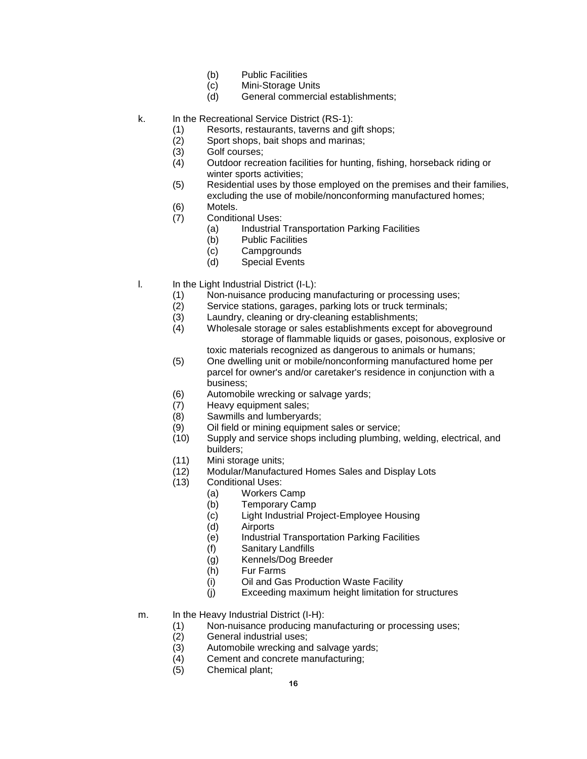(b) Public Facilities
(c) Mini-Storage Units
(d) General commercial establishments;

k. In the Recreational Service District (RS-1):
  (1) Resorts, restaurants, taverns and gift shops;
  (2) Sport shops, bait shops and marinas;
  (3) Golf courses;
  (4) Outdoor recreation facilities for hunting, fishing, horseback riding or winter sports activities;
  (5) Residential uses by those employed on the premises and their families, excluding the use of mobile/nonconforming manufactured homes;
  (6) Motels.
  (7) Conditional Uses:
    (a) Industrial Transportation Parking Facilities
    (b) Public Facilities
    (c) Campgrounds
    (d) Special Events

l. In the Light Industrial District (I-L):
  (1) Non-nuisance producing manufacturing or processing uses;
  (2) Service stations, garages, parking lots or truck terminals;
  (3) Laundry, cleaning or dry-cleaning establishments;
  (4) Wholesale storage or sales establishments except for aboveground storage of flammable liquids or gases, poisonous, explosive or toxic materials recognized as dangerous to animals or humans;
  (5) One dwelling unit or mobile/nonconforming manufactured home per parcel for owner's and/or caretaker's residence in conjunction with a business;
  (6) Automobile wrecking or salvage yards;
  (7) Heavy equipment sales;
  (8) Sawmills and lumberyards;
  (9) Oil field or mining equipment sales or service;
  (10) Supply and service shops including plumbing, welding, electrical, and builders;
  (11) Mini storage units;
  (12) Modular/Manufactured Homes Sales and Display Lots
  (13) Conditional Uses:
    (a) Workers Camp
    (b) Temporary Camp
    (c) Light Industrial Project-Employee Housing
    (d) Airports
    (e) Industrial Transportation Parking Facilities
    (f) Sanitary Landfills
    (g) Kennels/Dog Breeder
    (h) Fur Farms
    (i) Oil and Gas Production Waste Facility
    (j) Exceeding maximum height limitation for structures

m. In the Heavy Industrial District (I-H):
  (1) Non-nuisance producing manufacturing or processing uses;
  (2) General industrial uses;
  (3) Automobile wrecking and salvage yards;
  (4) Cement and concrete manufacturing;
  (5) Chemical plant;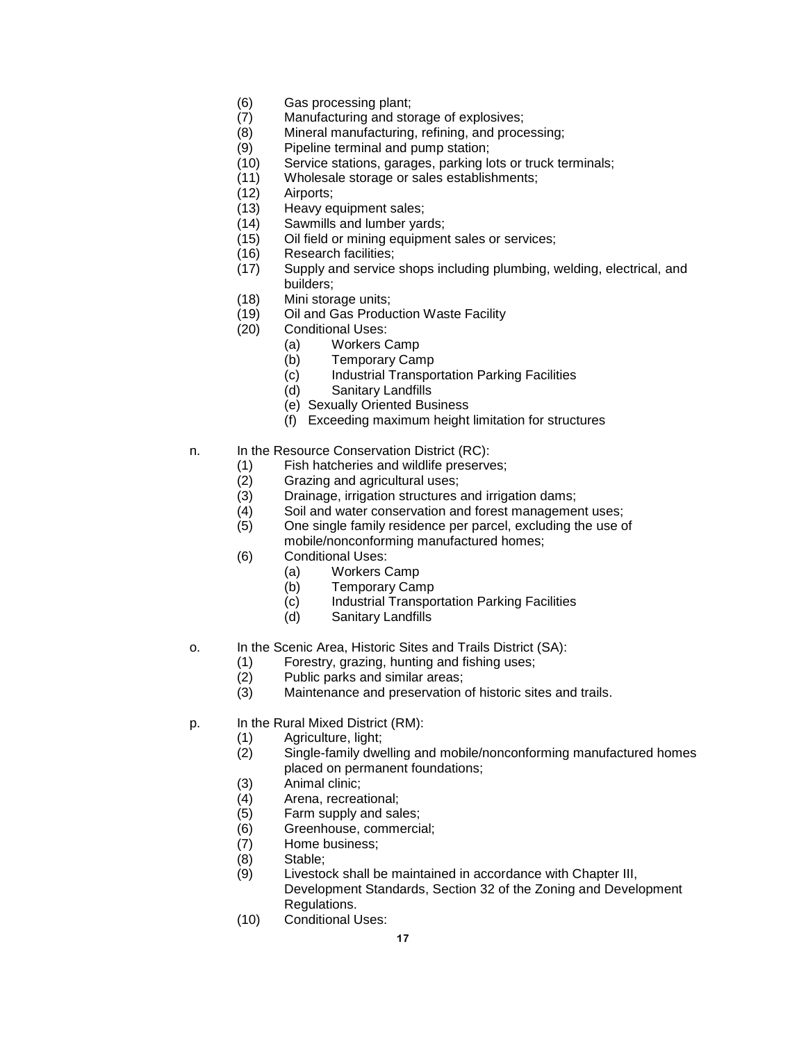(6) Gas processing plant;
(7) Manufacturing and storage of explosives;
(8) Mineral manufacturing, refining, and processing;
(9) Pipeline terminal and pump station;
(10) Service stations, garages, parking lots or truck terminals;
(11) Wholesale storage or sales establishments;
(12) Airports;
(13) Heavy equipment sales;
(14) Sawmills and lumber yards;
(15) Oil field or mining equipment sales or services;
(16) Research facilities;
(17) Supply and service shops including plumbing, welding, electrical, and builders;
(18) Mini storage units;
(19) Oil and Gas Production Waste Facility
(20) Conditional Uses:
   (a) Workers Camp
   (b) Temporary Camp
   (c) Industrial Transportation Parking Facilities
   (d) Sanitary Landfills
   (e) Sexually Oriented Business
   (f) Exceeding maximum height limitation for structures

n. In the Resource Conservation District (RC):
   (1) Fish hatcheries and wildlife preserves;
   (2) Grazing and agricultural uses;
   (3) Drainage, irrigation structures and irrigation dams;
   (4) Soil and water conservation and forest management uses;
   (5) One single family residence per parcel, excluding the use of mobile/nonconforming manufactured homes;
   (6) Conditional Uses:
      (a) Workers Camp
      (b) Temporary Camp
      (c) Industrial Transportation Parking Facilities
      (d) Sanitary Landfills

o. In the Scenic Area, Historic Sites and Trails District (SA):
   (1) Forestry, grazing, hunting and fishing uses;
   (2) Public parks and similar areas;
   (3) Maintenance and preservation of historic sites and trails.

p. In the Rural Mixed District (RM):
   (1) Agriculture, light;
   (2) Single-family dwelling and mobile/nonconforming manufactured homes placed on permanent foundations;
   (3) Animal clinic;
   (4) Arena, recreational;
   (5) Farm supply and sales;
   (6) Greenhouse, commercial;
   (7) Home business;
   (8) Stable;
   (9) Livestock shall be maintained in accordance with Chapter III, Development Standards, Section 32 of the Zoning and Development Regulations.
   (10) Conditional Uses: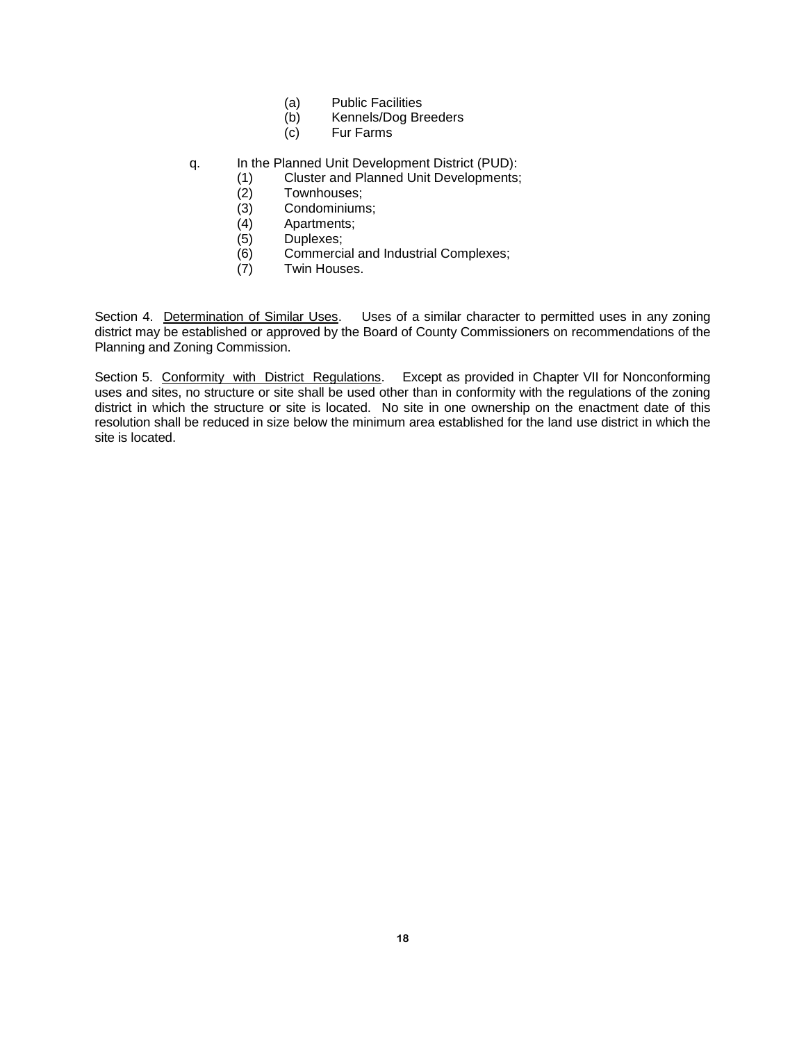(a) Public Facilities
(b) Kennels/Dog Breeders
(c) Fur Farms

q. In the Planned Unit Development District (PUD):
   (1) Cluster and Planned Unit Developments;
   (2) Townhouses;
   (3) Condominiums;
   (4) Apartments;
   (5) Duplexes;
   (6) Commercial and Industrial Complexes;
   (7) Twin Houses.

Section 4. <u>Determination of Similar Uses</u>. Uses of a similar character to permitted uses in any zoning district may be established or approved by the Board of County Commissioners on recommendations of the Planning and Zoning Commission.

Section 5. <u>Conformity with District Regulations</u>. Except as provided in Chapter VII for Nonconforming uses and sites, no structure or site shall be used other than in conformity with the regulations of the zoning district in which the structure or site is located. No site in one ownership on the enactment date of this resolution shall be reduced in size below the minimum area established for the land use district in which the site is located.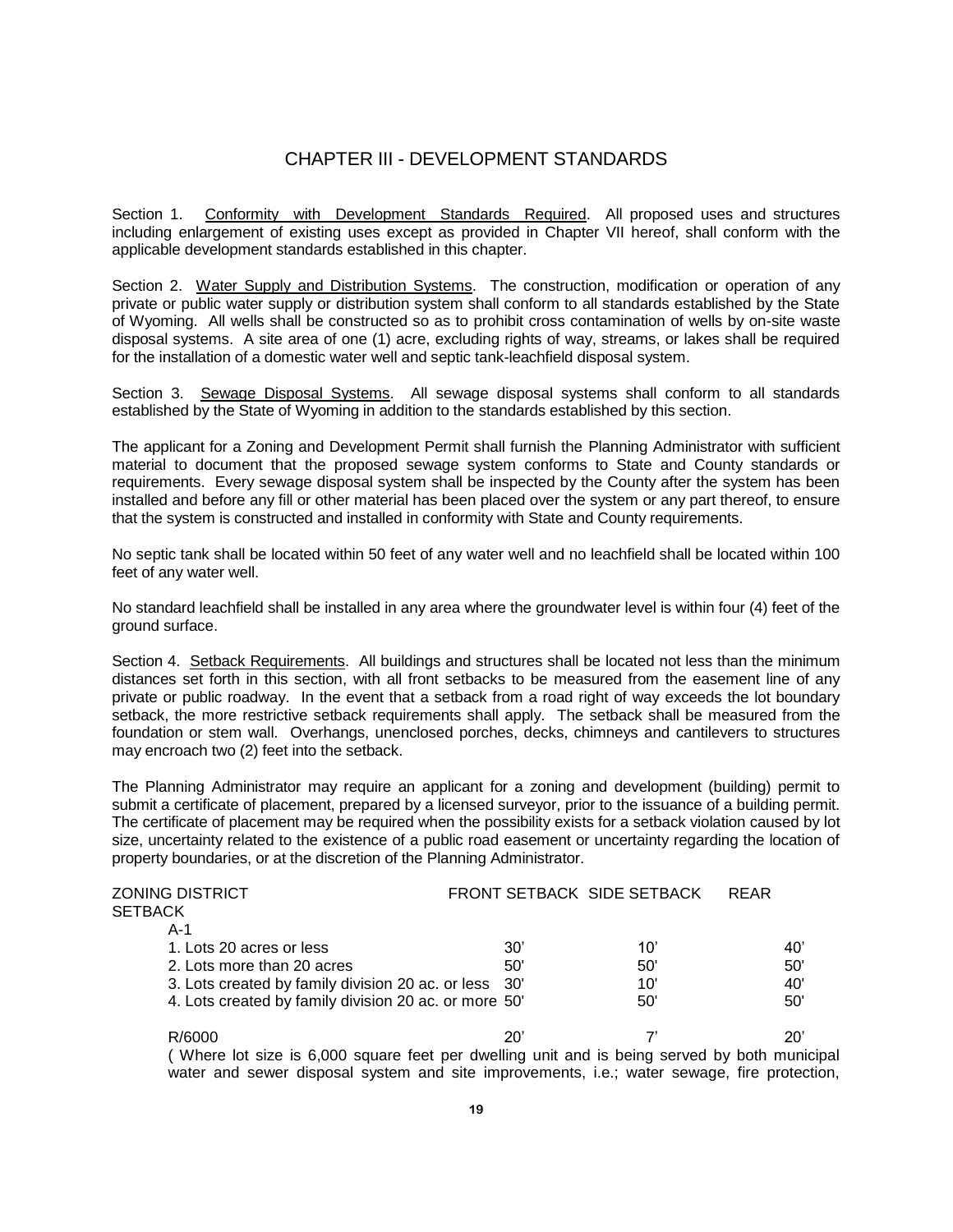# CHAPTER III - DEVELOPMENT STANDARDS

Section 1. Conformity with Development Standards Required. All proposed uses and structures including enlargement of existing uses except as provided in Chapter VII hereof, shall conform with the applicable development standards established in this chapter.

Section 2. Water Supply and Distribution Systems. The construction, modification or operation of any private or public water supply or distribution system shall conform to all standards established by the State of Wyoming. All wells shall be constructed so as to prohibit cross contamination of wells by on-site waste disposal systems. A site area of one (1) acre, excluding rights of way, streams, or lakes shall be required for the installation of a domestic water well and septic tank-leachfield disposal system.

Section 3. Sewage Disposal Systems. All sewage disposal systems shall conform to all standards established by the State of Wyoming in addition to the standards established by this section.

The applicant for a Zoning and Development Permit shall furnish the Planning Administrator with sufficient material to document that the proposed sewage system conforms to State and County standards or requirements. Every sewage disposal system shall be inspected by the County after the system has been installed and before any fill or other material has been placed over the system or any part thereof, to ensure that the system is constructed and installed in conformity with State and County requirements.

No septic tank shall be located within 50 feet of any water well and no leachfield shall be located within 100 feet of any water well.

No standard leachfield shall be installed in any area where the groundwater level is within four (4) feet of the ground surface.

Section 4. Setback Requirements. All buildings and structures shall be located not less than the minimum distances set forth in this section, with all front setbacks to be measured from the easement line of any private or public roadway. In the event that a setback from a road right of way exceeds the lot boundary setback, the more restrictive setback requirements shall apply. The setback shall be measured from the foundation or stem wall. Overhangs, unenclosed porches, decks, chimneys and cantilevers to structures may encroach two (2) feet into the setback.

The Planning Administrator may require an applicant for a zoning and development (building) permit to submit a certificate of placement, prepared by a licensed surveyor, prior to the issuance of a building permit. The certificate of placement may be required when the possibility exists for a setback violation caused by lot size, uncertainty related to the existence of a public road easement or uncertainty regarding the location of property boundaries, or at the discretion of the Planning Administrator.

| ZONING DISTRICT | FRONT SETBACK | SIDE SETBACK | REAR SETBACK |
|---|---|---|---|
| A-1 | | | |
| 1. Lots 20 acres or less | 30' | 10' | 40' |
| 2. Lots more than 20 acres | 50' | 50' | 50' |
| 3. Lots created by family division 20 ac. or less | 30' | 10' | 40' |
| 4. Lots created by family division 20 ac. or more | 50' | 50' | 50' |
| R/6000 | 20' | 7' | 20' |

( Where lot size is 6,000 square feet per dwelling unit and is being served by both municipal water and sewer disposal system and site improvements, i.e.; water sewage, fire protection,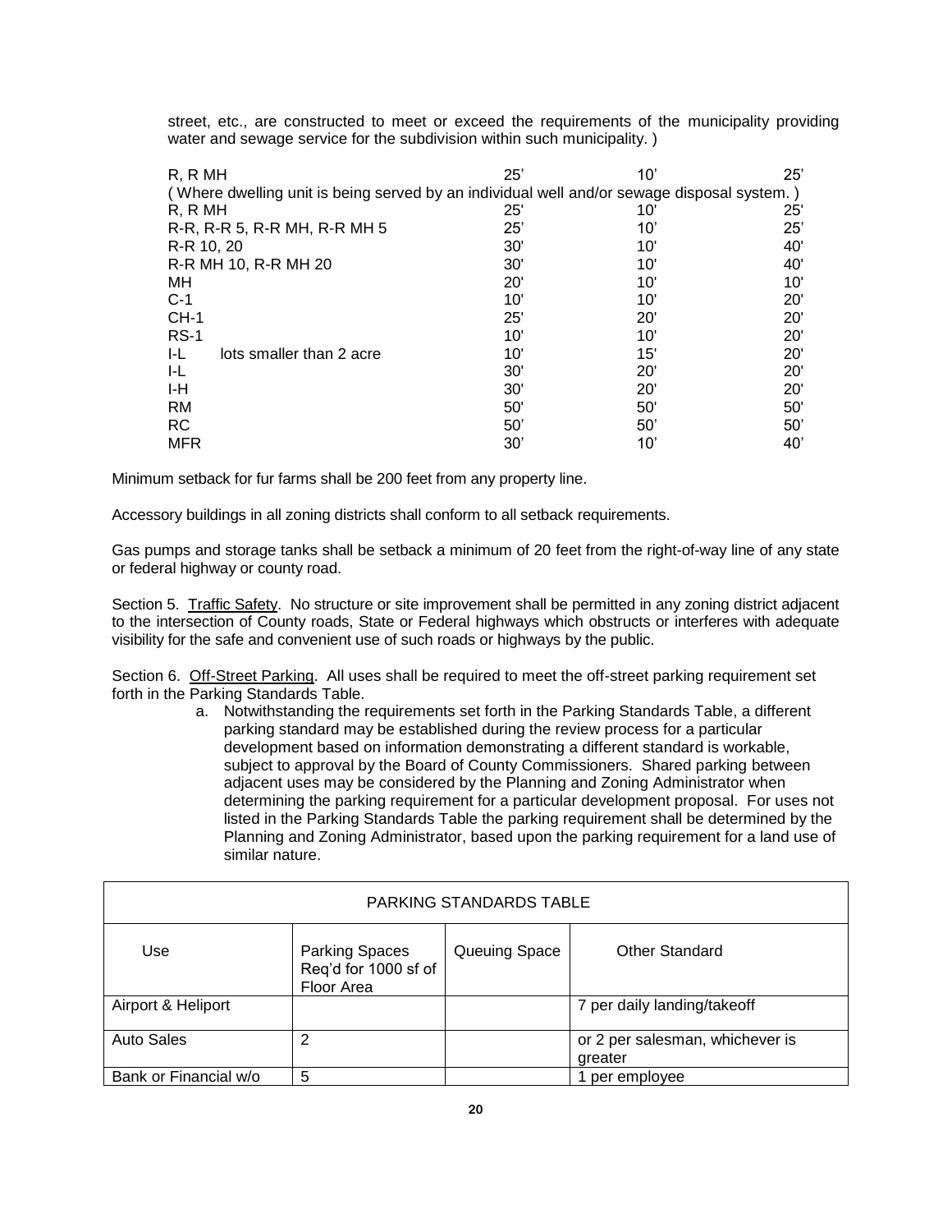street, etc., are constructed to meet or exceed the requirements of the municipality providing water and sewage service for the subdivision within such municipality. )

| | | | |
|---|---|---|---|
| R, R MH | 25’ | 10’ | 25’ |
| ( Where dwelling unit is being served by an individual well and/or sewage disposal system. ) | | | |
| R, R MH | 25' | 10' | 25' |
| R-R, R-R 5, R-R MH, R-R MH 5 | 25’ | 10’ | 25’ |
| R-R 10, 20 | 30' | 10' | 40' |
| R-R MH 10, R-R MH 20 | 30' | 10' | 40' |
| MH | 20' | 10' | 10' |
| C-1 | 10' | 10' | 20' |
| CH-1 | 25' | 20' | 20' |
| RS-1 | 10' | 10' | 20' |
| I-L lots smaller than 2 acre | 10' | 15' | 20' |
| I-L | 30' | 20' | 20' |
| I-H | 30' | 20' | 20' |
| RM | 50' | 50' | 50' |
| RC | 50’ | 50’ | 50’ |
| MFR | 30’ | 10’ | 40’ |

Minimum setback for fur farms shall be 200 feet from any property line.

Accessory buildings in all zoning districts shall conform to all setback requirements.

Gas pumps and storage tanks shall be setback a minimum of 20 feet from the right-of-way line of any state or federal highway or county road.

Section 5. Traffic Safety. No structure or site improvement shall be permitted in any zoning district adjacent to the intersection of County roads, State or Federal highways which obstructs or interferes with adequate visibility for the safe and convenient use of such roads or highways by the public.

Section 6. Off-Street Parking. All uses shall be required to meet the off-street parking requirement set forth in the Parking Standards Table.

a. Notwithstanding the requirements set forth in the Parking Standards Table, a different parking standard may be established during the review process for a particular development based on information demonstrating a different standard is workable, subject to approval by the Board of County Commissioners. Shared parking between adjacent uses may be considered by the Planning and Zoning Administrator when determining the parking requirement for a particular development proposal. For uses not listed in the Parking Standards Table the parking requirement shall be determined by the Planning and Zoning Administrator, based upon the parking requirement for a land use of similar nature.

| PARKING STANDARDS TABLE | | | |
|---|---|---|---|
| Use | Parking Spaces Req’d for 1000 sf of Floor Area | Queuing Space | Other Standard |
| Airport & Heliport | | | 7 per daily landing/takeoff |
| Auto Sales | 2 | | or 2 per salesman, whichever is greater |
| Bank or Financial w/o | 5 | | 1 per employee |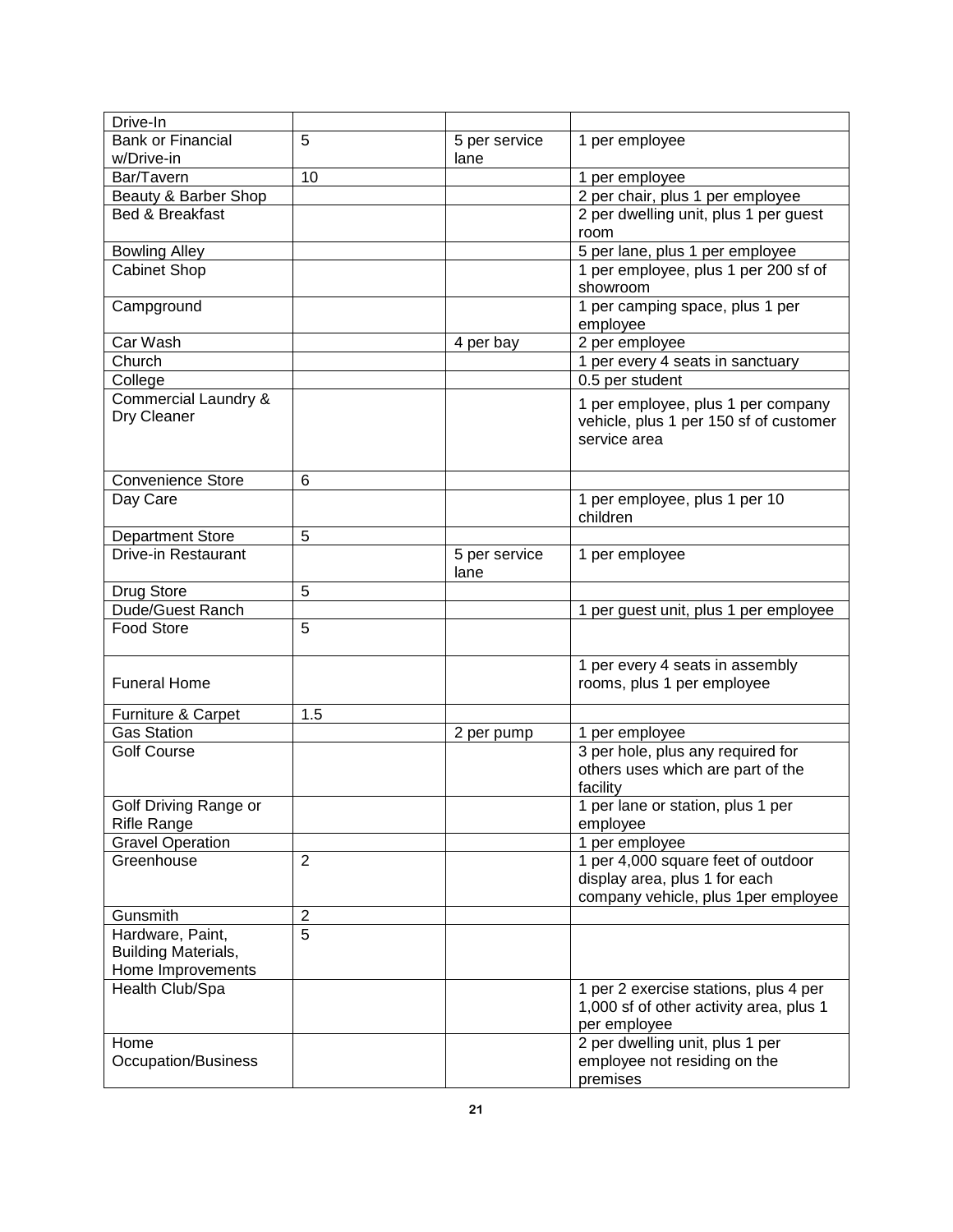| Drive-In | | | |
|---|---|---|---|
| Bank or Financial w/Drive-in | 5 | 5 per service lane | 1 per employee |
| Bar/Tavern | 10 | | 1 per employee |
| Beauty & Barber Shop | | | 2 per chair, plus 1 per employee |
| Bed & Breakfast | | | 2 per dwelling unit, plus 1 per guest room |
| Bowling Alley | | | 5 per lane, plus 1 per employee |
| Cabinet Shop | | | 1 per employee, plus 1 per 200 sf of showroom |
| Campground | | | 1 per camping space, plus 1 per employee |
| Car Wash | | 4 per bay | 2 per employee |
| Church | | | 1 per every 4 seats in sanctuary |
| College | | | 0.5 per student |
| Commercial Laundry & Dry Cleaner | | | 1 per employee, plus 1 per company vehicle, plus 1 per 150 sf of customer service area |
| Convenience Store | 6 | | |
| Day Care | | | 1 per employee, plus 1 per 10 children |
| Department Store | 5 | | |
| Drive-in Restaurant | | 5 per service lane | 1 per employee |
| Drug Store | 5 | | |
| Dude/Guest Ranch | | | 1 per guest unit, plus 1 per employee |
| Food Store | 5 | | |
| Funeral Home | | | 1 per every 4 seats in assembly rooms, plus 1 per employee |
| Furniture & Carpet | 1.5 | | |
| Gas Station | | 2 per pump | 1 per employee |
| Golf Course | | | 3 per hole, plus any required for others uses which are part of the facility |
| Golf Driving Range or Rifle Range | | | 1 per lane or station, plus 1 per employee |
| Gravel Operation | | | 1 per employee |
| Greenhouse | 2 | | 1 per 4,000 square feet of outdoor display area, plus 1 for each company vehicle, plus 1per employee |
| Gunsmith | 2 | | |
| Hardware, Paint, Building Materials, Home Improvements | 5 | | |
| Health Club/Spa | | | 1 per 2 exercise stations, plus 4 per 1,000 sf of other activity area, plus 1 per employee |
| Home Occupation/Business | | | 2 per dwelling unit, plus 1 per employee not residing on the premises |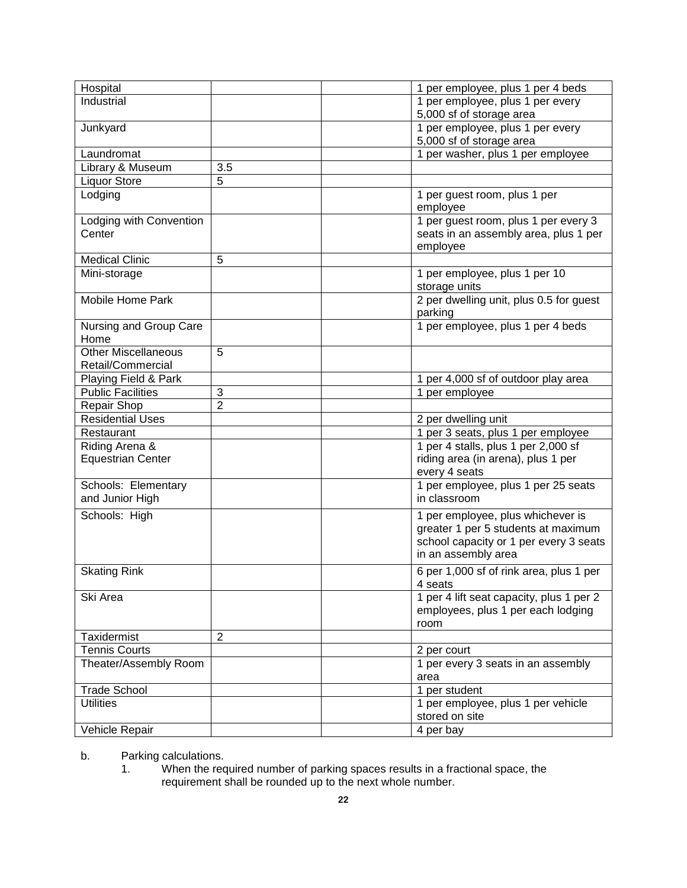| | | | |
|---|---|---|---|
| Hospital | | | 1 per employee, plus 1 per 4 beds |
| Industrial | | | 1 per employee, plus 1 per every 5,000 sf of storage area |
| Junkyard | | | 1 per employee, plus 1 per every 5,000 sf of storage area |
| Laundromat | | | 1 per washer, plus 1 per employee |
| Library & Museum | 3.5 | | |
| Liquor Store | 5 | | |
| Lodging | | | 1 per guest room, plus 1 per employee |
| Lodging with Convention Center | | | 1 per guest room, plus 1 per every 3 seats in an assembly area, plus 1 per employee |
| Medical Clinic | 5 | | |
| Mini-storage | | | 1 per employee, plus 1 per 10 storage units |
| Mobile Home Park | | | 2 per dwelling unit, plus 0.5 for guest parking |
| Nursing and Group Care Home | | | 1 per employee, plus 1 per 4 beds |
| Other Miscellaneous Retail/Commercial | 5 | | |
| Playing Field & Park | | | 1 per 4,000 sf of outdoor play area |
| Public Facilities | 3 | | 1 per employee |
| Repair Shop | 2 | | |
| Residential Uses | | | 2 per dwelling unit |
| Restaurant | | | 1 per 3 seats, plus 1 per employee |
| Riding Arena & Equestrian Center | | | 1 per 4 stalls, plus 1 per 2,000 sf riding area (in arena), plus 1 per every 4 seats |
| Schools: Elementary and Junior High | | | 1 per employee, plus 1 per 25 seats in classroom |
| Schools: High | | | 1 per employee, plus whichever is greater 1 per 5 students at maximum school capacity or 1 per every 3 seats in an assembly area |
| Skating Rink | | | 6 per 1,000 sf of rink area, plus 1 per 4 seats |
| Ski Area | | | 1 per 4 lift seat capacity, plus 1 per 2 employees, plus 1 per each lodging room |
| Taxidermist | 2 | | |
| Tennis Courts | | | 2 per court |
| Theater/Assembly Room | | | 1 per every 3 seats in an assembly area |
| Trade School | | | 1 per student |
| Utilities | | | 1 per employee, plus 1 per vehicle stored on site |
| Vehicle Repair | | | 4 per bay |

b. Parking calculations.

1. When the required number of parking spaces results in a fractional space, the requirement shall be rounded up to the next whole number.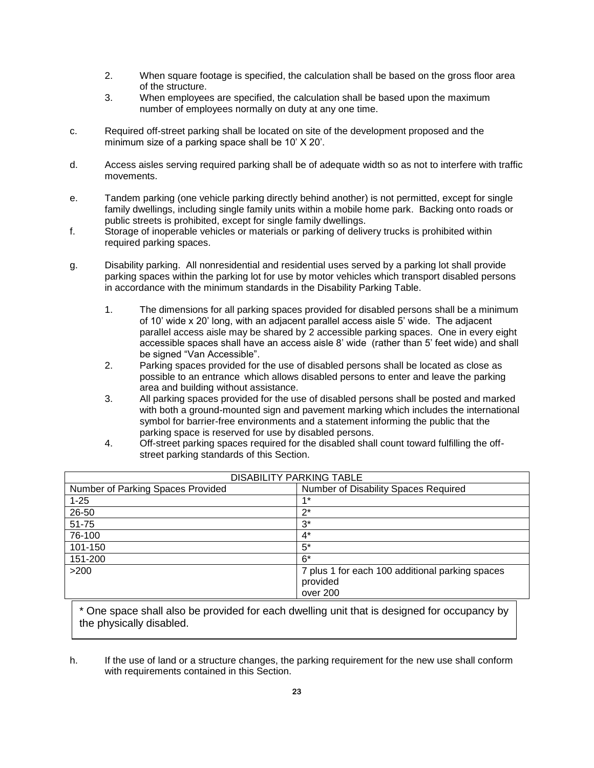2. When square footage is specified, the calculation shall be based on the gross floor area of the structure.
3. When employees are specified, the calculation shall be based upon the maximum number of employees normally on duty at any one time.

c. Required off-street parking shall be located on site of the development proposed and the minimum size of a parking space shall be 10' X 20'.

d. Access aisles serving required parking shall be of adequate width so as not to interfere with traffic movements.

e. Tandem parking (one vehicle parking directly behind another) is not permitted, except for single family dwellings, including single family units within a mobile home park. Backing onto roads or public streets is prohibited, except for single family dwellings.

f. Storage of inoperable vehicles or materials or parking of delivery trucks is prohibited within required parking spaces.

g. Disability parking. All nonresidential and residential uses served by a parking lot shall provide parking spaces within the parking lot for use by motor vehicles which transport disabled persons in accordance with the minimum standards in the Disability Parking Table.

1. The dimensions for all parking spaces provided for disabled persons shall be a minimum of 10' wide x 20' long, with an adjacent parallel access aisle 5' wide. The adjacent parallel access aisle may be shared by 2 accessible parking spaces. One in every eight accessible spaces shall have an access aisle 8' wide (rather than 5' feet wide) and shall be signed "Van Accessible".
2. Parking spaces provided for the use of disabled persons shall be located as close as possible to an entrance which allows disabled persons to enter and leave the parking area and building without assistance.
3. All parking spaces provided for the use of disabled persons shall be posted and marked with both a ground-mounted sign and pavement marking which includes the international symbol for barrier-free environments and a statement informing the public that the parking space is reserved for use by disabled persons.
4. Off-street parking spaces required for the disabled shall count toward fulfilling the off-street parking standards of this Section.

| DISABILITY PARKING TABLE | |
|---|---|
| Number of Parking Spaces Provided | Number of Disability Spaces Required |
| 1-25 | 1* |
| 26-50 | 2* |
| 51-75 | 3* |
| 76-100 | 4* |
| 101-150 | 5* |
| 151-200 | 6* |
| >200 | 7 plus 1 for each 100 additional parking spaces provided over 200 |

* One space shall also be provided for each dwelling unit that is designed for occupancy by the physically disabled.

h. If the use of land or a structure changes, the parking requirement for the new use shall conform with requirements contained in this Section.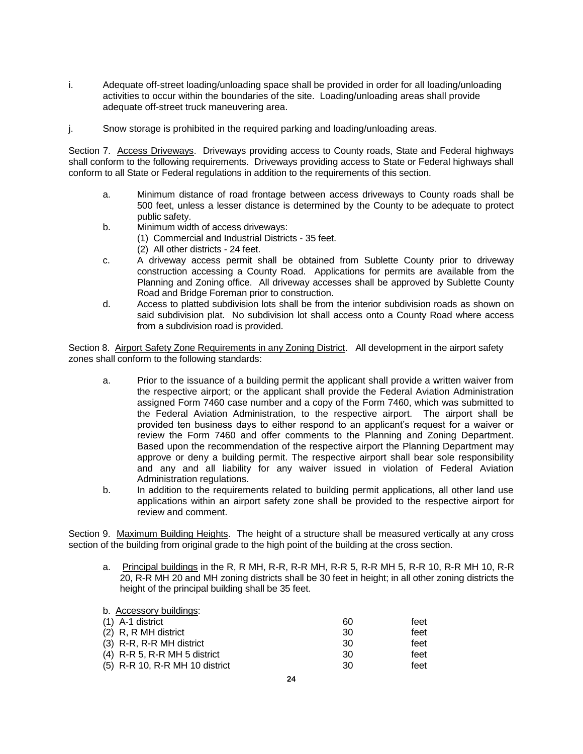i. Adequate off-street loading/unloading space shall be provided in order for all loading/unloading activities to occur within the boundaries of the site. Loading/unloading areas shall provide adequate off-street truck maneuvering area.

j. Snow storage is prohibited in the required parking and loading/unloading areas.

Section 7. <u>Access Driveways</u>. Driveways providing access to County roads, State and Federal highways shall conform to the following requirements. Driveways providing access to State or Federal highways shall conform to all State or Federal regulations in addition to the requirements of this section.

a. Minimum distance of road frontage between access driveways to County roads shall be 500 feet, unless a lesser distance is determined by the County to be adequate to protect public safety.

b. Minimum width of access driveways:
   (1) Commercial and Industrial Districts - 35 feet.
   (2) All other districts - 24 feet.

c. A driveway access permit shall be obtained from Sublette County prior to driveway construction accessing a County Road. Applications for permits are available from the Planning and Zoning office. All driveway accesses shall be approved by Sublette County Road and Bridge Foreman prior to construction.

d. Access to platted subdivision lots shall be from the interior subdivision roads as shown on said subdivision plat. No subdivision lot shall access onto a County Road where access from a subdivision road is provided.

Section 8. <u>Airport Safety Zone Requirements in any Zoning District</u>. All development in the airport safety zones shall conform to the following standards:

a. Prior to the issuance of a building permit the applicant shall provide a written waiver from the respective airport; or the applicant shall provide the Federal Aviation Administration assigned Form 7460 case number and a copy of the Form 7460, which was submitted to the Federal Aviation Administration, to the respective airport. The airport shall be provided ten business days to either respond to an applicant's request for a waiver or review the Form 7460 and offer comments to the Planning and Zoning Department. Based upon the recommendation of the respective airport the Planning Department may approve or deny a building permit. The respective airport shall bear sole responsibility and any and all liability for any waiver issued in violation of Federal Aviation Administration regulations.

b. In addition to the requirements related to building permit applications, all other land use applications within an airport safety zone shall be provided to the respective airport for review and comment.

Section 9. <u>Maximum Building Heights</u>. The height of a structure shall be measured vertically at any cross section of the building from original grade to the high point of the building at the cross section.

a. <u>Principal buildings</u> in the R, R MH, R-R, R-R MH, R-R 5, R-R MH 5, R-R 10, R-R MH 10, R-R 20, R-R MH 20 and MH zoning districts shall be 30 feet in height; in all other zoning districts the height of the principal building shall be 35 feet.

b. <u>Accessory buildings</u>:

| | | |
|---|---|---|
| (1) A-1 district | 60 | feet |
| (2) R, R MH district | 30 | feet |
| (3) R-R, R-R MH district | 30 | feet |
| (4) R-R 5, R-R MH 5 district | 30 | feet |
| (5) R-R 10, R-R MH 10 district | 30 | feet |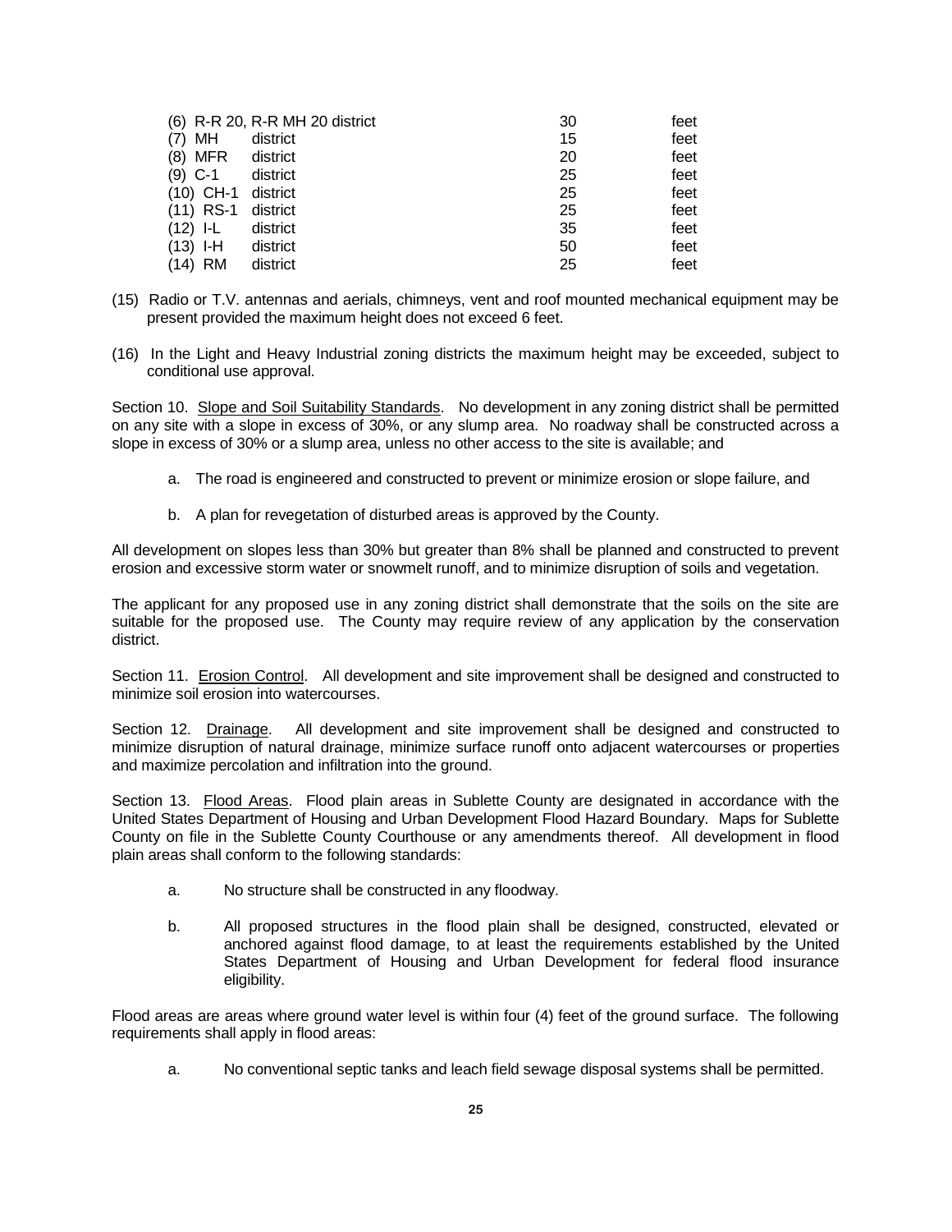| | | |
|---|---|---|
| (6) R-R 20, R-R MH 20 district | 30 | feet |
| (7) MH district | 15 | feet |
| (8) MFR district | 20 | feet |
| (9) C-1 district | 25 | feet |
| (10) CH-1 district | 25 | feet |
| (11) RS-1 district | 25 | feet |
| (12) I-L district | 35 | feet |
| (13) I-H district | 50 | feet |
| (14) RM district | 25 | feet |

(15) Radio or T.V. antennas and aerials, chimneys, vent and roof mounted mechanical equipment may be present provided the maximum height does not exceed 6 feet.

(16) In the Light and Heavy Industrial zoning districts the maximum height may be exceeded, subject to conditional use approval.

Section 10. Slope and Soil Suitability Standards. No development in any zoning district shall be permitted on any site with a slope in excess of 30%, or any slump area. No roadway shall be constructed across a slope in excess of 30% or a slump area, unless no other access to the site is available; and

a. The road is engineered and constructed to prevent or minimize erosion or slope failure, and

b. A plan for revegetation of disturbed areas is approved by the County.

All development on slopes less than 30% but greater than 8% shall be planned and constructed to prevent erosion and excessive storm water or snowmelt runoff, and to minimize disruption of soils and vegetation.

The applicant for any proposed use in any zoning district shall demonstrate that the soils on the site are suitable for the proposed use. The County may require review of any application by the conservation district.

Section 11. Erosion Control. All development and site improvement shall be designed and constructed to minimize soil erosion into watercourses.

Section 12. Drainage. All development and site improvement shall be designed and constructed to minimize disruption of natural drainage, minimize surface runoff onto adjacent watercourses or properties and maximize percolation and infiltration into the ground.

Section 13. Flood Areas. Flood plain areas in Sublette County are designated in accordance with the United States Department of Housing and Urban Development Flood Hazard Boundary. Maps for Sublette County on file in the Sublette County Courthouse or any amendments thereof. All development in flood plain areas shall conform to the following standards:

a. No structure shall be constructed in any floodway.

b. All proposed structures in the flood plain shall be designed, constructed, elevated or anchored against flood damage, to at least the requirements established by the United States Department of Housing and Urban Development for federal flood insurance eligibility.

Flood areas are areas where ground water level is within four (4) feet of the ground surface. The following requirements shall apply in flood areas:

a. No conventional septic tanks and leach field sewage disposal systems shall be permitted.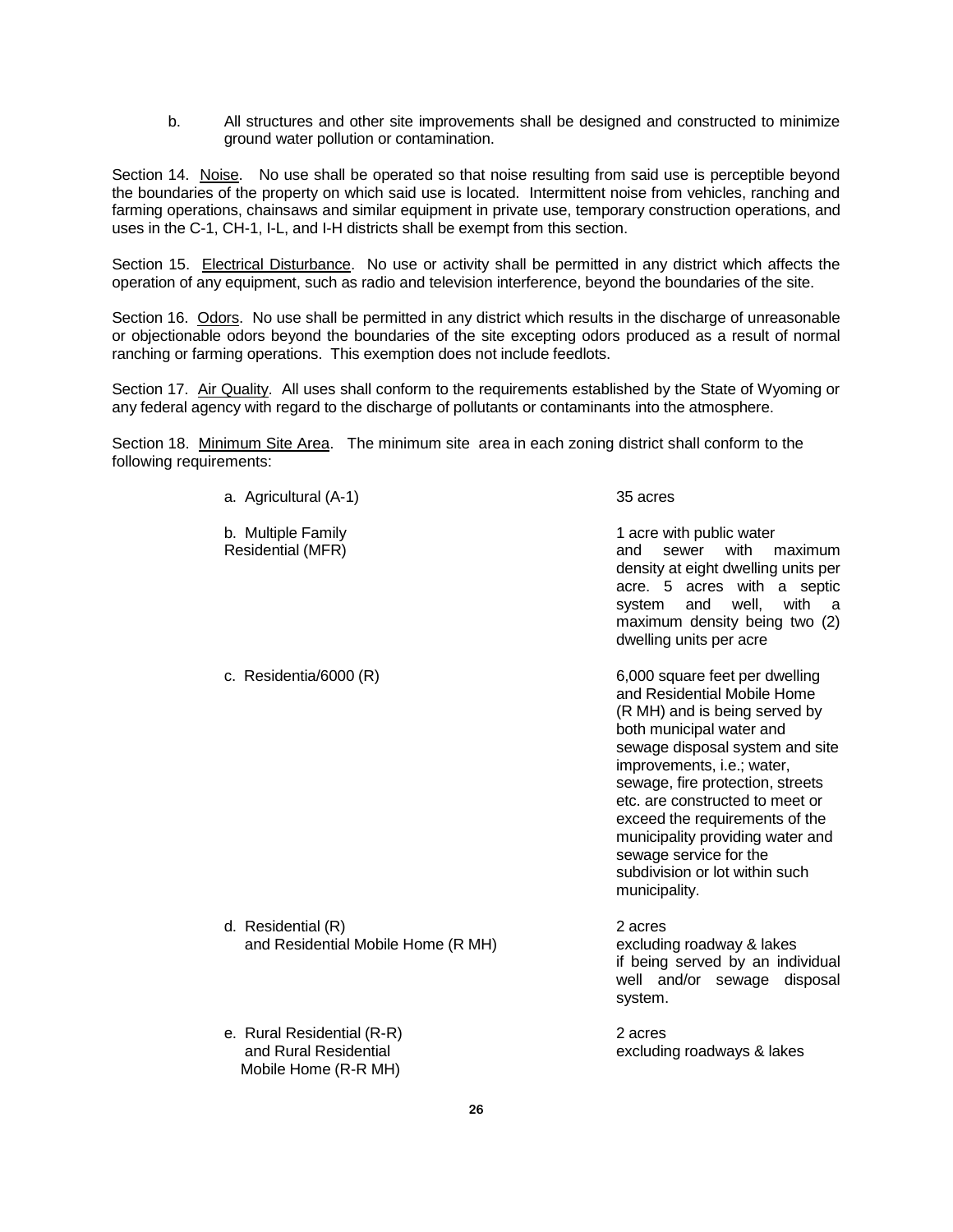b. All structures and other site improvements shall be designed and constructed to minimize ground water pollution or contamination.

Section 14. <u>Noise</u>. No use shall be operated so that noise resulting from said use is perceptible beyond the boundaries of the property on which said use is located. Intermittent noise from vehicles, ranching and farming operations, chainsaws and similar equipment in private use, temporary construction operations, and uses in the C-1, CH-1, I-L, and I-H districts shall be exempt from this section.

Section 15. <u>Electrical Disturbance</u>. No use or activity shall be permitted in any district which affects the operation of any equipment, such as radio and television interference, beyond the boundaries of the site.

Section 16. <u>Odors</u>. No use shall be permitted in any district which results in the discharge of unreasonable or objectionable odors beyond the boundaries of the site excepting odors produced as a result of normal ranching or farming operations. This exemption does not include feedlots.

Section 17. <u>Air Quality</u>. All uses shall conform to the requirements established by the State of Wyoming or any federal agency with regard to the discharge of pollutants or contaminants into the atmosphere.

Section 18. <u>Minimum Site Area</u>. The minimum site area in each zoning district shall conform to the following requirements:

| District | Minimum Site Area |
|---|---|
| a. Agricultural (A-1) | 35 acres |
| b. Multiple Family Residential (MFR) | 1 acre with public water and sewer with maximum density at eight dwelling units per acre. 5 acres with a septic system and well, with a maximum density being two (2) dwelling units per acre |
| c. Residentia/6000 (R) | 6,000 square feet per dwelling and Residential Mobile Home (R MH) and is being served by both municipal water and sewage disposal system and site improvements, i.e.; water, sewage, fire protection, streets etc. are constructed to meet or exceed the requirements of the municipality providing water and sewage service for the subdivision or lot within such municipality. |
| d. Residential (R) and Residential Mobile Home (R MH) | 2 acres excluding roadway & lakes if being served by an individual well and/or sewage disposal system. |
| e. Rural Residential (R-R) and Rural Residential Mobile Home (R-R MH) | 2 acres excluding roadways & lakes |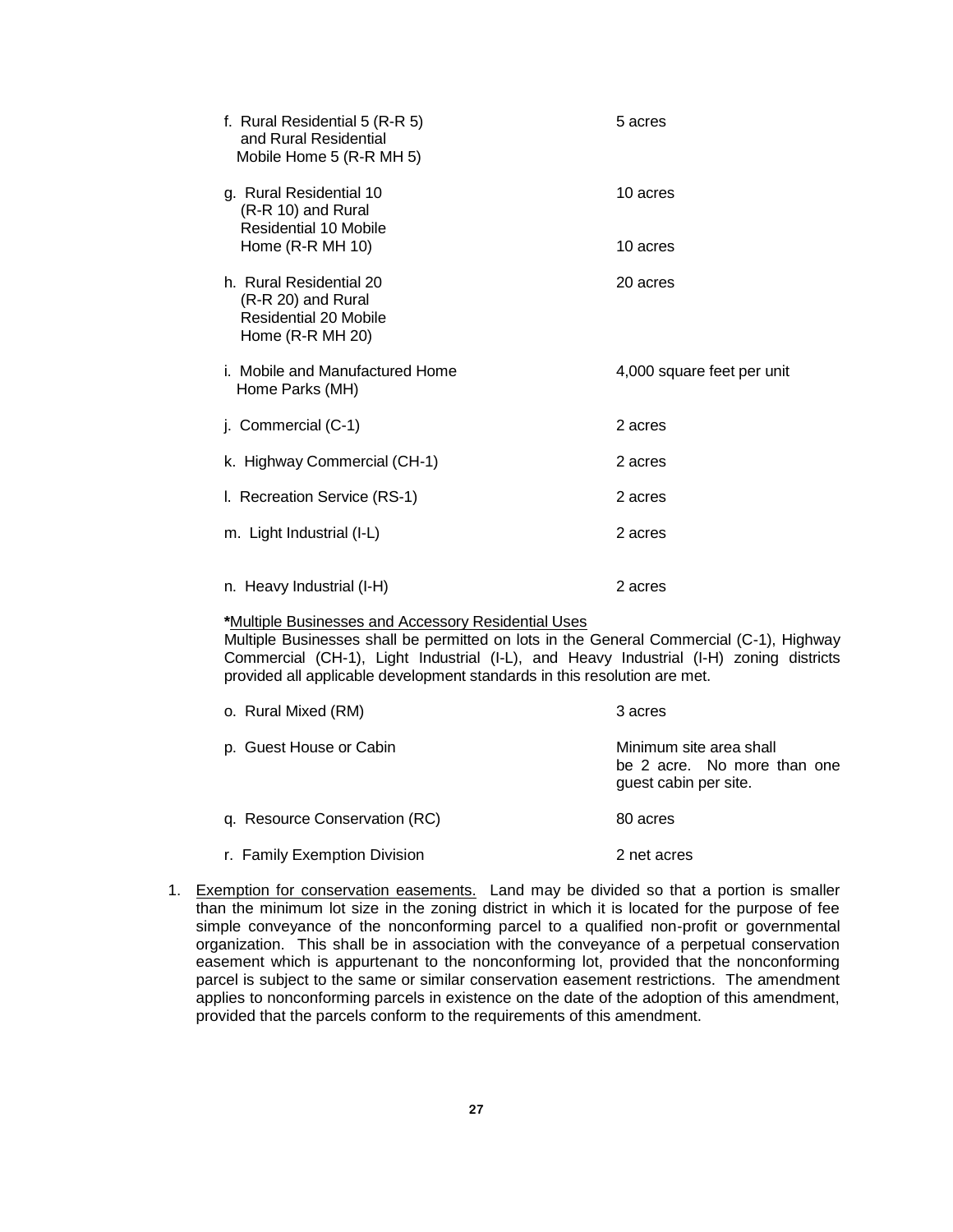| | |
|---|---|
| f. Rural Residential 5 (R-R 5) and Rural Residential Mobile Home 5 (R-R MH 5) | 5 acres |
| g. Rural Residential 10 (R-R 10) and Rural Residential 10 Mobile | 10 acres |
| Home (R-R MH 10) | 10 acres |
| h. Rural Residential 20 (R-R 20) and Rural Residential 20 Mobile Home (R-R MH 20) | 20 acres |
| i. Mobile and Manufactured Home Home Parks (MH) | 4,000 square feet per unit |
| j. Commercial (C-1) | 2 acres |
| k. Highway Commercial (CH-1) | 2 acres |
| l. Recreation Service (RS-1) | 2 acres |
| m. Light Industrial (I-L) | 2 acres |
| n. Heavy Industrial (I-H) | 2 acres |

**\***Multiple Businesses and Accessory Residential Uses
Multiple Businesses shall be permitted on lots in the General Commercial (C-1), Highway Commercial (CH-1), Light Industrial (I-L), and Heavy Industrial (I-H) zoning districts provided all applicable development standards in this resolution are met.

| | |
|---|---|
| o. Rural Mixed (RM) | 3 acres |
| p. Guest House or Cabin | Minimum site area shall be 2 acre. No more than one guest cabin per site. |
| q. Resource Conservation (RC) | 80 acres |
| r. Family Exemption Division | 2 net acres |

1. Exemption for conservation easements. Land may be divided so that a portion is smaller than the minimum lot size in the zoning district in which it is located for the purpose of fee simple conveyance of the nonconforming parcel to a qualified non-profit or governmental organization. This shall be in association with the conveyance of a perpetual conservation easement which is appurtenant to the nonconforming lot, provided that the nonconforming parcel is subject to the same or similar conservation easement restrictions. The amendment applies to nonconforming parcels in existence on the date of the adoption of this amendment, provided that the parcels conform to the requirements of this amendment.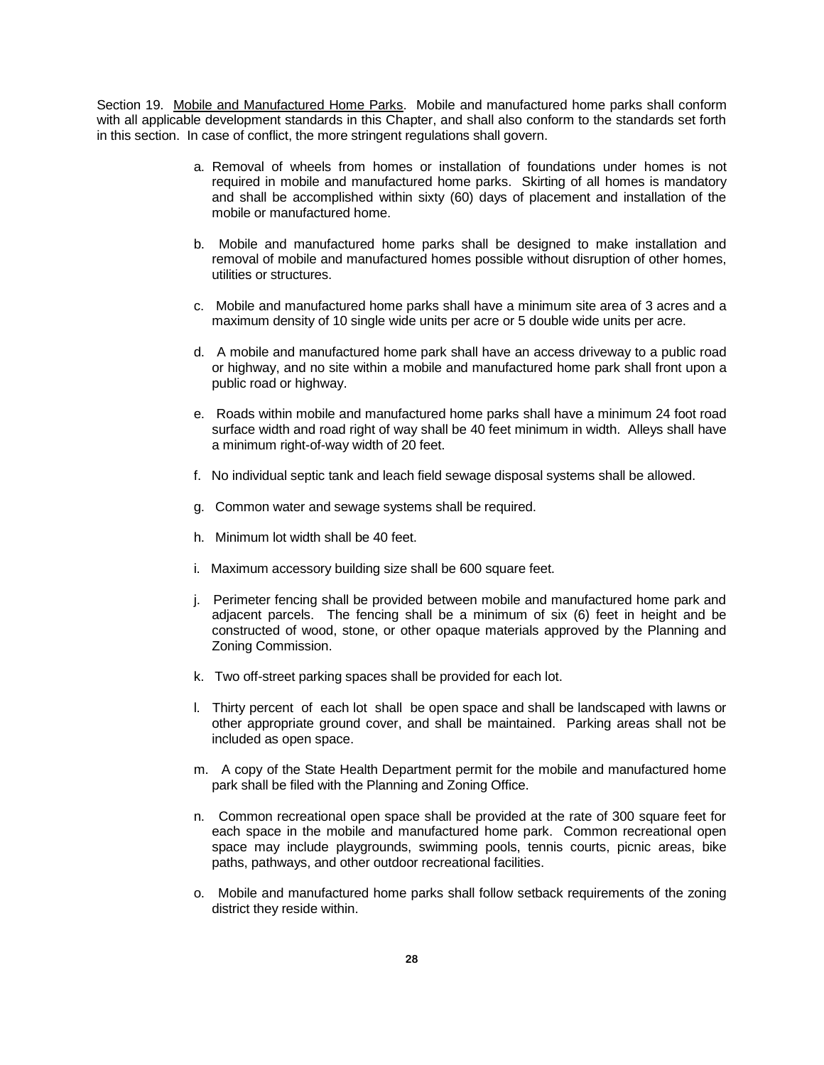Section 19. <u>Mobile and Manufactured Home Parks</u>. Mobile and manufactured home parks shall conform with all applicable development standards in this Chapter, and shall also conform to the standards set forth in this section. In case of conflict, the more stringent regulations shall govern.

a. Removal of wheels from homes or installation of foundations under homes is not required in mobile and manufactured home parks. Skirting of all homes is mandatory and shall be accomplished within sixty (60) days of placement and installation of the mobile or manufactured home.

b. Mobile and manufactured home parks shall be designed to make installation and removal of mobile and manufactured homes possible without disruption of other homes, utilities or structures.

c. Mobile and manufactured home parks shall have a minimum site area of 3 acres and a maximum density of 10 single wide units per acre or 5 double wide units per acre.

d. A mobile and manufactured home park shall have an access driveway to a public road or highway, and no site within a mobile and manufactured home park shall front upon a public road or highway.

e. Roads within mobile and manufactured home parks shall have a minimum 24 foot road surface width and road right of way shall be 40 feet minimum in width. Alleys shall have a minimum right-of-way width of 20 feet.

f. No individual septic tank and leach field sewage disposal systems shall be allowed.

g. Common water and sewage systems shall be required.

h. Minimum lot width shall be 40 feet.

i. Maximum accessory building size shall be 600 square feet.

j. Perimeter fencing shall be provided between mobile and manufactured home park and adjacent parcels. The fencing shall be a minimum of six (6) feet in height and be constructed of wood, stone, or other opaque materials approved by the Planning and Zoning Commission.

k. Two off-street parking spaces shall be provided for each lot.

l. Thirty percent of each lot shall be open space and shall be landscaped with lawns or other appropriate ground cover, and shall be maintained. Parking areas shall not be included as open space.

m. A copy of the State Health Department permit for the mobile and manufactured home park shall be filed with the Planning and Zoning Office.

n. Common recreational open space shall be provided at the rate of 300 square feet for each space in the mobile and manufactured home park. Common recreational open space may include playgrounds, swimming pools, tennis courts, picnic areas, bike paths, pathways, and other outdoor recreational facilities.

o. Mobile and manufactured home parks shall follow setback requirements of the zoning district they reside within.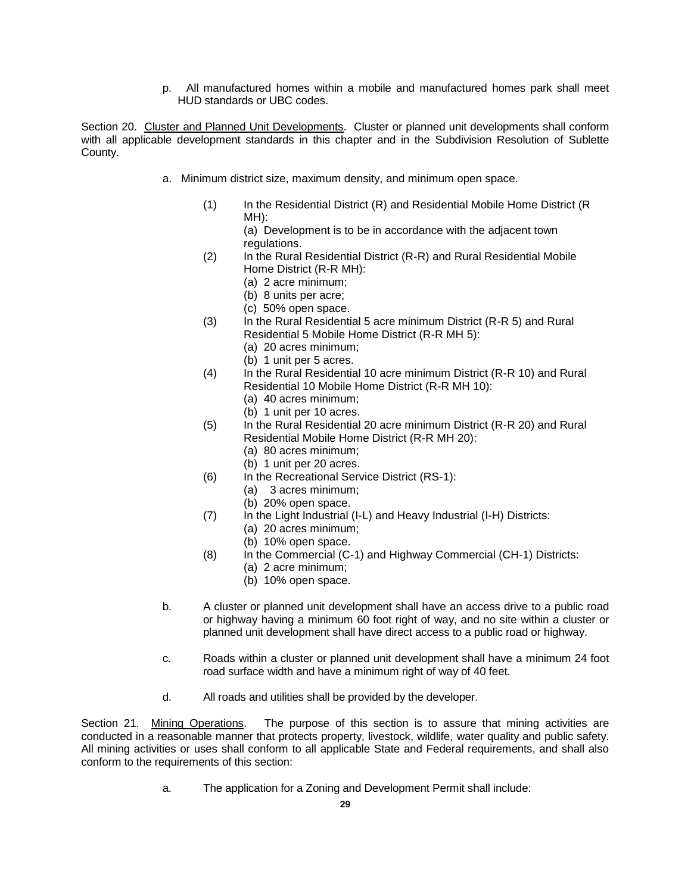p. All manufactured homes within a mobile and manufactured homes park shall meet HUD standards or UBC codes.

Section 20. Cluster and Planned Unit Developments. Cluster or planned unit developments shall conform with all applicable development standards in this chapter and in the Subdivision Resolution of Sublette County.

a. Minimum district size, maximum density, and minimum open space.

(1) In the Residential District (R) and Residential Mobile Home District (R MH):
  (a) Development is to be in accordance with the adjacent town regulations.

(2) In the Rural Residential District (R-R) and Rural Residential Mobile Home District (R-R MH):
  (a) 2 acre minimum;
  (b) 8 units per acre;
  (c) 50% open space.

(3) In the Rural Residential 5 acre minimum District (R-R 5) and Rural Residential 5 Mobile Home District (R-R MH 5):
  (a) 20 acres minimum;
  (b) 1 unit per 5 acres.

(4) In the Rural Residential 10 acre minimum District (R-R 10) and Rural Residential 10 Mobile Home District (R-R MH 10):
  (a) 40 acres minimum;
  (b) 1 unit per 10 acres.

(5) In the Rural Residential 20 acre minimum District (R-R 20) and Rural Residential Mobile Home District (R-R MH 20):
  (a) 80 acres minimum;
  (b) 1 unit per 20 acres.

(6) In the Recreational Service District (RS-1):
  (a) 3 acres minimum;
  (b) 20% open space.

(7) In the Light Industrial (I-L) and Heavy Industrial (I-H) Districts:
  (a) 20 acres minimum;
  (b) 10% open space.

(8) In the Commercial (C-1) and Highway Commercial (CH-1) Districts:
  (a) 2 acre minimum;
  (b) 10% open space.

b. A cluster or planned unit development shall have an access drive to a public road or highway having a minimum 60 foot right of way, and no site within a cluster or planned unit development shall have direct access to a public road or highway.

c. Roads within a cluster or planned unit development shall have a minimum 24 foot road surface width and have a minimum right of way of 40 feet.

d. All roads and utilities shall be provided by the developer.

Section 21. Mining Operations. The purpose of this section is to assure that mining activities are conducted in a reasonable manner that protects property, livestock, wildlife, water quality and public safety. All mining activities or uses shall conform to all applicable State and Federal requirements, and shall also conform to the requirements of this section:

a. The application for a Zoning and Development Permit shall include: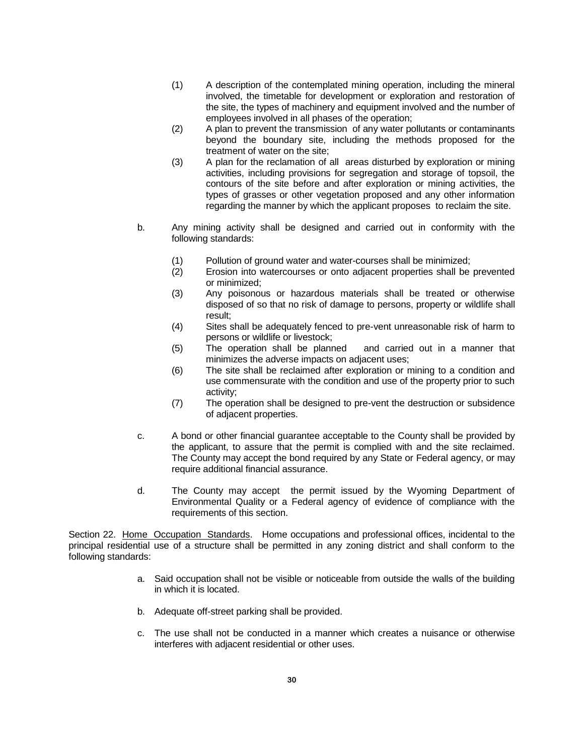(1) A description of the contemplated mining operation, including the mineral involved, the timetable for development or exploration and restoration of the site, the types of machinery and equipment involved and the number of employees involved in all phases of the operation;

(2) A plan to prevent the transmission of any water pollutants or contaminants beyond the boundary site, including the methods proposed for the treatment of water on the site;

(3) A plan for the reclamation of all areas disturbed by exploration or mining activities, including provisions for segregation and storage of topsoil, the contours of the site before and after exploration or mining activities, the types of grasses or other vegetation proposed and any other information regarding the manner by which the applicant proposes to reclaim the site.

b. Any mining activity shall be designed and carried out in conformity with the following standards:

(1) Pollution of ground water and water-courses shall be minimized;

(2) Erosion into watercourses or onto adjacent properties shall be prevented or minimized;

(3) Any poisonous or hazardous materials shall be treated or otherwise disposed of so that no risk of damage to persons, property or wildlife shall result;

(4) Sites shall be adequately fenced to pre-vent unreasonable risk of harm to persons or wildlife or livestock;

(5) The operation shall be planned and carried out in a manner that minimizes the adverse impacts on adjacent uses;

(6) The site shall be reclaimed after exploration or mining to a condition and use commensurate with the condition and use of the property prior to such activity;

(7) The operation shall be designed to pre-vent the destruction or subsidence of adjacent properties.

c. A bond or other financial guarantee acceptable to the County shall be provided by the applicant, to assure that the permit is complied with and the site reclaimed. The County may accept the bond required by any State or Federal agency, or may require additional financial assurance.

d. The County may accept the permit issued by the Wyoming Department of Environmental Quality or a Federal agency of evidence of compliance with the requirements of this section.

Section 22. Home Occupation Standards. Home occupations and professional offices, incidental to the principal residential use of a structure shall be permitted in any zoning district and shall conform to the following standards:

a. Said occupation shall not be visible or noticeable from outside the walls of the building in which it is located.

b. Adequate off-street parking shall be provided.

c. The use shall not be conducted in a manner which creates a nuisance or otherwise interferes with adjacent residential or other uses.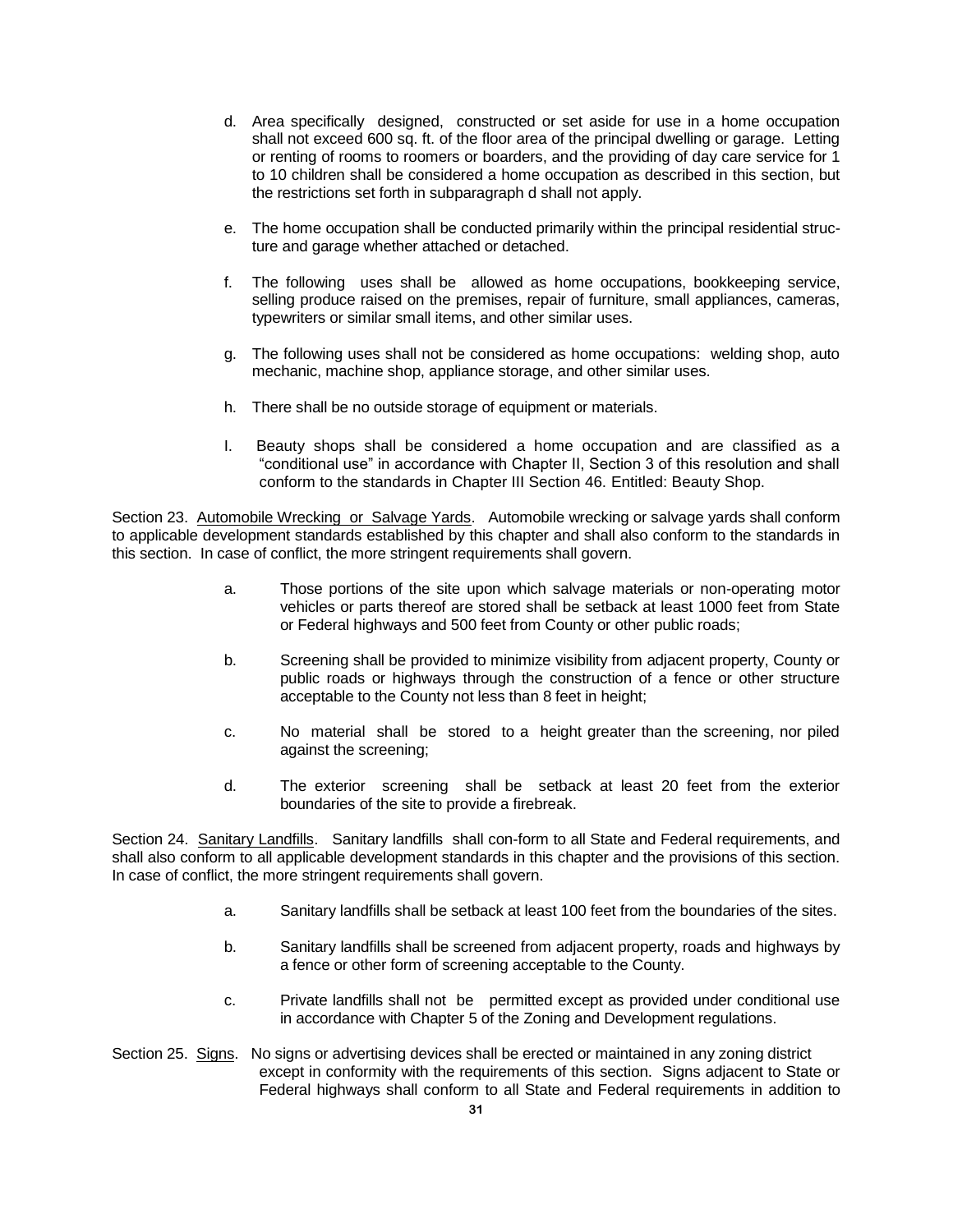d. Area specifically designed, constructed or set aside for use in a home occupation shall not exceed 600 sq. ft. of the floor area of the principal dwelling or garage. Letting or renting of rooms to roomers or boarders, and the providing of day care service for 1 to 10 children shall be considered a home occupation as described in this section, but the restrictions set forth in subparagraph d shall not apply.

e. The home occupation shall be conducted primarily within the principal residential structure and garage whether attached or detached.

f. The following uses shall be allowed as home occupations, bookkeeping service, selling produce raised on the premises, repair of furniture, small appliances, cameras, typewriters or similar small items, and other similar uses.

g. The following uses shall not be considered as home occupations: welding shop, auto mechanic, machine shop, appliance storage, and other similar uses.

h. There shall be no outside storage of equipment or materials.

I. Beauty shops shall be considered a home occupation and are classified as a "conditional use" in accordance with Chapter II, Section 3 of this resolution and shall conform to the standards in Chapter III Section 46. Entitled: Beauty Shop.

Section 23. Automobile Wrecking or Salvage Yards. Automobile wrecking or salvage yards shall conform to applicable development standards established by this chapter and shall also conform to the standards in this section. In case of conflict, the more stringent requirements shall govern.

a. Those portions of the site upon which salvage materials or non-operating motor vehicles or parts thereof are stored shall be setback at least 1000 feet from State or Federal highways and 500 feet from County or other public roads;

b. Screening shall be provided to minimize visibility from adjacent property, County or public roads or highways through the construction of a fence or other structure acceptable to the County not less than 8 feet in height;

c. No material shall be stored to a height greater than the screening, nor piled against the screening;

d. The exterior screening shall be setback at least 20 feet from the exterior boundaries of the site to provide a firebreak.

Section 24. Sanitary Landfills. Sanitary landfills shall con-form to all State and Federal requirements, and shall also conform to all applicable development standards in this chapter and the provisions of this section. In case of conflict, the more stringent requirements shall govern.

a. Sanitary landfills shall be setback at least 100 feet from the boundaries of the sites.

b. Sanitary landfills shall be screened from adjacent property, roads and highways by a fence or other form of screening acceptable to the County.

c. Private landfills shall not be permitted except as provided under conditional use in accordance with Chapter 5 of the Zoning and Development regulations.

Section 25. Signs. No signs or advertising devices shall be erected or maintained in any zoning district except in conformity with the requirements of this section. Signs adjacent to State or Federal highways shall conform to all State and Federal requirements in addition to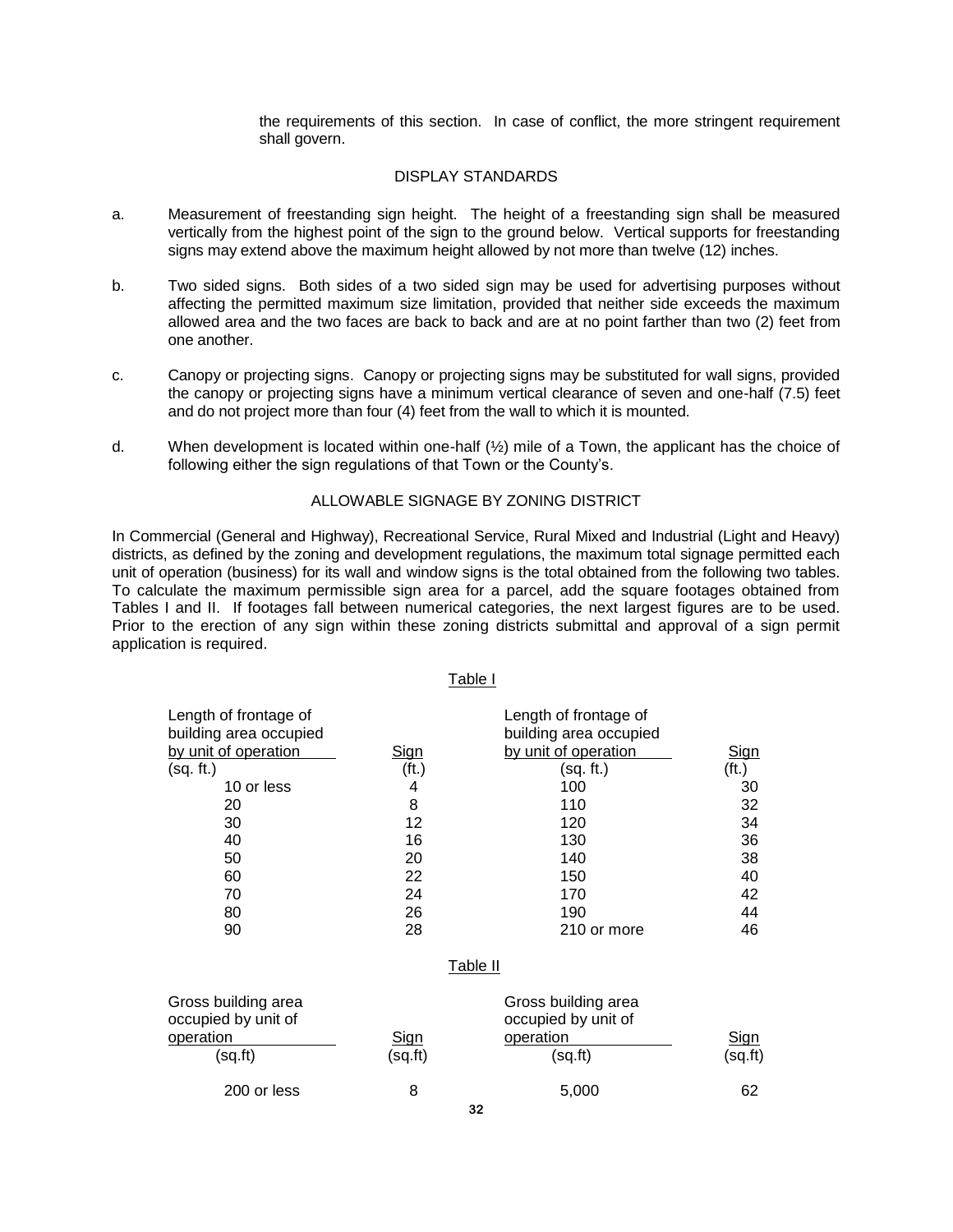the requirements of this section. In case of conflict, the more stringent requirement shall govern.

## DISPLAY STANDARDS

a. Measurement of freestanding sign height. The height of a freestanding sign shall be measured vertically from the highest point of the sign to the ground below. Vertical supports for freestanding signs may extend above the maximum height allowed by not more than twelve (12) inches.

b. Two sided signs. Both sides of a two sided sign may be used for advertising purposes without affecting the permitted maximum size limitation, provided that neither side exceeds the maximum allowed area and the two faces are back to back and are at no point farther than two (2) feet from one another.

c. Canopy or projecting signs. Canopy or projecting signs may be substituted for wall signs, provided the canopy or projecting signs have a minimum vertical clearance of seven and one-half (7.5) feet and do not project more than four (4) feet from the wall to which it is mounted.

d. When development is located within one-half (½) mile of a Town, the applicant has the choice of following either the sign regulations of that Town or the County's.

## ALLOWABLE SIGNAGE BY ZONING DISTRICT

In Commercial (General and Highway), Recreational Service, Rural Mixed and Industrial (Light and Heavy) districts, as defined by the zoning and development regulations, the maximum total signage permitted each unit of operation (business) for its wall and window signs is the total obtained from the following two tables. To calculate the maximum permissible sign area for a parcel, add the square footages obtained from Tables I and II. If footages fall between numerical categories, the next largest figures are to be used. Prior to the erection of any sign within these zoning districts submittal and approval of a sign permit application is required.

Table I

| Length of frontage of building area occupied by unit of operation (sq. ft.) | Sign (ft.) | Length of frontage of building area occupied by unit of operation (sq. ft.) | Sign (ft.) |
|---|---|---|---|
| 10 or less | 4 | 100 | 30 |
| 20 | 8 | 110 | 32 |
| 30 | 12 | 120 | 34 |
| 40 | 16 | 130 | 36 |
| 50 | 20 | 140 | 38 |
| 60 | 22 | 150 | 40 |
| 70 | 24 | 170 | 42 |
| 80 | 26 | 190 | 44 |
| 90 | 28 | 210 or more | 46 |

Table II

| Gross building area occupied by unit of operation (sq.ft) | Sign (sq.ft) | Gross building area occupied by unit of operation (sq.ft) | Sign (sq.ft) |
|---|---|---|---|
| 200 or less | 8 | 5,000 | 62 |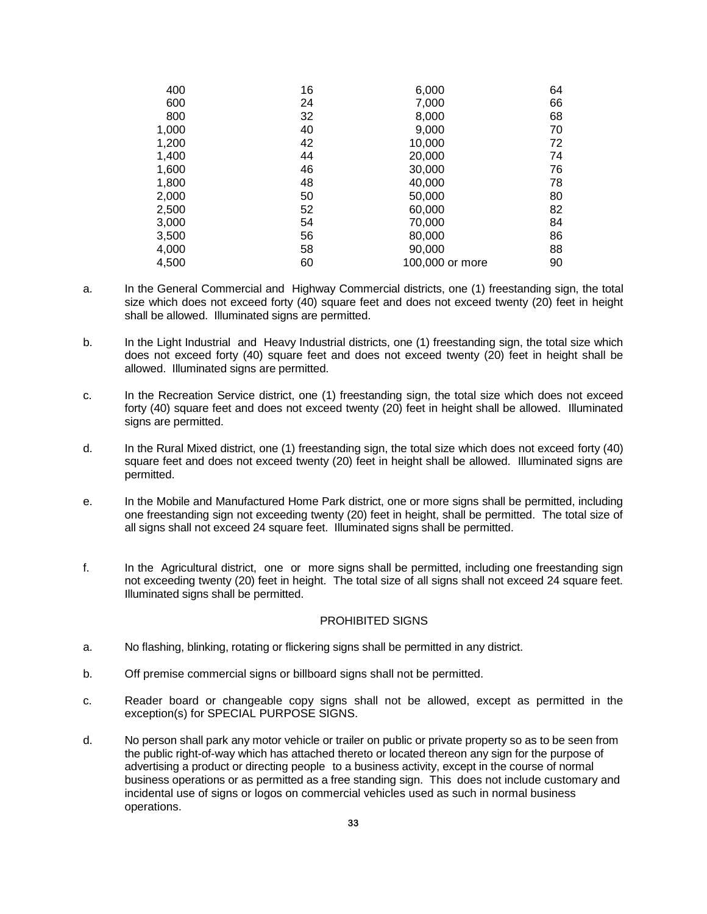| | | | |
|---|---|---|---|
| 400 | 16 | 6,000 | 64 |
| 600 | 24 | 7,000 | 66 |
| 800 | 32 | 8,000 | 68 |
| 1,000 | 40 | 9,000 | 70 |
| 1,200 | 42 | 10,000 | 72 |
| 1,400 | 44 | 20,000 | 74 |
| 1,600 | 46 | 30,000 | 76 |
| 1,800 | 48 | 40,000 | 78 |
| 2,000 | 50 | 50,000 | 80 |
| 2,500 | 52 | 60,000 | 82 |
| 3,000 | 54 | 70,000 | 84 |
| 3,500 | 56 | 80,000 | 86 |
| 4,000 | 58 | 90,000 | 88 |
| 4,500 | 60 | 100,000 or more | 90 |

a. In the General Commercial and Highway Commercial districts, one (1) freestanding sign, the total size which does not exceed forty (40) square feet and does not exceed twenty (20) feet in height shall be allowed. Illuminated signs are permitted.

b. In the Light Industrial and Heavy Industrial districts, one (1) freestanding sign, the total size which does not exceed forty (40) square feet and does not exceed twenty (20) feet in height shall be allowed. Illuminated signs are permitted.

c. In the Recreation Service district, one (1) freestanding sign, the total size which does not exceed forty (40) square feet and does not exceed twenty (20) feet in height shall be allowed. Illuminated signs are permitted.

d. In the Rural Mixed district, one (1) freestanding sign, the total size which does not exceed forty (40) square feet and does not exceed twenty (20) feet in height shall be allowed. Illuminated signs are permitted.

e. In the Mobile and Manufactured Home Park district, one or more signs shall be permitted, including one freestanding sign not exceeding twenty (20) feet in height, shall be permitted. The total size of all signs shall not exceed 24 square feet. Illuminated signs shall be permitted.

f. In the Agricultural district, one or more signs shall be permitted, including one freestanding sign not exceeding twenty (20) feet in height. The total size of all signs shall not exceed 24 square feet. Illuminated signs shall be permitted.

PROHIBITED SIGNS

a. No flashing, blinking, rotating or flickering signs shall be permitted in any district.

b. Off premise commercial signs or billboard signs shall not be permitted.

c. Reader board or changeable copy signs shall not be allowed, except as permitted in the exception(s) for SPECIAL PURPOSE SIGNS.

d. No person shall park any motor vehicle or trailer on public or private property so as to be seen from the public right-of-way which has attached thereto or located thereon any sign for the purpose of advertising a product or directing people to a business activity, except in the course of normal business operations or as permitted as a free standing sign. This does not include customary and incidental use of signs or logos on commercial vehicles used as such in normal business operations.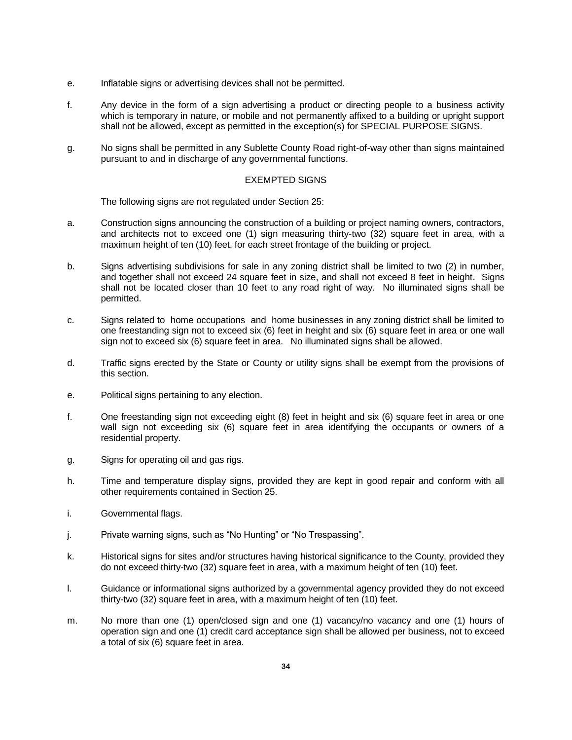e. Inflatable signs or advertising devices shall not be permitted.

f. Any device in the form of a sign advertising a product or directing people to a business activity which is temporary in nature, or mobile and not permanently affixed to a building or upright support shall not be allowed, except as permitted in the exception(s) for SPECIAL PURPOSE SIGNS.

g. No signs shall be permitted in any Sublette County Road right-of-way other than signs maintained pursuant to and in discharge of any governmental functions.

## EXEMPTED SIGNS

The following signs are not regulated under Section 25:

a. Construction signs announcing the construction of a building or project naming owners, contractors, and architects not to exceed one (1) sign measuring thirty-two (32) square feet in area, with a maximum height of ten (10) feet, for each street frontage of the building or project.

b. Signs advertising subdivisions for sale in any zoning district shall be limited to two (2) in number, and together shall not exceed 24 square feet in size, and shall not exceed 8 feet in height. Signs shall not be located closer than 10 feet to any road right of way. No illuminated signs shall be permitted.

c. Signs related to home occupations and home businesses in any zoning district shall be limited to one freestanding sign not to exceed six (6) feet in height and six (6) square feet in area or one wall sign not to exceed six (6) square feet in area. No illuminated signs shall be allowed.

d. Traffic signs erected by the State or County or utility signs shall be exempt from the provisions of this section.

e. Political signs pertaining to any election.

f. One freestanding sign not exceeding eight (8) feet in height and six (6) square feet in area or one wall sign not exceeding six (6) square feet in area identifying the occupants or owners of a residential property.

g. Signs for operating oil and gas rigs.

h. Time and temperature display signs, provided they are kept in good repair and conform with all other requirements contained in Section 25.

i. Governmental flags.

j. Private warning signs, such as "No Hunting" or "No Trespassing".

k. Historical signs for sites and/or structures having historical significance to the County, provided they do not exceed thirty-two (32) square feet in area, with a maximum height of ten (10) feet.

l. Guidance or informational signs authorized by a governmental agency provided they do not exceed thirty-two (32) square feet in area, with a maximum height of ten (10) feet.

m. No more than one (1) open/closed sign and one (1) vacancy/no vacancy and one (1) hours of operation sign and one (1) credit card acceptance sign shall be allowed per business, not to exceed a total of six (6) square feet in area.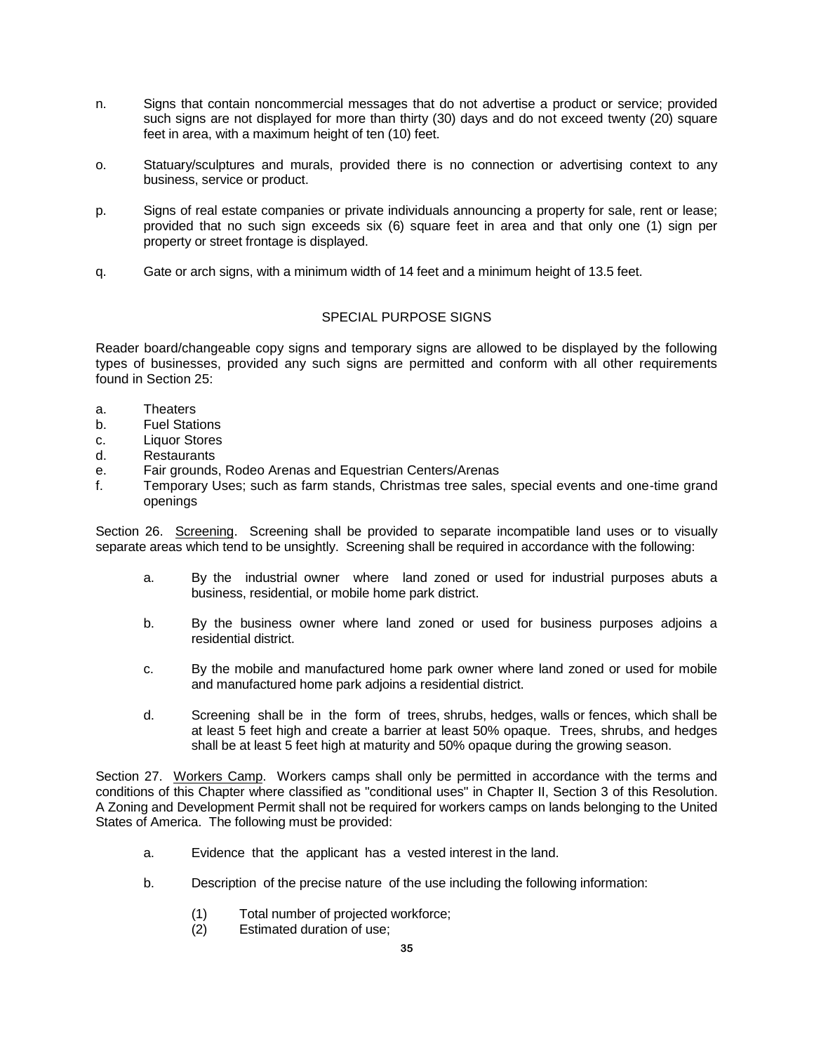n. Signs that contain noncommercial messages that do not advertise a product or service; provided such signs are not displayed for more than thirty (30) days and do not exceed twenty (20) square feet in area, with a maximum height of ten (10) feet.

o. Statuary/sculptures and murals, provided there is no connection or advertising context to any business, service or product.

p. Signs of real estate companies or private individuals announcing a property for sale, rent or lease; provided that no such sign exceeds six (6) square feet in area and that only one (1) sign per property or street frontage is displayed.

q. Gate or arch signs, with a minimum width of 14 feet and a minimum height of 13.5 feet.

## SPECIAL PURPOSE SIGNS

Reader board/changeable copy signs and temporary signs are allowed to be displayed by the following types of businesses, provided any such signs are permitted and conform with all other requirements found in Section 25:

a. Theaters
b. Fuel Stations
c. Liquor Stores
d. Restaurants
e. Fair grounds, Rodeo Arenas and Equestrian Centers/Arenas
f. Temporary Uses; such as farm stands, Christmas tree sales, special events and one-time grand openings

Section 26. Screening. Screening shall be provided to separate incompatible land uses or to visually separate areas which tend to be unsightly. Screening shall be required in accordance with the following:

a. By the industrial owner where land zoned or used for industrial purposes abuts a business, residential, or mobile home park district.

b. By the business owner where land zoned or used for business purposes adjoins a residential district.

c. By the mobile and manufactured home park owner where land zoned or used for mobile and manufactured home park adjoins a residential district.

d. Screening shall be in the form of trees, shrubs, hedges, walls or fences, which shall be at least 5 feet high and create a barrier at least 50% opaque. Trees, shrubs, and hedges shall be at least 5 feet high at maturity and 50% opaque during the growing season.

Section 27. Workers Camp. Workers camps shall only be permitted in accordance with the terms and conditions of this Chapter where classified as "conditional uses" in Chapter II, Section 3 of this Resolution. A Zoning and Development Permit shall not be required for workers camps on lands belonging to the United States of America. The following must be provided:

a. Evidence that the applicant has a vested interest in the land.

b. Description of the precise nature of the use including the following information:

(1) Total number of projected workforce;
(2) Estimated duration of use;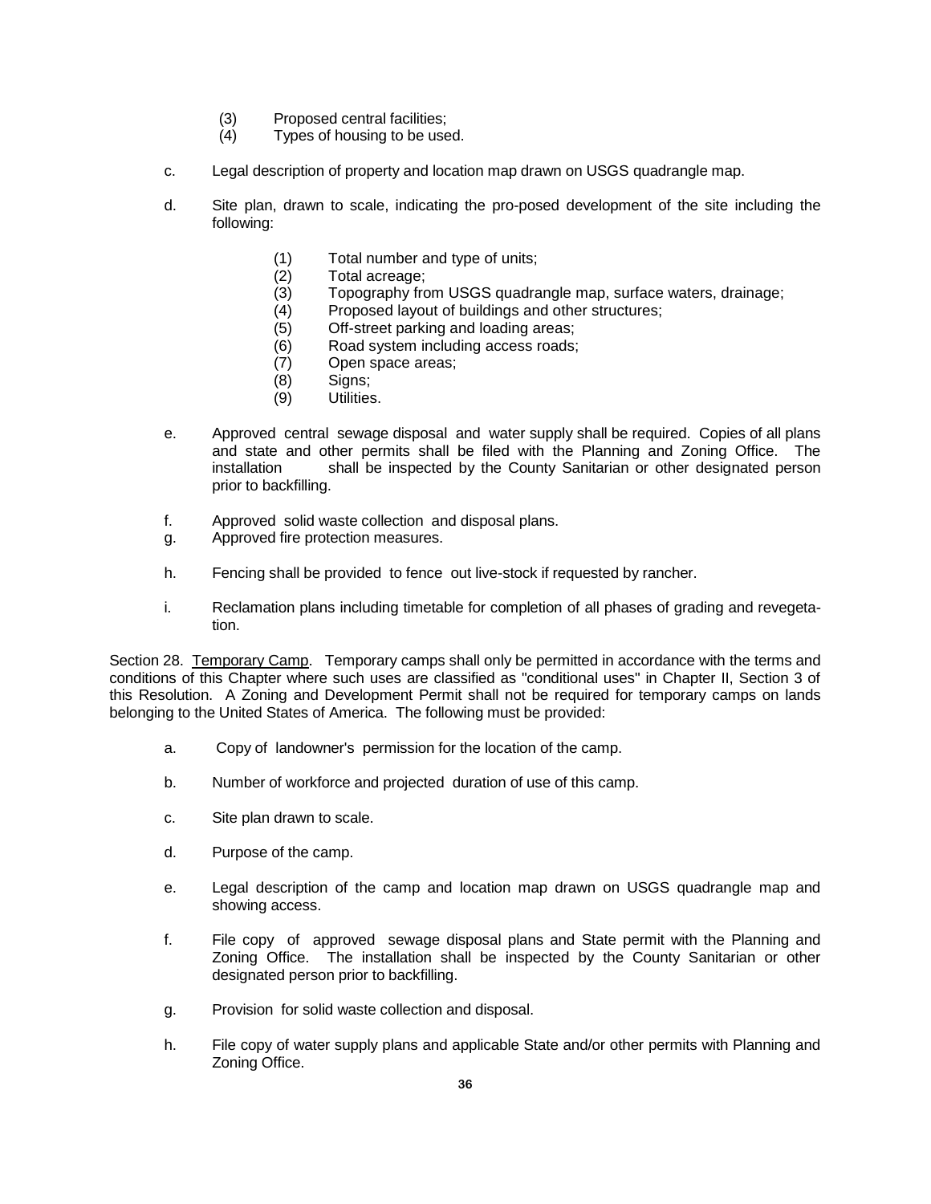(3) Proposed central facilities;
   (4) Types of housing to be used.

c. Legal description of property and location map drawn on USGS quadrangle map.

d. Site plan, drawn to scale, indicating the pro-posed development of the site including the following:

   (1) Total number and type of units;
   (2) Total acreage;
   (3) Topography from USGS quadrangle map, surface waters, drainage;
   (4) Proposed layout of buildings and other structures;
   (5) Off-street parking and loading areas;
   (6) Road system including access roads;
   (7) Open space areas;
   (8) Signs;
   (9) Utilities.

e. Approved central sewage disposal and water supply shall be required. Copies of all plans and state and other permits shall be filed with the Planning and Zoning Office. The installation shall be inspected by the County Sanitarian or other designated person prior to backfilling.

f. Approved solid waste collection and disposal plans.

g. Approved fire protection measures.

h. Fencing shall be provided to fence out live-stock if requested by rancher.

i. Reclamation plans including timetable for completion of all phases of grading and revegetation.

Section 28. <u>Temporary Camp</u>. Temporary camps shall only be permitted in accordance with the terms and conditions of this Chapter where such uses are classified as "conditional uses" in Chapter II, Section 3 of this Resolution. A Zoning and Development Permit shall not be required for temporary camps on lands belonging to the United States of America. The following must be provided:

a. Copy of landowner's permission for the location of the camp.

b. Number of workforce and projected duration of use of this camp.

c. Site plan drawn to scale.

d. Purpose of the camp.

e. Legal description of the camp and location map drawn on USGS quadrangle map and showing access.

f. File copy of approved sewage disposal plans and State permit with the Planning and Zoning Office. The installation shall be inspected by the County Sanitarian or other designated person prior to backfilling.

g. Provision for solid waste collection and disposal.

h. File copy of water supply plans and applicable State and/or other permits with Planning and Zoning Office.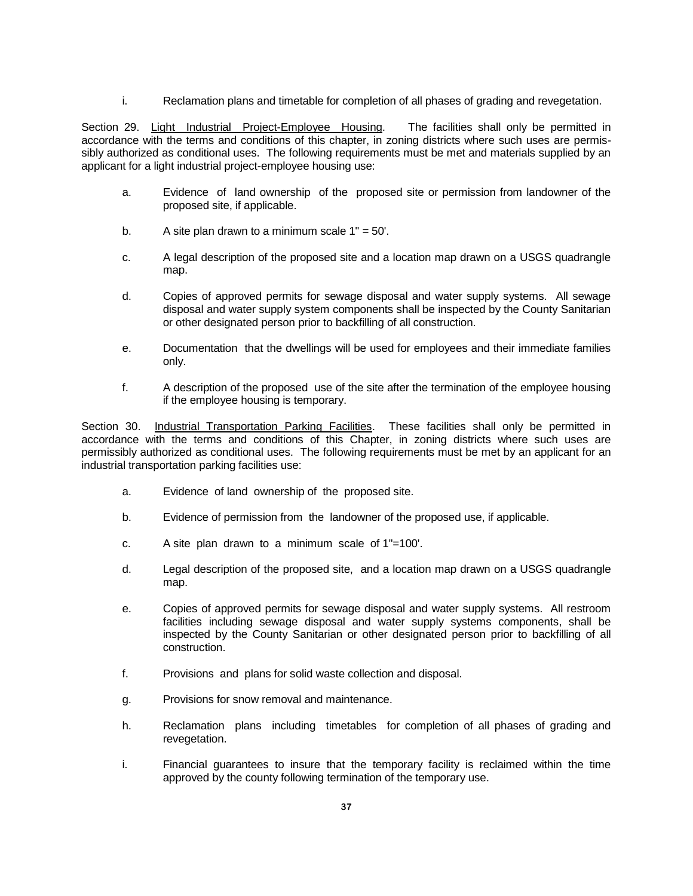i. Reclamation plans and timetable for completion of all phases of grading and revegetation.

Section 29. Light Industrial Project-Employee Housing. The facilities shall only be permitted in accordance with the terms and conditions of this chapter, in zoning districts where such uses are permissibly authorized as conditional uses. The following requirements must be met and materials supplied by an applicant for a light industrial project-employee housing use:

a. Evidence of land ownership of the proposed site or permission from landowner of the proposed site, if applicable.

b. A site plan drawn to a minimum scale 1" = 50'.

c. A legal description of the proposed site and a location map drawn on a USGS quadrangle map.

d. Copies of approved permits for sewage disposal and water supply systems. All sewage disposal and water supply system components shall be inspected by the County Sanitarian or other designated person prior to backfilling of all construction.

e. Documentation that the dwellings will be used for employees and their immediate families only.

f. A description of the proposed use of the site after the termination of the employee housing if the employee housing is temporary.

Section 30. Industrial Transportation Parking Facilities. These facilities shall only be permitted in accordance with the terms and conditions of this Chapter, in zoning districts where such uses are permissibly authorized as conditional uses. The following requirements must be met by an applicant for an industrial transportation parking facilities use:

a. Evidence of land ownership of the proposed site.

b. Evidence of permission from the landowner of the proposed use, if applicable.

c. A site plan drawn to a minimum scale of 1"=100'.

d. Legal description of the proposed site, and a location map drawn on a USGS quadrangle map.

e. Copies of approved permits for sewage disposal and water supply systems. All restroom facilities including sewage disposal and water supply systems components, shall be inspected by the County Sanitarian or other designated person prior to backfilling of all construction.

f. Provisions and plans for solid waste collection and disposal.

g. Provisions for snow removal and maintenance.

h. Reclamation plans including timetables for completion of all phases of grading and revegetation.

i. Financial guarantees to insure that the temporary facility is reclaimed within the time approved by the county following termination of the temporary use.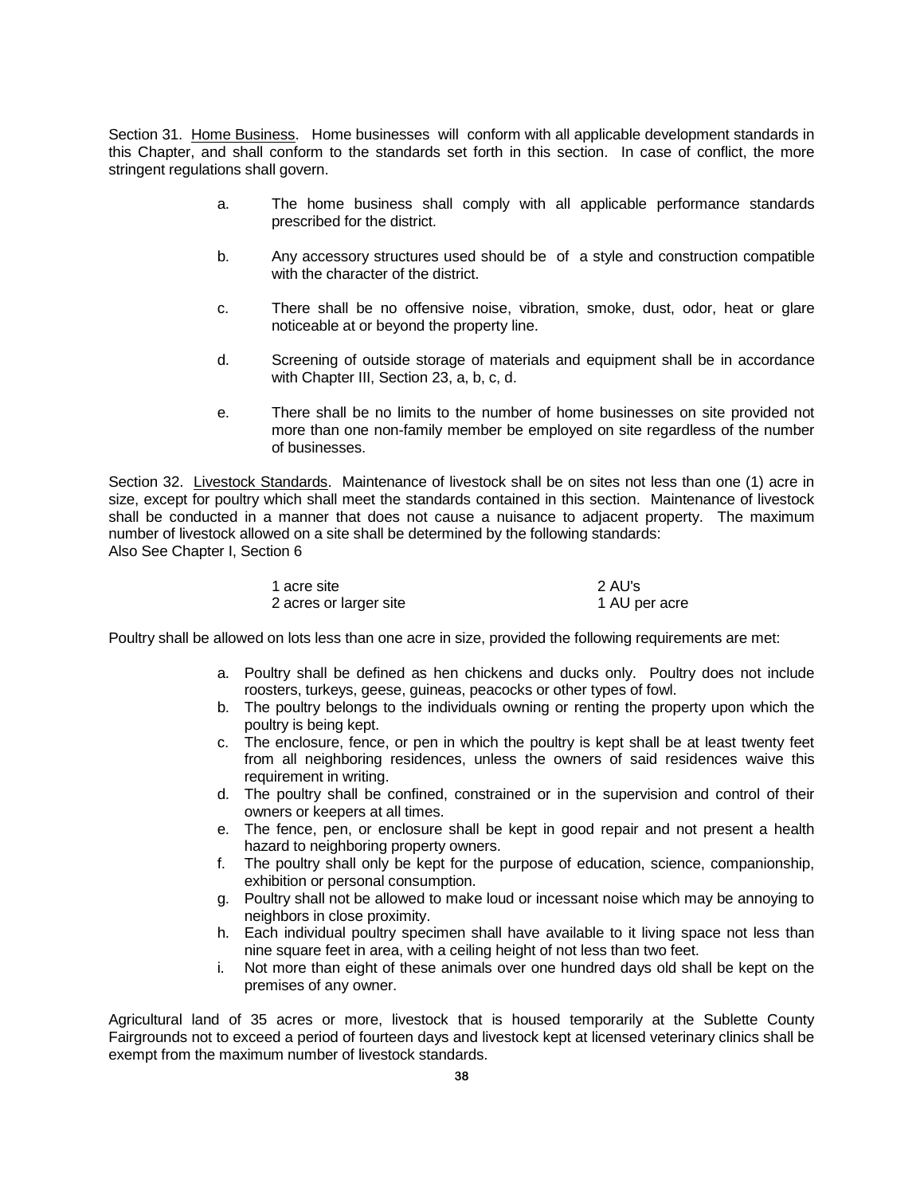Section 31. Home Business. Home businesses will conform with all applicable development standards in this Chapter, and shall conform to the standards set forth in this section. In case of conflict, the more stringent regulations shall govern.

a. The home business shall comply with all applicable performance standards prescribed for the district.

b. Any accessory structures used should be of a style and construction compatible with the character of the district.

c. There shall be no offensive noise, vibration, smoke, dust, odor, heat or glare noticeable at or beyond the property line.

d. Screening of outside storage of materials and equipment shall be in accordance with Chapter III, Section 23, a, b, c, d.

e. There shall be no limits to the number of home businesses on site provided not more than one non-family member be employed on site regardless of the number of businesses.

Section 32. Livestock Standards. Maintenance of livestock shall be on sites not less than one (1) acre in size, except for poultry which shall meet the standards contained in this section. Maintenance of livestock shall be conducted in a manner that does not cause a nuisance to adjacent property. The maximum number of livestock allowed on a site shall be determined by the following standards:
Also See Chapter I, Section 6

| | |
|---|---|
| 1 acre site | 2 AU's |
| 2 acres or larger site | 1 AU per acre |

Poultry shall be allowed on lots less than one acre in size, provided the following requirements are met:

a. Poultry shall be defined as hen chickens and ducks only. Poultry does not include roosters, turkeys, geese, guineas, peacocks or other types of fowl.
b. The poultry belongs to the individuals owning or renting the property upon which the poultry is being kept.
c. The enclosure, fence, or pen in which the poultry is kept shall be at least twenty feet from all neighboring residences, unless the owners of said residences waive this requirement in writing.
d. The poultry shall be confined, constrained or in the supervision and control of their owners or keepers at all times.
e. The fence, pen, or enclosure shall be kept in good repair and not present a health hazard to neighboring property owners.
f. The poultry shall only be kept for the purpose of education, science, companionship, exhibition or personal consumption.
g. Poultry shall not be allowed to make loud or incessant noise which may be annoying to neighbors in close proximity.
h. Each individual poultry specimen shall have available to it living space not less than nine square feet in area, with a ceiling height of not less than two feet.
i. Not more than eight of these animals over one hundred days old shall be kept on the premises of any owner.

Agricultural land of 35 acres or more, livestock that is housed temporarily at the Sublette County Fairgrounds not to exceed a period of fourteen days and livestock kept at licensed veterinary clinics shall be exempt from the maximum number of livestock standards.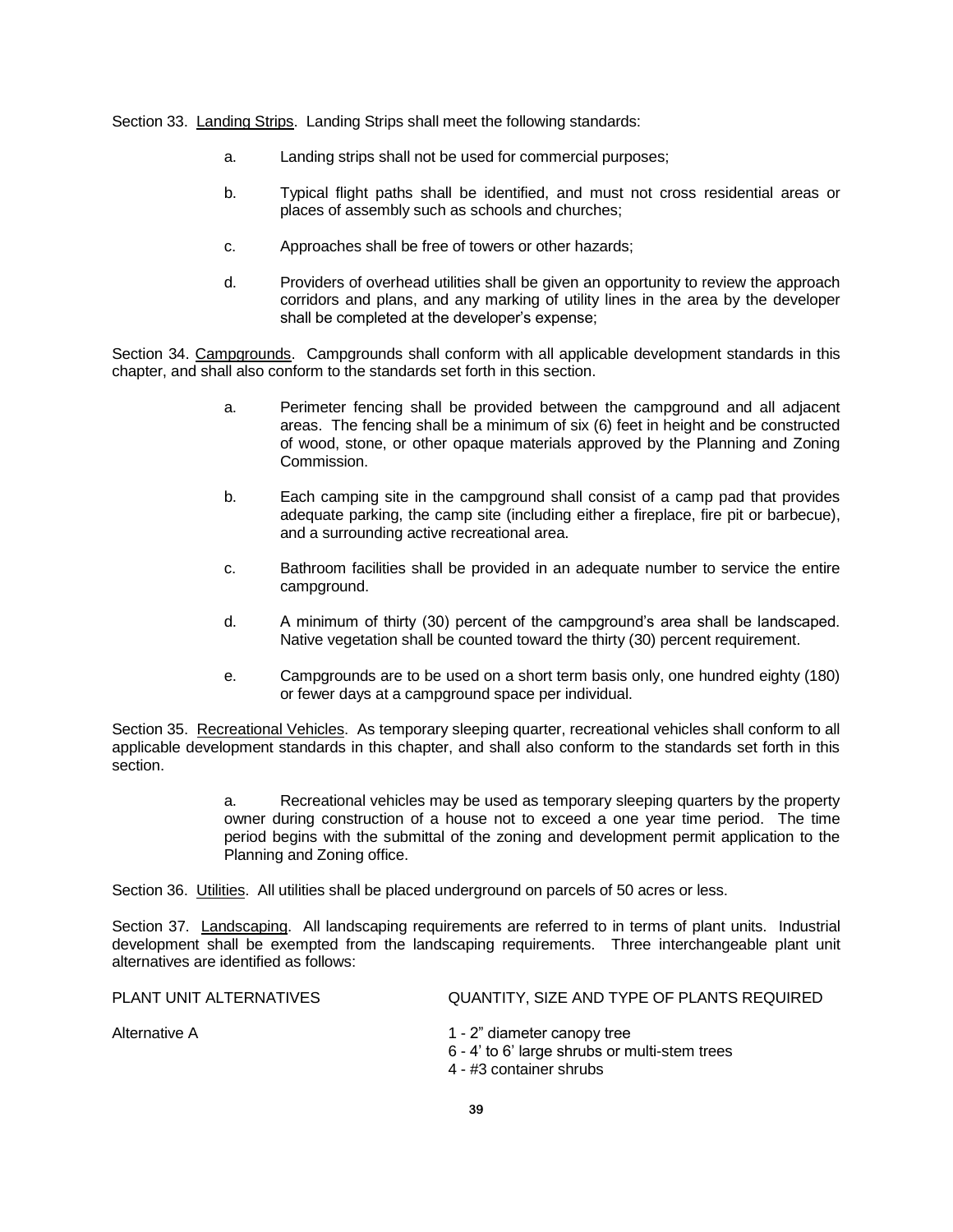Section 33. Landing Strips. Landing Strips shall meet the following standards:

a. Landing strips shall not be used for commercial purposes;

b. Typical flight paths shall be identified, and must not cross residential areas or places of assembly such as schools and churches;

c. Approaches shall be free of towers or other hazards;

d. Providers of overhead utilities shall be given an opportunity to review the approach corridors and plans, and any marking of utility lines in the area by the developer shall be completed at the developer's expense;

Section 34. Campgrounds. Campgrounds shall conform with all applicable development standards in this chapter, and shall also conform to the standards set forth in this section.

a. Perimeter fencing shall be provided between the campground and all adjacent areas. The fencing shall be a minimum of six (6) feet in height and be constructed of wood, stone, or other opaque materials approved by the Planning and Zoning Commission.

b. Each camping site in the campground shall consist of a camp pad that provides adequate parking, the camp site (including either a fireplace, fire pit or barbecue), and a surrounding active recreational area.

c. Bathroom facilities shall be provided in an adequate number to service the entire campground.

d. A minimum of thirty (30) percent of the campground's area shall be landscaped. Native vegetation shall be counted toward the thirty (30) percent requirement.

e. Campgrounds are to be used on a short term basis only, one hundred eighty (180) or fewer days at a campground space per individual.

Section 35. Recreational Vehicles. As temporary sleeping quarter, recreational vehicles shall conform to all applicable development standards in this chapter, and shall also conform to the standards set forth in this section.

a. Recreational vehicles may be used as temporary sleeping quarters by the property owner during construction of a house not to exceed a one year time period. The time period begins with the submittal of the zoning and development permit application to the Planning and Zoning office.

Section 36. Utilities. All utilities shall be placed underground on parcels of 50 acres or less.

Section 37. Landscaping. All landscaping requirements are referred to in terms of plant units. Industrial development shall be exempted from the landscaping requirements. Three interchangeable plant unit alternatives are identified as follows:

| PLANT UNIT ALTERNATIVES | QUANTITY, SIZE AND TYPE OF PLANTS REQUIRED |
|---|---|
| Alternative A | 1 - 2" diameter canopy tree<br>6 - 4' to 6' large shrubs or multi-stem trees<br>4 - #3 container shrubs |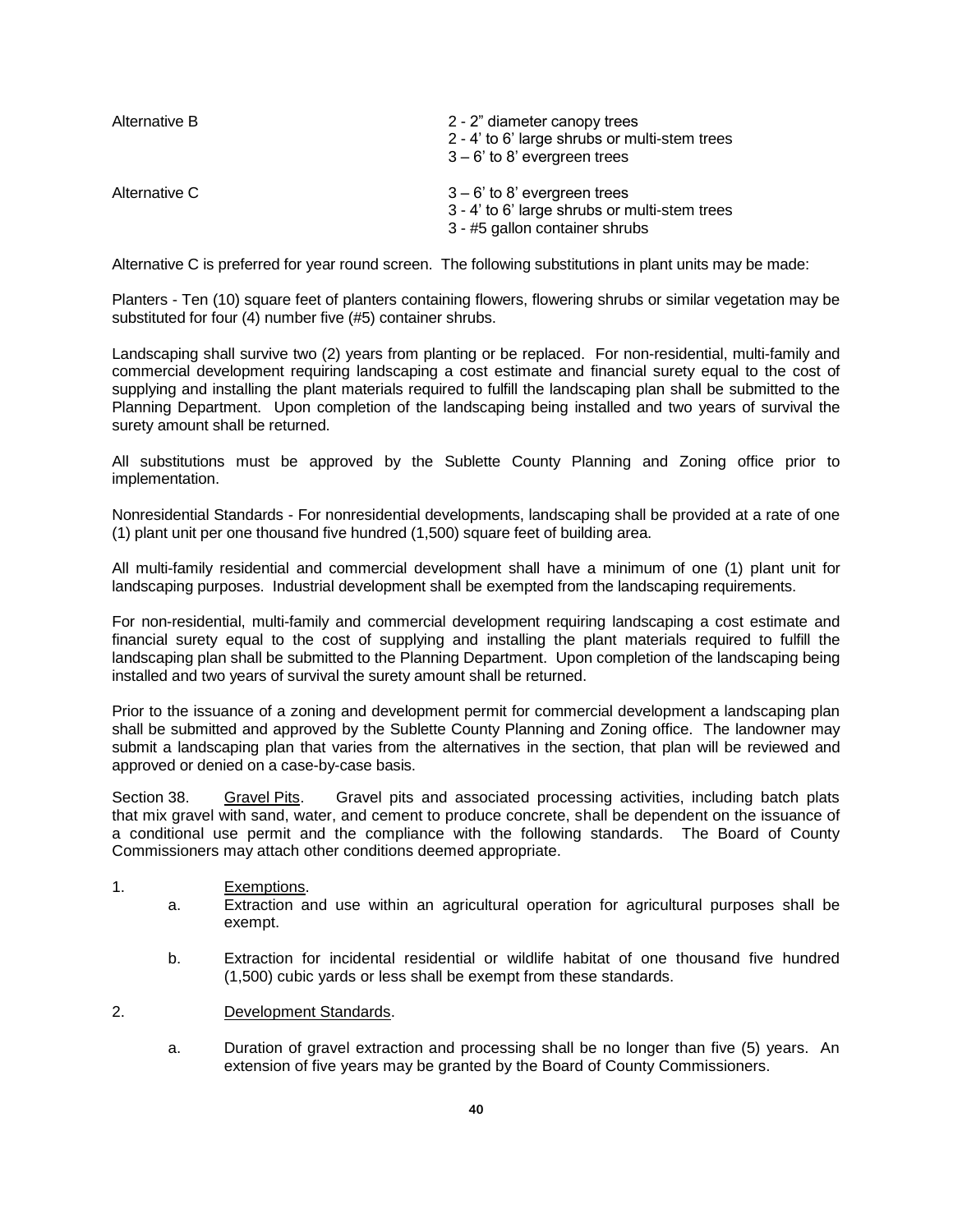| | |
|---|---|
| Alternative B | 2 - 2" diameter canopy trees<br>2 - 4' to 6' large shrubs or multi-stem trees<br>3 – 6' to 8' evergreen trees |
| Alternative C | 3 – 6' to 8' evergreen trees<br>3 - 4' to 6' large shrubs or multi-stem trees<br>3 - #5 gallon container shrubs |

Alternative C is preferred for year round screen. The following substitutions in plant units may be made:

Planters - Ten (10) square feet of planters containing flowers, flowering shrubs or similar vegetation may be substituted for four (4) number five (#5) container shrubs.

Landscaping shall survive two (2) years from planting or be replaced. For non-residential, multi-family and commercial development requiring landscaping a cost estimate and financial surety equal to the cost of supplying and installing the plant materials required to fulfill the landscaping plan shall be submitted to the Planning Department. Upon completion of the landscaping being installed and two years of survival the surety amount shall be returned.

All substitutions must be approved by the Sublette County Planning and Zoning office prior to implementation.

Nonresidential Standards - For nonresidential developments, landscaping shall be provided at a rate of one (1) plant unit per one thousand five hundred (1,500) square feet of building area.

All multi-family residential and commercial development shall have a minimum of one (1) plant unit for landscaping purposes. Industrial development shall be exempted from the landscaping requirements.

For non-residential, multi-family and commercial development requiring landscaping a cost estimate and financial surety equal to the cost of supplying and installing the plant materials required to fulfill the landscaping plan shall be submitted to the Planning Department. Upon completion of the landscaping being installed and two years of survival the surety amount shall be returned.

Prior to the issuance of a zoning and development permit for commercial development a landscaping plan shall be submitted and approved by the Sublette County Planning and Zoning office. The landowner may submit a landscaping plan that varies from the alternatives in the section, that plan will be reviewed and approved or denied on a case-by-case basis.

Section 38. Gravel Pits. Gravel pits and associated processing activities, including batch plats that mix gravel with sand, water, and cement to produce concrete, shall be dependent on the issuance of a conditional use permit and the compliance with the following standards. The Board of County Commissioners may attach other conditions deemed appropriate.

1. Exemptions.
   a. Extraction and use within an agricultural operation for agricultural purposes shall be exempt.

   b. Extraction for incidental residential or wildlife habitat of one thousand five hundred (1,500) cubic yards or less shall be exempt from these standards.

2. Development Standards.

   a. Duration of gravel extraction and processing shall be no longer than five (5) years. An extension of five years may be granted by the Board of County Commissioners.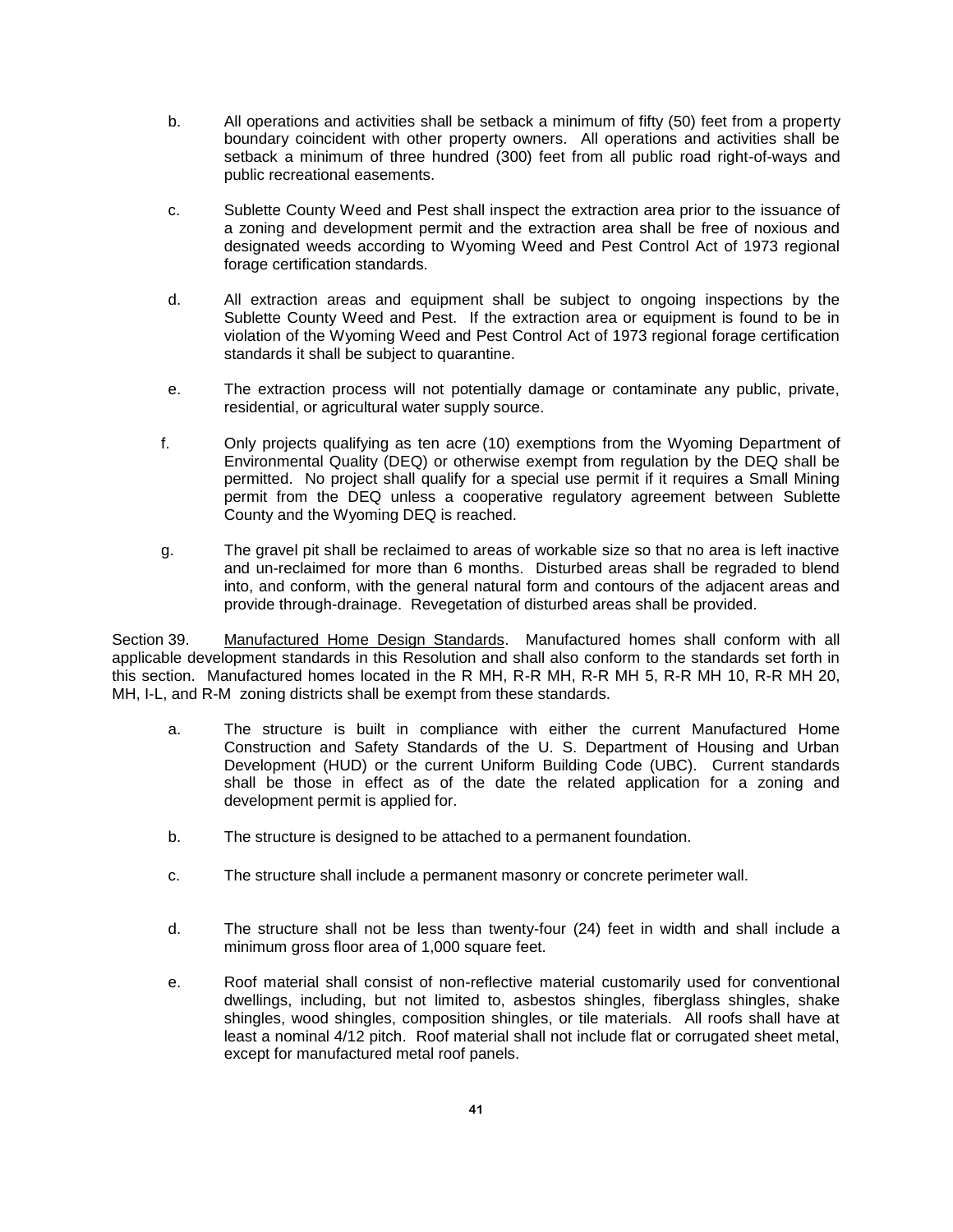b. All operations and activities shall be setback a minimum of fifty (50) feet from a property boundary coincident with other property owners. All operations and activities shall be setback a minimum of three hundred (300) feet from all public road right-of-ways and public recreational easements.

c. Sublette County Weed and Pest shall inspect the extraction area prior to the issuance of a zoning and development permit and the extraction area shall be free of noxious and designated weeds according to Wyoming Weed and Pest Control Act of 1973 regional forage certification standards.

d. All extraction areas and equipment shall be subject to ongoing inspections by the Sublette County Weed and Pest. If the extraction area or equipment is found to be in violation of the Wyoming Weed and Pest Control Act of 1973 regional forage certification standards it shall be subject to quarantine.

e. The extraction process will not potentially damage or contaminate any public, private, residential, or agricultural water supply source.

f. Only projects qualifying as ten acre (10) exemptions from the Wyoming Department of Environmental Quality (DEQ) or otherwise exempt from regulation by the DEQ shall be permitted. No project shall qualify for a special use permit if it requires a Small Mining permit from the DEQ unless a cooperative regulatory agreement between Sublette County and the Wyoming DEQ is reached.

g. The gravel pit shall be reclaimed to areas of workable size so that no area is left inactive and un-reclaimed for more than 6 months. Disturbed areas shall be regraded to blend into, and conform, with the general natural form and contours of the adjacent areas and provide through-drainage. Revegetation of disturbed areas shall be provided.

Section 39. Manufactured Home Design Standards. Manufactured homes shall conform with all applicable development standards in this Resolution and shall also conform to the standards set forth in this section. Manufactured homes located in the R MH, R-R MH, R-R MH 5, R-R MH 10, R-R MH 20, MH, I-L, and R-M zoning districts shall be exempt from these standards.

a. The structure is built in compliance with either the current Manufactured Home Construction and Safety Standards of the U. S. Department of Housing and Urban Development (HUD) or the current Uniform Building Code (UBC). Current standards shall be those in effect as of the date the related application for a zoning and development permit is applied for.

b. The structure is designed to be attached to a permanent foundation.

c. The structure shall include a permanent masonry or concrete perimeter wall.

d. The structure shall not be less than twenty-four (24) feet in width and shall include a minimum gross floor area of 1,000 square feet.

e. Roof material shall consist of non-reflective material customarily used for conventional dwellings, including, but not limited to, asbestos shingles, fiberglass shingles, shake shingles, wood shingles, composition shingles, or tile materials. All roofs shall have at least a nominal 4/12 pitch. Roof material shall not include flat or corrugated sheet metal, except for manufactured metal roof panels.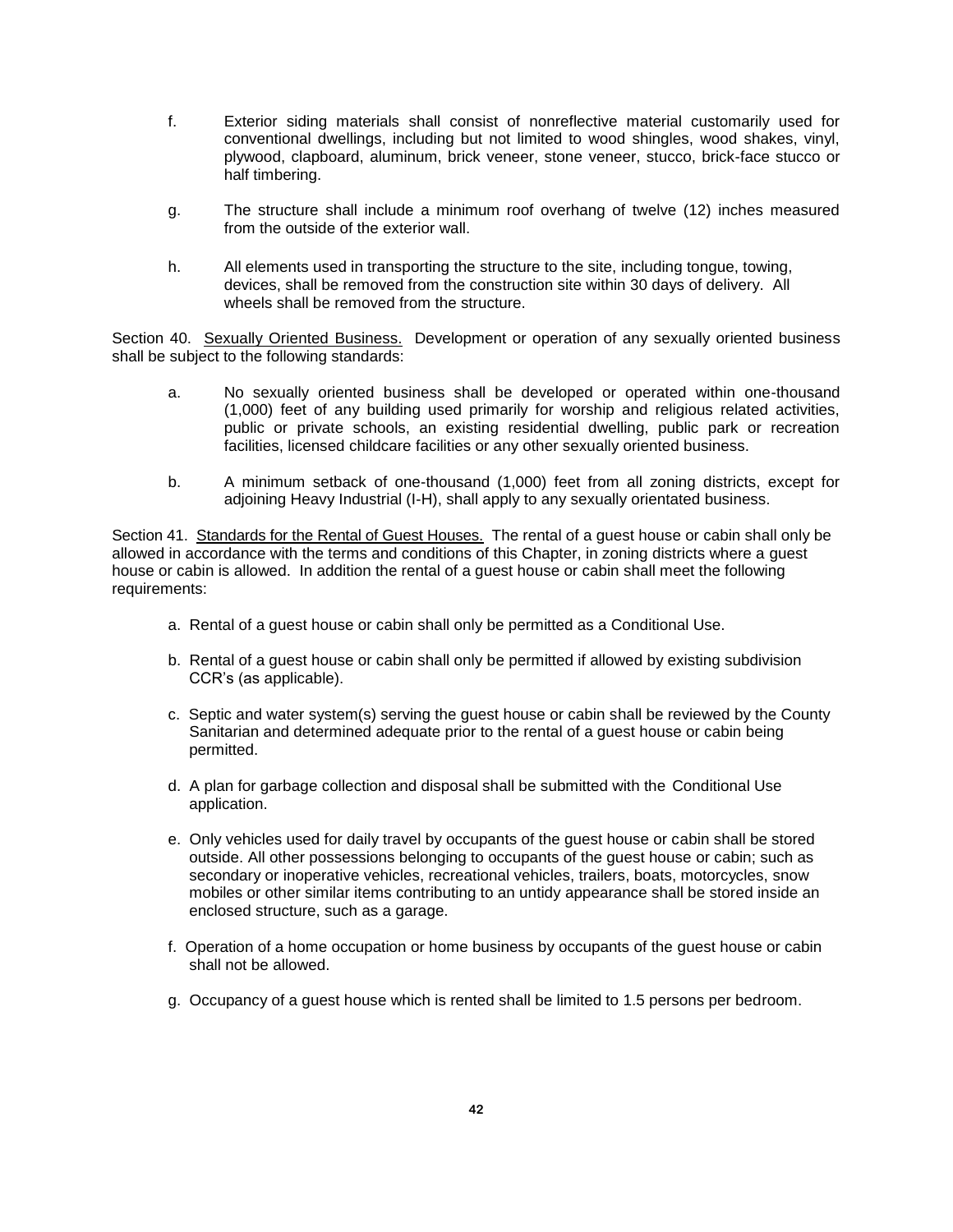f. Exterior siding materials shall consist of nonreflective material customarily used for conventional dwellings, including but not limited to wood shingles, wood shakes, vinyl, plywood, clapboard, aluminum, brick veneer, stone veneer, stucco, brick-face stucco or half timbering.

g. The structure shall include a minimum roof overhang of twelve (12) inches measured from the outside of the exterior wall.

h. All elements used in transporting the structure to the site, including tongue, towing, devices, shall be removed from the construction site within 30 days of delivery. All wheels shall be removed from the structure.

Section 40. Sexually Oriented Business. Development or operation of any sexually oriented business shall be subject to the following standards:

a. No sexually oriented business shall be developed or operated within one-thousand (1,000) feet of any building used primarily for worship and religious related activities, public or private schools, an existing residential dwelling, public park or recreation facilities, licensed childcare facilities or any other sexually oriented business.

b. A minimum setback of one-thousand (1,000) feet from all zoning districts, except for adjoining Heavy Industrial (I-H), shall apply to any sexually orientated business.

Section 41. Standards for the Rental of Guest Houses. The rental of a guest house or cabin shall only be allowed in accordance with the terms and conditions of this Chapter, in zoning districts where a guest house or cabin is allowed. In addition the rental of a guest house or cabin shall meet the following requirements:

a. Rental of a guest house or cabin shall only be permitted as a Conditional Use.

b. Rental of a guest house or cabin shall only be permitted if allowed by existing subdivision CCR's (as applicable).

c. Septic and water system(s) serving the guest house or cabin shall be reviewed by the County Sanitarian and determined adequate prior to the rental of a guest house or cabin being permitted.

d. A plan for garbage collection and disposal shall be submitted with the Conditional Use application.

e. Only vehicles used for daily travel by occupants of the guest house or cabin shall be stored outside. All other possessions belonging to occupants of the guest house or cabin; such as secondary or inoperative vehicles, recreational vehicles, trailers, boats, motorcycles, snow mobiles or other similar items contributing to an untidy appearance shall be stored inside an enclosed structure, such as a garage.

f. Operation of a home occupation or home business by occupants of the guest house or cabin shall not be allowed.

g. Occupancy of a guest house which is rented shall be limited to 1.5 persons per bedroom.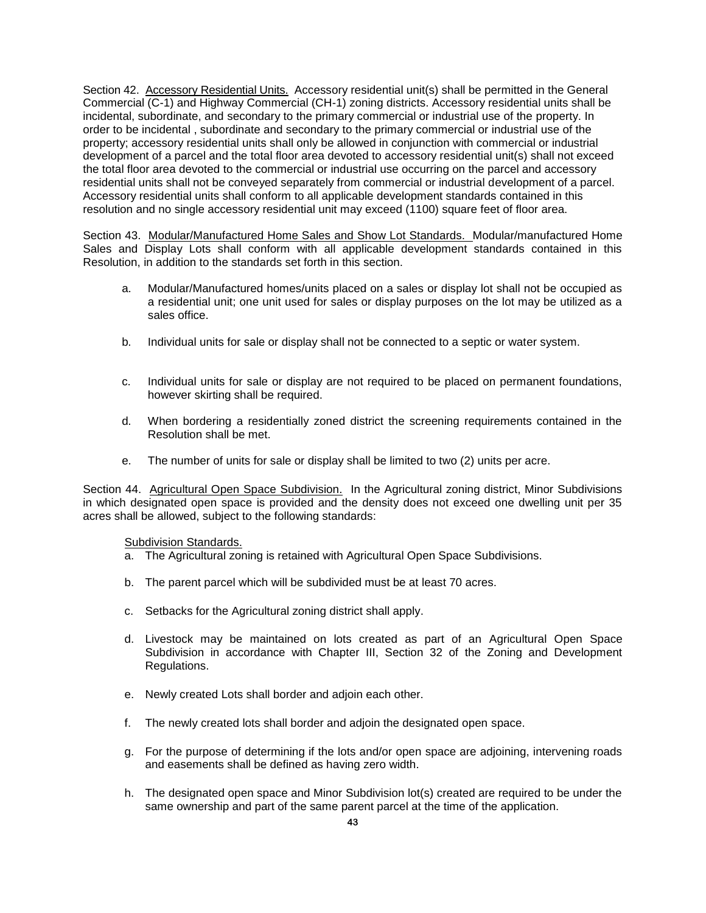Section 42. Accessory Residential Units. Accessory residential unit(s) shall be permitted in the General Commercial (C-1) and Highway Commercial (CH-1) zoning districts. Accessory residential units shall be incidental, subordinate, and secondary to the primary commercial or industrial use of the property. In order to be incidental , subordinate and secondary to the primary commercial or industrial use of the property; accessory residential units shall only be allowed in conjunction with commercial or industrial development of a parcel and the total floor area devoted to accessory residential unit(s) shall not exceed the total floor area devoted to the commercial or industrial use occurring on the parcel and accessory residential units shall not be conveyed separately from commercial or industrial development of a parcel. Accessory residential units shall conform to all applicable development standards contained in this resolution and no single accessory residential unit may exceed (1100) square feet of floor area.

Section 43. Modular/Manufactured Home Sales and Show Lot Standards. Modular/manufactured Home Sales and Display Lots shall conform with all applicable development standards contained in this Resolution, in addition to the standards set forth in this section.

a. Modular/Manufactured homes/units placed on a sales or display lot shall not be occupied as a residential unit; one unit used for sales or display purposes on the lot may be utilized as a sales office.

b. Individual units for sale or display shall not be connected to a septic or water system.

c. Individual units for sale or display are not required to be placed on permanent foundations, however skirting shall be required.

d. When bordering a residentially zoned district the screening requirements contained in the Resolution shall be met.

e. The number of units for sale or display shall be limited to two (2) units per acre.

Section 44. Agricultural Open Space Subdivision. In the Agricultural zoning district, Minor Subdivisions in which designated open space is provided and the density does not exceed one dwelling unit per 35 acres shall be allowed, subject to the following standards:

Subdivision Standards.

a. The Agricultural zoning is retained with Agricultural Open Space Subdivisions.

b. The parent parcel which will be subdivided must be at least 70 acres.

c. Setbacks for the Agricultural zoning district shall apply.

d. Livestock may be maintained on lots created as part of an Agricultural Open Space Subdivision in accordance with Chapter III, Section 32 of the Zoning and Development Regulations.

e. Newly created Lots shall border and adjoin each other.

f. The newly created lots shall border and adjoin the designated open space.

g. For the purpose of determining if the lots and/or open space are adjoining, intervening roads and easements shall be defined as having zero width.

h. The designated open space and Minor Subdivision lot(s) created are required to be under the same ownership and part of the same parent parcel at the time of the application.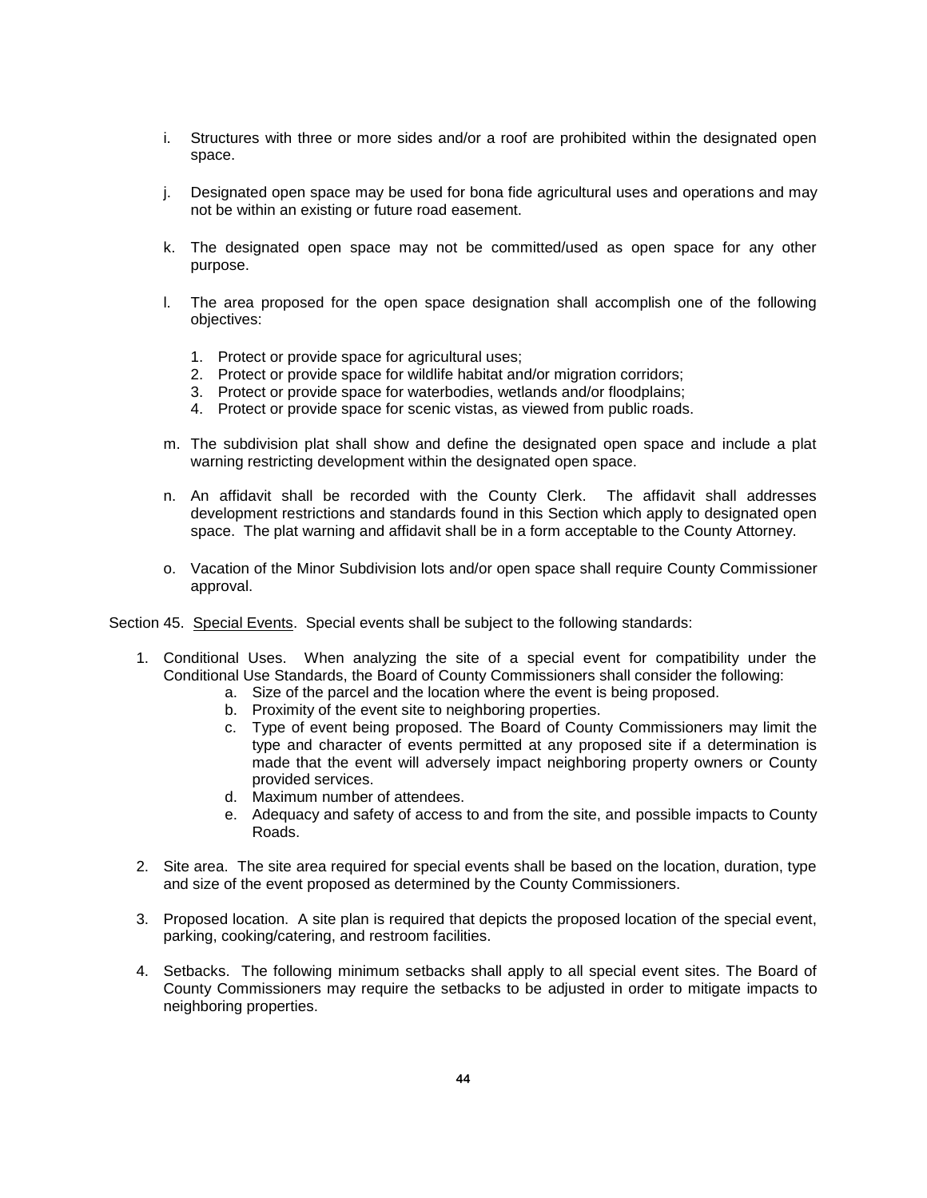i. Structures with three or more sides and/or a roof are prohibited within the designated open space.

j. Designated open space may be used for bona fide agricultural uses and operations and may not be within an existing or future road easement.

k. The designated open space may not be committed/used as open space for any other purpose.

l. The area proposed for the open space designation shall accomplish one of the following objectives:

   1. Protect or provide space for agricultural uses;
   2. Protect or provide space for wildlife habitat and/or migration corridors;
   3. Protect or provide space for waterbodies, wetlands and/or floodplains;
   4. Protect or provide space for scenic vistas, as viewed from public roads.

m. The subdivision plat shall show and define the designated open space and include a plat warning restricting development within the designated open space.

n. An affidavit shall be recorded with the County Clerk. The affidavit shall addresses development restrictions and standards found in this Section which apply to designated open space. The plat warning and affidavit shall be in a form acceptable to the County Attorney.

o. Vacation of the Minor Subdivision lots and/or open space shall require County Commissioner approval.

Section 45. Special Events. Special events shall be subject to the following standards:

1. Conditional Uses. When analyzing the site of a special event for compatibility under the Conditional Use Standards, the Board of County Commissioners shall consider the following:
   a. Size of the parcel and the location where the event is being proposed.
   b. Proximity of the event site to neighboring properties.
   c. Type of event being proposed. The Board of County Commissioners may limit the type and character of events permitted at any proposed site if a determination is made that the event will adversely impact neighboring property owners or County provided services.
   d. Maximum number of attendees.
   e. Adequacy and safety of access to and from the site, and possible impacts to County Roads.

2. Site area. The site area required for special events shall be based on the location, duration, type and size of the event proposed as determined by the County Commissioners.

3. Proposed location. A site plan is required that depicts the proposed location of the special event, parking, cooking/catering, and restroom facilities.

4. Setbacks. The following minimum setbacks shall apply to all special event sites. The Board of County Commissioners may require the setbacks to be adjusted in order to mitigate impacts to neighboring properties.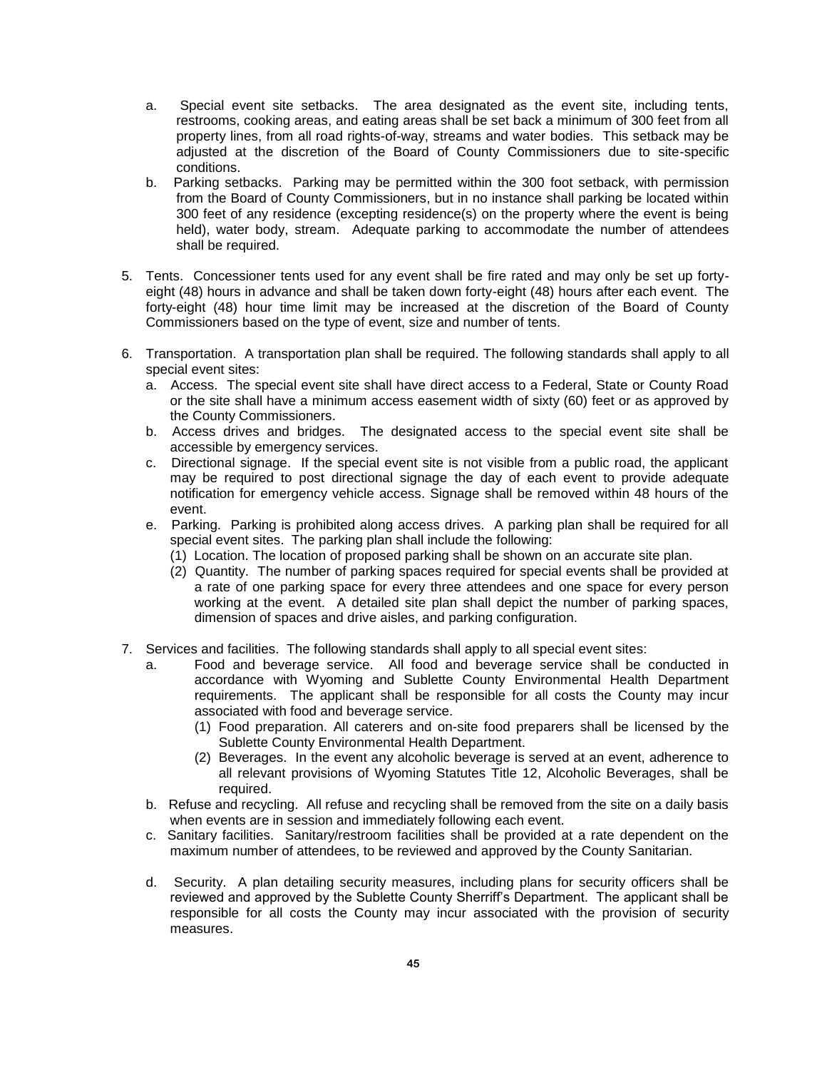a. Special event site setbacks. The area designated as the event site, including tents, restrooms, cooking areas, and eating areas shall be set back a minimum of 300 feet from all property lines, from all road rights-of-way, streams and water bodies. This setback may be adjusted at the discretion of the Board of County Commissioners due to site-specific conditions.
b. Parking setbacks. Parking may be permitted within the 300 foot setback, with permission from the Board of County Commissioners, but in no instance shall parking be located within 300 feet of any residence (excepting residence(s) on the property where the event is being held), water body, stream. Adequate parking to accommodate the number of attendees shall be required.

5. Tents. Concessioner tents used for any event shall be fire rated and may only be set up forty-eight (48) hours in advance and shall be taken down forty-eight (48) hours after each event. The forty-eight (48) hour time limit may be increased at the discretion of the Board of County Commissioners based on the type of event, size and number of tents.

6. Transportation. A transportation plan shall be required. The following standards shall apply to all special event sites:
   a. Access. The special event site shall have direct access to a Federal, State or County Road or the site shall have a minimum access easement width of sixty (60) feet or as approved by the County Commissioners.
   b. Access drives and bridges. The designated access to the special event site shall be accessible by emergency services.
   c. Directional signage. If the special event site is not visible from a public road, the applicant may be required to post directional signage the day of each event to provide adequate notification for emergency vehicle access. Signage shall be removed within 48 hours of the event.
   e. Parking. Parking is prohibited along access drives. A parking plan shall be required for all special event sites. The parking plan shall include the following:
      (1) Location. The location of proposed parking shall be shown on an accurate site plan.
      (2) Quantity. The number of parking spaces required for special events shall be provided at a rate of one parking space for every three attendees and one space for every person working at the event. A detailed site plan shall depict the number of parking spaces, dimension of spaces and drive aisles, and parking configuration.

7. Services and facilities. The following standards shall apply to all special event sites:
   a. Food and beverage service. All food and beverage service shall be conducted in accordance with Wyoming and Sublette County Environmental Health Department requirements. The applicant shall be responsible for all costs the County may incur associated with food and beverage service.
      (1) Food preparation. All caterers and on-site food preparers shall be licensed by the Sublette County Environmental Health Department.
      (2) Beverages. In the event any alcoholic beverage is served at an event, adherence to all relevant provisions of Wyoming Statutes Title 12, Alcoholic Beverages, shall be required.
   b. Refuse and recycling. All refuse and recycling shall be removed from the site on a daily basis when events are in session and immediately following each event.
   c. Sanitary facilities. Sanitary/restroom facilities shall be provided at a rate dependent on the maximum number of attendees, to be reviewed and approved by the County Sanitarian.
   d. Security. A plan detailing security measures, including plans for security officers shall be reviewed and approved by the Sublette County Sherriff's Department. The applicant shall be responsible for all costs the County may incur associated with the provision of security measures.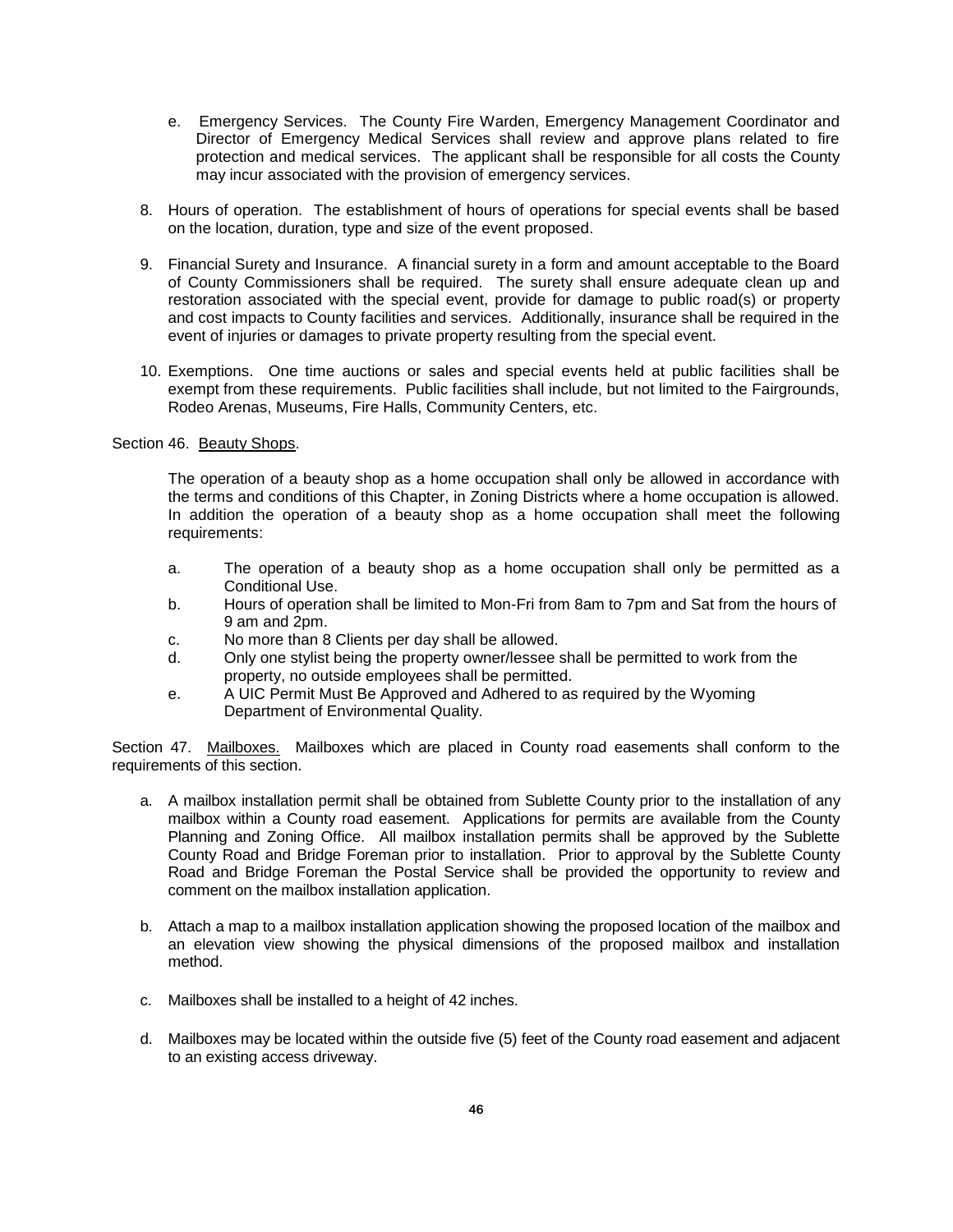e. Emergency Services. The County Fire Warden, Emergency Management Coordinator and Director of Emergency Medical Services shall review and approve plans related to fire protection and medical services. The applicant shall be responsible for all costs the County may incur associated with the provision of emergency services.

8. Hours of operation. The establishment of hours of operations for special events shall be based on the location, duration, type and size of the event proposed.

9. Financial Surety and Insurance. A financial surety in a form and amount acceptable to the Board of County Commissioners shall be required. The surety shall ensure adequate clean up and restoration associated with the special event, provide for damage to public road(s) or property and cost impacts to County facilities and services. Additionally, insurance shall be required in the event of injuries or damages to private property resulting from the special event.

10. Exemptions. One time auctions or sales and special events held at public facilities shall be exempt from these requirements. Public facilities shall include, but not limited to the Fairgrounds, Rodeo Arenas, Museums, Fire Halls, Community Centers, etc.

Section 46. <u>Beauty Shops</u>.

The operation of a beauty shop as a home occupation shall only be allowed in accordance with the terms and conditions of this Chapter, in Zoning Districts where a home occupation is allowed. In addition the operation of a beauty shop as a home occupation shall meet the following requirements:

a. The operation of a beauty shop as a home occupation shall only be permitted as a Conditional Use.
b. Hours of operation shall be limited to Mon-Fri from 8am to 7pm and Sat from the hours of 9 am and 2pm.
c. No more than 8 Clients per day shall be allowed.
d. Only one stylist being the property owner/lessee shall be permitted to work from the property, no outside employees shall be permitted.
e. A UIC Permit Must Be Approved and Adhered to as required by the Wyoming Department of Environmental Quality.

Section 47. <u>Mailboxes.</u> Mailboxes which are placed in County road easements shall conform to the requirements of this section.

a. A mailbox installation permit shall be obtained from Sublette County prior to the installation of any mailbox within a County road easement. Applications for permits are available from the County Planning and Zoning Office. All mailbox installation permits shall be approved by the Sublette County Road and Bridge Foreman prior to installation. Prior to approval by the Sublette County Road and Bridge Foreman the Postal Service shall be provided the opportunity to review and comment on the mailbox installation application.

b. Attach a map to a mailbox installation application showing the proposed location of the mailbox and an elevation view showing the physical dimensions of the proposed mailbox and installation method.

c. Mailboxes shall be installed to a height of 42 inches.

d. Mailboxes may be located within the outside five (5) feet of the County road easement and adjacent to an existing access driveway.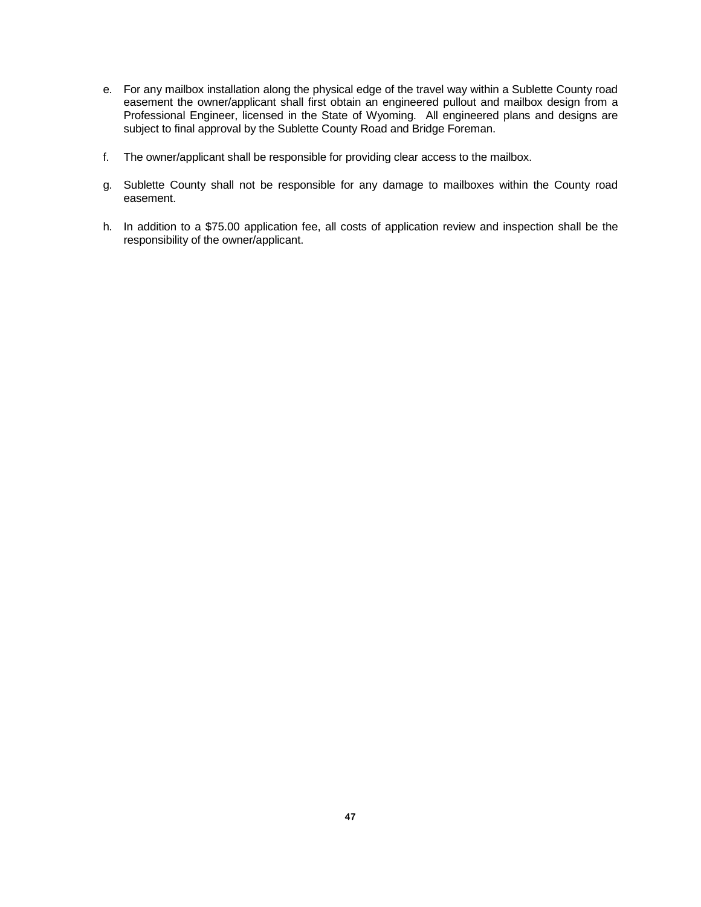e. For any mailbox installation along the physical edge of the travel way within a Sublette County road easement the owner/applicant shall first obtain an engineered pullout and mailbox design from a Professional Engineer, licensed in the State of Wyoming. All engineered plans and designs are subject to final approval by the Sublette County Road and Bridge Foreman.

f. The owner/applicant shall be responsible for providing clear access to the mailbox.

g. Sublette County shall not be responsible for any damage to mailboxes within the County road easement.

h. In addition to a $75.00 application fee, all costs of application review and inspection shall be the responsibility of the owner/applicant.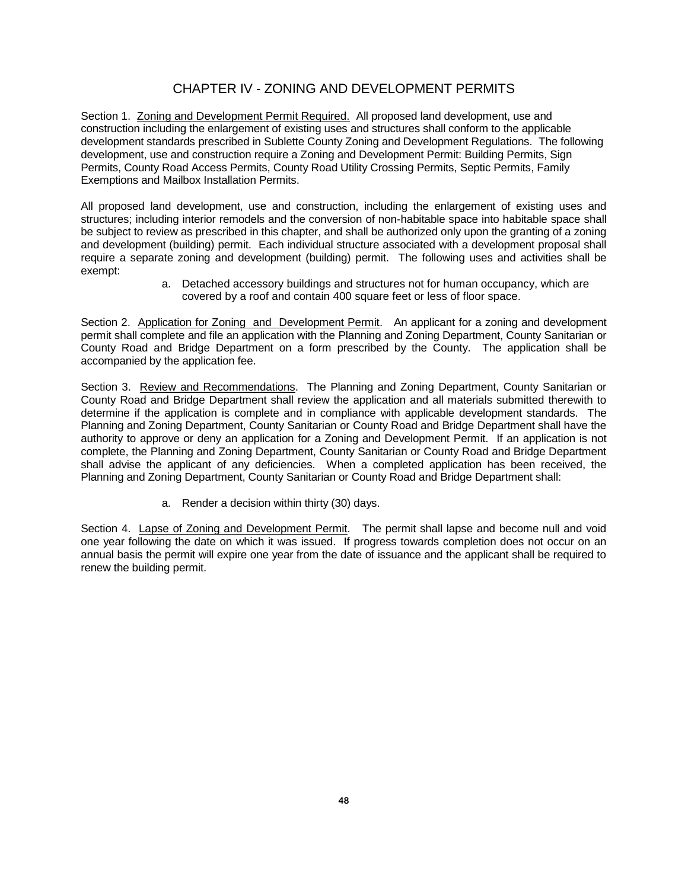# CHAPTER IV - ZONING AND DEVELOPMENT PERMITS

Section 1. Zoning and Development Permit Required. All proposed land development, use and construction including the enlargement of existing uses and structures shall conform to the applicable development standards prescribed in Sublette County Zoning and Development Regulations. The following development, use and construction require a Zoning and Development Permit: Building Permits, Sign Permits, County Road Access Permits, County Road Utility Crossing Permits, Septic Permits, Family Exemptions and Mailbox Installation Permits.

All proposed land development, use and construction, including the enlargement of existing uses and structures; including interior remodels and the conversion of non-habitable space into habitable space shall be subject to review as prescribed in this chapter, and shall be authorized only upon the granting of a zoning and development (building) permit. Each individual structure associated with a development proposal shall require a separate zoning and development (building) permit. The following uses and activities shall be exempt:

a. Detached accessory buildings and structures not for human occupancy, which are covered by a roof and contain 400 square feet or less of floor space.

Section 2. Application for Zoning and Development Permit. An applicant for a zoning and development permit shall complete and file an application with the Planning and Zoning Department, County Sanitarian or County Road and Bridge Department on a form prescribed by the County. The application shall be accompanied by the application fee.

Section 3. Review and Recommendations. The Planning and Zoning Department, County Sanitarian or County Road and Bridge Department shall review the application and all materials submitted therewith to determine if the application is complete and in compliance with applicable development standards. The Planning and Zoning Department, County Sanitarian or County Road and Bridge Department shall have the authority to approve or deny an application for a Zoning and Development Permit. If an application is not complete, the Planning and Zoning Department, County Sanitarian or County Road and Bridge Department shall advise the applicant of any deficiencies. When a completed application has been received, the Planning and Zoning Department, County Sanitarian or County Road and Bridge Department shall:

a. Render a decision within thirty (30) days.

Section 4. Lapse of Zoning and Development Permit. The permit shall lapse and become null and void one year following the date on which it was issued. If progress towards completion does not occur on an annual basis the permit will expire one year from the date of issuance and the applicant shall be required to renew the building permit.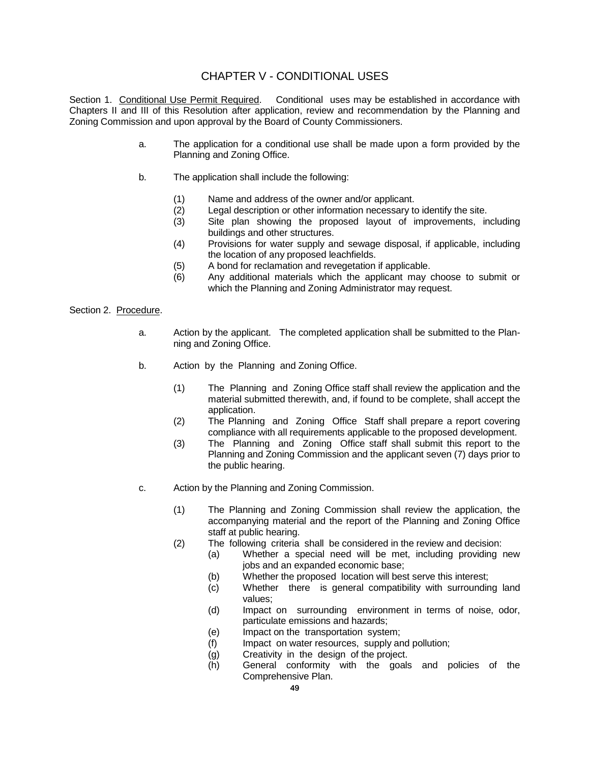# CHAPTER V - CONDITIONAL USES

Section 1. <u>Conditional Use Permit Required</u>. Conditional uses may be established in accordance with Chapters II and III of this Resolution after application, review and recommendation by the Planning and Zoning Commission and upon approval by the Board of County Commissioners.

a. The application for a conditional use shall be made upon a form provided by the Planning and Zoning Office.

b. The application shall include the following:

(1) Name and address of the owner and/or applicant.
(2) Legal description or other information necessary to identify the site.
(3) Site plan showing the proposed layout of improvements, including buildings and other structures.
(4) Provisions for water supply and sewage disposal, if applicable, including the location of any proposed leachfields.
(5) A bond for reclamation and revegetation if applicable.
(6) Any additional materials which the applicant may choose to submit or which the Planning and Zoning Administrator may request.

Section 2. <u>Procedure</u>.

a. Action by the applicant. The completed application shall be submitted to the Planning and Zoning Office.

b. Action by the Planning and Zoning Office.

(1) The Planning and Zoning Office staff shall review the application and the material submitted therewith, and, if found to be complete, shall accept the application.
(2) The Planning and Zoning Office Staff shall prepare a report covering compliance with all requirements applicable to the proposed development.
(3) The Planning and Zoning Office staff shall submit this report to the Planning and Zoning Commission and the applicant seven (7) days prior to the public hearing.

c. Action by the Planning and Zoning Commission.

(1) The Planning and Zoning Commission shall review the application, the accompanying material and the report of the Planning and Zoning Office staff at public hearing.
(2) The following criteria shall be considered in the review and decision:
   (a) Whether a special need will be met, including providing new jobs and an expanded economic base;
   (b) Whether the proposed location will best serve this interest;
   (c) Whether there is general compatibility with surrounding land values;
   (d) Impact on surrounding environment in terms of noise, odor, particulate emissions and hazards;
   (e) Impact on the transportation system;
   (f) Impact on water resources, supply and pollution;
   (g) Creativity in the design of the project.
   (h) General conformity with the goals and policies of the Comprehensive Plan.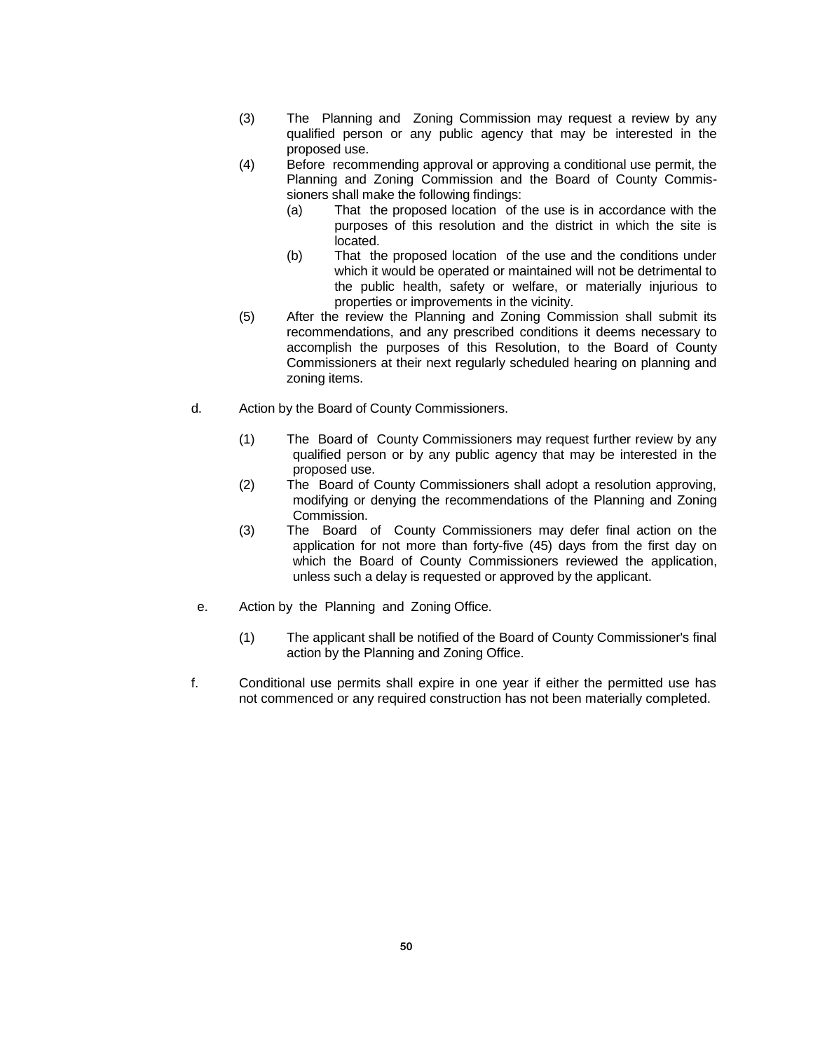(3) The Planning and Zoning Commission may request a review by any qualified person or any public agency that may be interested in the proposed use.

(4) Before recommending approval or approving a conditional use permit, the Planning and Zoning Commission and the Board of County Commissioners shall make the following findings:

   (a) That the proposed location of the use is in accordance with the purposes of this resolution and the district in which the site is located.

   (b) That the proposed location of the use and the conditions under which it would be operated or maintained will not be detrimental to the public health, safety or welfare, or materially injurious to properties or improvements in the vicinity.

(5) After the review the Planning and Zoning Commission shall submit its recommendations, and any prescribed conditions it deems necessary to accomplish the purposes of this Resolution, to the Board of County Commissioners at their next regularly scheduled hearing on planning and zoning items.

d. Action by the Board of County Commissioners.

   (1) The Board of County Commissioners may request further review by any qualified person or by any public agency that may be interested in the proposed use.

   (2) The Board of County Commissioners shall adopt a resolution approving, modifying or denying the recommendations of the Planning and Zoning Commission.

   (3) The Board of County Commissioners may defer final action on the application for not more than forty-five (45) days from the first day on which the Board of County Commissioners reviewed the application, unless such a delay is requested or approved by the applicant.

e. Action by the Planning and Zoning Office.

   (1) The applicant shall be notified of the Board of County Commissioner's final action by the Planning and Zoning Office.

f. Conditional use permits shall expire in one year if either the permitted use has not commenced or any required construction has not been materially completed.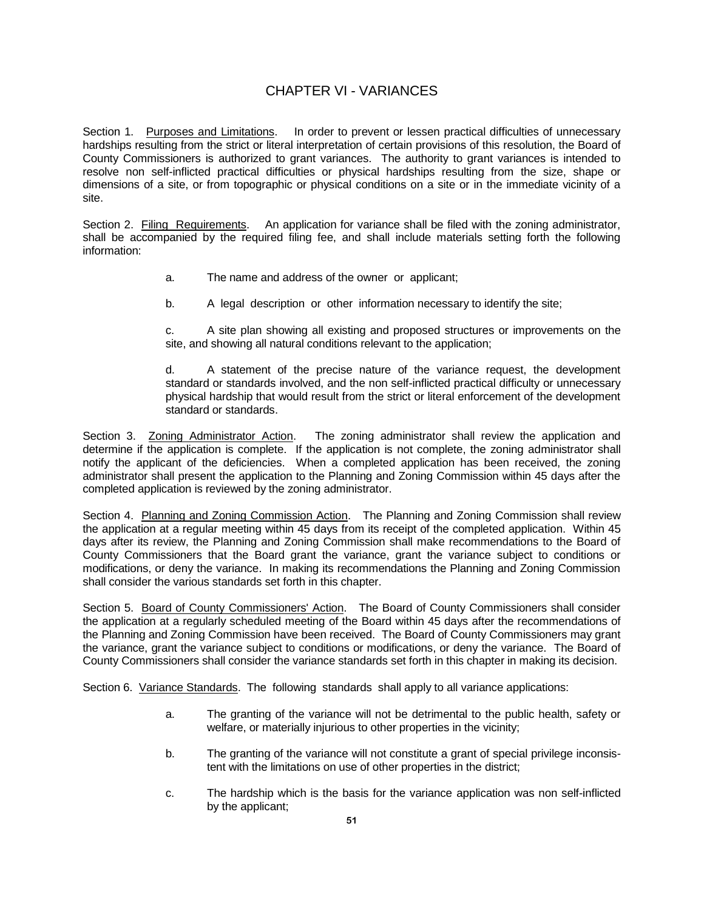# CHAPTER VI - VARIANCES

Section 1. Purposes and Limitations. In order to prevent or lessen practical difficulties of unnecessary hardships resulting from the strict or literal interpretation of certain provisions of this resolution, the Board of County Commissioners is authorized to grant variances. The authority to grant variances is intended to resolve non self-inflicted practical difficulties or physical hardships resulting from the size, shape or dimensions of a site, or from topographic or physical conditions on a site or in the immediate vicinity of a site.

Section 2. Filing Requirements. An application for variance shall be filed with the zoning administrator, shall be accompanied by the required filing fee, and shall include materials setting forth the following information:

a. The name and address of the owner or applicant;

b. A legal description or other information necessary to identify the site;

c. A site plan showing all existing and proposed structures or improvements on the site, and showing all natural conditions relevant to the application;

d. A statement of the precise nature of the variance request, the development standard or standards involved, and the non self-inflicted practical difficulty or unnecessary physical hardship that would result from the strict or literal enforcement of the development standard or standards.

Section 3. Zoning Administrator Action. The zoning administrator shall review the application and determine if the application is complete. If the application is not complete, the zoning administrator shall notify the applicant of the deficiencies. When a completed application has been received, the zoning administrator shall present the application to the Planning and Zoning Commission within 45 days after the completed application is reviewed by the zoning administrator.

Section 4. Planning and Zoning Commission Action. The Planning and Zoning Commission shall review the application at a regular meeting within 45 days from its receipt of the completed application. Within 45 days after its review, the Planning and Zoning Commission shall make recommendations to the Board of County Commissioners that the Board grant the variance, grant the variance subject to conditions or modifications, or deny the variance. In making its recommendations the Planning and Zoning Commission shall consider the various standards set forth in this chapter.

Section 5. Board of County Commissioners' Action. The Board of County Commissioners shall consider the application at a regularly scheduled meeting of the Board within 45 days after the recommendations of the Planning and Zoning Commission have been received. The Board of County Commissioners may grant the variance, grant the variance subject to conditions or modifications, or deny the variance. The Board of County Commissioners shall consider the variance standards set forth in this chapter in making its decision.

Section 6. Variance Standards. The following standards shall apply to all variance applications:

a. The granting of the variance will not be detrimental to the public health, safety or welfare, or materially injurious to other properties in the vicinity;

b. The granting of the variance will not constitute a grant of special privilege inconsistent with the limitations on use of other properties in the district;

c. The hardship which is the basis for the variance application was non self-inflicted by the applicant;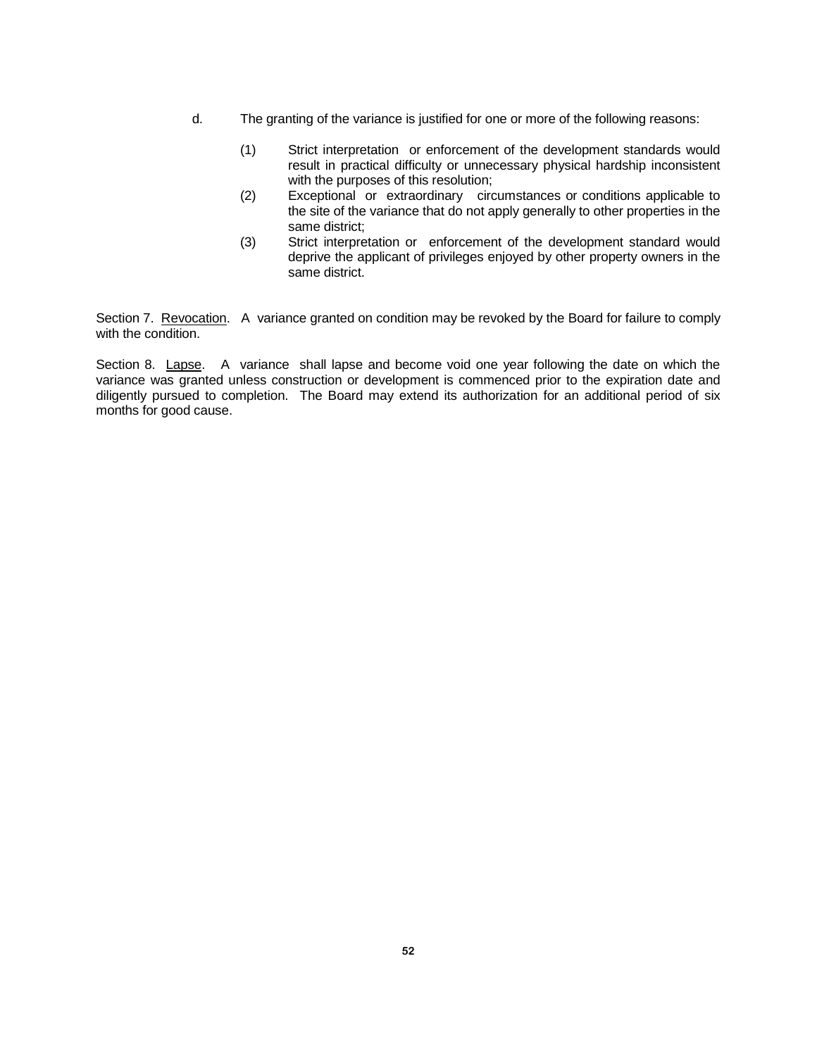d. The granting of the variance is justified for one or more of the following reasons:

   (1) Strict interpretation or enforcement of the development standards would result in practical difficulty or unnecessary physical hardship inconsistent with the purposes of this resolution;

   (2) Exceptional or extraordinary circumstances or conditions applicable to the site of the variance that do not apply generally to other properties in the same district;

   (3) Strict interpretation or enforcement of the development standard would deprive the applicant of privileges enjoyed by other property owners in the same district.

Section 7. Revocation. A variance granted on condition may be revoked by the Board for failure to comply with the condition.

Section 8. Lapse. A variance shall lapse and become void one year following the date on which the variance was granted unless construction or development is commenced prior to the expiration date and diligently pursued to completion. The Board may extend its authorization for an additional period of six months for good cause.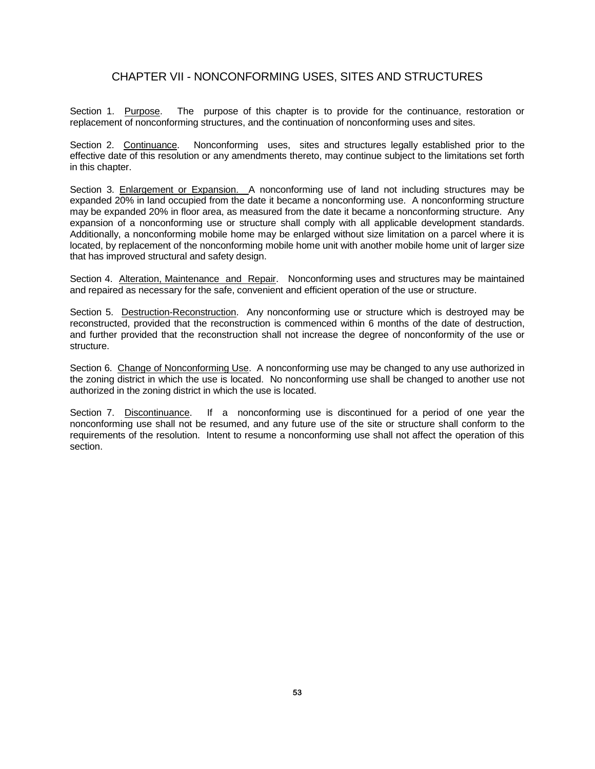# CHAPTER VII - NONCONFORMING USES, SITES AND STRUCTURES

Section 1. Purpose. The purpose of this chapter is to provide for the continuance, restoration or replacement of nonconforming structures, and the continuation of nonconforming uses and sites.

Section 2. Continuance. Nonconforming uses, sites and structures legally established prior to the effective date of this resolution or any amendments thereto, may continue subject to the limitations set forth in this chapter.

Section 3. Enlargement or Expansion. A nonconforming use of land not including structures may be expanded 20% in land occupied from the date it became a nonconforming use. A nonconforming structure may be expanded 20% in floor area, as measured from the date it became a nonconforming structure. Any expansion of a nonconforming use or structure shall comply with all applicable development standards. Additionally, a nonconforming mobile home may be enlarged without size limitation on a parcel where it is located, by replacement of the nonconforming mobile home unit with another mobile home unit of larger size that has improved structural and safety design.

Section 4. Alteration, Maintenance and Repair. Nonconforming uses and structures may be maintained and repaired as necessary for the safe, convenient and efficient operation of the use or structure.

Section 5. Destruction-Reconstruction. Any nonconforming use or structure which is destroyed may be reconstructed, provided that the reconstruction is commenced within 6 months of the date of destruction, and further provided that the reconstruction shall not increase the degree of nonconformity of the use or structure.

Section 6. Change of Nonconforming Use. A nonconforming use may be changed to any use authorized in the zoning district in which the use is located. No nonconforming use shall be changed to another use not authorized in the zoning district in which the use is located.

Section 7. Discontinuance. If a nonconforming use is discontinued for a period of one year the nonconforming use shall not be resumed, and any future use of the site or structure shall conform to the requirements of the resolution. Intent to resume a nonconforming use shall not affect the operation of this section.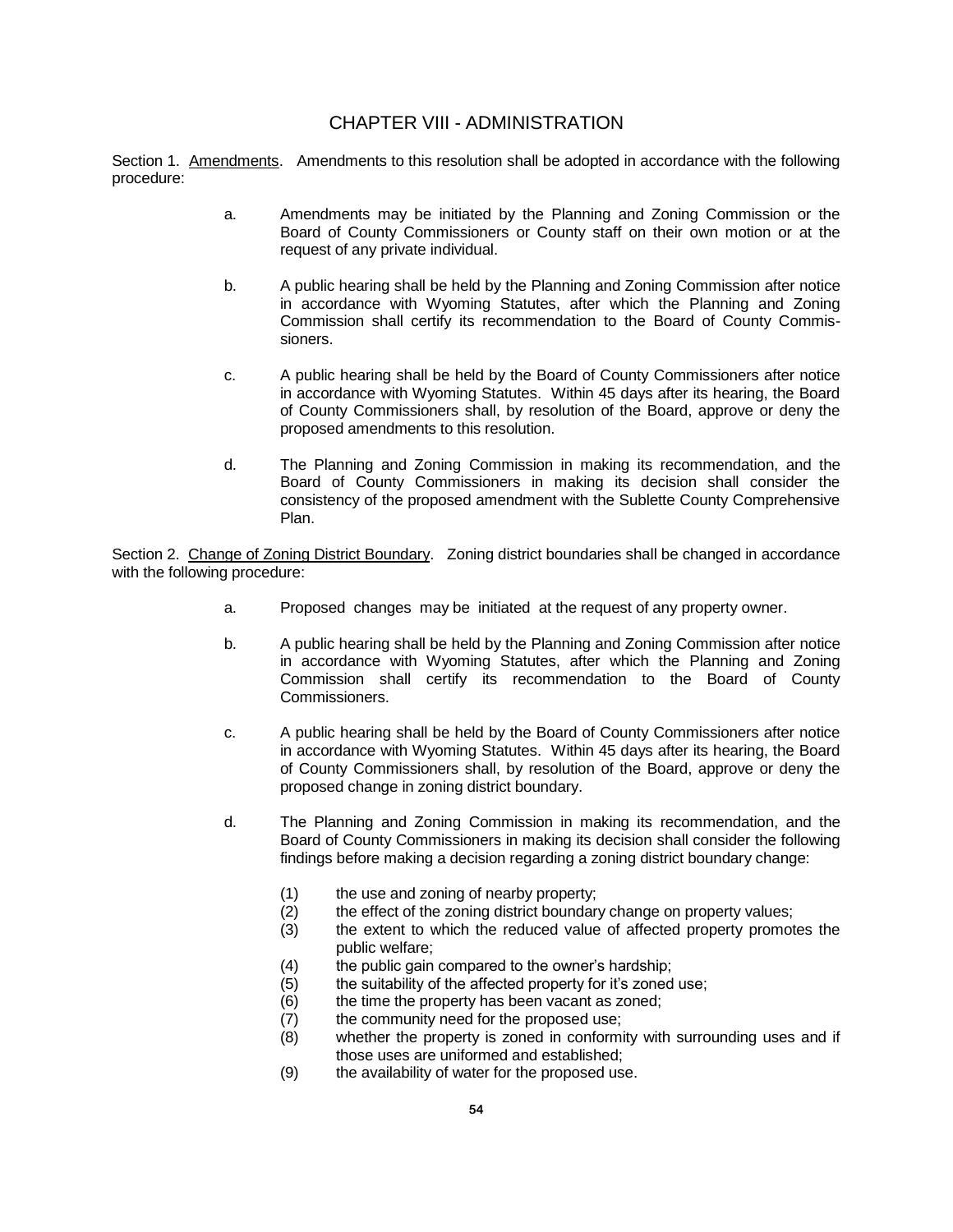# CHAPTER VIII - ADMINISTRATION

Section 1. Amendments. Amendments to this resolution shall be adopted in accordance with the following procedure:

a. Amendments may be initiated by the Planning and Zoning Commission or the Board of County Commissioners or County staff on their own motion or at the request of any private individual.

b. A public hearing shall be held by the Planning and Zoning Commission after notice in accordance with Wyoming Statutes, after which the Planning and Zoning Commission shall certify its recommendation to the Board of County Commissioners.

c. A public hearing shall be held by the Board of County Commissioners after notice in accordance with Wyoming Statutes. Within 45 days after its hearing, the Board of County Commissioners shall, by resolution of the Board, approve or deny the proposed amendments to this resolution.

d. The Planning and Zoning Commission in making its recommendation, and the Board of County Commissioners in making its decision shall consider the consistency of the proposed amendment with the Sublette County Comprehensive Plan.

Section 2. Change of Zoning District Boundary. Zoning district boundaries shall be changed in accordance with the following procedure:

a. Proposed changes may be initiated at the request of any property owner.

b. A public hearing shall be held by the Planning and Zoning Commission after notice in accordance with Wyoming Statutes, after which the Planning and Zoning Commission shall certify its recommendation to the Board of County Commissioners.

c. A public hearing shall be held by the Board of County Commissioners after notice in accordance with Wyoming Statutes. Within 45 days after its hearing, the Board of County Commissioners shall, by resolution of the Board, approve or deny the proposed change in zoning district boundary.

d. The Planning and Zoning Commission in making its recommendation, and the Board of County Commissioners in making its decision shall consider the following findings before making a decision regarding a zoning district boundary change:

(1) the use and zoning of nearby property;
(2) the effect of the zoning district boundary change on property values;
(3) the extent to which the reduced value of affected property promotes the public welfare;
(4) the public gain compared to the owner's hardship;
(5) the suitability of the affected property for it's zoned use;
(6) the time the property has been vacant as zoned;
(7) the community need for the proposed use;
(8) whether the property is zoned in conformity with surrounding uses and if those uses are uniformed and established;
(9) the availability of water for the proposed use.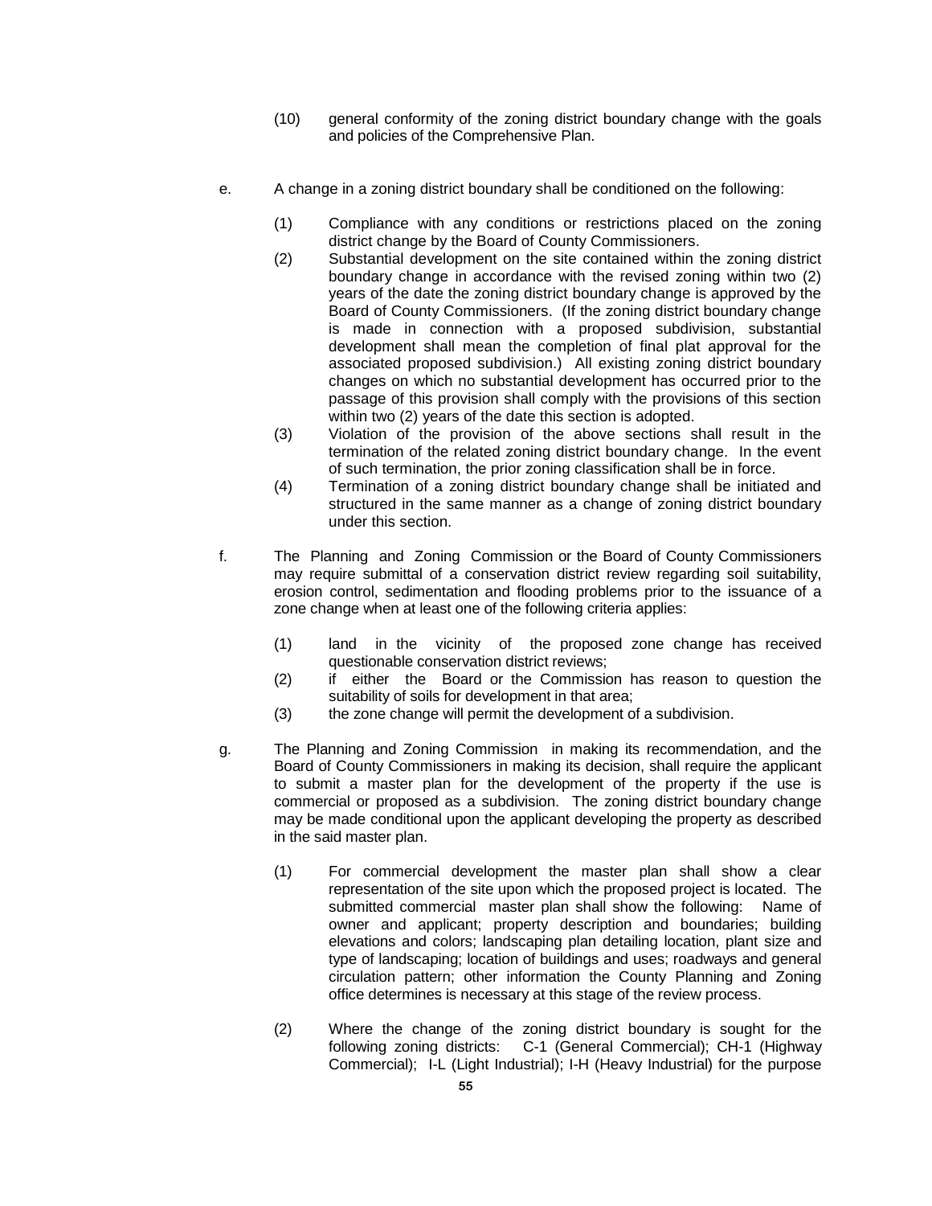(10) general conformity of the zoning district boundary change with the goals and policies of the Comprehensive Plan.

e. A change in a zoning district boundary shall be conditioned on the following:

(1) Compliance with any conditions or restrictions placed on the zoning district change by the Board of County Commissioners.

(2) Substantial development on the site contained within the zoning district boundary change in accordance with the revised zoning within two (2) years of the date the zoning district boundary change is approved by the Board of County Commissioners. (If the zoning district boundary change is made in connection with a proposed subdivision, substantial development shall mean the completion of final plat approval for the associated proposed subdivision.) All existing zoning district boundary changes on which no substantial development has occurred prior to the passage of this provision shall comply with the provisions of this section within two (2) years of the date this section is adopted.

(3) Violation of the provision of the above sections shall result in the termination of the related zoning district boundary change. In the event of such termination, the prior zoning classification shall be in force.

(4) Termination of a zoning district boundary change shall be initiated and structured in the same manner as a change of zoning district boundary under this section.

f. The Planning and Zoning Commission or the Board of County Commissioners may require submittal of a conservation district review regarding soil suitability, erosion control, sedimentation and flooding problems prior to the issuance of a zone change when at least one of the following criteria applies:

(1) land in the vicinity of the proposed zone change has received questionable conservation district reviews;

(2) if either the Board or the Commission has reason to question the suitability of soils for development in that area;

(3) the zone change will permit the development of a subdivision.

g. The Planning and Zoning Commission in making its recommendation, and the Board of County Commissioners in making its decision, shall require the applicant to submit a master plan for the development of the property if the use is commercial or proposed as a subdivision. The zoning district boundary change may be made conditional upon the applicant developing the property as described in the said master plan.

(1) For commercial development the master plan shall show a clear representation of the site upon which the proposed project is located. The submitted commercial master plan shall show the following: Name of owner and applicant; property description and boundaries; building elevations and colors; landscaping plan detailing location, plant size and type of landscaping; location of buildings and uses; roadways and general circulation pattern; other information the County Planning and Zoning office determines is necessary at this stage of the review process.

(2) Where the change of the zoning district boundary is sought for the following zoning districts: C-1 (General Commercial); CH-1 (Highway Commercial); I-L (Light Industrial); I-H (Heavy Industrial) for the purpose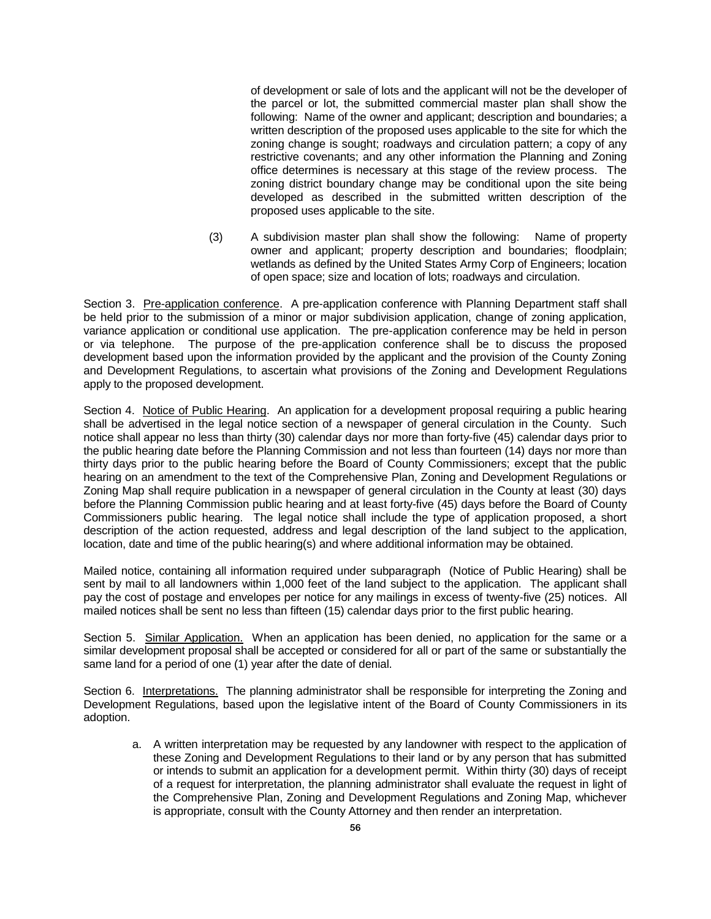of development or sale of lots and the applicant will not be the developer of the parcel or lot, the submitted commercial master plan shall show the following: Name of the owner and applicant; description and boundaries; a written description of the proposed uses applicable to the site for which the zoning change is sought; roadways and circulation pattern; a copy of any restrictive covenants; and any other information the Planning and Zoning office determines is necessary at this stage of the review process. The zoning district boundary change may be conditional upon the site being developed as described in the submitted written description of the proposed uses applicable to the site.

(3) A subdivision master plan shall show the following: Name of property owner and applicant; property description and boundaries; floodplain; wetlands as defined by the United States Army Corp of Engineers; location of open space; size and location of lots; roadways and circulation.

Section 3. Pre-application conference. A pre-application conference with Planning Department staff shall be held prior to the submission of a minor or major subdivision application, change of zoning application, variance application or conditional use application. The pre-application conference may be held in person or via telephone. The purpose of the pre-application conference shall be to discuss the proposed development based upon the information provided by the applicant and the provision of the County Zoning and Development Regulations, to ascertain what provisions of the Zoning and Development Regulations apply to the proposed development.

Section 4. Notice of Public Hearing. An application for a development proposal requiring a public hearing shall be advertised in the legal notice section of a newspaper of general circulation in the County. Such notice shall appear no less than thirty (30) calendar days nor more than forty-five (45) calendar days prior to the public hearing date before the Planning Commission and not less than fourteen (14) days nor more than thirty days prior to the public hearing before the Board of County Commissioners; except that the public hearing on an amendment to the text of the Comprehensive Plan, Zoning and Development Regulations or Zoning Map shall require publication in a newspaper of general circulation in the County at least (30) days before the Planning Commission public hearing and at least forty-five (45) days before the Board of County Commissioners public hearing. The legal notice shall include the type of application proposed, a short description of the action requested, address and legal description of the land subject to the application, location, date and time of the public hearing(s) and where additional information may be obtained.

Mailed notice, containing all information required under subparagraph (Notice of Public Hearing) shall be sent by mail to all landowners within 1,000 feet of the land subject to the application. The applicant shall pay the cost of postage and envelopes per notice for any mailings in excess of twenty-five (25) notices. All mailed notices shall be sent no less than fifteen (15) calendar days prior to the first public hearing.

Section 5. Similar Application. When an application has been denied, no application for the same or a similar development proposal shall be accepted or considered for all or part of the same or substantially the same land for a period of one (1) year after the date of denial.

Section 6. Interpretations. The planning administrator shall be responsible for interpreting the Zoning and Development Regulations, based upon the legislative intent of the Board of County Commissioners in its adoption.

a. A written interpretation may be requested by any landowner with respect to the application of these Zoning and Development Regulations to their land or by any person that has submitted or intends to submit an application for a development permit. Within thirty (30) days of receipt of a request for interpretation, the planning administrator shall evaluate the request in light of the Comprehensive Plan, Zoning and Development Regulations and Zoning Map, whichever is appropriate, consult with the County Attorney and then render an interpretation.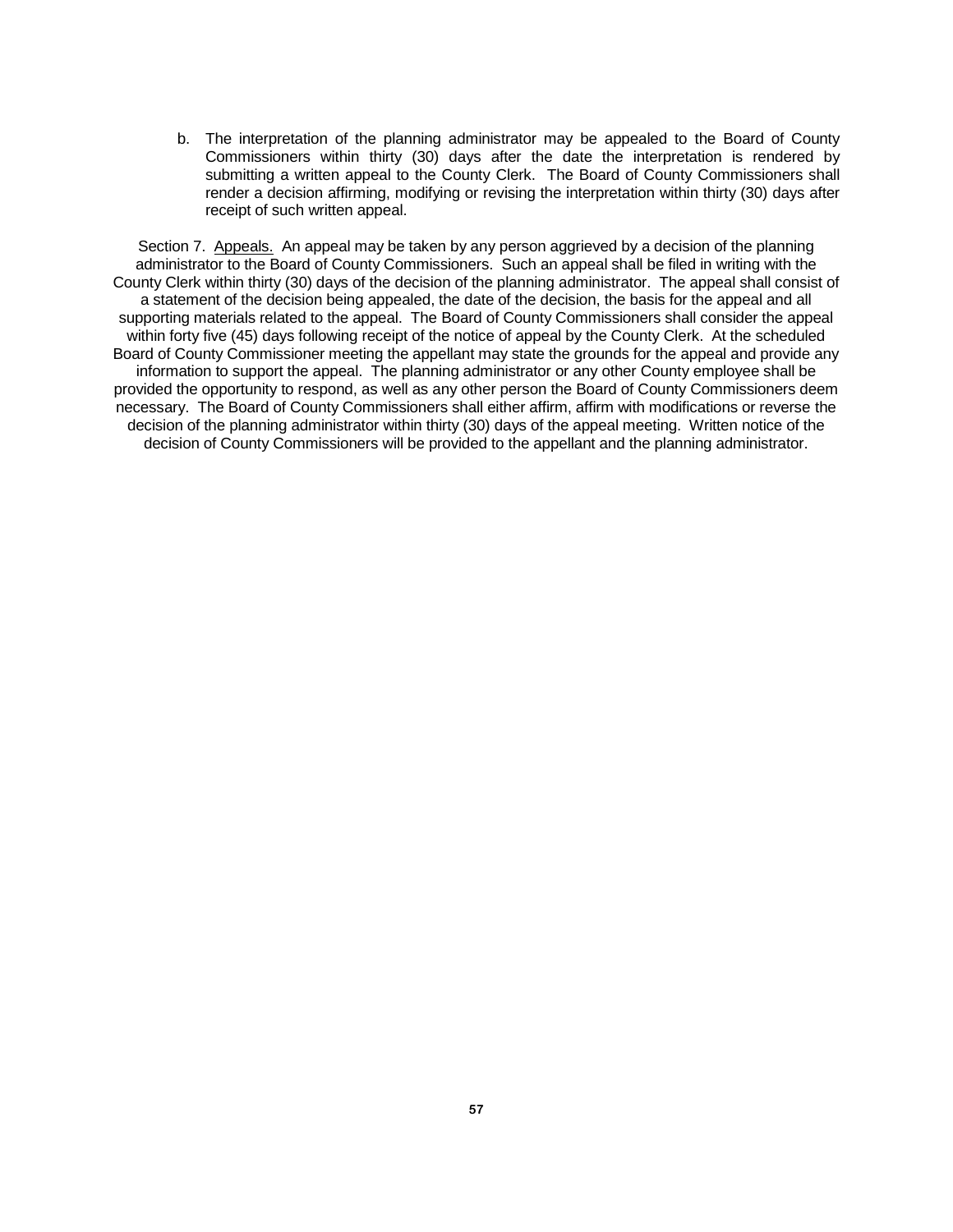b. The interpretation of the planning administrator may be appealed to the Board of County Commissioners within thirty (30) days after the date the interpretation is rendered by submitting a written appeal to the County Clerk. The Board of County Commissioners shall render a decision affirming, modifying or revising the interpretation within thirty (30) days after receipt of such written appeal.

Section 7. Appeals. An appeal may be taken by any person aggrieved by a decision of the planning administrator to the Board of County Commissioners. Such an appeal shall be filed in writing with the County Clerk within thirty (30) days of the decision of the planning administrator. The appeal shall consist of a statement of the decision being appealed, the date of the decision, the basis for the appeal and all supporting materials related to the appeal. The Board of County Commissioners shall consider the appeal within forty five (45) days following receipt of the notice of appeal by the County Clerk. At the scheduled Board of County Commissioner meeting the appellant may state the grounds for the appeal and provide any information to support the appeal. The planning administrator or any other County employee shall be provided the opportunity to respond, as well as any other person the Board of County Commissioners deem necessary. The Board of County Commissioners shall either affirm, affirm with modifications or reverse the decision of the planning administrator within thirty (30) days of the appeal meeting. Written notice of the decision of County Commissioners will be provided to the appellant and the planning administrator.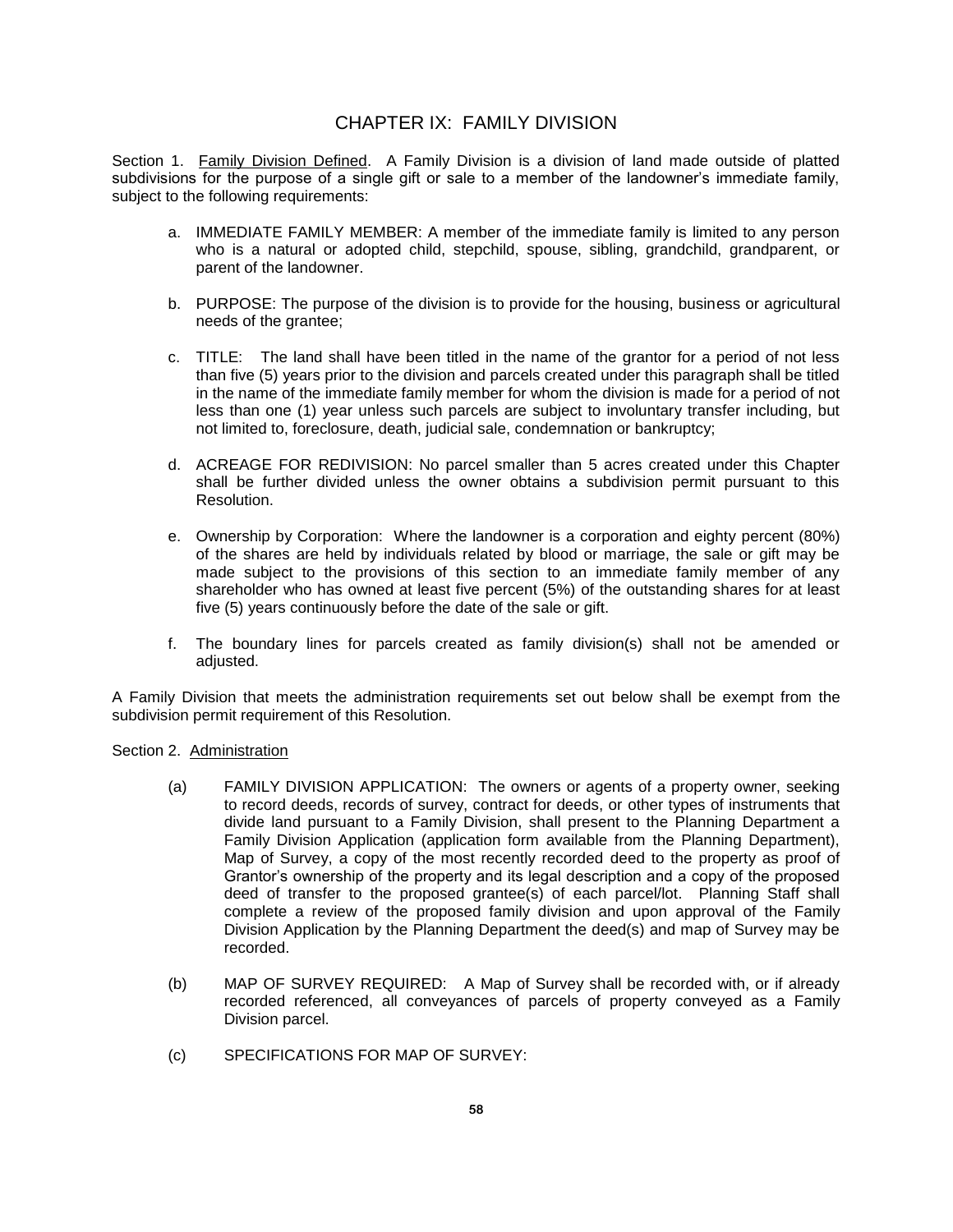# CHAPTER IX: FAMILY DIVISION

Section 1. Family Division Defined. A Family Division is a division of land made outside of platted subdivisions for the purpose of a single gift or sale to a member of the landowner's immediate family, subject to the following requirements:

a. IMMEDIATE FAMILY MEMBER: A member of the immediate family is limited to any person who is a natural or adopted child, stepchild, spouse, sibling, grandchild, grandparent, or parent of the landowner.

b. PURPOSE: The purpose of the division is to provide for the housing, business or agricultural needs of the grantee;

c. TITLE: The land shall have been titled in the name of the grantor for a period of not less than five (5) years prior to the division and parcels created under this paragraph shall be titled in the name of the immediate family member for whom the division is made for a period of not less than one (1) year unless such parcels are subject to involuntary transfer including, but not limited to, foreclosure, death, judicial sale, condemnation or bankruptcy;

d. ACREAGE FOR REDIVISION: No parcel smaller than 5 acres created under this Chapter shall be further divided unless the owner obtains a subdivision permit pursuant to this Resolution.

e. Ownership by Corporation: Where the landowner is a corporation and eighty percent (80%) of the shares are held by individuals related by blood or marriage, the sale or gift may be made subject to the provisions of this section to an immediate family member of any shareholder who has owned at least five percent (5%) of the outstanding shares for at least five (5) years continuously before the date of the sale or gift.

f. The boundary lines for parcels created as family division(s) shall not be amended or adjusted.

A Family Division that meets the administration requirements set out below shall be exempt from the subdivision permit requirement of this Resolution.

Section 2. Administration

(a) FAMILY DIVISION APPLICATION: The owners or agents of a property owner, seeking to record deeds, records of survey, contract for deeds, or other types of instruments that divide land pursuant to a Family Division, shall present to the Planning Department a Family Division Application (application form available from the Planning Department), Map of Survey, a copy of the most recently recorded deed to the property as proof of Grantor's ownership of the property and its legal description and a copy of the proposed deed of transfer to the proposed grantee(s) of each parcel/lot. Planning Staff shall complete a review of the proposed family division and upon approval of the Family Division Application by the Planning Department the deed(s) and map of Survey may be recorded.

(b) MAP OF SURVEY REQUIRED: A Map of Survey shall be recorded with, or if already recorded referenced, all conveyances of parcels of property conveyed as a Family Division parcel.

(c) SPECIFICATIONS FOR MAP OF SURVEY: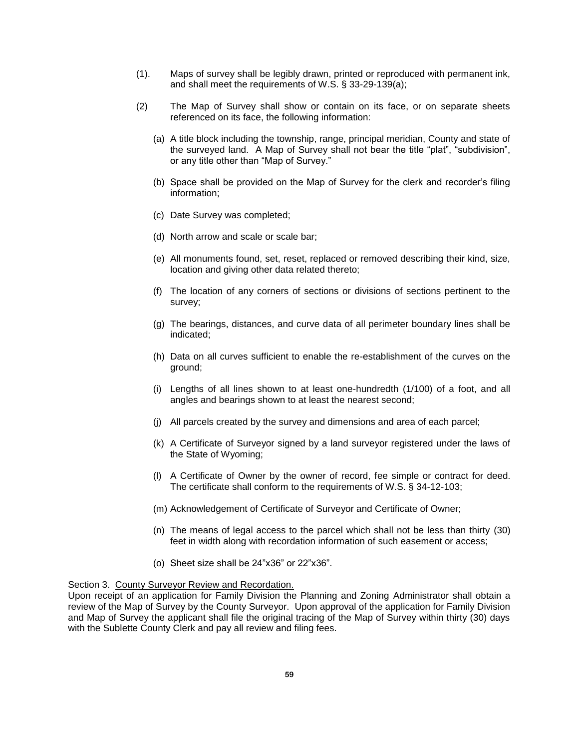(1). Maps of survey shall be legibly drawn, printed or reproduced with permanent ink, and shall meet the requirements of W.S. § 33-29-139(a);

(2) The Map of Survey shall show or contain on its face, or on separate sheets referenced on its face, the following information:

(a) A title block including the township, range, principal meridian, County and state of the surveyed land. A Map of Survey shall not bear the title "plat", "subdivision", or any title other than "Map of Survey."

(b) Space shall be provided on the Map of Survey for the clerk and recorder's filing information;

(c) Date Survey was completed;

(d) North arrow and scale or scale bar;

(e) All monuments found, set, reset, replaced or removed describing their kind, size, location and giving other data related thereto;

(f) The location of any corners of sections or divisions of sections pertinent to the survey;

(g) The bearings, distances, and curve data of all perimeter boundary lines shall be indicated;

(h) Data on all curves sufficient to enable the re-establishment of the curves on the ground;

(i) Lengths of all lines shown to at least one-hundredth (1/100) of a foot, and all angles and bearings shown to at least the nearest second;

(j) All parcels created by the survey and dimensions and area of each parcel;

(k) A Certificate of Surveyor signed by a land surveyor registered under the laws of the State of Wyoming;

(l) A Certificate of Owner by the owner of record, fee simple or contract for deed. The certificate shall conform to the requirements of W.S. § 34-12-103;

(m) Acknowledgement of Certificate of Surveyor and Certificate of Owner;

(n) The means of legal access to the parcel which shall not be less than thirty (30) feet in width along with recordation information of such easement or access;

(o) Sheet size shall be 24"x36" or 22"x36".

Section 3. County Surveyor Review and Recordation.
Upon receipt of an application for Family Division the Planning and Zoning Administrator shall obtain a review of the Map of Survey by the County Surveyor. Upon approval of the application for Family Division and Map of Survey the applicant shall file the original tracing of the Map of Survey within thirty (30) days with the Sublette County Clerk and pay all review and filing fees.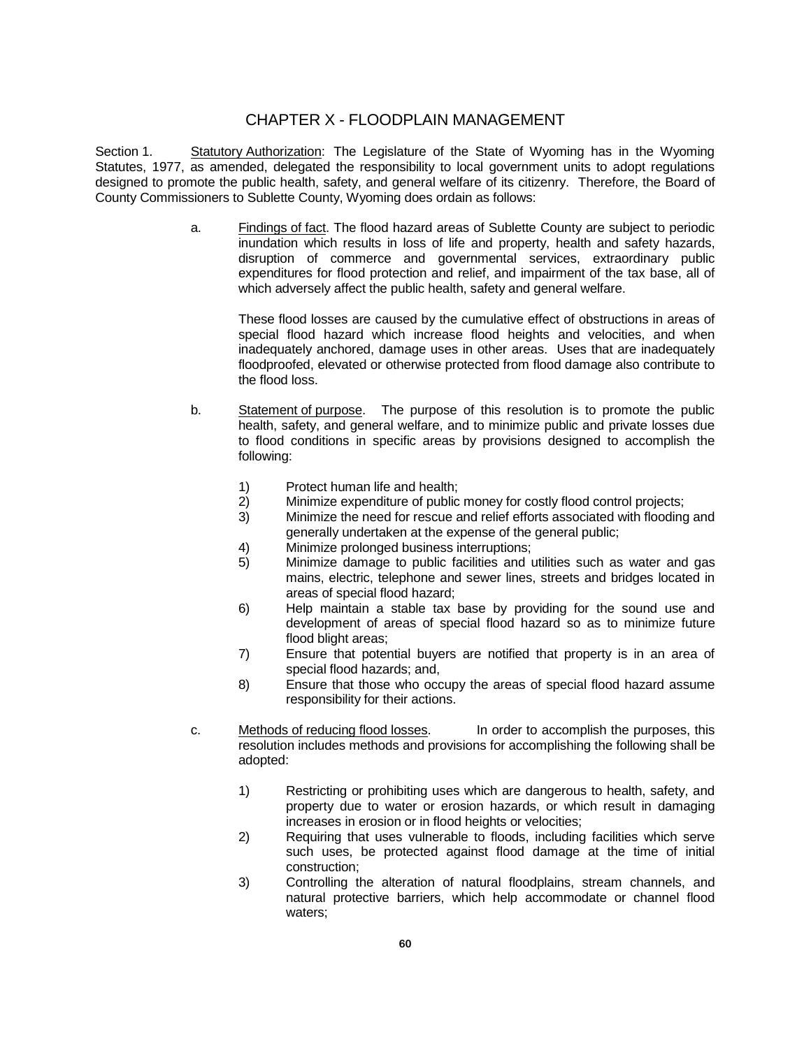# CHAPTER X - FLOODPLAIN MANAGEMENT

Section 1. Statutory Authorization: The Legislature of the State of Wyoming has in the Wyoming Statutes, 1977, as amended, delegated the responsibility to local government units to adopt regulations designed to promote the public health, safety, and general welfare of its citizenry. Therefore, the Board of County Commissioners to Sublette County, Wyoming does ordain as follows:

a. Findings of fact. The flood hazard areas of Sublette County are subject to periodic inundation which results in loss of life and property, health and safety hazards, disruption of commerce and governmental services, extraordinary public expenditures for flood protection and relief, and impairment of the tax base, all of which adversely affect the public health, safety and general welfare.

These flood losses are caused by the cumulative effect of obstructions in areas of special flood hazard which increase flood heights and velocities, and when inadequately anchored, damage uses in other areas. Uses that are inadequately floodproofed, elevated or otherwise protected from flood damage also contribute to the flood loss.

b. Statement of purpose. The purpose of this resolution is to promote the public health, safety, and general welfare, and to minimize public and private losses due to flood conditions in specific areas by provisions designed to accomplish the following:

1) Protect human life and health;
2) Minimize expenditure of public money for costly flood control projects;
3) Minimize the need for rescue and relief efforts associated with flooding and generally undertaken at the expense of the general public;
4) Minimize prolonged business interruptions;
5) Minimize damage to public facilities and utilities such as water and gas mains, electric, telephone and sewer lines, streets and bridges located in areas of special flood hazard;
6) Help maintain a stable tax base by providing for the sound use and development of areas of special flood hazard so as to minimize future flood blight areas;
7) Ensure that potential buyers are notified that property is in an area of special flood hazards; and,
8) Ensure that those who occupy the areas of special flood hazard assume responsibility for their actions.

c. Methods of reducing flood losses. In order to accomplish the purposes, this resolution includes methods and provisions for accomplishing the following shall be adopted:

1) Restricting or prohibiting uses which are dangerous to health, safety, and property due to water or erosion hazards, or which result in damaging increases in erosion or in flood heights or velocities;
2) Requiring that uses vulnerable to floods, including facilities which serve such uses, be protected against flood damage at the time of initial construction;
3) Controlling the alteration of natural floodplains, stream channels, and natural protective barriers, which help accommodate or channel flood waters;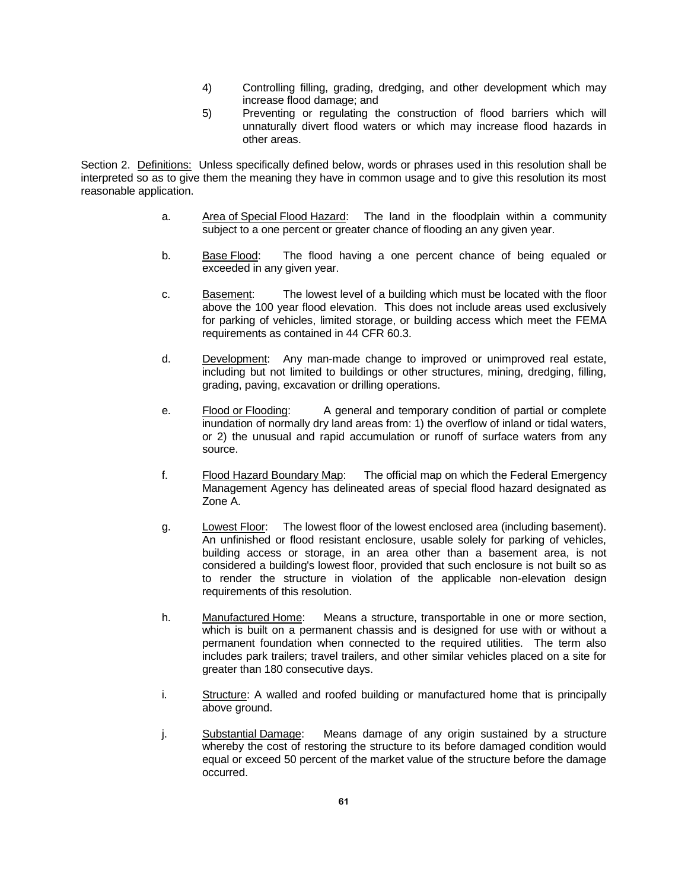4) Controlling filling, grading, dredging, and other development which may increase flood damage; and
5) Preventing or regulating the construction of flood barriers which will unnaturally divert flood waters or which may increase flood hazards in other areas.

Section 2. <u>Definitions:</u> Unless specifically defined below, words or phrases used in this resolution shall be interpreted so as to give them the meaning they have in common usage and to give this resolution its most reasonable application.

a. <u>Area of Special Flood Hazard</u>: The land in the floodplain within a community subject to a one percent or greater chance of flooding an any given year.

b. <u>Base Flood</u>: The flood having a one percent chance of being equaled or exceeded in any given year.

c. <u>Basement</u>: The lowest level of a building which must be located with the floor above the 100 year flood elevation. This does not include areas used exclusively for parking of vehicles, limited storage, or building access which meet the FEMA requirements as contained in 44 CFR 60.3.

d. <u>Development</u>: Any man-made change to improved or unimproved real estate, including but not limited to buildings or other structures, mining, dredging, filling, grading, paving, excavation or drilling operations.

e. <u>Flood or Flooding</u>: A general and temporary condition of partial or complete inundation of normally dry land areas from: 1) the overflow of inland or tidal waters, or 2) the unusual and rapid accumulation or runoff of surface waters from any source.

f. <u>Flood Hazard Boundary Map</u>: The official map on which the Federal Emergency Management Agency has delineated areas of special flood hazard designated as Zone A.

g. <u>Lowest Floor</u>: The lowest floor of the lowest enclosed area (including basement). An unfinished or flood resistant enclosure, usable solely for parking of vehicles, building access or storage, in an area other than a basement area, is not considered a building's lowest floor, provided that such enclosure is not built so as to render the structure in violation of the applicable non-elevation design requirements of this resolution.

h. <u>Manufactured Home</u>: Means a structure, transportable in one or more section, which is built on a permanent chassis and is designed for use with or without a permanent foundation when connected to the required utilities. The term also includes park trailers; travel trailers, and other similar vehicles placed on a site for greater than 180 consecutive days.

i. <u>Structure</u>: A walled and roofed building or manufactured home that is principally above ground.

j. <u>Substantial Damage</u>: Means damage of any origin sustained by a structure whereby the cost of restoring the structure to its before damaged condition would equal or exceed 50 percent of the market value of the structure before the damage occurred.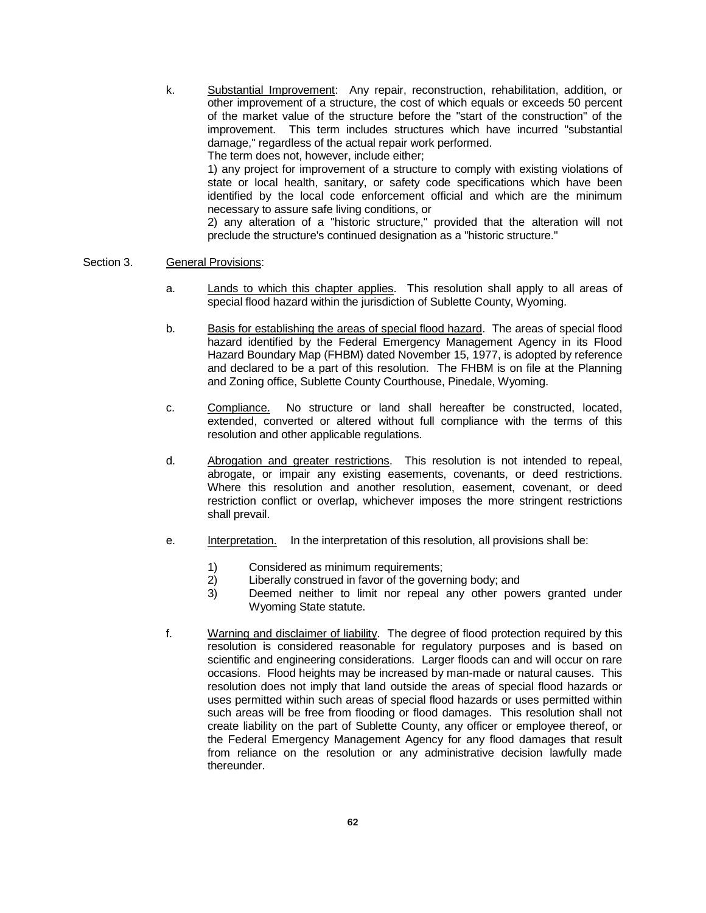k. <u>Substantial Improvement</u>: Any repair, reconstruction, rehabilitation, addition, or other improvement of a structure, the cost of which equals or exceeds 50 percent of the market value of the structure before the "start of the construction" of the improvement. This term includes structures which have incurred "substantial damage," regardless of the actual repair work performed.
The term does not, however, include either;
1) any project for improvement of a structure to comply with existing violations of state or local health, sanitary, or safety code specifications which have been identified by the local code enforcement official and which are the minimum necessary to assure safe living conditions, or
2) any alteration of a "historic structure," provided that the alteration will not preclude the structure's continued designation as a "historic structure."

Section 3. <u>General Provisions</u>:

a. <u>Lands to which this chapter applies</u>. This resolution shall apply to all areas of special flood hazard within the jurisdiction of Sublette County, Wyoming.

b. <u>Basis for establishing the areas of special flood hazard</u>. The areas of special flood hazard identified by the Federal Emergency Management Agency in its Flood Hazard Boundary Map (FHBM) dated November 15, 1977, is adopted by reference and declared to be a part of this resolution. The FHBM is on file at the Planning and Zoning office, Sublette County Courthouse, Pinedale, Wyoming.

c. <u>Compliance.</u> No structure or land shall hereafter be constructed, located, extended, converted or altered without full compliance with the terms of this resolution and other applicable regulations.

d. <u>Abrogation and greater restrictions</u>. This resolution is not intended to repeal, abrogate, or impair any existing easements, covenants, or deed restrictions. Where this resolution and another resolution, easement, covenant, or deed restriction conflict or overlap, whichever imposes the more stringent restrictions shall prevail.

e. <u>Interpretation.</u> In the interpretation of this resolution, all provisions shall be:

1) Considered as minimum requirements;
2) Liberally construed in favor of the governing body; and
3) Deemed neither to limit nor repeal any other powers granted under Wyoming State statute.

f. <u>Warning and disclaimer of liability</u>. The degree of flood protection required by this resolution is considered reasonable for regulatory purposes and is based on scientific and engineering considerations. Larger floods can and will occur on rare occasions. Flood heights may be increased by man-made or natural causes. This resolution does not imply that land outside the areas of special flood hazards or uses permitted within such areas of special flood hazards or uses permitted within such areas will be free from flooding or flood damages. This resolution shall not create liability on the part of Sublette County, any officer or employee thereof, or the Federal Emergency Management Agency for any flood damages that result from reliance on the resolution or any administrative decision lawfully made thereunder.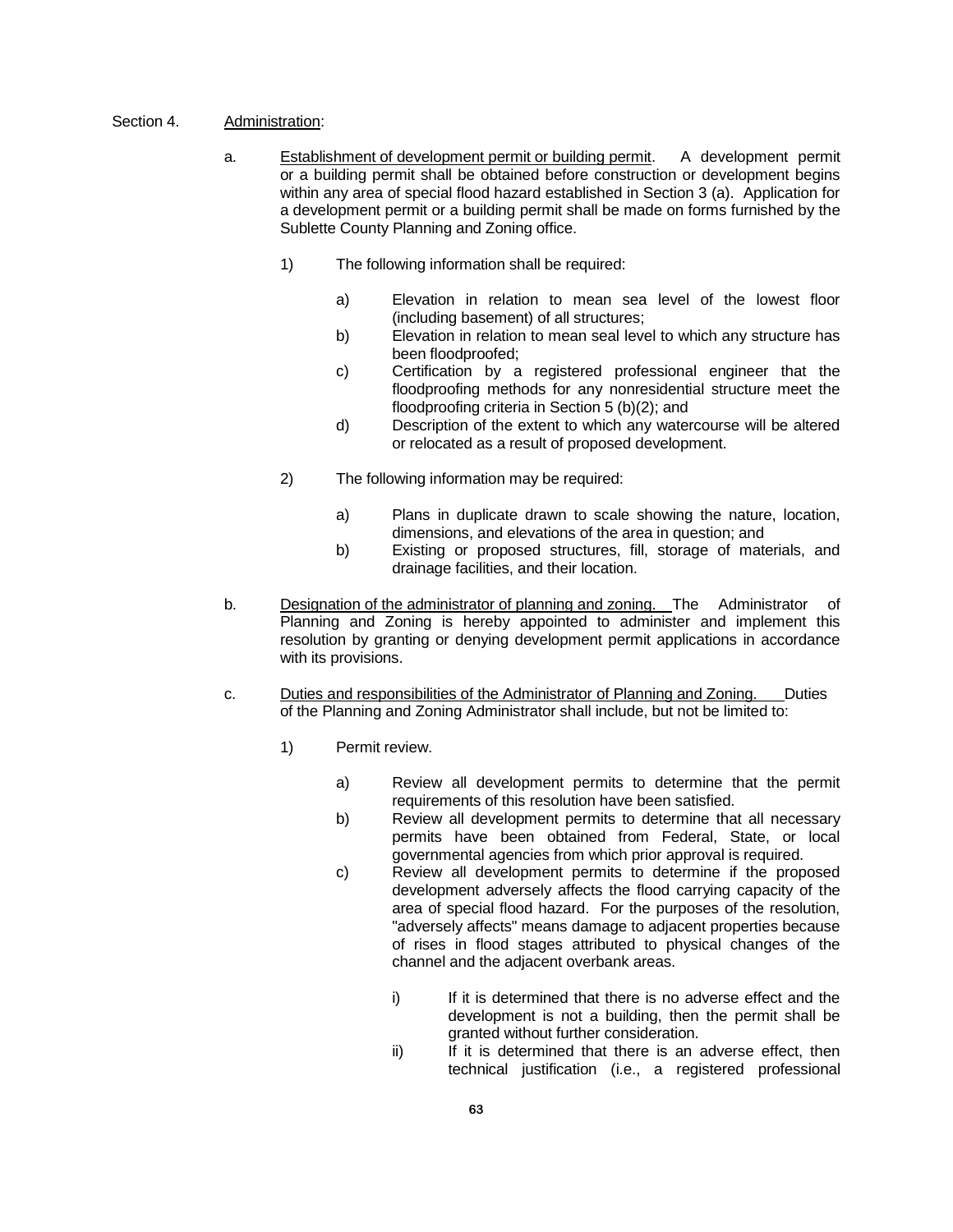Section 4. <u>Administration</u>:

a. <u>Establishment of development permit or building permit</u>. A development permit or a building permit shall be obtained before construction or development begins within any area of special flood hazard established in Section 3 (a). Application for a development permit or a building permit shall be made on forms furnished by the Sublette County Planning and Zoning office.

1) The following information shall be required:

a) Elevation in relation to mean sea level of the lowest floor (including basement) of all structures;

b) Elevation in relation to mean seal level to which any structure has been floodproofed;

c) Certification by a registered professional engineer that the floodproofing methods for any nonresidential structure meet the floodproofing criteria in Section 5 (b)(2); and

d) Description of the extent to which any watercourse will be altered or relocated as a result of proposed development.

2) The following information may be required:

a) Plans in duplicate drawn to scale showing the nature, location, dimensions, and elevations of the area in question; and

b) Existing or proposed structures, fill, storage of materials, and drainage facilities, and their location.

b. <u>Designation of the administrator of planning and zoning.</u> The Administrator of Planning and Zoning is hereby appointed to administer and implement this resolution by granting or denying development permit applications in accordance with its provisions.

c. <u>Duties and responsibilities of the Administrator of Planning and Zoning.</u> Duties of the Planning and Zoning Administrator shall include, but not be limited to:

1) Permit review.

a) Review all development permits to determine that the permit requirements of this resolution have been satisfied.

b) Review all development permits to determine that all necessary permits have been obtained from Federal, State, or local governmental agencies from which prior approval is required.

c) Review all development permits to determine if the proposed development adversely affects the flood carrying capacity of the area of special flood hazard. For the purposes of the resolution, "adversely affects" means damage to adjacent properties because of rises in flood stages attributed to physical changes of the channel and the adjacent overbank areas.

i) If it is determined that there is no adverse effect and the development is not a building, then the permit shall be granted without further consideration.

ii) If it is determined that there is an adverse effect, then technical justification (i.e., a registered professional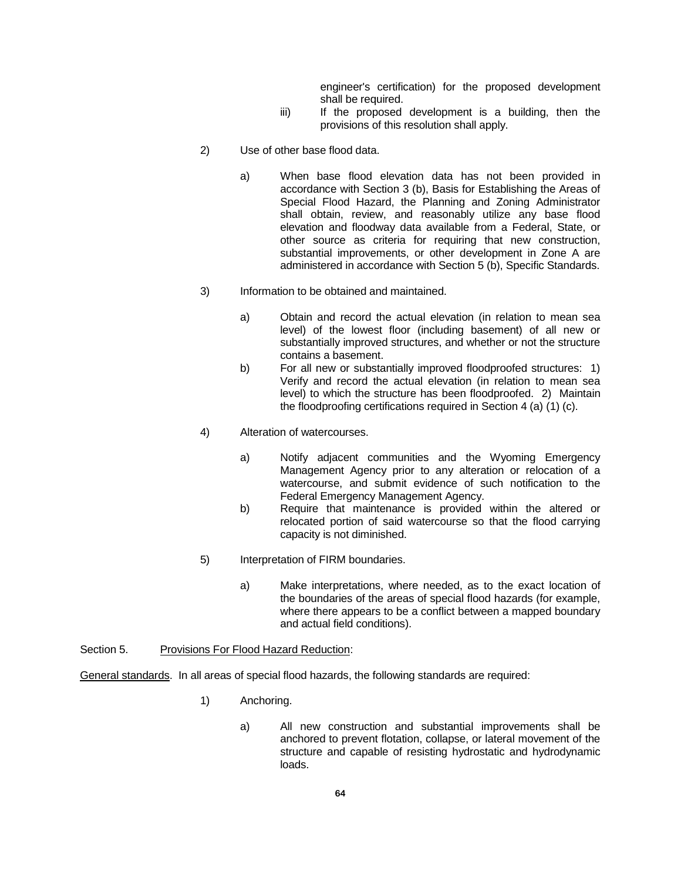engineer's certification) for the proposed development shall be required.

iii) If the proposed development is a building, then the provisions of this resolution shall apply.

2) Use of other base flood data.

a) When base flood elevation data has not been provided in accordance with Section 3 (b), Basis for Establishing the Areas of Special Flood Hazard, the Planning and Zoning Administrator shall obtain, review, and reasonably utilize any base flood elevation and floodway data available from a Federal, State, or other source as criteria for requiring that new construction, substantial improvements, or other development in Zone A are administered in accordance with Section 5 (b), Specific Standards.

3) Information to be obtained and maintained.

a) Obtain and record the actual elevation (in relation to mean sea level) of the lowest floor (including basement) of all new or substantially improved structures, and whether or not the structure contains a basement.

b) For all new or substantially improved floodproofed structures: 1) Verify and record the actual elevation (in relation to mean sea level) to which the structure has been floodproofed. 2) Maintain the floodproofing certifications required in Section 4 (a) (1) (c).

4) Alteration of watercourses.

a) Notify adjacent communities and the Wyoming Emergency Management Agency prior to any alteration or relocation of a watercourse, and submit evidence of such notification to the Federal Emergency Management Agency.

b) Require that maintenance is provided within the altered or relocated portion of said watercourse so that the flood carrying capacity is not diminished.

5) Interpretation of FIRM boundaries.

a) Make interpretations, where needed, as to the exact location of the boundaries of the areas of special flood hazards (for example, where there appears to be a conflict between a mapped boundary and actual field conditions).

Section 5. Provisions For Flood Hazard Reduction:

General standards. In all areas of special flood hazards, the following standards are required:

1) Anchoring.

a) All new construction and substantial improvements shall be anchored to prevent flotation, collapse, or lateral movement of the structure and capable of resisting hydrostatic and hydrodynamic loads.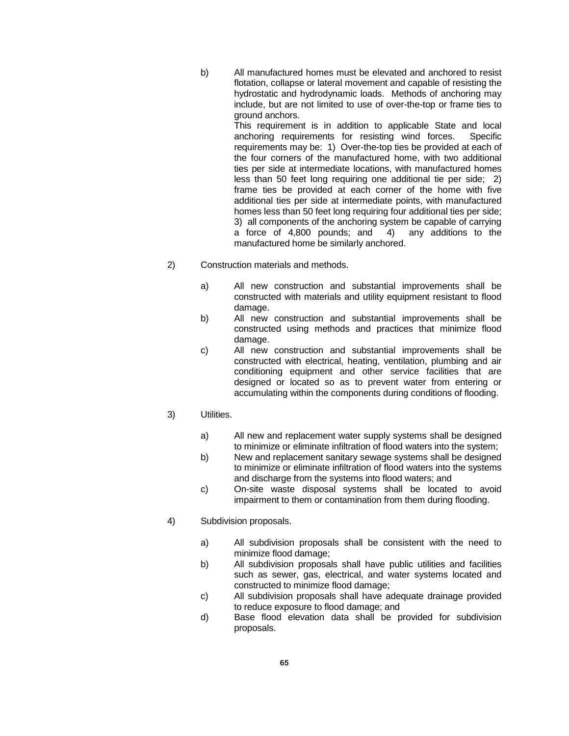b) All manufactured homes must be elevated and anchored to resist flotation, collapse or lateral movement and capable of resisting the hydrostatic and hydrodynamic loads. Methods of anchoring may include, but are not limited to use of over-the-top or frame ties to ground anchors.
   This requirement is in addition to applicable State and local anchoring requirements for resisting wind forces. Specific requirements may be: 1) Over-the-top ties be provided at each of the four corners of the manufactured home, with two additional ties per side at intermediate locations, with manufactured homes less than 50 feet long requiring one additional tie per side; 2) frame ties be provided at each corner of the home with five additional ties per side at intermediate points, with manufactured homes less than 50 feet long requiring four additional ties per side; 3) all components of the anchoring system be capable of carrying a force of 4,800 pounds; and 4) any additions to the manufactured home be similarly anchored.

2) Construction materials and methods.

   a) All new construction and substantial improvements shall be constructed with materials and utility equipment resistant to flood damage.
   b) All new construction and substantial improvements shall be constructed using methods and practices that minimize flood damage.
   c) All new construction and substantial improvements shall be constructed with electrical, heating, ventilation, plumbing and air conditioning equipment and other service facilities that are designed or located so as to prevent water from entering or accumulating within the components during conditions of flooding.

3) Utilities.

   a) All new and replacement water supply systems shall be designed to minimize or eliminate infiltration of flood waters into the system;
   b) New and replacement sanitary sewage systems shall be designed to minimize or eliminate infiltration of flood waters into the systems and discharge from the systems into flood waters; and
   c) On-site waste disposal systems shall be located to avoid impairment to them or contamination from them during flooding.

4) Subdivision proposals.

   a) All subdivision proposals shall be consistent with the need to minimize flood damage;
   b) All subdivision proposals shall have public utilities and facilities such as sewer, gas, electrical, and water systems located and constructed to minimize flood damage;
   c) All subdivision proposals shall have adequate drainage provided to reduce exposure to flood damage; and
   d) Base flood elevation data shall be provided for subdivision proposals.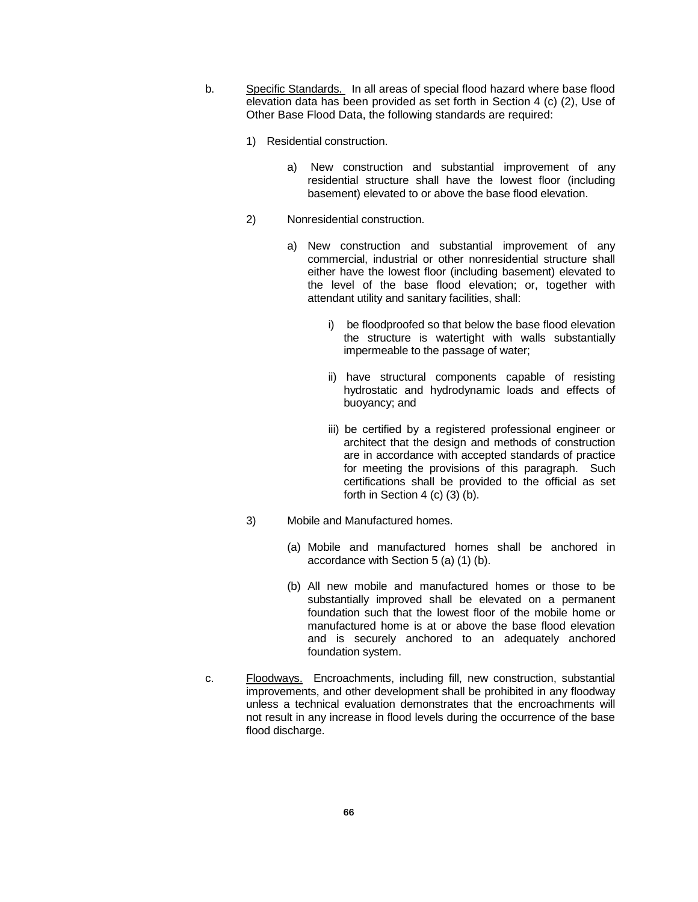b. <u>Specific Standards.</u> In all areas of special flood hazard where base flood elevation data has been provided as set forth in Section 4 (c) (2), Use of Other Base Flood Data, the following standards are required:

   1) Residential construction.

      a) New construction and substantial improvement of any residential structure shall have the lowest floor (including basement) elevated to or above the base flood elevation.

   2) Nonresidential construction.

      a) New construction and substantial improvement of any commercial, industrial or other nonresidential structure shall either have the lowest floor (including basement) elevated to the level of the base flood elevation; or, together with attendant utility and sanitary facilities, shall:

         i) be floodproofed so that below the base flood elevation the structure is watertight with walls substantially impermeable to the passage of water;

         ii) have structural components capable of resisting hydrostatic and hydrodynamic loads and effects of buoyancy; and

         iii) be certified by a registered professional engineer or architect that the design and methods of construction are in accordance with accepted standards of practice for meeting the provisions of this paragraph. Such certifications shall be provided to the official as set forth in Section 4 (c) (3) (b).

   3) Mobile and Manufactured homes.

      (a) Mobile and manufactured homes shall be anchored in accordance with Section 5 (a) (1) (b).

      (b) All new mobile and manufactured homes or those to be substantially improved shall be elevated on a permanent foundation such that the lowest floor of the mobile home or manufactured home is at or above the base flood elevation and is securely anchored to an adequately anchored foundation system.

c. <u>Floodways.</u> Encroachments, including fill, new construction, substantial improvements, and other development shall be prohibited in any floodway unless a technical evaluation demonstrates that the encroachments will not result in any increase in flood levels during the occurrence of the base flood discharge.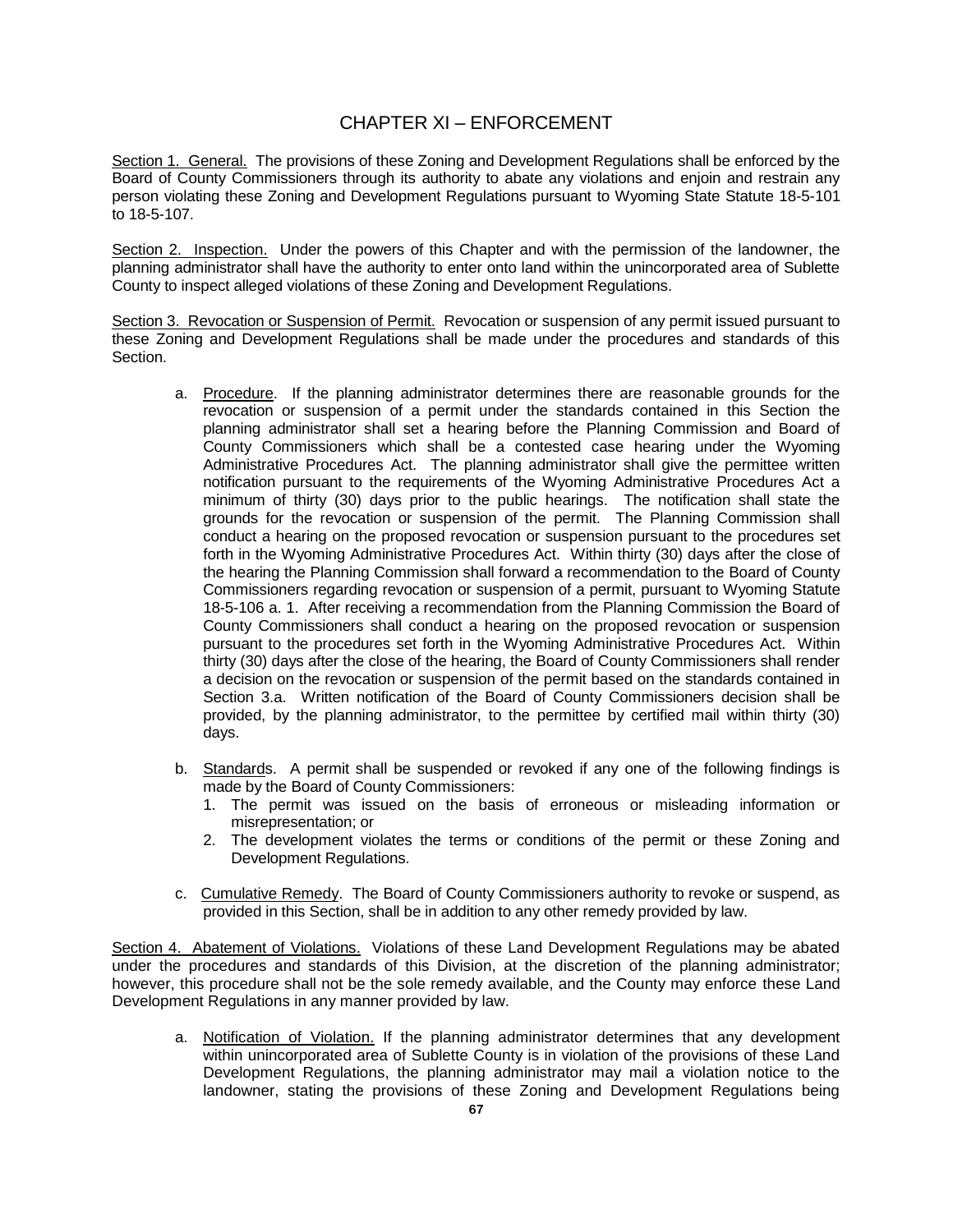# CHAPTER XI – ENFORCEMENT

Section 1. General. The provisions of these Zoning and Development Regulations shall be enforced by the Board of County Commissioners through its authority to abate any violations and enjoin and restrain any person violating these Zoning and Development Regulations pursuant to Wyoming State Statute 18-5-101 to 18-5-107.

Section 2. Inspection. Under the powers of this Chapter and with the permission of the landowner, the planning administrator shall have the authority to enter onto land within the unincorporated area of Sublette County to inspect alleged violations of these Zoning and Development Regulations.

Section 3. Revocation or Suspension of Permit. Revocation or suspension of any permit issued pursuant to these Zoning and Development Regulations shall be made under the procedures and standards of this Section.

a. Procedure. If the planning administrator determines there are reasonable grounds for the revocation or suspension of a permit under the standards contained in this Section the planning administrator shall set a hearing before the Planning Commission and Board of County Commissioners which shall be a contested case hearing under the Wyoming Administrative Procedures Act. The planning administrator shall give the permittee written notification pursuant to the requirements of the Wyoming Administrative Procedures Act a minimum of thirty (30) days prior to the public hearings. The notification shall state the grounds for the revocation or suspension of the permit. The Planning Commission shall conduct a hearing on the proposed revocation or suspension pursuant to the procedures set forth in the Wyoming Administrative Procedures Act. Within thirty (30) days after the close of the hearing the Planning Commission shall forward a recommendation to the Board of County Commissioners regarding revocation or suspension of a permit, pursuant to Wyoming Statute 18-5-106 a. 1. After receiving a recommendation from the Planning Commission the Board of County Commissioners shall conduct a hearing on the proposed revocation or suspension pursuant to the procedures set forth in the Wyoming Administrative Procedures Act. Within thirty (30) days after the close of the hearing, the Board of County Commissioners shall render a decision on the revocation or suspension of the permit based on the standards contained in Section 3.a. Written notification of the Board of County Commissioners decision shall be provided, by the planning administrator, to the permittee by certified mail within thirty (30) days.

b. Standards. A permit shall be suspended or revoked if any one of the following findings is made by the Board of County Commissioners:
   1. The permit was issued on the basis of erroneous or misleading information or misrepresentation; or
   2. The development violates the terms or conditions of the permit or these Zoning and Development Regulations.

c. Cumulative Remedy. The Board of County Commissioners authority to revoke or suspend, as provided in this Section, shall be in addition to any other remedy provided by law.

Section 4. Abatement of Violations. Violations of these Land Development Regulations may be abated under the procedures and standards of this Division, at the discretion of the planning administrator; however, this procedure shall not be the sole remedy available, and the County may enforce these Land Development Regulations in any manner provided by law.

a. Notification of Violation. If the planning administrator determines that any development within unincorporated area of Sublette County is in violation of the provisions of these Land Development Regulations, the planning administrator may mail a violation notice to the landowner, stating the provisions of these Zoning and Development Regulations being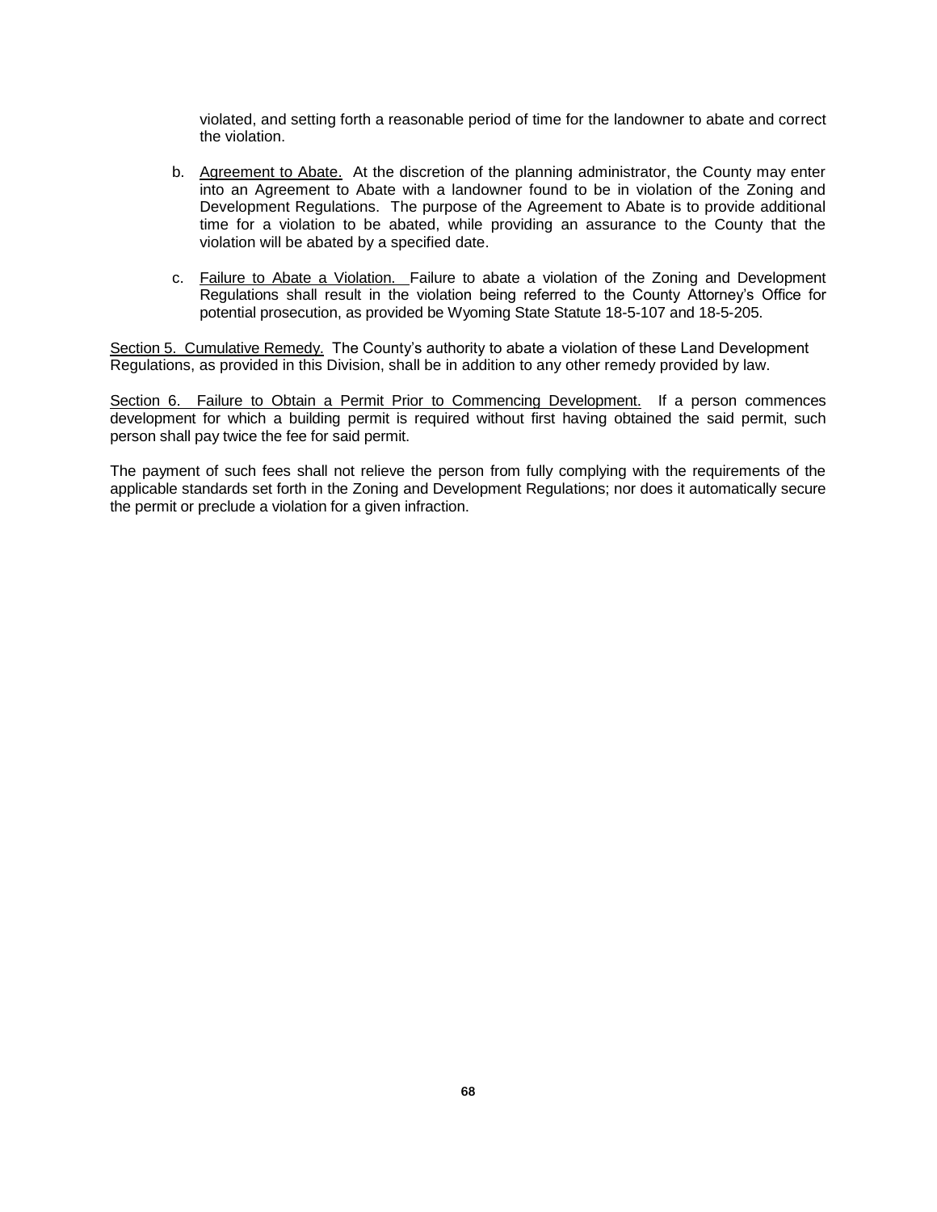violated, and setting forth a reasonable period of time for the landowner to abate and correct the violation.

b. <u>Agreement to Abate.</u> At the discretion of the planning administrator, the County may enter into an Agreement to Abate with a landowner found to be in violation of the Zoning and Development Regulations. The purpose of the Agreement to Abate is to provide additional time for a violation to be abated, while providing an assurance to the County that the violation will be abated by a specified date.

c. <u>Failure to Abate a Violation.</u> Failure to abate a violation of the Zoning and Development Regulations shall result in the violation being referred to the County Attorney's Office for potential prosecution, as provided be Wyoming State Statute 18-5-107 and 18-5-205.

<u>Section 5. Cumulative Remedy.</u> The County's authority to abate a violation of these Land Development Regulations, as provided in this Division, shall be in addition to any other remedy provided by law.

<u>Section 6. Failure to Obtain a Permit Prior to Commencing Development.</u> If a person commences development for which a building permit is required without first having obtained the said permit, such person shall pay twice the fee for said permit.

The payment of such fees shall not relieve the person from fully complying with the requirements of the applicable standards set forth in the Zoning and Development Regulations; nor does it automatically secure the permit or preclude a violation for a given infraction.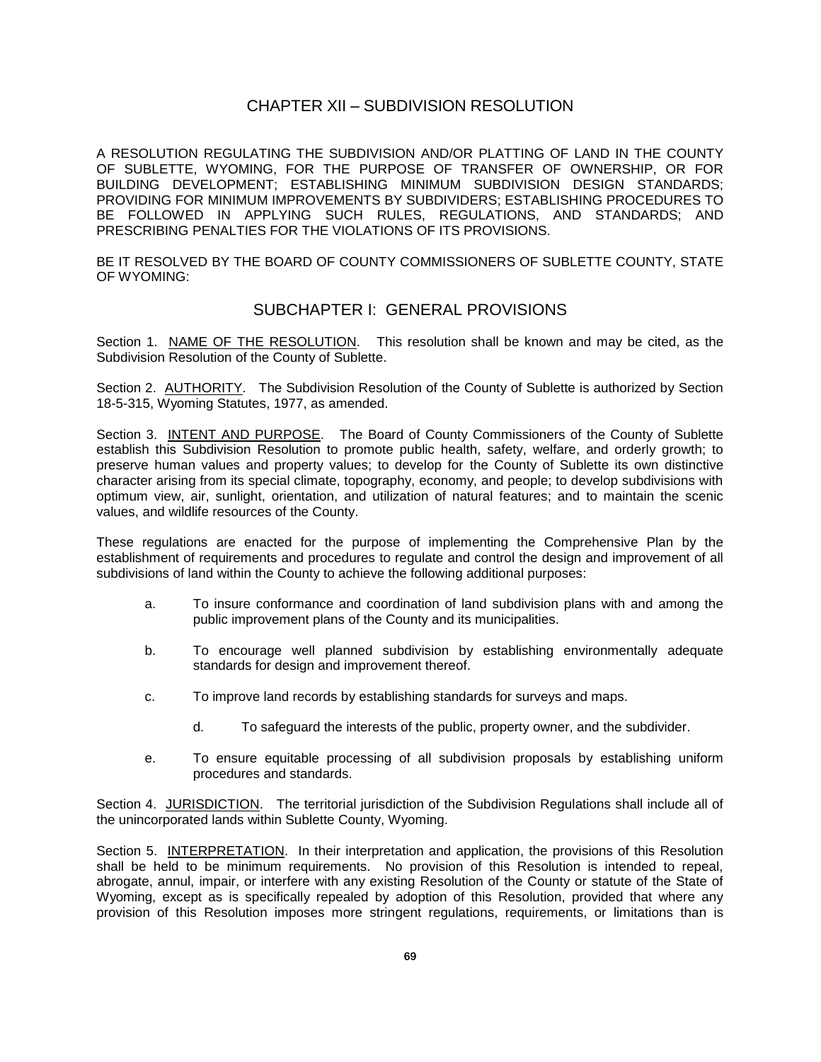# CHAPTER XII – SUBDIVISION RESOLUTION

A RESOLUTION REGULATING THE SUBDIVISION AND/OR PLATTING OF LAND IN THE COUNTY OF SUBLETTE, WYOMING, FOR THE PURPOSE OF TRANSFER OF OWNERSHIP, OR FOR BUILDING DEVELOPMENT; ESTABLISHING MINIMUM SUBDIVISION DESIGN STANDARDS; PROVIDING FOR MINIMUM IMPROVEMENTS BY SUBDIVIDERS; ESTABLISHING PROCEDURES TO BE FOLLOWED IN APPLYING SUCH RULES, REGULATIONS, AND STANDARDS; AND PRESCRIBING PENALTIES FOR THE VIOLATIONS OF ITS PROVISIONS.

BE IT RESOLVED BY THE BOARD OF COUNTY COMMISSIONERS OF SUBLETTE COUNTY, STATE OF WYOMING:

## SUBCHAPTER I: GENERAL PROVISIONS

Section 1. NAME OF THE RESOLUTION. This resolution shall be known and may be cited, as the Subdivision Resolution of the County of Sublette.

Section 2. AUTHORITY. The Subdivision Resolution of the County of Sublette is authorized by Section 18-5-315, Wyoming Statutes, 1977, as amended.

Section 3. INTENT AND PURPOSE. The Board of County Commissioners of the County of Sublette establish this Subdivision Resolution to promote public health, safety, welfare, and orderly growth; to preserve human values and property values; to develop for the County of Sublette its own distinctive character arising from its special climate, topography, economy, and people; to develop subdivisions with optimum view, air, sunlight, orientation, and utilization of natural features; and to maintain the scenic values, and wildlife resources of the County.

These regulations are enacted for the purpose of implementing the Comprehensive Plan by the establishment of requirements and procedures to regulate and control the design and improvement of all subdivisions of land within the County to achieve the following additional purposes:

a. To insure conformance and coordination of land subdivision plans with and among the public improvement plans of the County and its municipalities.

b. To encourage well planned subdivision by establishing environmentally adequate standards for design and improvement thereof.

c. To improve land records by establishing standards for surveys and maps.

d. To safeguard the interests of the public, property owner, and the subdivider.

e. To ensure equitable processing of all subdivision proposals by establishing uniform procedures and standards.

Section 4. JURISDICTION. The territorial jurisdiction of the Subdivision Regulations shall include all of the unincorporated lands within Sublette County, Wyoming.

Section 5. INTERPRETATION. In their interpretation and application, the provisions of this Resolution shall be held to be minimum requirements. No provision of this Resolution is intended to repeal, abrogate, annul, impair, or interfere with any existing Resolution of the County or statute of the State of Wyoming, except as is specifically repealed by adoption of this Resolution, provided that where any provision of this Resolution imposes more stringent regulations, requirements, or limitations than is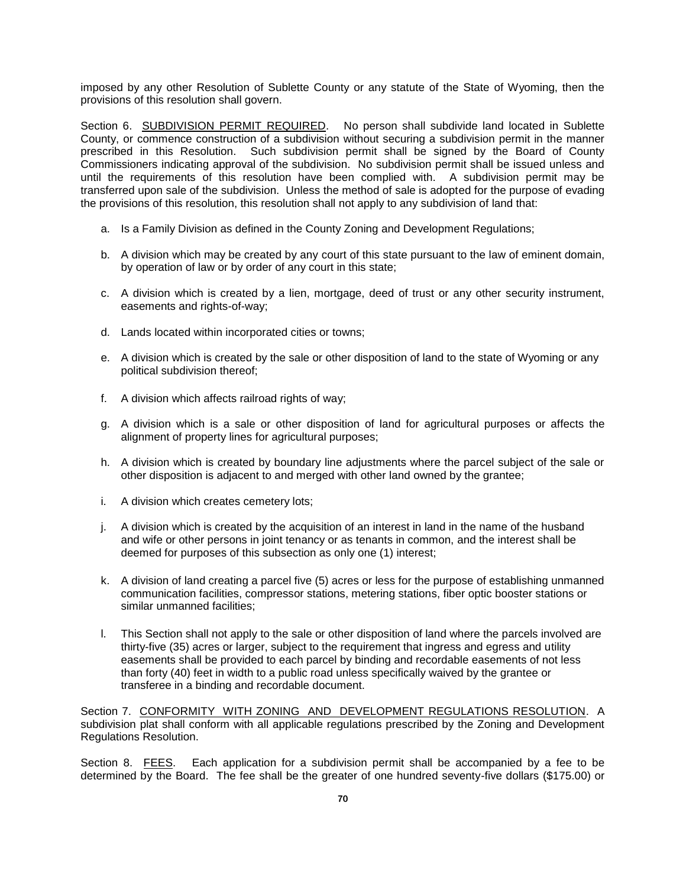imposed by any other Resolution of Sublette County or any statute of the State of Wyoming, then the provisions of this resolution shall govern.

Section 6. SUBDIVISION PERMIT REQUIRED. No person shall subdivide land located in Sublette County, or commence construction of a subdivision without securing a subdivision permit in the manner prescribed in this Resolution. Such subdivision permit shall be signed by the Board of County Commissioners indicating approval of the subdivision. No subdivision permit shall be issued unless and until the requirements of this resolution have been complied with. A subdivision permit may be transferred upon sale of the subdivision. Unless the method of sale is adopted for the purpose of evading the provisions of this resolution, this resolution shall not apply to any subdivision of land that:

a. Is a Family Division as defined in the County Zoning and Development Regulations;

b. A division which may be created by any court of this state pursuant to the law of eminent domain, by operation of law or by order of any court in this state;

c. A division which is created by a lien, mortgage, deed of trust or any other security instrument, easements and rights-of-way;

d. Lands located within incorporated cities or towns;

e. A division which is created by the sale or other disposition of land to the state of Wyoming or any political subdivision thereof;

f. A division which affects railroad rights of way;

g. A division which is a sale or other disposition of land for agricultural purposes or affects the alignment of property lines for agricultural purposes;

h. A division which is created by boundary line adjustments where the parcel subject of the sale or other disposition is adjacent to and merged with other land owned by the grantee;

i. A division which creates cemetery lots;

j. A division which is created by the acquisition of an interest in land in the name of the husband and wife or other persons in joint tenancy or as tenants in common, and the interest shall be deemed for purposes of this subsection as only one (1) interest;

k. A division of land creating a parcel five (5) acres or less for the purpose of establishing unmanned communication facilities, compressor stations, metering stations, fiber optic booster stations or similar unmanned facilities;

l. This Section shall not apply to the sale or other disposition of land where the parcels involved are thirty-five (35) acres or larger, subject to the requirement that ingress and egress and utility easements shall be provided to each parcel by binding and recordable easements of not less than forty (40) feet in width to a public road unless specifically waived by the grantee or transferee in a binding and recordable document.

Section 7. CONFORMITY WITH ZONING AND DEVELOPMENT REGULATIONS RESOLUTION. A subdivision plat shall conform with all applicable regulations prescribed by the Zoning and Development Regulations Resolution.

Section 8. FEES. Each application for a subdivision permit shall be accompanied by a fee to be determined by the Board. The fee shall be the greater of one hundred seventy-five dollars ($175.00) or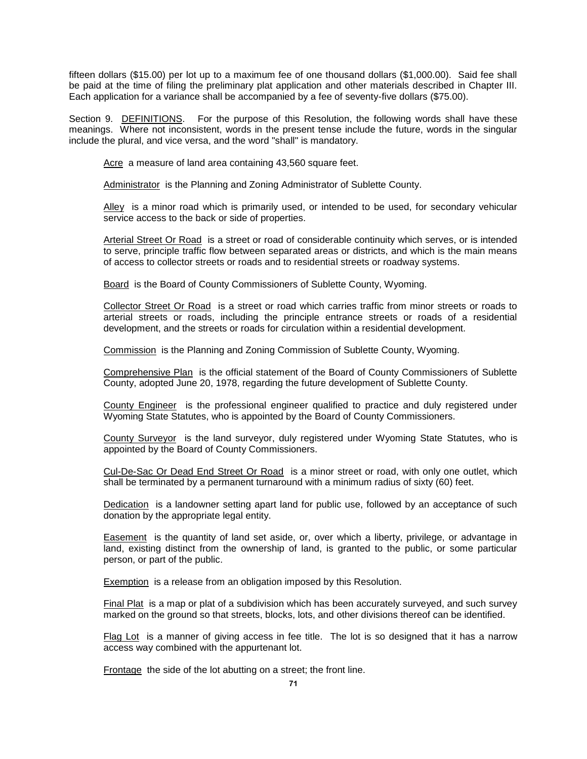fifteen dollars ($15.00) per lot up to a maximum fee of one thousand dollars ($1,000.00). Said fee shall be paid at the time of filing the preliminary plat application and other materials described in Chapter III. Each application for a variance shall be accompanied by a fee of seventy-five dollars ($75.00).

Section 9. DEFINITIONS. For the purpose of this Resolution, the following words shall have these meanings. Where not inconsistent, words in the present tense include the future, words in the singular include the plural, and vice versa, and the word "shall" is mandatory.

Acre a measure of land area containing 43,560 square feet.

Administrator is the Planning and Zoning Administrator of Sublette County.

Alley is a minor road which is primarily used, or intended to be used, for secondary vehicular service access to the back or side of properties.

Arterial Street Or Road is a street or road of considerable continuity which serves, or is intended to serve, principle traffic flow between separated areas or districts, and which is the main means of access to collector streets or roads and to residential streets or roadway systems.

Board is the Board of County Commissioners of Sublette County, Wyoming.

Collector Street Or Road is a street or road which carries traffic from minor streets or roads to arterial streets or roads, including the principle entrance streets or roads of a residential development, and the streets or roads for circulation within a residential development.

Commission is the Planning and Zoning Commission of Sublette County, Wyoming.

Comprehensive Plan is the official statement of the Board of County Commissioners of Sublette County, adopted June 20, 1978, regarding the future development of Sublette County.

County Engineer is the professional engineer qualified to practice and duly registered under Wyoming State Statutes, who is appointed by the Board of County Commissioners.

County Surveyor is the land surveyor, duly registered under Wyoming State Statutes, who is appointed by the Board of County Commissioners.

Cul-De-Sac Or Dead End Street Or Road is a minor street or road, with only one outlet, which shall be terminated by a permanent turnaround with a minimum radius of sixty (60) feet.

Dedication is a landowner setting apart land for public use, followed by an acceptance of such donation by the appropriate legal entity.

Easement is the quantity of land set aside, or, over which a liberty, privilege, or advantage in land, existing distinct from the ownership of land, is granted to the public, or some particular person, or part of the public.

Exemption is a release from an obligation imposed by this Resolution.

Final Plat is a map or plat of a subdivision which has been accurately surveyed, and such survey marked on the ground so that streets, blocks, lots, and other divisions thereof can be identified.

Flag Lot is a manner of giving access in fee title. The lot is so designed that it has a narrow access way combined with the appurtenant lot.

Frontage the side of the lot abutting on a street; the front line.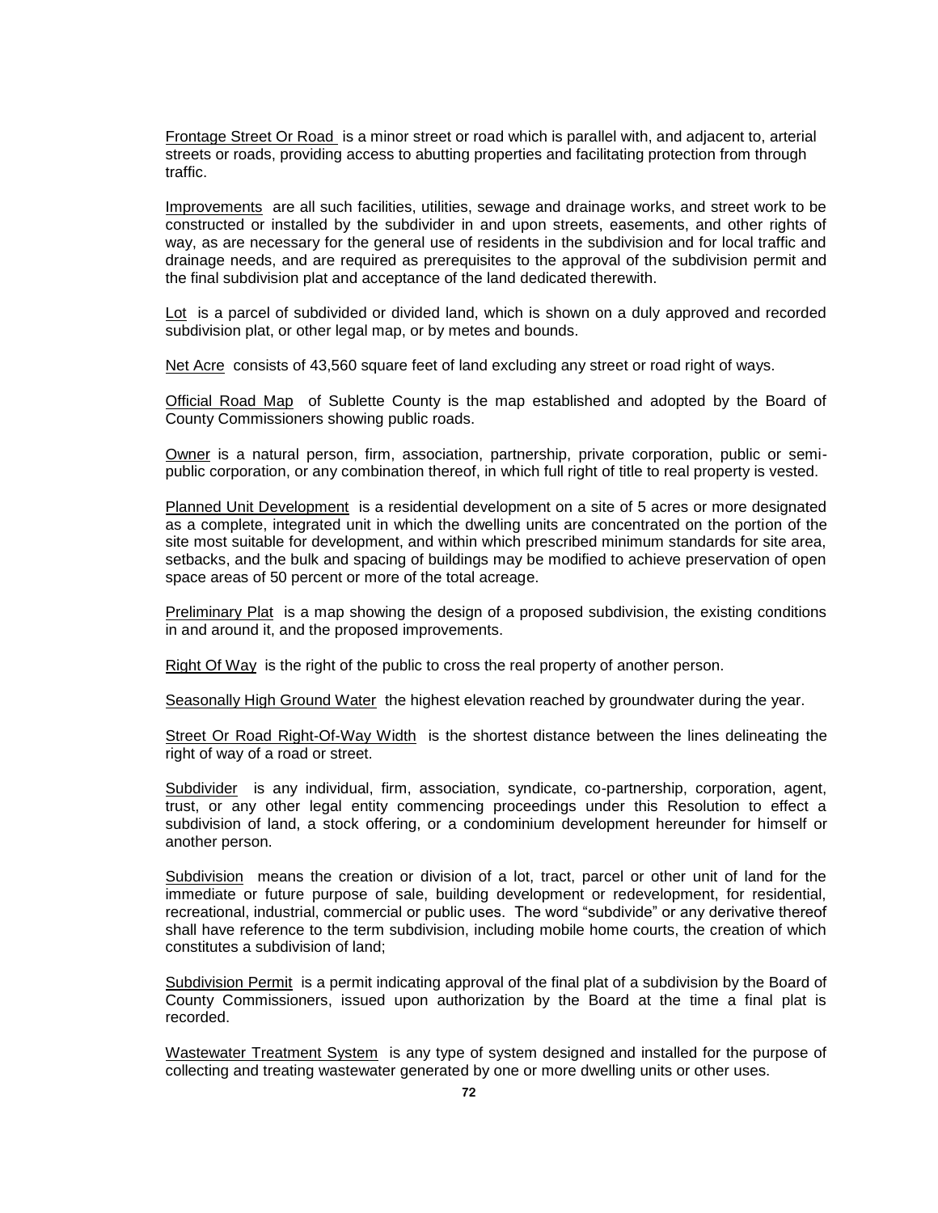<u>Frontage Street Or Road</u> is a minor street or road which is parallel with, and adjacent to, arterial streets or roads, providing access to abutting properties and facilitating protection from through traffic.

<u>Improvements</u> are all such facilities, utilities, sewage and drainage works, and street work to be constructed or installed by the subdivider in and upon streets, easements, and other rights of way, as are necessary for the general use of residents in the subdivision and for local traffic and drainage needs, and are required as prerequisites to the approval of the subdivision permit and the final subdivision plat and acceptance of the land dedicated therewith.

<u>Lot</u> is a parcel of subdivided or divided land, which is shown on a duly approved and recorded subdivision plat, or other legal map, or by metes and bounds.

<u>Net Acre</u> consists of 43,560 square feet of land excluding any street or road right of ways.

<u>Official Road Map</u> of Sublette County is the map established and adopted by the Board of County Commissioners showing public roads.

<u>Owner</u> is a natural person, firm, association, partnership, private corporation, public or semi-public corporation, or any combination thereof, in which full right of title to real property is vested.

<u>Planned Unit Development</u> is a residential development on a site of 5 acres or more designated as a complete, integrated unit in which the dwelling units are concentrated on the portion of the site most suitable for development, and within which prescribed minimum standards for site area, setbacks, and the bulk and spacing of buildings may be modified to achieve preservation of open space areas of 50 percent or more of the total acreage.

<u>Preliminary Plat</u> is a map showing the design of a proposed subdivision, the existing conditions in and around it, and the proposed improvements.

<u>Right Of Way</u> is the right of the public to cross the real property of another person.

<u>Seasonally High Ground Water</u> the highest elevation reached by groundwater during the year.

<u>Street Or Road Right-Of-Way Width</u> is the shortest distance between the lines delineating the right of way of a road or street.

<u>Subdivider</u> is any individual, firm, association, syndicate, co-partnership, corporation, agent, trust, or any other legal entity commencing proceedings under this Resolution to effect a subdivision of land, a stock offering, or a condominium development hereunder for himself or another person.

<u>Subdivision</u> means the creation or division of a lot, tract, parcel or other unit of land for the immediate or future purpose of sale, building development or redevelopment, for residential, recreational, industrial, commercial or public uses. The word "subdivide" or any derivative thereof shall have reference to the term subdivision, including mobile home courts, the creation of which constitutes a subdivision of land;

<u>Subdivision Permit</u> is a permit indicating approval of the final plat of a subdivision by the Board of County Commissioners, issued upon authorization by the Board at the time a final plat is recorded.

<u>Wastewater Treatment System</u> is any type of system designed and installed for the purpose of collecting and treating wastewater generated by one or more dwelling units or other uses.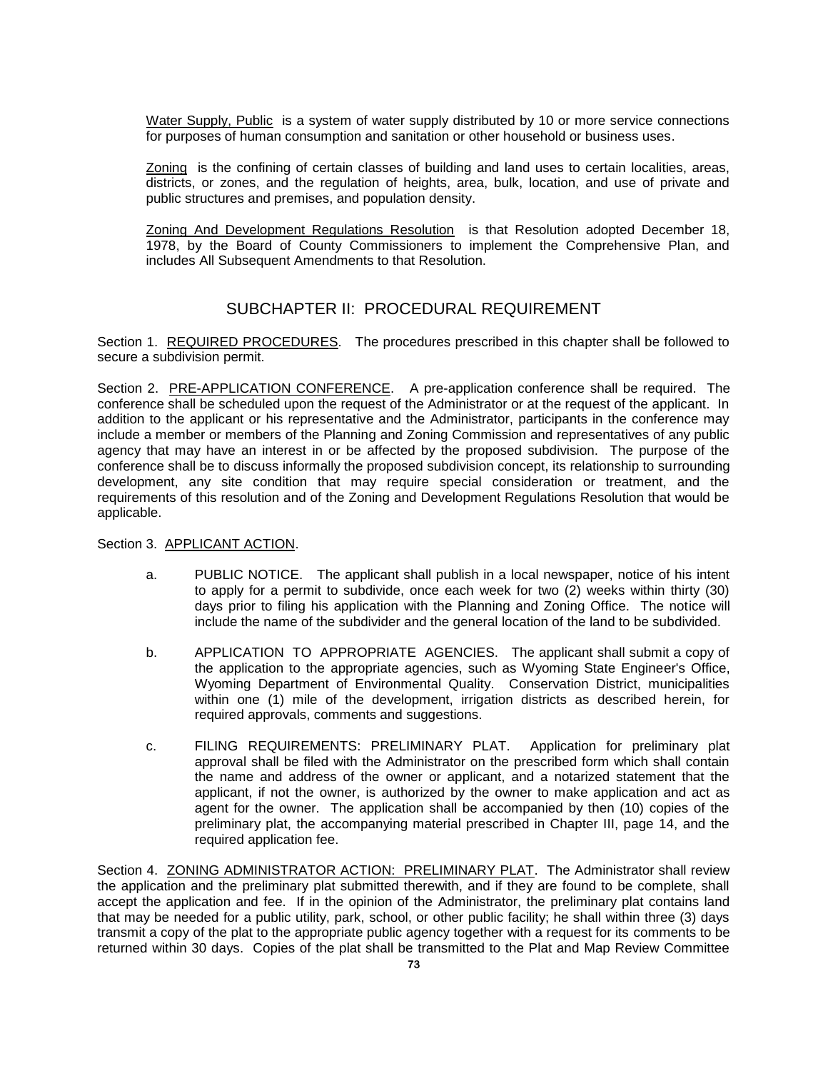Water Supply, Public is a system of water supply distributed by 10 or more service connections for purposes of human consumption and sanitation or other household or business uses.

Zoning is the confining of certain classes of building and land uses to certain localities, areas, districts, or zones, and the regulation of heights, area, bulk, location, and use of private and public structures and premises, and population density.

Zoning And Development Regulations Resolution is that Resolution adopted December 18, 1978, by the Board of County Commissioners to implement the Comprehensive Plan, and includes All Subsequent Amendments to that Resolution.

## SUBCHAPTER II: PROCEDURAL REQUIREMENT

Section 1. REQUIRED PROCEDURES. The procedures prescribed in this chapter shall be followed to secure a subdivision permit.

Section 2. PRE-APPLICATION CONFERENCE. A pre-application conference shall be required. The conference shall be scheduled upon the request of the Administrator or at the request of the applicant. In addition to the applicant or his representative and the Administrator, participants in the conference may include a member or members of the Planning and Zoning Commission and representatives of any public agency that may have an interest in or be affected by the proposed subdivision. The purpose of the conference shall be to discuss informally the proposed subdivision concept, its relationship to surrounding development, any site condition that may require special consideration or treatment, and the requirements of this resolution and of the Zoning and Development Regulations Resolution that would be applicable.

Section 3. APPLICANT ACTION.

a. PUBLIC NOTICE. The applicant shall publish in a local newspaper, notice of his intent to apply for a permit to subdivide, once each week for two (2) weeks within thirty (30) days prior to filing his application with the Planning and Zoning Office. The notice will include the name of the subdivider and the general location of the land to be subdivided.

b. APPLICATION TO APPROPRIATE AGENCIES. The applicant shall submit a copy of the application to the appropriate agencies, such as Wyoming State Engineer's Office, Wyoming Department of Environmental Quality. Conservation District, municipalities within one (1) mile of the development, irrigation districts as described herein, for required approvals, comments and suggestions.

c. FILING REQUIREMENTS: PRELIMINARY PLAT. Application for preliminary plat approval shall be filed with the Administrator on the prescribed form which shall contain the name and address of the owner or applicant, and a notarized statement that the applicant, if not the owner, is authorized by the owner to make application and act as agent for the owner. The application shall be accompanied by then (10) copies of the preliminary plat, the accompanying material prescribed in Chapter III, page 14, and the required application fee.

Section 4. ZONING ADMINISTRATOR ACTION: PRELIMINARY PLAT. The Administrator shall review the application and the preliminary plat submitted therewith, and if they are found to be complete, shall accept the application and fee. If in the opinion of the Administrator, the preliminary plat contains land that may be needed for a public utility, park, school, or other public facility; he shall within three (3) days transmit a copy of the plat to the appropriate public agency together with a request for its comments to be returned within 30 days. Copies of the plat shall be transmitted to the Plat and Map Review Committee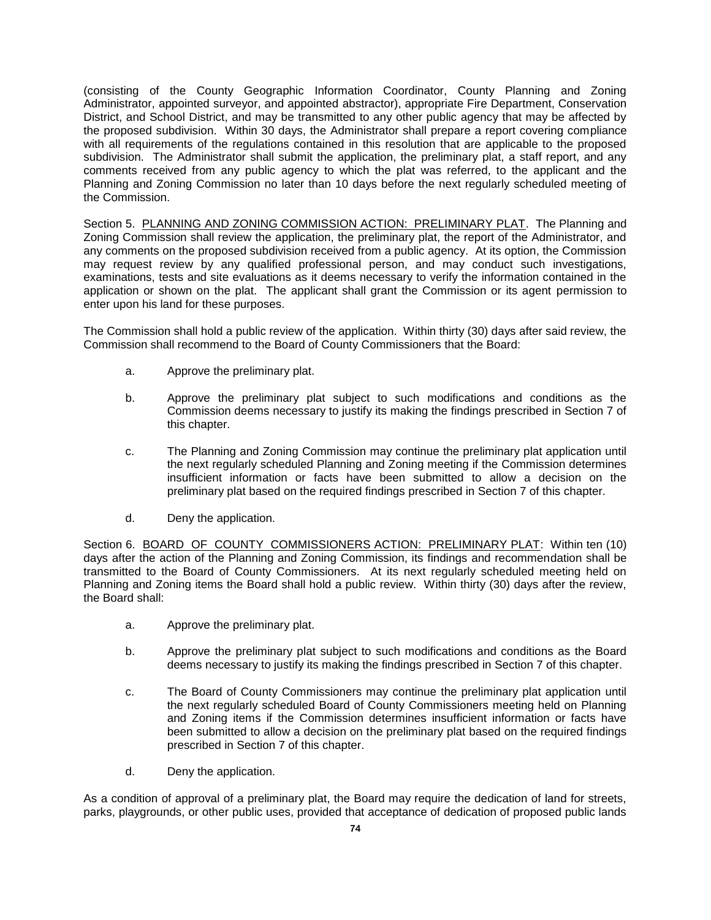(consisting of the County Geographic Information Coordinator, County Planning and Zoning Administrator, appointed surveyor, and appointed abstractor), appropriate Fire Department, Conservation District, and School District, and may be transmitted to any other public agency that may be affected by the proposed subdivision. Within 30 days, the Administrator shall prepare a report covering compliance with all requirements of the regulations contained in this resolution that are applicable to the proposed subdivision. The Administrator shall submit the application, the preliminary plat, a staff report, and any comments received from any public agency to which the plat was referred, to the applicant and the Planning and Zoning Commission no later than 10 days before the next regularly scheduled meeting of the Commission.

Section 5. PLANNING AND ZONING COMMISSION ACTION: PRELIMINARY PLAT. The Planning and Zoning Commission shall review the application, the preliminary plat, the report of the Administrator, and any comments on the proposed subdivision received from a public agency. At its option, the Commission may request review by any qualified professional person, and may conduct such investigations, examinations, tests and site evaluations as it deems necessary to verify the information contained in the application or shown on the plat. The applicant shall grant the Commission or its agent permission to enter upon his land for these purposes.

The Commission shall hold a public review of the application. Within thirty (30) days after said review, the Commission shall recommend to the Board of County Commissioners that the Board:

a. Approve the preliminary plat.

b. Approve the preliminary plat subject to such modifications and conditions as the Commission deems necessary to justify its making the findings prescribed in Section 7 of this chapter.

c. The Planning and Zoning Commission may continue the preliminary plat application until the next regularly scheduled Planning and Zoning meeting if the Commission determines insufficient information or facts have been submitted to allow a decision on the preliminary plat based on the required findings prescribed in Section 7 of this chapter.

d. Deny the application.

Section 6. BOARD OF COUNTY COMMISSIONERS ACTION: PRELIMINARY PLAT: Within ten (10) days after the action of the Planning and Zoning Commission, its findings and recommendation shall be transmitted to the Board of County Commissioners. At its next regularly scheduled meeting held on Planning and Zoning items the Board shall hold a public review. Within thirty (30) days after the review, the Board shall:

a. Approve the preliminary plat.

b. Approve the preliminary plat subject to such modifications and conditions as the Board deems necessary to justify its making the findings prescribed in Section 7 of this chapter.

c. The Board of County Commissioners may continue the preliminary plat application until the next regularly scheduled Board of County Commissioners meeting held on Planning and Zoning items if the Commission determines insufficient information or facts have been submitted to allow a decision on the preliminary plat based on the required findings prescribed in Section 7 of this chapter.

d. Deny the application.

As a condition of approval of a preliminary plat, the Board may require the dedication of land for streets, parks, playgrounds, or other public uses, provided that acceptance of dedication of proposed public lands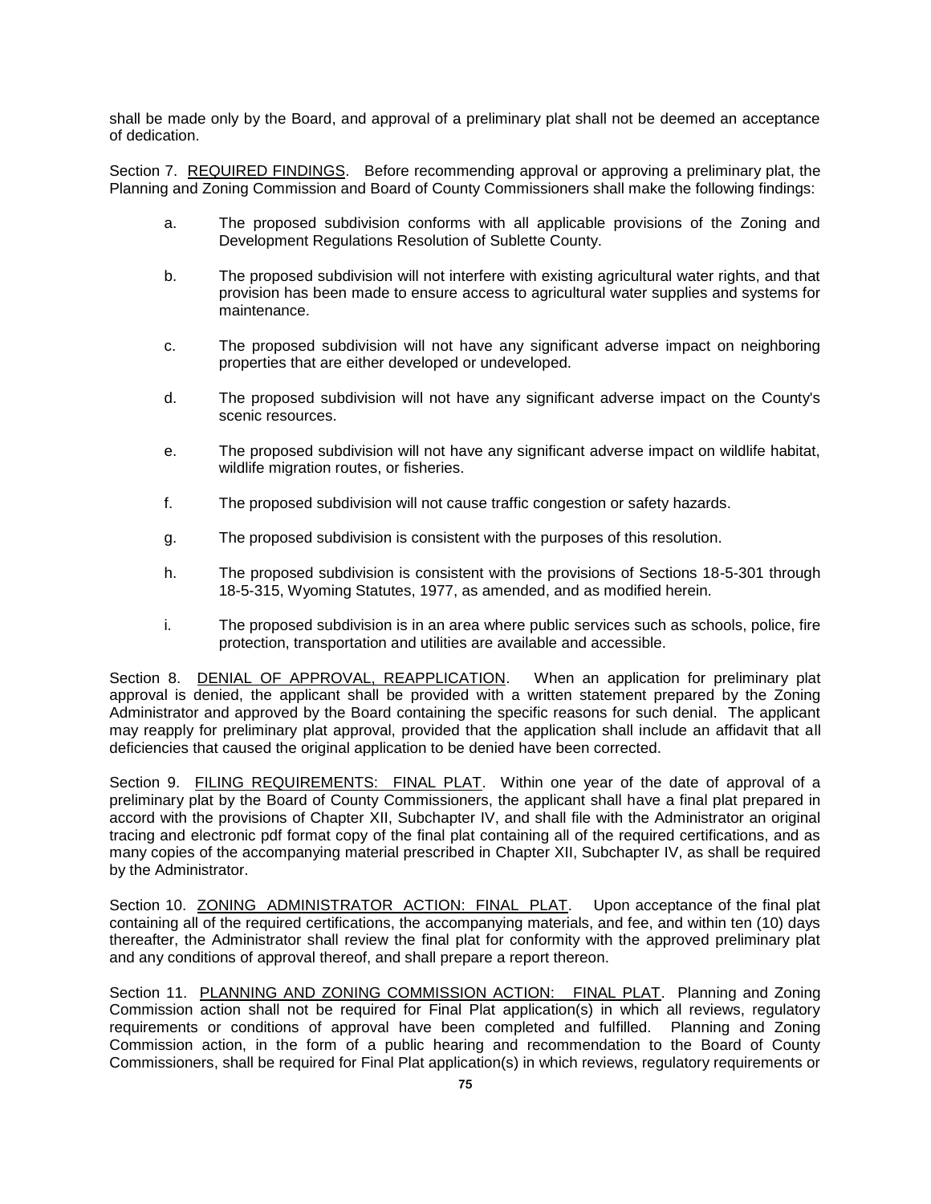shall be made only by the Board, and approval of a preliminary plat shall not be deemed an acceptance of dedication.

Section 7. <u>REQUIRED FINDINGS</u>. Before recommending approval or approving a preliminary plat, the Planning and Zoning Commission and Board of County Commissioners shall make the following findings:

a. The proposed subdivision conforms with all applicable provisions of the Zoning and Development Regulations Resolution of Sublette County.

b. The proposed subdivision will not interfere with existing agricultural water rights, and that provision has been made to ensure access to agricultural water supplies and systems for maintenance.

c. The proposed subdivision will not have any significant adverse impact on neighboring properties that are either developed or undeveloped.

d. The proposed subdivision will not have any significant adverse impact on the County's scenic resources.

e. The proposed subdivision will not have any significant adverse impact on wildlife habitat, wildlife migration routes, or fisheries.

f. The proposed subdivision will not cause traffic congestion or safety hazards.

g. The proposed subdivision is consistent with the purposes of this resolution.

h. The proposed subdivision is consistent with the provisions of Sections 18-5-301 through 18-5-315, Wyoming Statutes, 1977, as amended, and as modified herein.

i. The proposed subdivision is in an area where public services such as schools, police, fire protection, transportation and utilities are available and accessible.

Section 8. <u>DENIAL OF APPROVAL, REAPPLICATION</u>. When an application for preliminary plat approval is denied, the applicant shall be provided with a written statement prepared by the Zoning Administrator and approved by the Board containing the specific reasons for such denial. The applicant may reapply for preliminary plat approval, provided that the application shall include an affidavit that all deficiencies that caused the original application to be denied have been corrected.

Section 9. <u>FILING REQUIREMENTS: FINAL PLAT</u>. Within one year of the date of approval of a preliminary plat by the Board of County Commissioners, the applicant shall have a final plat prepared in accord with the provisions of Chapter XII, Subchapter IV, and shall file with the Administrator an original tracing and electronic pdf format copy of the final plat containing all of the required certifications, and as many copies of the accompanying material prescribed in Chapter XII, Subchapter IV, as shall be required by the Administrator.

Section 10. <u>ZONING ADMINISTRATOR ACTION: FINAL PLAT</u>. Upon acceptance of the final plat containing all of the required certifications, the accompanying materials, and fee, and within ten (10) days thereafter, the Administrator shall review the final plat for conformity with the approved preliminary plat and any conditions of approval thereof, and shall prepare a report thereon.

Section 11. <u>PLANNING AND ZONING COMMISSION ACTION: FINAL PLAT</u>. Planning and Zoning Commission action shall not be required for Final Plat application(s) in which all reviews, regulatory requirements or conditions of approval have been completed and fulfilled. Planning and Zoning Commission action, in the form of a public hearing and recommendation to the Board of County Commissioners, shall be required for Final Plat application(s) in which reviews, regulatory requirements or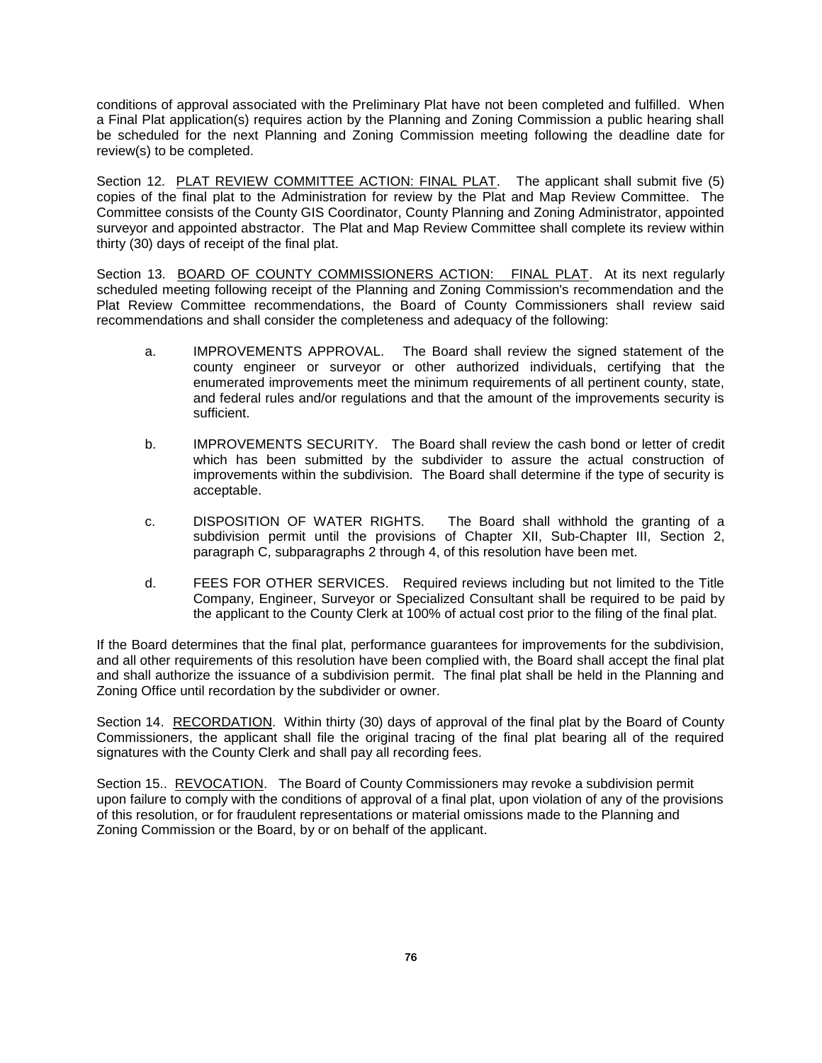conditions of approval associated with the Preliminary Plat have not been completed and fulfilled. When a Final Plat application(s) requires action by the Planning and Zoning Commission a public hearing shall be scheduled for the next Planning and Zoning Commission meeting following the deadline date for review(s) to be completed.

Section 12. PLAT REVIEW COMMITTEE ACTION: FINAL PLAT. The applicant shall submit five (5) copies of the final plat to the Administration for review by the Plat and Map Review Committee. The Committee consists of the County GIS Coordinator, County Planning and Zoning Administrator, appointed surveyor and appointed abstractor. The Plat and Map Review Committee shall complete its review within thirty (30) days of receipt of the final plat.

Section 13. BOARD OF COUNTY COMMISSIONERS ACTION: FINAL PLAT. At its next regularly scheduled meeting following receipt of the Planning and Zoning Commission's recommendation and the Plat Review Committee recommendations, the Board of County Commissioners shall review said recommendations and shall consider the completeness and adequacy of the following:

a. IMPROVEMENTS APPROVAL. The Board shall review the signed statement of the county engineer or surveyor or other authorized individuals, certifying that the enumerated improvements meet the minimum requirements of all pertinent county, state, and federal rules and/or regulations and that the amount of the improvements security is sufficient.

b. IMPROVEMENTS SECURITY. The Board shall review the cash bond or letter of credit which has been submitted by the subdivider to assure the actual construction of improvements within the subdivision. The Board shall determine if the type of security is acceptable.

c. DISPOSITION OF WATER RIGHTS. The Board shall withhold the granting of a subdivision permit until the provisions of Chapter XII, Sub-Chapter III, Section 2, paragraph C, subparagraphs 2 through 4, of this resolution have been met.

d. FEES FOR OTHER SERVICES. Required reviews including but not limited to the Title Company, Engineer, Surveyor or Specialized Consultant shall be required to be paid by the applicant to the County Clerk at 100% of actual cost prior to the filing of the final plat.

If the Board determines that the final plat, performance guarantees for improvements for the subdivision, and all other requirements of this resolution have been complied with, the Board shall accept the final plat and shall authorize the issuance of a subdivision permit. The final plat shall be held in the Planning and Zoning Office until recordation by the subdivider or owner.

Section 14. RECORDATION. Within thirty (30) days of approval of the final plat by the Board of County Commissioners, the applicant shall file the original tracing of the final plat bearing all of the required signatures with the County Clerk and shall pay all recording fees.

Section 15.. REVOCATION. The Board of County Commissioners may revoke a subdivision permit upon failure to comply with the conditions of approval of a final plat, upon violation of any of the provisions of this resolution, or for fraudulent representations or material omissions made to the Planning and Zoning Commission or the Board, by or on behalf of the applicant.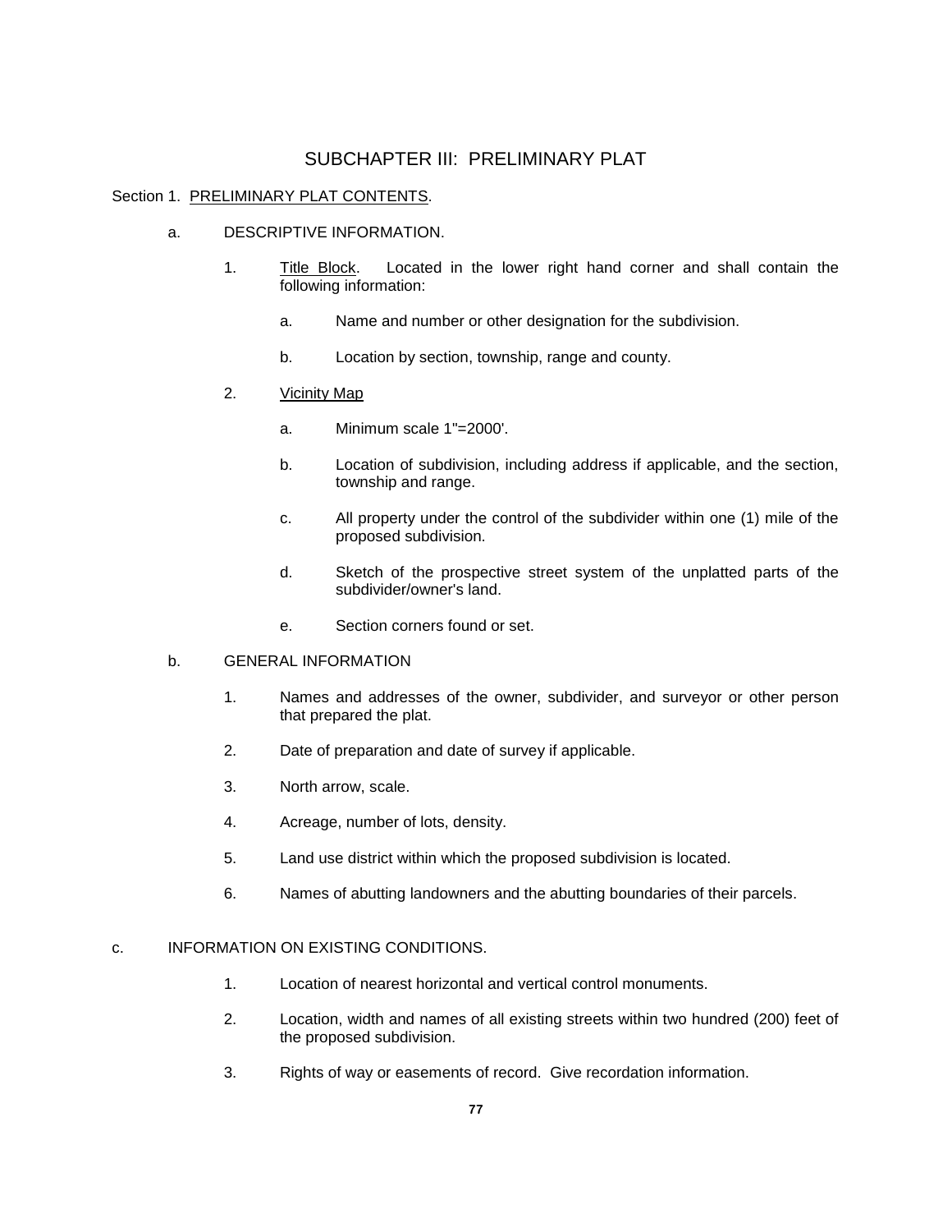# SUBCHAPTER III: PRELIMINARY PLAT

Section 1. PRELIMINARY PLAT CONTENTS.

a. DESCRIPTIVE INFORMATION.

1. Title Block. Located in the lower right hand corner and shall contain the following information:

   a. Name and number or other designation for the subdivision.

   b. Location by section, township, range and county.

2. Vicinity Map

   a. Minimum scale 1"=2000'.

   b. Location of subdivision, including address if applicable, and the section, township and range.

   c. All property under the control of the subdivider within one (1) mile of the proposed subdivision.

   d. Sketch of the prospective street system of the unplatted parts of the subdivider/owner's land.

   e. Section corners found or set.

b. GENERAL INFORMATION

1. Names and addresses of the owner, subdivider, and surveyor or other person that prepared the plat.

2. Date of preparation and date of survey if applicable.

3. North arrow, scale.

4. Acreage, number of lots, density.

5. Land use district within which the proposed subdivision is located.

6. Names of abutting landowners and the abutting boundaries of their parcels.

c. INFORMATION ON EXISTING CONDITIONS.

1. Location of nearest horizontal and vertical control monuments.

2. Location, width and names of all existing streets within two hundred (200) feet of the proposed subdivision.

3. Rights of way or easements of record. Give recordation information.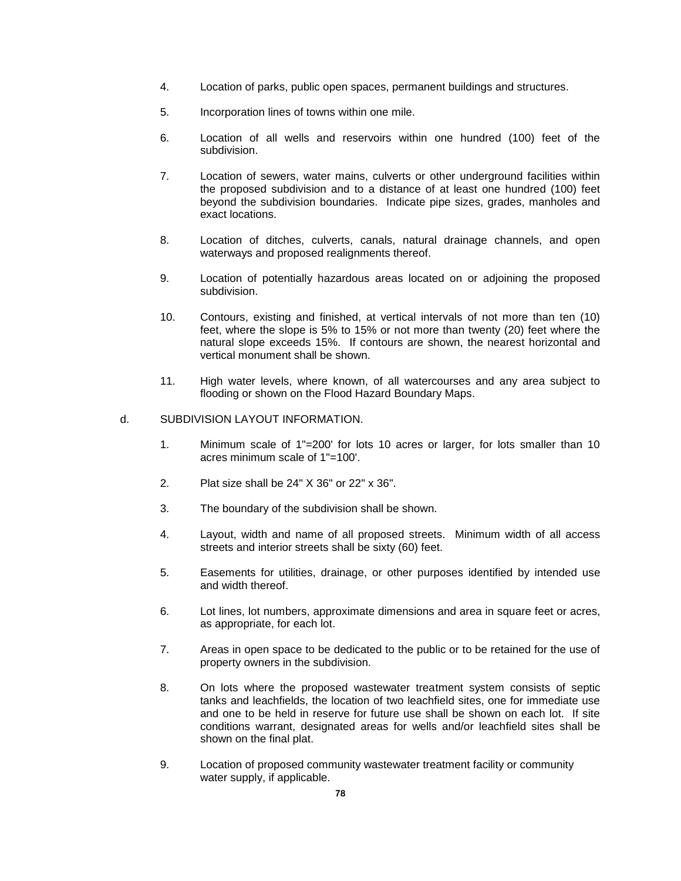4. Location of parks, public open spaces, permanent buildings and structures.

5. Incorporation lines of towns within one mile.

6. Location of all wells and reservoirs within one hundred (100) feet of the subdivision.

7. Location of sewers, water mains, culverts or other underground facilities within the proposed subdivision and to a distance of at least one hundred (100) feet beyond the subdivision boundaries. Indicate pipe sizes, grades, manholes and exact locations.

8. Location of ditches, culverts, canals, natural drainage channels, and open waterways and proposed realignments thereof.

9. Location of potentially hazardous areas located on or adjoining the proposed subdivision.

10. Contours, existing and finished, at vertical intervals of not more than ten (10) feet, where the slope is 5% to 15% or not more than twenty (20) feet where the natural slope exceeds 15%. If contours are shown, the nearest horizontal and vertical monument shall be shown.

11. High water levels, where known, of all watercourses and any area subject to flooding or shown on the Flood Hazard Boundary Maps.

d. SUBDIVISION LAYOUT INFORMATION.

1. Minimum scale of 1"=200' for lots 10 acres or larger, for lots smaller than 10 acres minimum scale of 1"=100'.

2. Plat size shall be 24" X 36" or 22" x 36".

3. The boundary of the subdivision shall be shown.

4. Layout, width and name of all proposed streets. Minimum width of all access streets and interior streets shall be sixty (60) feet.

5. Easements for utilities, drainage, or other purposes identified by intended use and width thereof.

6. Lot lines, lot numbers, approximate dimensions and area in square feet or acres, as appropriate, for each lot.

7. Areas in open space to be dedicated to the public or to be retained for the use of property owners in the subdivision.

8. On lots where the proposed wastewater treatment system consists of septic tanks and leachfields, the location of two leachfield sites, one for immediate use and one to be held in reserve for future use shall be shown on each lot. If site conditions warrant, designated areas for wells and/or leachfield sites shall be shown on the final plat.

9. Location of proposed community wastewater treatment facility or community water supply, if applicable.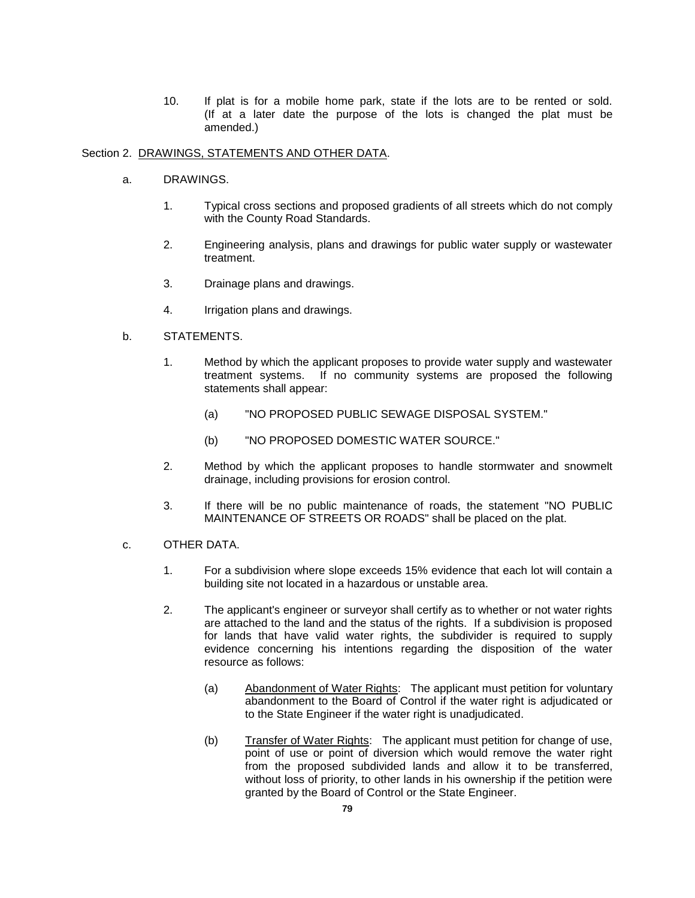10. If plat is for a mobile home park, state if the lots are to be rented or sold. (If at a later date the purpose of the lots is changed the plat must be amended.)

Section 2. <u>DRAWINGS, STATEMENTS AND OTHER DATA</u>.

a. DRAWINGS.

1. Typical cross sections and proposed gradients of all streets which do not comply with the County Road Standards.

2. Engineering analysis, plans and drawings for public water supply or wastewater treatment.

3. Drainage plans and drawings.

4. Irrigation plans and drawings.

b. STATEMENTS.

1. Method by which the applicant proposes to provide water supply and wastewater treatment systems. If no community systems are proposed the following statements shall appear:

   (a) "NO PROPOSED PUBLIC SEWAGE DISPOSAL SYSTEM."

   (b) "NO PROPOSED DOMESTIC WATER SOURCE."

2. Method by which the applicant proposes to handle stormwater and snowmelt drainage, including provisions for erosion control.

3. If there will be no public maintenance of roads, the statement "NO PUBLIC MAINTENANCE OF STREETS OR ROADS" shall be placed on the plat.

c. OTHER DATA.

1. For a subdivision where slope exceeds 15% evidence that each lot will contain a building site not located in a hazardous or unstable area.

2. The applicant's engineer or surveyor shall certify as to whether or not water rights are attached to the land and the status of the rights. If a subdivision is proposed for lands that have valid water rights, the subdivider is required to supply evidence concerning his intentions regarding the disposition of the water resource as follows:

   (a) <u>Abandonment of Water Rights</u>: The applicant must petition for voluntary abandonment to the Board of Control if the water right is adjudicated or to the State Engineer if the water right is unadjudicated.

   (b) <u>Transfer of Water Rights</u>: The applicant must petition for change of use, point of use or point of diversion which would remove the water right from the proposed subdivided lands and allow it to be transferred, without loss of priority, to other lands in his ownership if the petition were granted by the Board of Control or the State Engineer.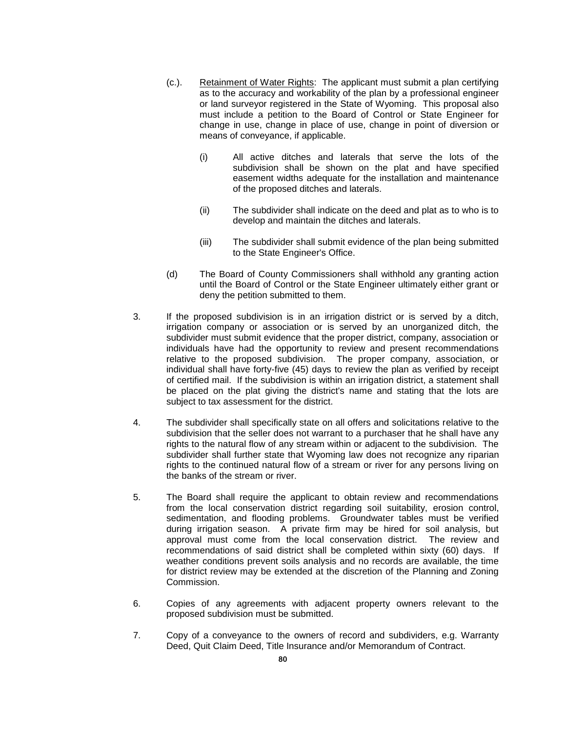(c.). <u>Retainment of Water Rights</u>: The applicant must submit a plan certifying as to the accuracy and workability of the plan by a professional engineer or land surveyor registered in the State of Wyoming. This proposal also must include a petition to the Board of Control or State Engineer for change in use, change in place of use, change in point of diversion or means of conveyance, if applicable.

(i) All active ditches and laterals that serve the lots of the subdivision shall be shown on the plat and have specified easement widths adequate for the installation and maintenance of the proposed ditches and laterals.

(ii) The subdivider shall indicate on the deed and plat as to who is to develop and maintain the ditches and laterals.

(iii) The subdivider shall submit evidence of the plan being submitted to the State Engineer's Office.

(d) The Board of County Commissioners shall withhold any granting action until the Board of Control or the State Engineer ultimately either grant or deny the petition submitted to them.

3. If the proposed subdivision is in an irrigation district or is served by a ditch, irrigation company or association or is served by an unorganized ditch, the subdivider must submit evidence that the proper district, company, association or individuals have had the opportunity to review and present recommendations relative to the proposed subdivision. The proper company, association, or individual shall have forty-five (45) days to review the plan as verified by receipt of certified mail. If the subdivision is within an irrigation district, a statement shall be placed on the plat giving the district's name and stating that the lots are subject to tax assessment for the district.

4. The subdivider shall specifically state on all offers and solicitations relative to the subdivision that the seller does not warrant to a purchaser that he shall have any rights to the natural flow of any stream within or adjacent to the subdivision. The subdivider shall further state that Wyoming law does not recognize any riparian rights to the continued natural flow of a stream or river for any persons living on the banks of the stream or river.

5. The Board shall require the applicant to obtain review and recommendations from the local conservation district regarding soil suitability, erosion control, sedimentation, and flooding problems. Groundwater tables must be verified during irrigation season. A private firm may be hired for soil analysis, but approval must come from the local conservation district. The review and recommendations of said district shall be completed within sixty (60) days. If weather conditions prevent soils analysis and no records are available, the time for district review may be extended at the discretion of the Planning and Zoning Commission.

6. Copies of any agreements with adjacent property owners relevant to the proposed subdivision must be submitted.

7. Copy of a conveyance to the owners of record and subdividers, e.g. Warranty Deed, Quit Claim Deed, Title Insurance and/or Memorandum of Contract.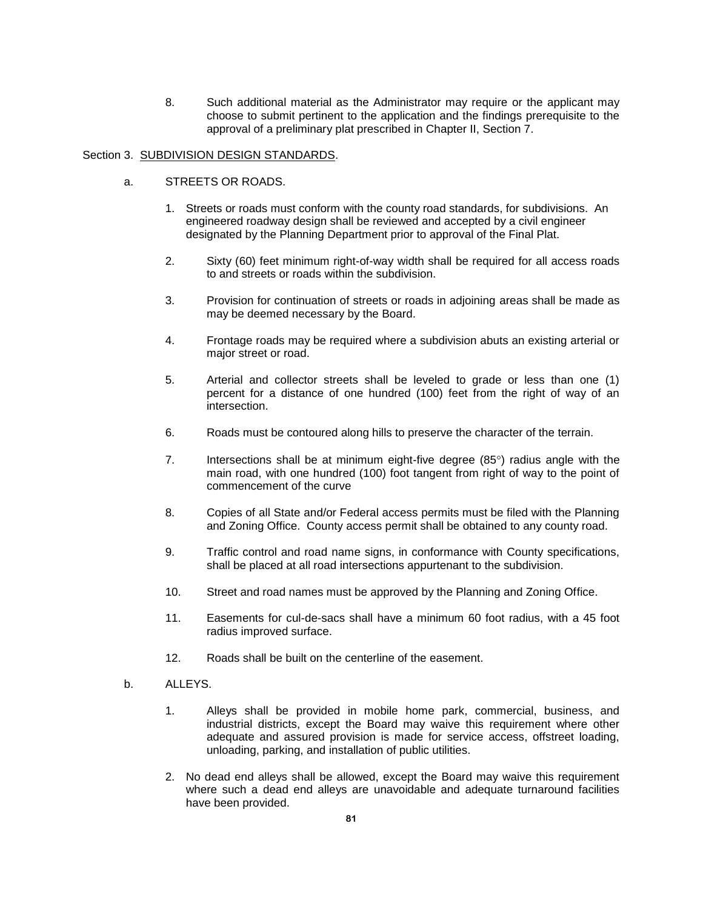8. Such additional material as the Administrator may require or the applicant may choose to submit pertinent to the application and the findings prerequisite to the approval of a preliminary plat prescribed in Chapter II, Section 7.

Section 3. SUBDIVISION DESIGN STANDARDS.

a. STREETS OR ROADS.

1. Streets or roads must conform with the county road standards, for subdivisions. An engineered roadway design shall be reviewed and accepted by a civil engineer designated by the Planning Department prior to approval of the Final Plat.

2. Sixty (60) feet minimum right-of-way width shall be required for all access roads to and streets or roads within the subdivision.

3. Provision for continuation of streets or roads in adjoining areas shall be made as may be deemed necessary by the Board.

4. Frontage roads may be required where a subdivision abuts an existing arterial or major street or road.

5. Arterial and collector streets shall be leveled to grade or less than one (1) percent for a distance of one hundred (100) feet from the right of way of an intersection.

6. Roads must be contoured along hills to preserve the character of the terrain.

7. Intersections shall be at minimum eight-five degree (85°) radius angle with the main road, with one hundred (100) foot tangent from right of way to the point of commencement of the curve

8. Copies of all State and/or Federal access permits must be filed with the Planning and Zoning Office. County access permit shall be obtained to any county road.

9. Traffic control and road name signs, in conformance with County specifications, shall be placed at all road intersections appurtenant to the subdivision.

10. Street and road names must be approved by the Planning and Zoning Office.

11. Easements for cul-de-sacs shall have a minimum 60 foot radius, with a 45 foot radius improved surface.

12. Roads shall be built on the centerline of the easement.

b. ALLEYS.

1. Alleys shall be provided in mobile home park, commercial, business, and industrial districts, except the Board may waive this requirement where other adequate and assured provision is made for service access, offstreet loading, unloading, parking, and installation of public utilities.

2. No dead end alleys shall be allowed, except the Board may waive this requirement where such a dead end alleys are unavoidable and adequate turnaround facilities have been provided.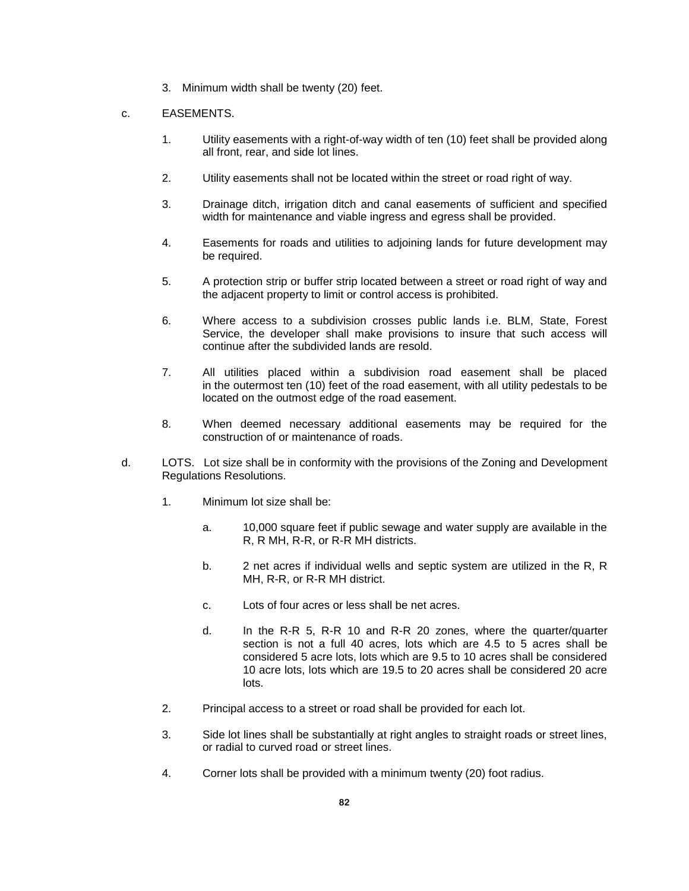3. Minimum width shall be twenty (20) feet.

c. EASEMENTS.

1. Utility easements with a right-of-way width of ten (10) feet shall be provided along all front, rear, and side lot lines.

2. Utility easements shall not be located within the street or road right of way.

3. Drainage ditch, irrigation ditch and canal easements of sufficient and specified width for maintenance and viable ingress and egress shall be provided.

4. Easements for roads and utilities to adjoining lands for future development may be required.

5. A protection strip or buffer strip located between a street or road right of way and the adjacent property to limit or control access is prohibited.

6. Where access to a subdivision crosses public lands i.e. BLM, State, Forest Service, the developer shall make provisions to insure that such access will continue after the subdivided lands are resold.

7. All utilities placed within a subdivision road easement shall be placed in the outermost ten (10) feet of the road easement, with all utility pedestals to be located on the outmost edge of the road easement.

8. When deemed necessary additional easements may be required for the construction of or maintenance of roads.

d. LOTS. Lot size shall be in conformity with the provisions of the Zoning and Development Regulations Resolutions.

1. Minimum lot size shall be:

   a. 10,000 square feet if public sewage and water supply are available in the R, R MH, R-R, or R-R MH districts.

   b. 2 net acres if individual wells and septic system are utilized in the R, R MH, R-R, or R-R MH district.

   c. Lots of four acres or less shall be net acres.

   d. In the R-R 5, R-R 10 and R-R 20 zones, where the quarter/quarter section is not a full 40 acres, lots which are 4.5 to 5 acres shall be considered 5 acre lots, lots which are 9.5 to 10 acres shall be considered 10 acre lots, lots which are 19.5 to 20 acres shall be considered 20 acre lots.

2. Principal access to a street or road shall be provided for each lot.

3. Side lot lines shall be substantially at right angles to straight roads or street lines, or radial to curved road or street lines.

4. Corner lots shall be provided with a minimum twenty (20) foot radius.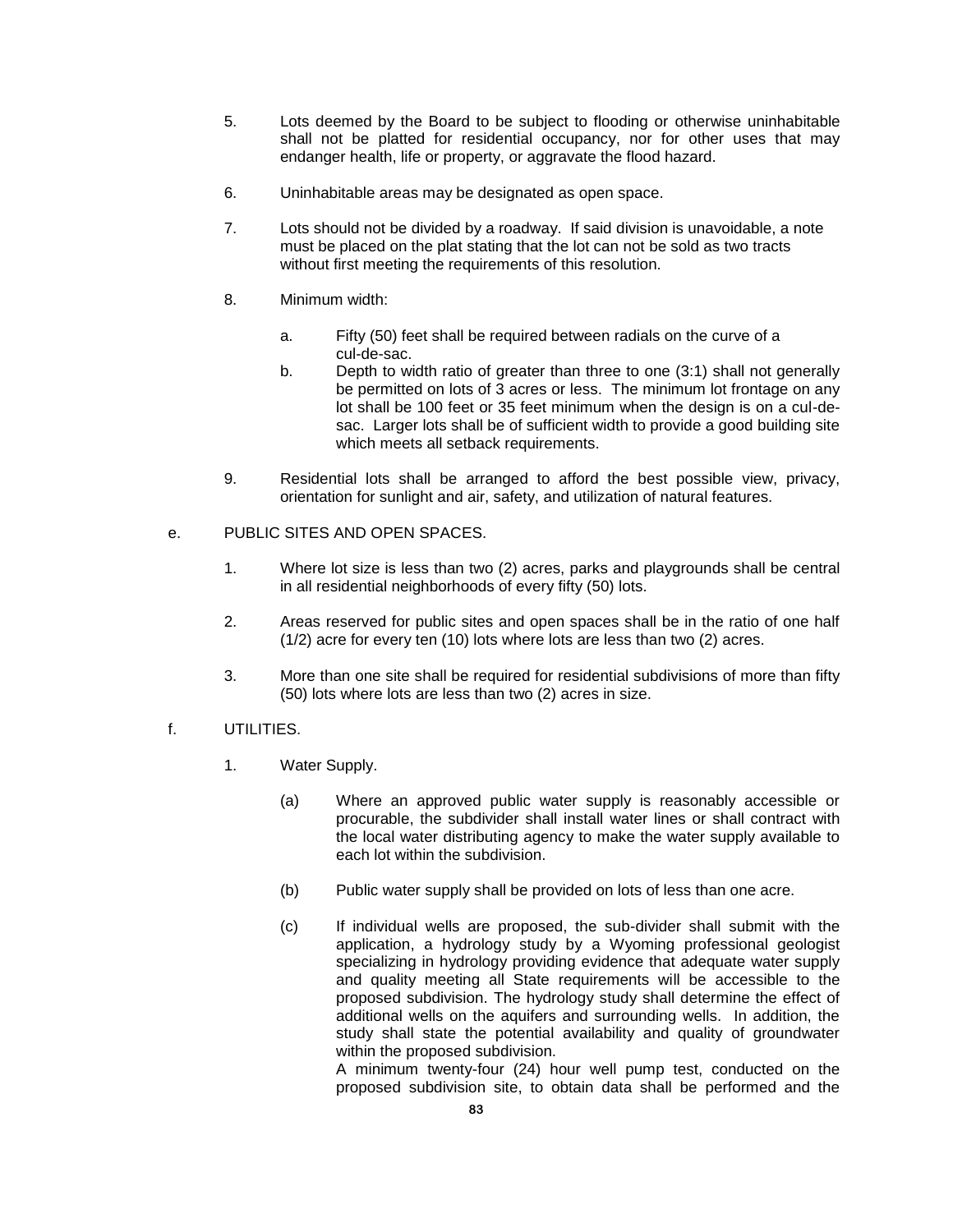5. Lots deemed by the Board to be subject to flooding or otherwise uninhabitable shall not be platted for residential occupancy, nor for other uses that may endanger health, life or property, or aggravate the flood hazard.

6. Uninhabitable areas may be designated as open space.

7. Lots should not be divided by a roadway. If said division is unavoidable, a note must be placed on the plat stating that the lot can not be sold as two tracts without first meeting the requirements of this resolution.

8. Minimum width:

   a. Fifty (50) feet shall be required between radials on the curve of a cul-de-sac.

   b. Depth to width ratio of greater than three to one (3:1) shall not generally be permitted on lots of 3 acres or less. The minimum lot frontage on any lot shall be 100 feet or 35 feet minimum when the design is on a cul-de-sac. Larger lots shall be of sufficient width to provide a good building site which meets all setback requirements.

9. Residential lots shall be arranged to afford the best possible view, privacy, orientation for sunlight and air, safety, and utilization of natural features.

e. PUBLIC SITES AND OPEN SPACES.

1. Where lot size is less than two (2) acres, parks and playgrounds shall be central in all residential neighborhoods of every fifty (50) lots.

2. Areas reserved for public sites and open spaces shall be in the ratio of one half (1/2) acre for every ten (10) lots where lots are less than two (2) acres.

3. More than one site shall be required for residential subdivisions of more than fifty (50) lots where lots are less than two (2) acres in size.

f. UTILITIES.

1. Water Supply.

   (a) Where an approved public water supply is reasonably accessible or procurable, the subdivider shall install water lines or shall contract with the local water distributing agency to make the water supply available to each lot within the subdivision.

   (b) Public water supply shall be provided on lots of less than one acre.

   (c) If individual wells are proposed, the sub-divider shall submit with the application, a hydrology study by a Wyoming professional geologist specializing in hydrology providing evidence that adequate water supply and quality meeting all State requirements will be accessible to the proposed subdivision. The hydrology study shall determine the effect of additional wells on the aquifers and surrounding wells. In addition, the study shall state the potential availability and quality of groundwater within the proposed subdivision.
   A minimum twenty-four (24) hour well pump test, conducted on the proposed subdivision site, to obtain data shall be performed and the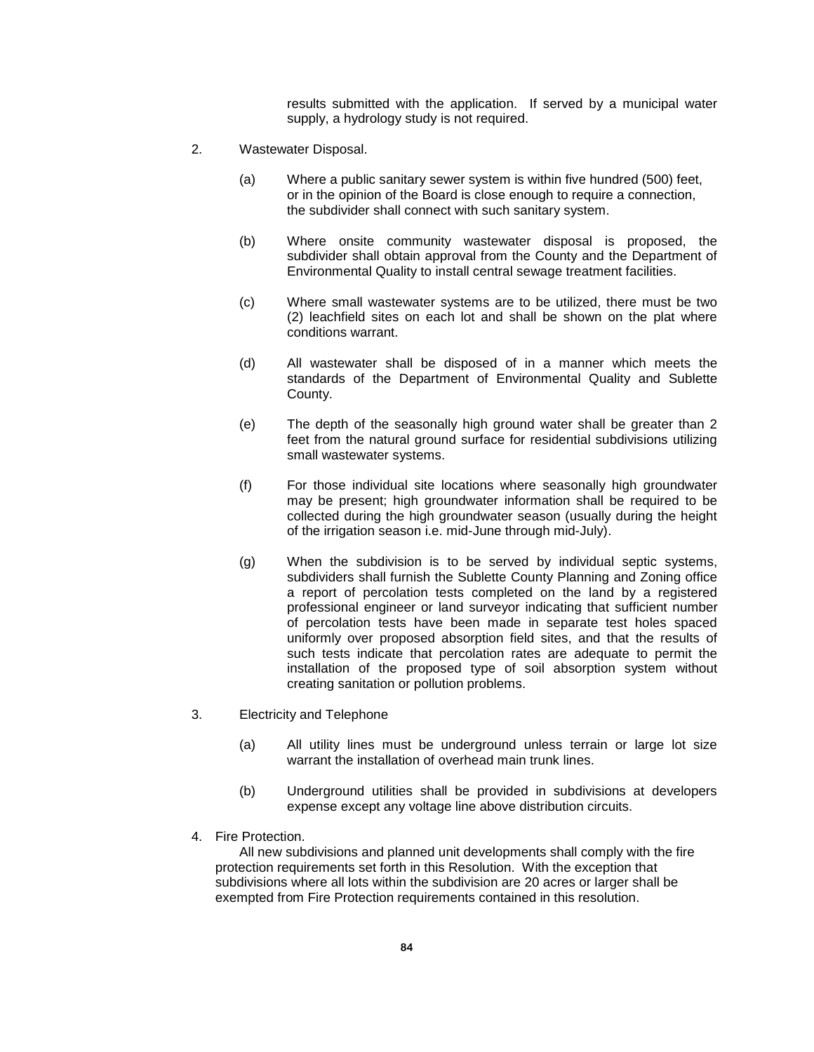results submitted with the application. If served by a municipal water supply, a hydrology study is not required.

2. Wastewater Disposal.

   (a) Where a public sanitary sewer system is within five hundred (500) feet, or in the opinion of the Board is close enough to require a connection, the subdivider shall connect with such sanitary system.

   (b) Where onsite community wastewater disposal is proposed, the subdivider shall obtain approval from the County and the Department of Environmental Quality to install central sewage treatment facilities.

   (c) Where small wastewater systems are to be utilized, there must be two (2) leachfield sites on each lot and shall be shown on the plat where conditions warrant.

   (d) All wastewater shall be disposed of in a manner which meets the standards of the Department of Environmental Quality and Sublette County.

   (e) The depth of the seasonally high ground water shall be greater than 2 feet from the natural ground surface for residential subdivisions utilizing small wastewater systems.

   (f) For those individual site locations where seasonally high groundwater may be present; high groundwater information shall be required to be collected during the high groundwater season (usually during the height of the irrigation season i.e. mid-June through mid-July).

   (g) When the subdivision is to be served by individual septic systems, subdividers shall furnish the Sublette County Planning and Zoning office a report of percolation tests completed on the land by a registered professional engineer or land surveyor indicating that sufficient number of percolation tests have been made in separate test holes spaced uniformly over proposed absorption field sites, and that the results of such tests indicate that percolation rates are adequate to permit the installation of the proposed type of soil absorption system without creating sanitation or pollution problems.

3. Electricity and Telephone

   (a) All utility lines must be underground unless terrain or large lot size warrant the installation of overhead main trunk lines.

   (b) Underground utilities shall be provided in subdivisions at developers expense except any voltage line above distribution circuits.

4. Fire Protection.

   All new subdivisions and planned unit developments shall comply with the fire protection requirements set forth in this Resolution. With the exception that subdivisions where all lots within the subdivision are 20 acres or larger shall be exempted from Fire Protection requirements contained in this resolution.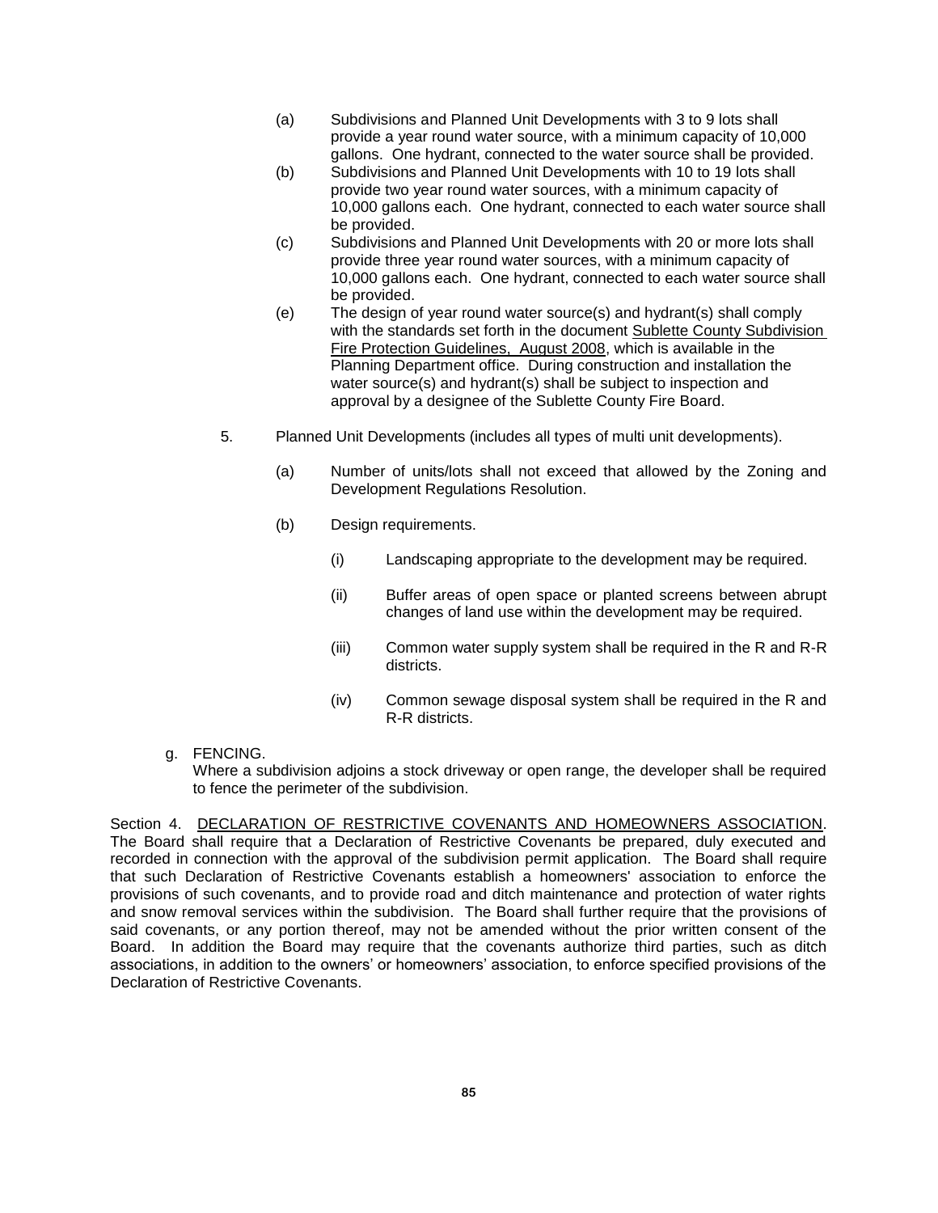(a) Subdivisions and Planned Unit Developments with 3 to 9 lots shall provide a year round water source, with a minimum capacity of 10,000 gallons. One hydrant, connected to the water source shall be provided.

(b) Subdivisions and Planned Unit Developments with 10 to 19 lots shall provide two year round water sources, with a minimum capacity of 10,000 gallons each. One hydrant, connected to each water source shall be provided.

(c) Subdivisions and Planned Unit Developments with 20 or more lots shall provide three year round water sources, with a minimum capacity of 10,000 gallons each. One hydrant, connected to each water source shall be provided.

(e) The design of year round water source(s) and hydrant(s) shall comply with the standards set forth in the document <u>Sublette County Subdivision Fire Protection Guidelines, August 2008</u>, which is available in the Planning Department office. During construction and installation the water source(s) and hydrant(s) shall be subject to inspection and approval by a designee of the Sublette County Fire Board.

5. Planned Unit Developments (includes all types of multi unit developments).

   (a) Number of units/lots shall not exceed that allowed by the Zoning and Development Regulations Resolution.

   (b) Design requirements.

      (i) Landscaping appropriate to the development may be required.

      (ii) Buffer areas of open space or planted screens between abrupt changes of land use within the development may be required.

      (iii) Common water supply system shall be required in the R and R-R districts.

      (iv) Common sewage disposal system shall be required in the R and R-R districts.

g. FENCING.
Where a subdivision adjoins a stock driveway or open range, the developer shall be required to fence the perimeter of the subdivision.

Section 4. <u>DECLARATION OF RESTRICTIVE COVENANTS AND HOMEOWNERS ASSOCIATION</u>. The Board shall require that a Declaration of Restrictive Covenants be prepared, duly executed and recorded in connection with the approval of the subdivision permit application. The Board shall require that such Declaration of Restrictive Covenants establish a homeowners' association to enforce the provisions of such covenants, and to provide road and ditch maintenance and protection of water rights and snow removal services within the subdivision. The Board shall further require that the provisions of said covenants, or any portion thereof, may not be amended without the prior written consent of the Board. In addition the Board may require that the covenants authorize third parties, such as ditch associations, in addition to the owners' or homeowners' association, to enforce specified provisions of the Declaration of Restrictive Covenants.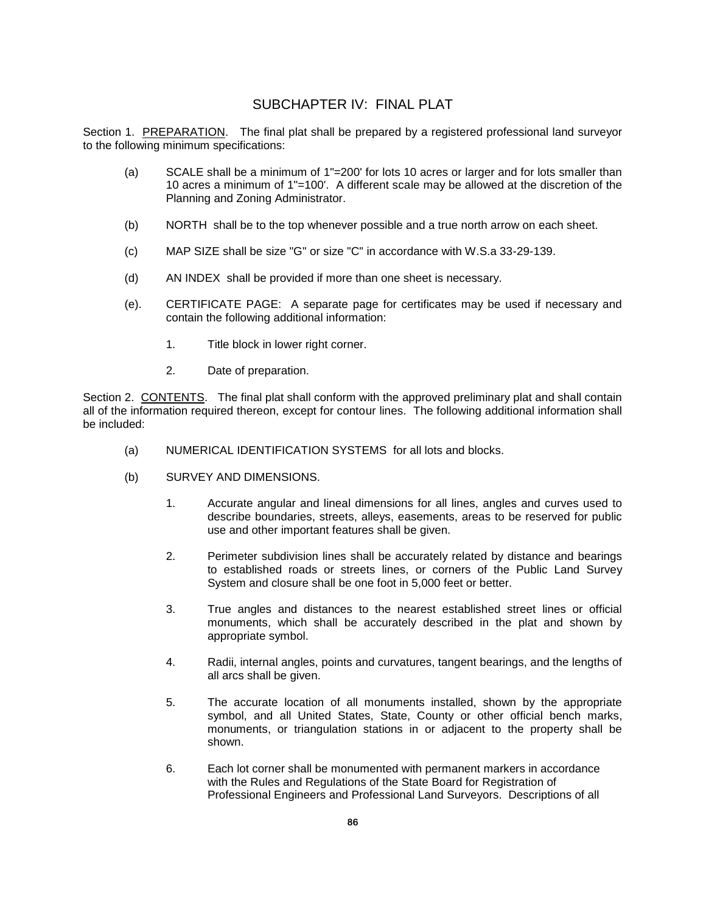## SUBCHAPTER IV: FINAL PLAT

Section 1. PREPARATION. The final plat shall be prepared by a registered professional land surveyor to the following minimum specifications:

(a) SCALE shall be a minimum of 1"=200' for lots 10 acres or larger and for lots smaller than 10 acres a minimum of 1"=100'. A different scale may be allowed at the discretion of the Planning and Zoning Administrator.

(b) NORTH shall be to the top whenever possible and a true north arrow on each sheet.

(c) MAP SIZE shall be size "G" or size "C" in accordance with W.S.a 33-29-139.

(d) AN INDEX shall be provided if more than one sheet is necessary.

(e). CERTIFICATE PAGE: A separate page for certificates may be used if necessary and contain the following additional information:

1. Title block in lower right corner.

2. Date of preparation.

Section 2. CONTENTS. The final plat shall conform with the approved preliminary plat and shall contain all of the information required thereon, except for contour lines. The following additional information shall be included:

(a) NUMERICAL IDENTIFICATION SYSTEMS for all lots and blocks.

(b) SURVEY AND DIMENSIONS.

1. Accurate angular and lineal dimensions for all lines, angles and curves used to describe boundaries, streets, alleys, easements, areas to be reserved for public use and other important features shall be given.

2. Perimeter subdivision lines shall be accurately related by distance and bearings to established roads or streets lines, or corners of the Public Land Survey System and closure shall be one foot in 5,000 feet or better.

3. True angles and distances to the nearest established street lines or official monuments, which shall be accurately described in the plat and shown by appropriate symbol.

4. Radii, internal angles, points and curvatures, tangent bearings, and the lengths of all arcs shall be given.

5. The accurate location of all monuments installed, shown by the appropriate symbol, and all United States, State, County or other official bench marks, monuments, or triangulation stations in or adjacent to the property shall be shown.

6. Each lot corner shall be monumented with permanent markers in accordance with the Rules and Regulations of the State Board for Registration of Professional Engineers and Professional Land Surveyors. Descriptions of all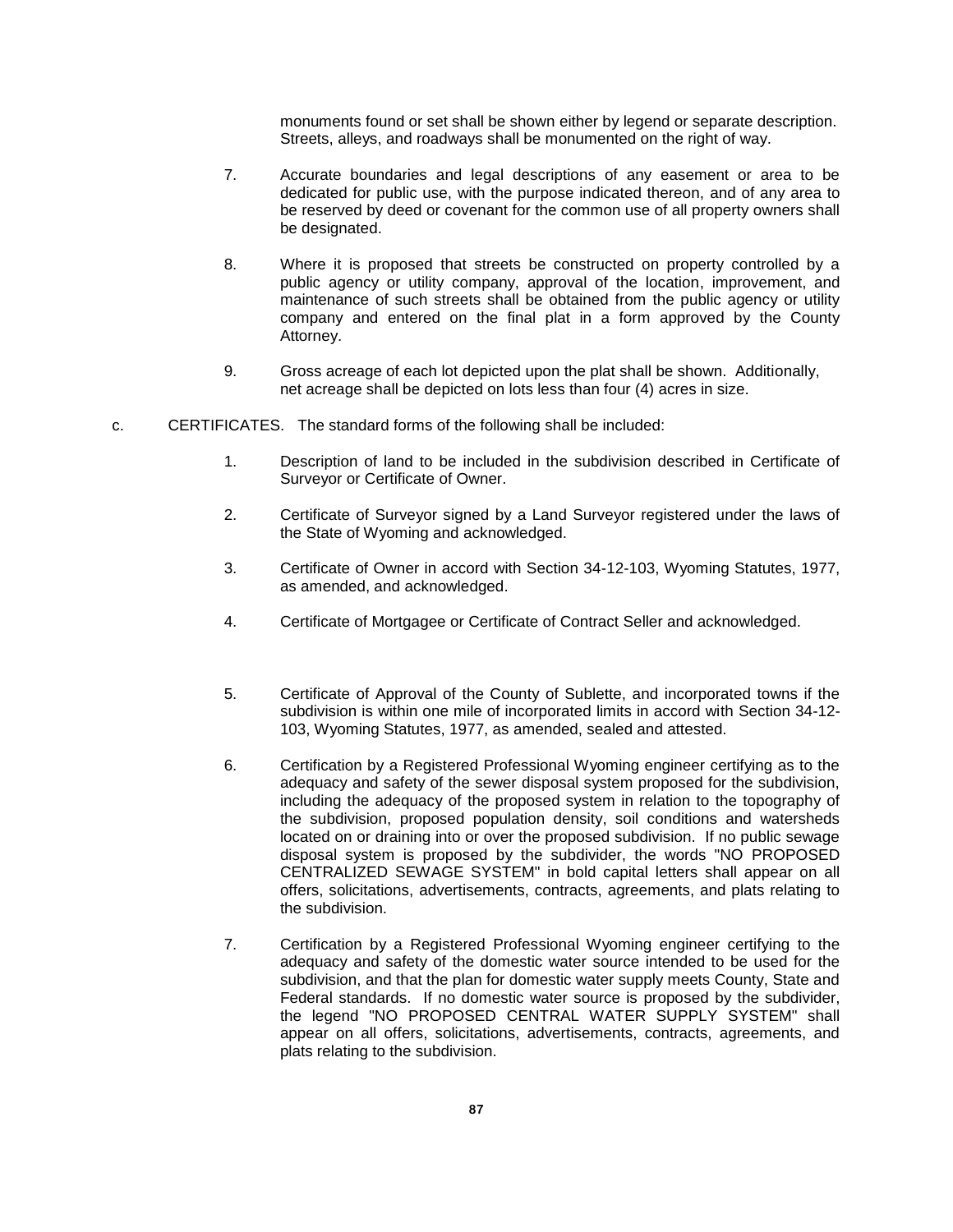monuments found or set shall be shown either by legend or separate description. Streets, alleys, and roadways shall be monumented on the right of way.

7. Accurate boundaries and legal descriptions of any easement or area to be dedicated for public use, with the purpose indicated thereon, and of any area to be reserved by deed or covenant for the common use of all property owners shall be designated.

8. Where it is proposed that streets be constructed on property controlled by a public agency or utility company, approval of the location, improvement, and maintenance of such streets shall be obtained from the public agency or utility company and entered on the final plat in a form approved by the County Attorney.

9. Gross acreage of each lot depicted upon the plat shall be shown. Additionally, net acreage shall be depicted on lots less than four (4) acres in size.

c. CERTIFICATES. The standard forms of the following shall be included:

1. Description of land to be included in the subdivision described in Certificate of Surveyor or Certificate of Owner.

2. Certificate of Surveyor signed by a Land Surveyor registered under the laws of the State of Wyoming and acknowledged.

3. Certificate of Owner in accord with Section 34-12-103, Wyoming Statutes, 1977, as amended, and acknowledged.

4. Certificate of Mortgagee or Certificate of Contract Seller and acknowledged.

5. Certificate of Approval of the County of Sublette, and incorporated towns if the subdivision is within one mile of incorporated limits in accord with Section 34-12-103, Wyoming Statutes, 1977, as amended, sealed and attested.

6. Certification by a Registered Professional Wyoming engineer certifying as to the adequacy and safety of the sewer disposal system proposed for the subdivision, including the adequacy of the proposed system in relation to the topography of the subdivision, proposed population density, soil conditions and watersheds located on or draining into or over the proposed subdivision. If no public sewage disposal system is proposed by the subdivider, the words "NO PROPOSED CENTRALIZED SEWAGE SYSTEM" in bold capital letters shall appear on all offers, solicitations, advertisements, contracts, agreements, and plats relating to the subdivision.

7. Certification by a Registered Professional Wyoming engineer certifying to the adequacy and safety of the domestic water source intended to be used for the subdivision, and that the plan for domestic water supply meets County, State and Federal standards. If no domestic water source is proposed by the subdivider, the legend "NO PROPOSED CENTRAL WATER SUPPLY SYSTEM" shall appear on all offers, solicitations, advertisements, contracts, agreements, and plats relating to the subdivision.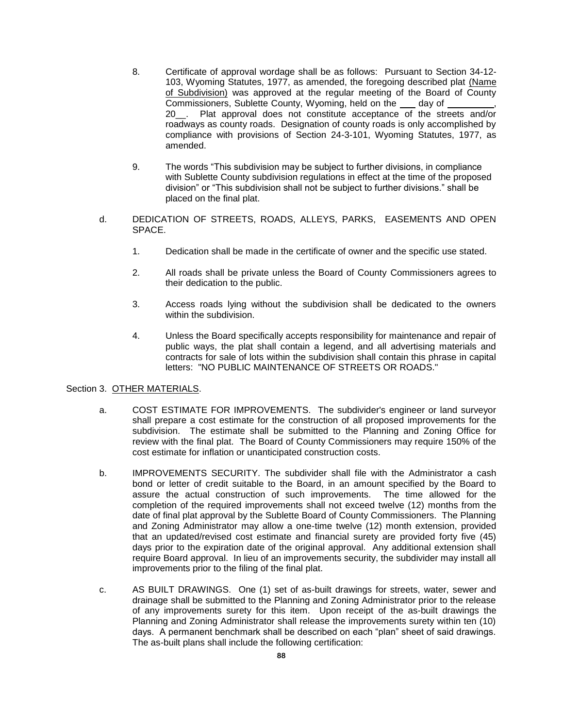8. Certificate of approval wordage shall be as follows: Pursuant to Section 34-12-103, Wyoming Statutes, 1977, as amended, the foregoing described plat <u>(Name of Subdivision)</u> was approved at the regular meeting of the Board of County Commissioners, Sublette County, Wyoming, held on the ___ day of _________, 20__. Plat approval does not constitute acceptance of the streets and/or roadways as county roads. Designation of county roads is only accomplished by compliance with provisions of Section 24-3-101, Wyoming Statutes, 1977, as amended.

9. The words "This subdivision may be subject to further divisions, in compliance with Sublette County subdivision regulations in effect at the time of the proposed division" or "This subdivision shall not be subject to further divisions." shall be placed on the final plat.

d. DEDICATION OF STREETS, ROADS, ALLEYS, PARKS, EASEMENTS AND OPEN SPACE.

1. Dedication shall be made in the certificate of owner and the specific use stated.

2. All roads shall be private unless the Board of County Commissioners agrees to their dedication to the public.

3. Access roads lying without the subdivision shall be dedicated to the owners within the subdivision.

4. Unless the Board specifically accepts responsibility for maintenance and repair of public ways, the plat shall contain a legend, and all advertising materials and contracts for sale of lots within the subdivision shall contain this phrase in capital letters: "NO PUBLIC MAINTENANCE OF STREETS OR ROADS."

Section 3. <u>OTHER MATERIALS</u>.

a. COST ESTIMATE FOR IMPROVEMENTS. The subdivider's engineer or land surveyor shall prepare a cost estimate for the construction of all proposed improvements for the subdivision. The estimate shall be submitted to the Planning and Zoning Office for review with the final plat. The Board of County Commissioners may require 150% of the cost estimate for inflation or unanticipated construction costs.

b. IMPROVEMENTS SECURITY. The subdivider shall file with the Administrator a cash bond or letter of credit suitable to the Board, in an amount specified by the Board to assure the actual construction of such improvements. The time allowed for the completion of the required improvements shall not exceed twelve (12) months from the date of final plat approval by the Sublette Board of County Commissioners. The Planning and Zoning Administrator may allow a one-time twelve (12) month extension, provided that an updated/revised cost estimate and financial surety are provided forty five (45) days prior to the expiration date of the original approval. Any additional extension shall require Board approval. In lieu of an improvements security, the subdivider may install all improvements prior to the filing of the final plat.

c. AS BUILT DRAWINGS. One (1) set of as-built drawings for streets, water, sewer and drainage shall be submitted to the Planning and Zoning Administrator prior to the release of any improvements surety for this item. Upon receipt of the as-built drawings the Planning and Zoning Administrator shall release the improvements surety within ten (10) days. A permanent benchmark shall be described on each "plan" sheet of said drawings. The as-built plans shall include the following certification: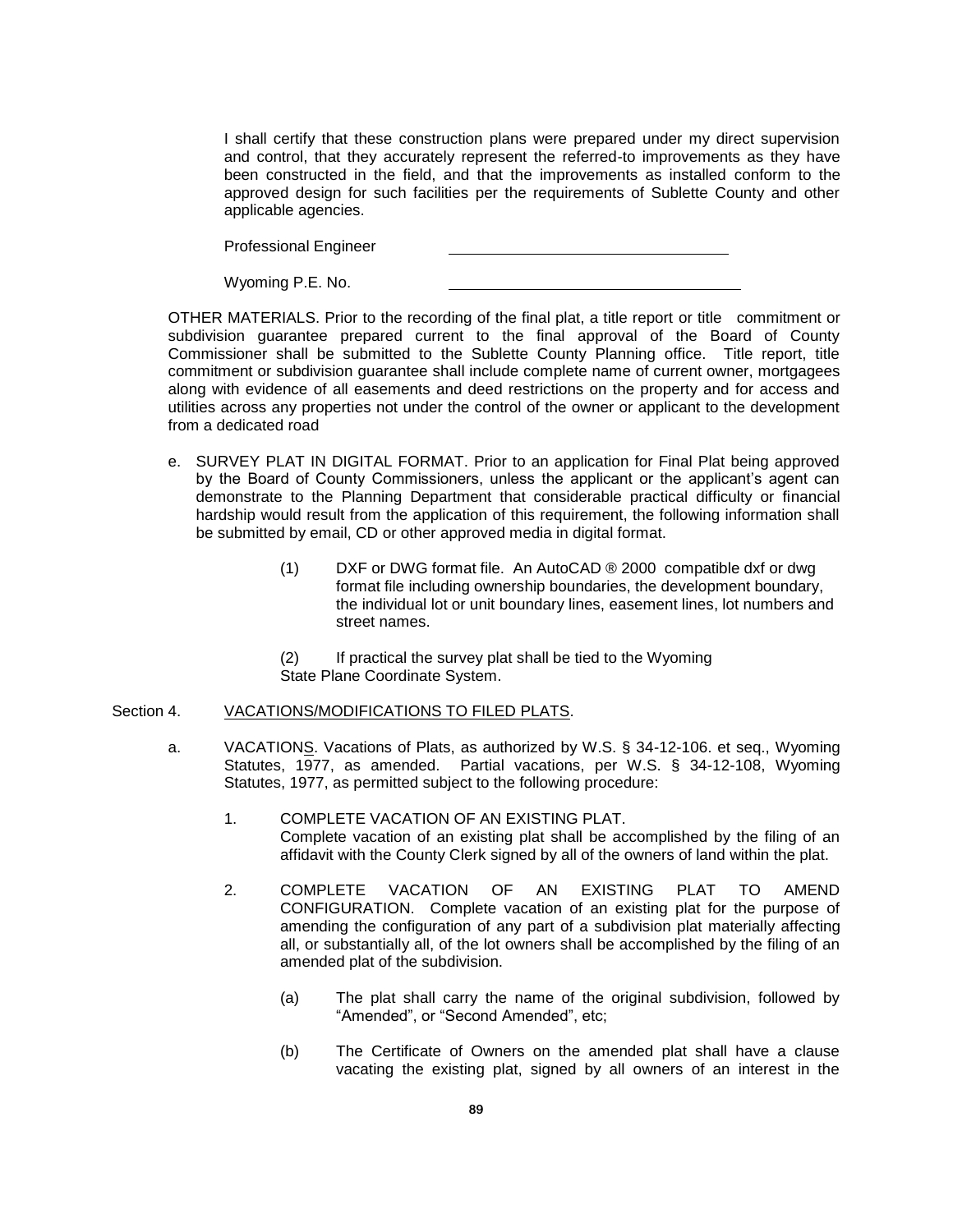I shall certify that these construction plans were prepared under my direct supervision and control, that they accurately represent the referred-to improvements as they have been constructed in the field, and that the improvements as installed conform to the approved design for such facilities per the requirements of Sublette County and other applicable agencies.

Professional Engineer ________________________________

Wyoming P.E. No. ________________________________

OTHER MATERIALS. Prior to the recording of the final plat, a title report or title commitment or subdivision guarantee prepared current to the final approval of the Board of County Commissioner shall be submitted to the Sublette County Planning office. Title report, title commitment or subdivision guarantee shall include complete name of current owner, mortgagees along with evidence of all easements and deed restrictions on the property and for access and utilities across any properties not under the control of the owner or applicant to the development from a dedicated road

e. SURVEY PLAT IN DIGITAL FORMAT. Prior to an application for Final Plat being approved by the Board of County Commissioners, unless the applicant or the applicant's agent can demonstrate to the Planning Department that considerable practical difficulty or financial hardship would result from the application of this requirement, the following information shall be submitted by email, CD or other approved media in digital format.

   (1) DXF or DWG format file. An AutoCAD ® 2000 compatible dxf or dwg format file including ownership boundaries, the development boundary, the individual lot or unit boundary lines, easement lines, lot numbers and street names.

   (2) If practical the survey plat shall be tied to the Wyoming State Plane Coordinate System.

Section 4. VACATIONS/MODIFICATIONS TO FILED PLATS.

a. VACATIONS. Vacations of Plats, as authorized by W.S. § 34-12-106. et seq., Wyoming Statutes, 1977, as amended. Partial vacations, per W.S. § 34-12-108, Wyoming Statutes, 1977, as permitted subject to the following procedure:

   1. COMPLETE VACATION OF AN EXISTING PLAT.
   Complete vacation of an existing plat shall be accomplished by the filing of an affidavit with the County Clerk signed by all of the owners of land within the plat.

   2. COMPLETE VACATION OF AN EXISTING PLAT TO AMEND CONFIGURATION. Complete vacation of an existing plat for the purpose of amending the configuration of any part of a subdivision plat materially affecting all, or substantially all, of the lot owners shall be accomplished by the filing of an amended plat of the subdivision.

      (a) The plat shall carry the name of the original subdivision, followed by "Amended", or "Second Amended", etc;

      (b) The Certificate of Owners on the amended plat shall have a clause vacating the existing plat, signed by all owners of an interest in the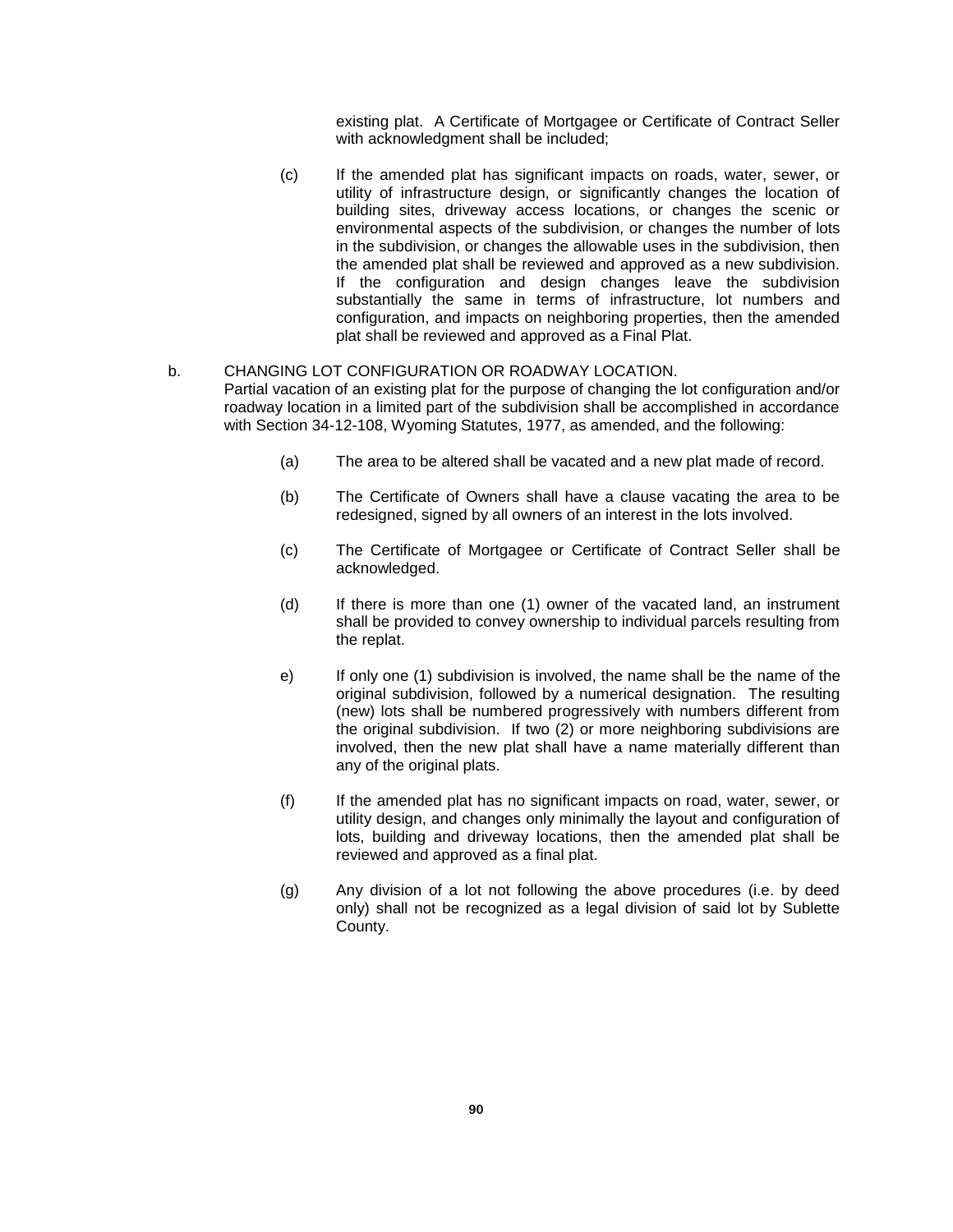existing plat. A Certificate of Mortgagee or Certificate of Contract Seller with acknowledgment shall be included;

(c) If the amended plat has significant impacts on roads, water, sewer, or utility of infrastructure design, or significantly changes the location of building sites, driveway access locations, or changes the scenic or environmental aspects of the subdivision, or changes the number of lots in the subdivision, or changes the allowable uses in the subdivision, then the amended plat shall be reviewed and approved as a new subdivision. If the configuration and design changes leave the subdivision substantially the same in terms of infrastructure, lot numbers and configuration, and impacts on neighboring properties, then the amended plat shall be reviewed and approved as a Final Plat.

b. CHANGING LOT CONFIGURATION OR ROADWAY LOCATION.
Partial vacation of an existing plat for the purpose of changing the lot configuration and/or roadway location in a limited part of the subdivision shall be accomplished in accordance with Section 34-12-108, Wyoming Statutes, 1977, as amended, and the following:

(a) The area to be altered shall be vacated and a new plat made of record.

(b) The Certificate of Owners shall have a clause vacating the area to be redesigned, signed by all owners of an interest in the lots involved.

(c) The Certificate of Mortgagee or Certificate of Contract Seller shall be acknowledged.

(d) If there is more than one (1) owner of the vacated land, an instrument shall be provided to convey ownership to individual parcels resulting from the replat.

e) If only one (1) subdivision is involved, the name shall be the name of the original subdivision, followed by a numerical designation. The resulting (new) lots shall be numbered progressively with numbers different from the original subdivision. If two (2) or more neighboring subdivisions are involved, then the new plat shall have a name materially different than any of the original plats.

(f) If the amended plat has no significant impacts on road, water, sewer, or utility design, and changes only minimally the layout and configuration of lots, building and driveway locations, then the amended plat shall be reviewed and approved as a final plat.

(g) Any division of a lot not following the above procedures (i.e. by deed only) shall not be recognized as a legal division of said lot by Sublette County.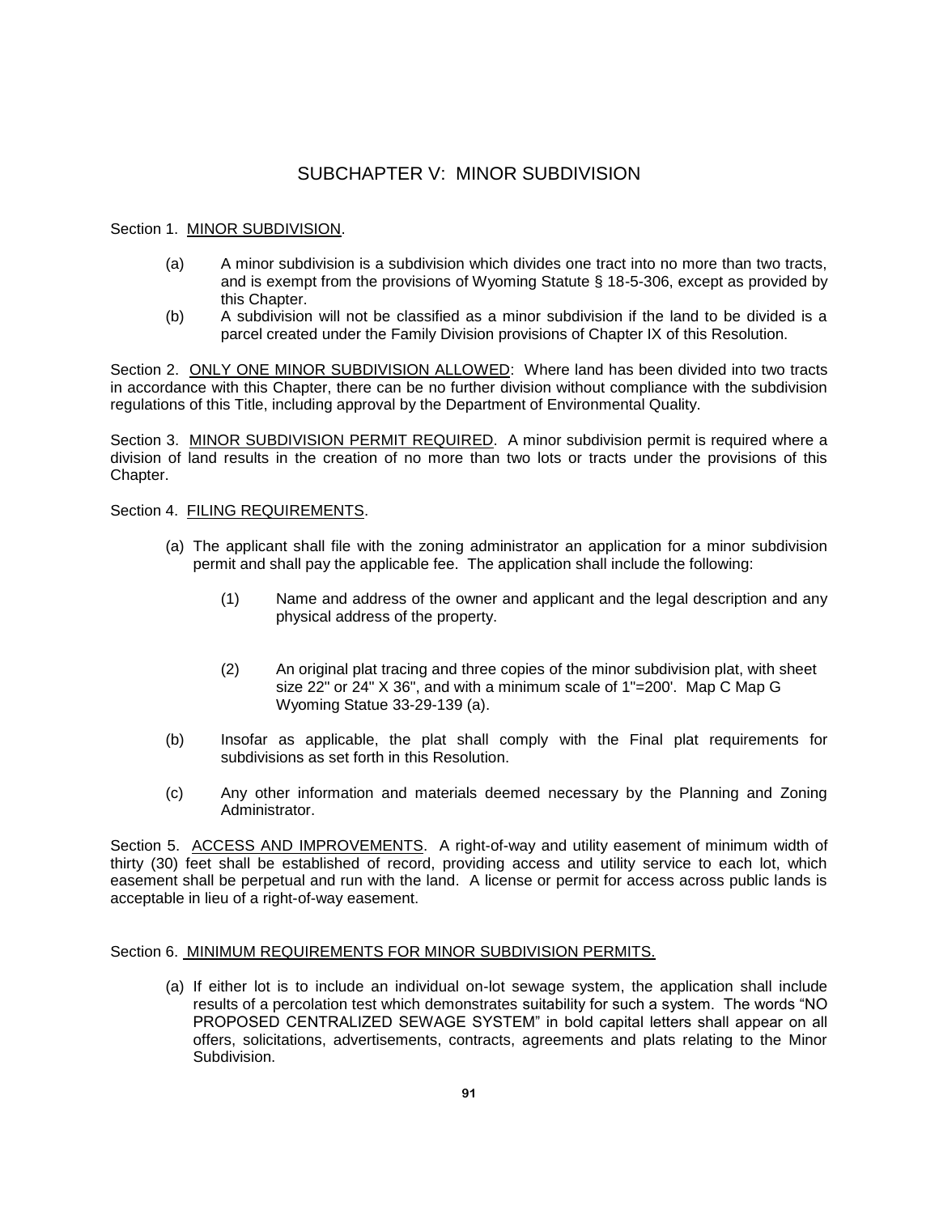# SUBCHAPTER V: MINOR SUBDIVISION

Section 1. <u>MINOR SUBDIVISION</u>.

(a) A minor subdivision is a subdivision which divides one tract into no more than two tracts, and is exempt from the provisions of Wyoming Statute § 18-5-306, except as provided by this Chapter.

(b) A subdivision will not be classified as a minor subdivision if the land to be divided is a parcel created under the Family Division provisions of Chapter IX of this Resolution.

Section 2. <u>ONLY ONE MINOR SUBDIVISION ALLOWED</u>: Where land has been divided into two tracts in accordance with this Chapter, there can be no further division without compliance with the subdivision regulations of this Title, including approval by the Department of Environmental Quality.

Section 3. <u>MINOR SUBDIVISION PERMIT REQUIRED</u>. A minor subdivision permit is required where a division of land results in the creation of no more than two lots or tracts under the provisions of this Chapter.

Section 4. <u>FILING REQUIREMENTS</u>.

(a) The applicant shall file with the zoning administrator an application for a minor subdivision permit and shall pay the applicable fee. The application shall include the following:

  (1) Name and address of the owner and applicant and the legal description and any physical address of the property.

  (2) An original plat tracing and three copies of the minor subdivision plat, with sheet size 22" or 24" X 36", and with a minimum scale of 1"=200'. Map C Map G Wyoming Statue 33-29-139 (a).

(b) Insofar as applicable, the plat shall comply with the Final plat requirements for subdivisions as set forth in this Resolution.

(c) Any other information and materials deemed necessary by the Planning and Zoning Administrator.

Section 5. <u>ACCESS AND IMPROVEMENTS</u>. A right-of-way and utility easement of minimum width of thirty (30) feet shall be established of record, providing access and utility service to each lot, which easement shall be perpetual and run with the land. A license or permit for access across public lands is acceptable in lieu of a right-of-way easement.

Section 6. <u>MINIMUM REQUIREMENTS FOR MINOR SUBDIVISION PERMITS.</u>

(a) If either lot is to include an individual on-lot sewage system, the application shall include results of a percolation test which demonstrates suitability for such a system. The words "NO PROPOSED CENTRALIZED SEWAGE SYSTEM" in bold capital letters shall appear on all offers, solicitations, advertisements, contracts, agreements and plats relating to the Minor Subdivision.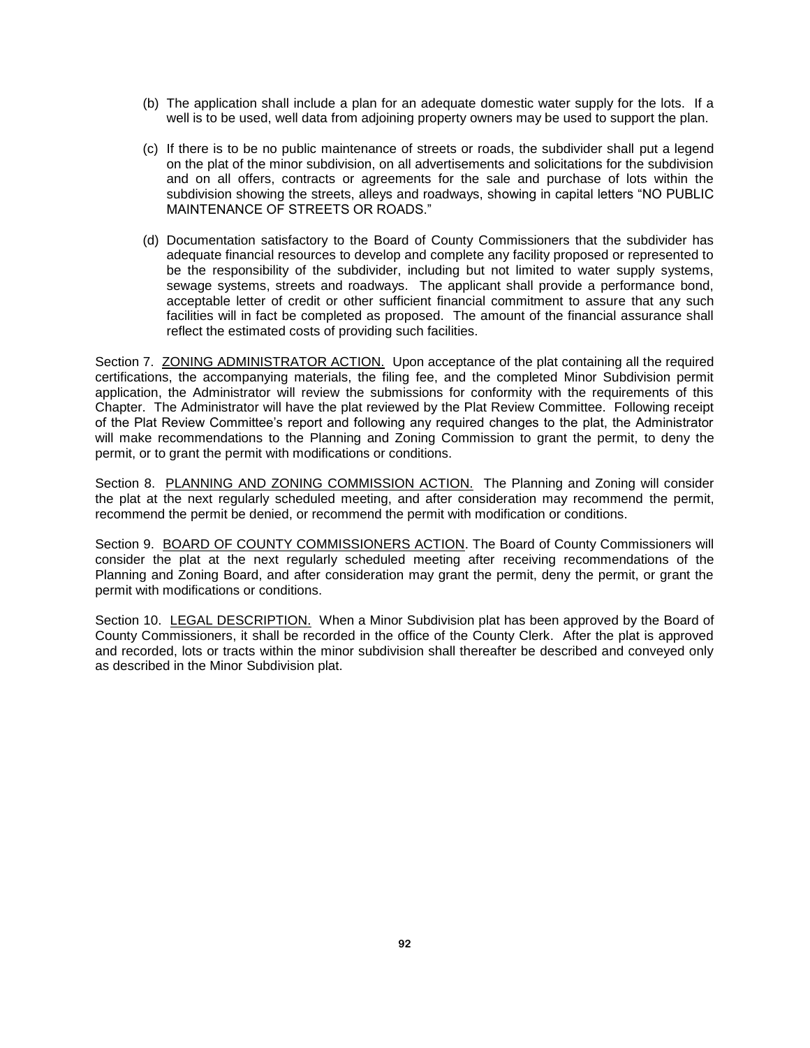(b) The application shall include a plan for an adequate domestic water supply for the lots. If a well is to be used, well data from adjoining property owners may be used to support the plan.

(c) If there is to be no public maintenance of streets or roads, the subdivider shall put a legend on the plat of the minor subdivision, on all advertisements and solicitations for the subdivision and on all offers, contracts or agreements for the sale and purchase of lots within the subdivision showing the streets, alleys and roadways, showing in capital letters "NO PUBLIC MAINTENANCE OF STREETS OR ROADS."

(d) Documentation satisfactory to the Board of County Commissioners that the subdivider has adequate financial resources to develop and complete any facility proposed or represented to be the responsibility of the subdivider, including but not limited to water supply systems, sewage systems, streets and roadways. The applicant shall provide a performance bond, acceptable letter of credit or other sufficient financial commitment to assure that any such facilities will in fact be completed as proposed. The amount of the financial assurance shall reflect the estimated costs of providing such facilities.

Section 7. ZONING ADMINISTRATOR ACTION. Upon acceptance of the plat containing all the required certifications, the accompanying materials, the filing fee, and the completed Minor Subdivision permit application, the Administrator will review the submissions for conformity with the requirements of this Chapter. The Administrator will have the plat reviewed by the Plat Review Committee. Following receipt of the Plat Review Committee's report and following any required changes to the plat, the Administrator will make recommendations to the Planning and Zoning Commission to grant the permit, to deny the permit, or to grant the permit with modifications or conditions.

Section 8. PLANNING AND ZONING COMMISSION ACTION. The Planning and Zoning will consider the plat at the next regularly scheduled meeting, and after consideration may recommend the permit, recommend the permit be denied, or recommend the permit with modification or conditions.

Section 9. BOARD OF COUNTY COMMISSIONERS ACTION. The Board of County Commissioners will consider the plat at the next regularly scheduled meeting after receiving recommendations of the Planning and Zoning Board, and after consideration may grant the permit, deny the permit, or grant the permit with modifications or conditions.

Section 10. LEGAL DESCRIPTION. When a Minor Subdivision plat has been approved by the Board of County Commissioners, it shall be recorded in the office of the County Clerk. After the plat is approved and recorded, lots or tracts within the minor subdivision shall thereafter be described and conveyed only as described in the Minor Subdivision plat.